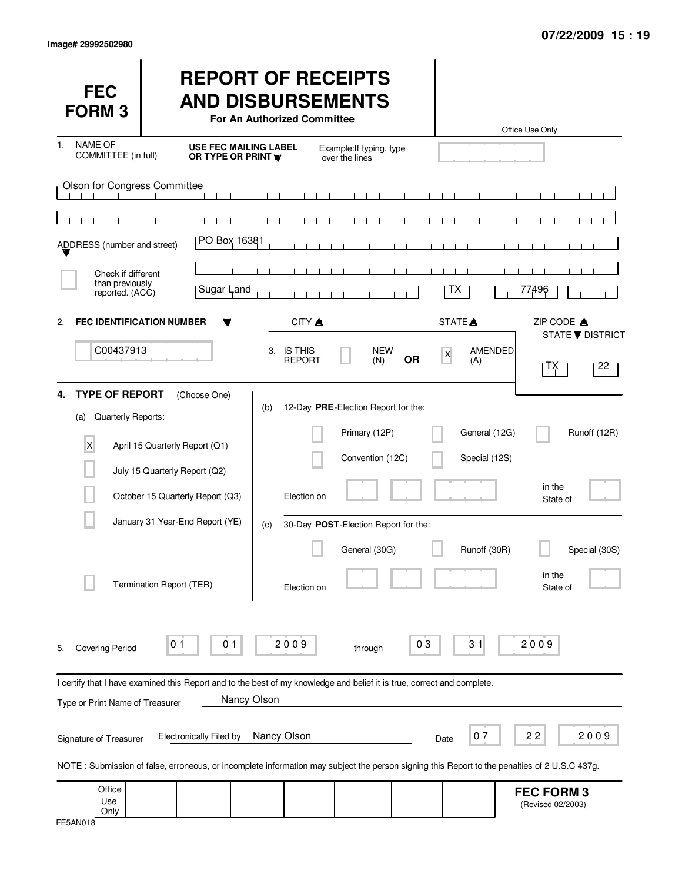Image# 29992502980

07/22/2009 15 : 19

# FEC FORM 3

# REPORT OF RECEIPTS AND DISBURSEMENTS

**For An Authorized Committee**

Office Use Only

1. NAME OF COMMITTEE (in full) — **USE FEC MAILING LABEL OR TYPE OR PRINT** — Example: If typing, type over the lines

Olson for Congress Committee

ADDRESS (number and street): PO Box 16381

☐ Check if different than previously reported. (ACC)

Sugar Land | TX | 77496

CITY | STATE | ZIP CODE

2. **FEC IDENTIFICATION NUMBER**: C00437913

3. IS THIS REPORT ☐ NEW (N) **OR** ☒ AMENDED (A)

STATE / DISTRICT: TX | 22

4. **TYPE OF REPORT** (Choose One)

(a) Quarterly Reports:

- ☒ April 15 Quarterly Report (Q1)
- ☐ July 15 Quarterly Report (Q2)
- ☐ October 15 Quarterly Report (Q3)
- ☐ January 31 Year-End Report (YE)
- ☐ Termination Report (TER)

(b) 12-Day **PRE**-Election Report for the:

- ☐ Primary (12P)
- ☐ General (12G)
- ☐ Runoff (12R)
- ☐ Convention (12C)
- ☐ Special (12S)

Election on ______ in the State of ______

(c) 30-Day **POST**-Election Report for the:

- ☐ General (30G)
- ☐ Runoff (30R)
- ☐ Special (30S)

Election on ______ in the State of ______

5. Covering Period 01 01 2009 through 03 31 2009

I certify that I have examined this Report and to the best of my knowledge and belief it is true, correct and complete.

Type or Print Name of Treasurer: Nancy Olson

Signature of Treasurer: Electronically Filed by Nancy Olson — Date 07 22 2009

NOTE : Submission of false, erroneous, or incomplete information may subject the person signing this Report to the penalties of 2 U.S.C 437g.

Office Use Only

**FEC FORM 3** (Revised 02/2003)

FE5AN018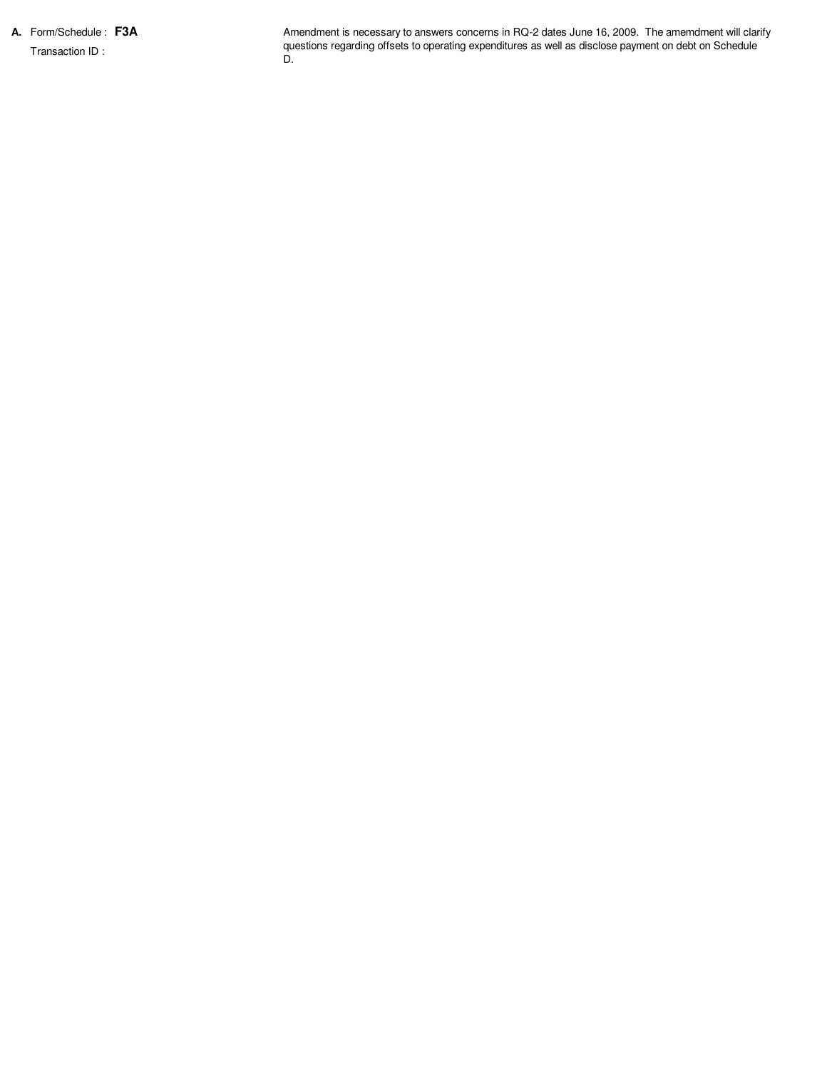**A.** Form/Schedule : **F3A**

Transaction ID :

Amendment is necessary to answers concerns in RQ-2 dates June 16, 2009. The amemdment will clarify questions regarding offsets to operating expenditures as well as disclose payment on debt on Schedule D.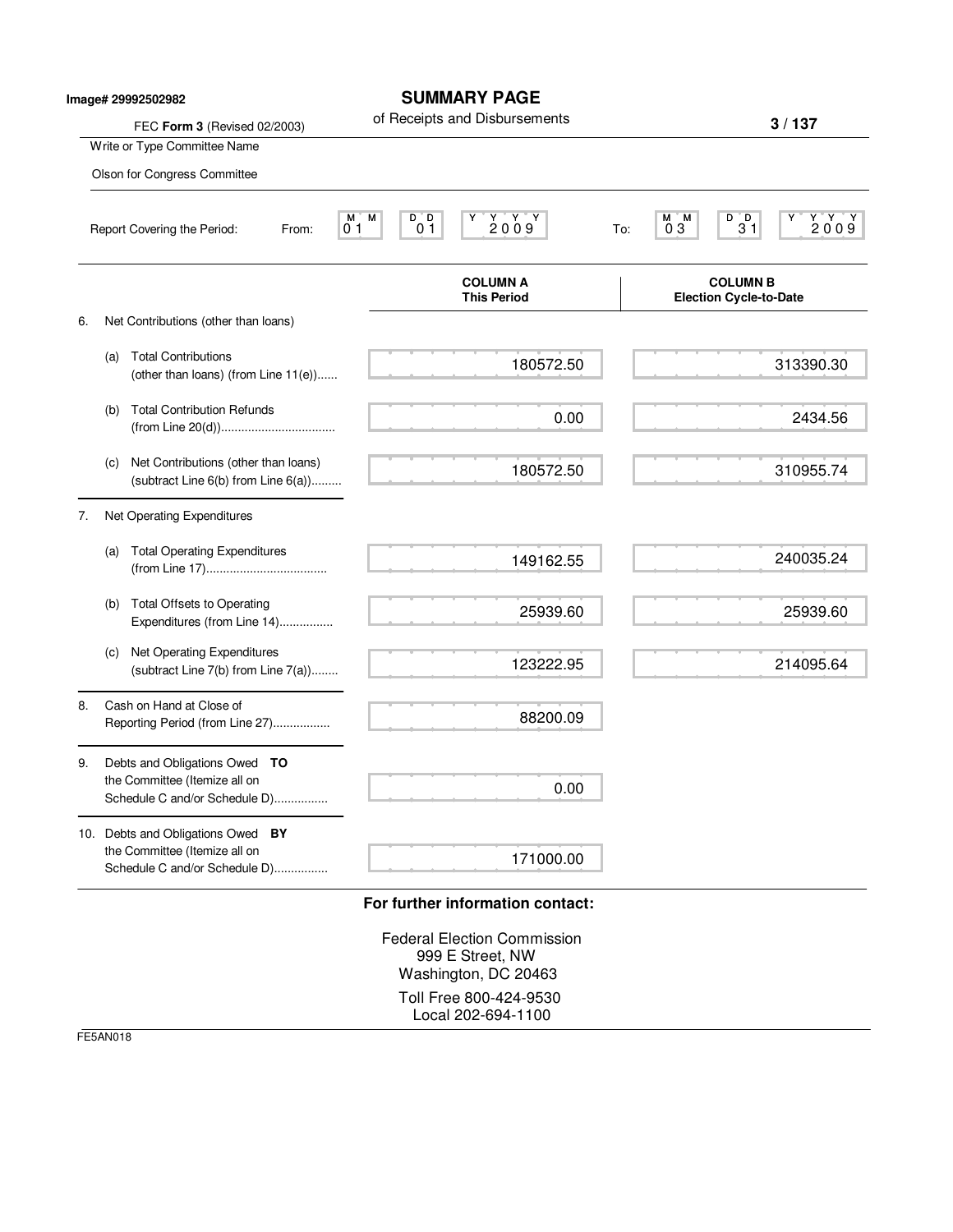Image# 29992502982

# SUMMARY PAGE

of Receipts and Disbursements

FEC **Form 3** (Revised 02/2003)

Write or Type Committee Name

Olson for Congress Committee

Report Covering the Period: From: 01 01 2009 To: 03 31 2009

| | COLUMN A<br>This Period | COLUMN B<br>Election Cycle-to-Date |
|---|---|---|
| 6. Net Contributions (other than loans) | | |
| (a) Total Contributions (other than loans) (from Line 11(e)) | 180572.50 | 313390.30 |
| (b) Total Contribution Refunds (from Line 20(d)) | 0.00 | 2434.56 |
| (c) Net Contributions (other than loans) (subtract Line 6(b) from Line 6(a)) | 180572.50 | 310955.74 |
| 7. Net Operating Expenditures | | |
| (a) Total Operating Expenditures (from Line 17) | 149162.55 | 240035.24 |
| (b) Total Offsets to Operating Expenditures (from Line 14) | 25939.60 | 25939.60 |
| (c) Net Operating Expenditures (subtract Line 7(b) from Line 7(a)) | 123222.95 | 214095.64 |
| 8. Cash on Hand at Close of Reporting Period (from Line 27) | 88200.09 | |
| 9. Debts and Obligations Owed **TO** the Committee (Itemize all on Schedule C and/or Schedule D) | 0.00 | |
| 10. Debts and Obligations Owed **BY** the Committee (Itemize all on Schedule C and/or Schedule D) | 171000.00 | |

**For further information contact:**

Federal Election Commission
999 E Street, NW
Washington, DC 20463

Toll Free 800-424-9530
Local 202-694-1100

FE5AN018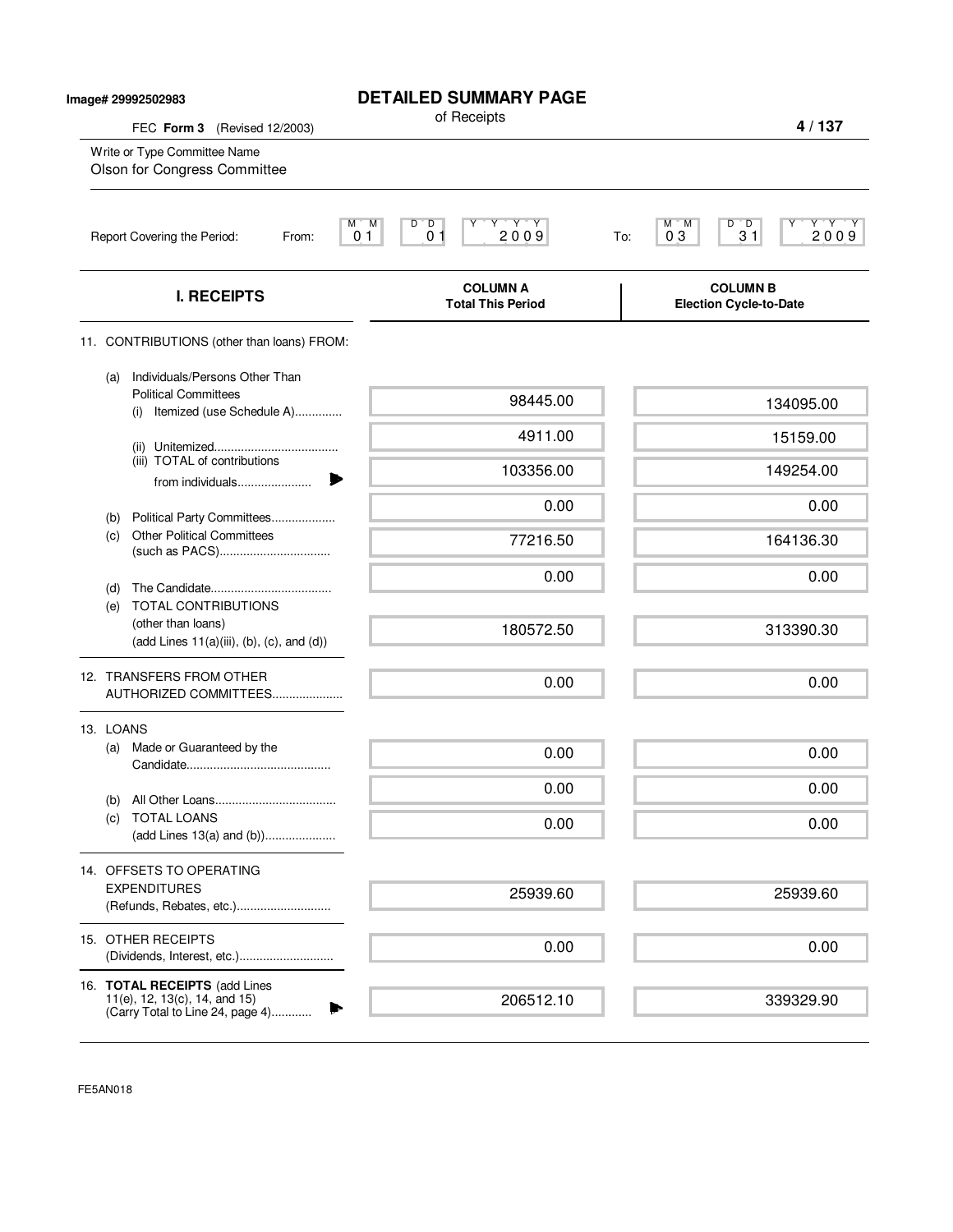Image# 29992502983

# DETAILED SUMMARY PAGE

of Receipts

FEC **Form 3** (Revised 12/2003)

Write or Type Committee Name

Olson for Congress Committee

Report Covering the Period: From: 01 01 2009 To: 03 31 2009

| I. RECEIPTS | COLUMN A Total This Period | COLUMN B Election Cycle-to-Date |
|---|---|---|
| 11. CONTRIBUTIONS (other than loans) FROM: | | |
| (a) Individuals/Persons Other Than Political Committees (i) Itemized (use Schedule A)............. | 98445.00 | 134095.00 |
| (ii) Unitemized.................................... | 4911.00 | 15159.00 |
| (iii) TOTAL of contributions from individuals...................... | 103356.00 | 149254.00 |
| (b) Political Party Committees.................. | 0.00 | 0.00 |
| (c) Other Political Committees (such as PACS)................................ | 77216.50 | 164136.30 |
| (d) The Candidate.................................... | 0.00 | 0.00 |
| (e) TOTAL CONTRIBUTIONS (other than loans) (add Lines 11(a)(iii), (b), (c), and (d)) | 180572.50 | 313390.30 |
| 12. TRANSFERS FROM OTHER AUTHORIZED COMMITTEES..................... | 0.00 | 0.00 |
| 13. LOANS | | |
| (a) Made or Guaranteed by the Candidate........................................... | 0.00 | 0.00 |
| (b) All Other Loans.................................... | 0.00 | 0.00 |
| (c) TOTAL LOANS (add Lines 13(a) and (b))..................... | 0.00 | 0.00 |
| 14. OFFSETS TO OPERATING EXPENDITURES (Refunds, Rebates, etc.)............................ | 25939.60 | 25939.60 |
| 15. OTHER RECEIPTS (Dividends, Interest, etc.)............................ | 0.00 | 0.00 |
| 16. **TOTAL RECEIPTS** (add Lines 11(e), 12, 13(c), 14, and 15) (Carry Total to Line 24, page 4)............ | 206512.10 | 339329.90 |

FE5AN018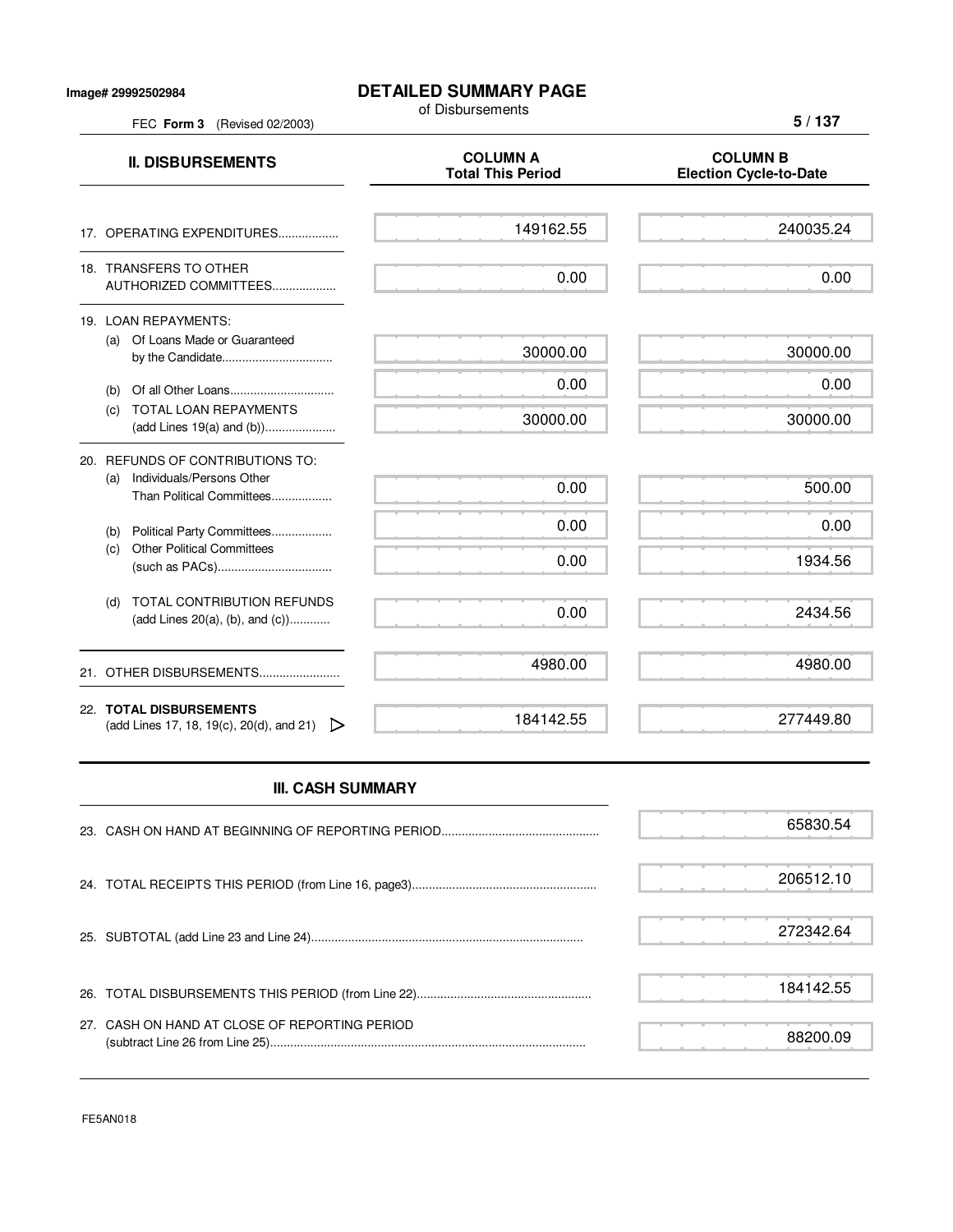Image# 29992502984

# DETAILED SUMMARY PAGE

of Disbursements

FEC **Form 3** (Revised 02/2003)

| **II. DISBURSEMENTS** | **COLUMN A Total This Period** | **COLUMN B Election Cycle-to-Date** |
|---|---|---|
| 17. OPERATING EXPENDITURES.................. | 149162.55 | 240035.24 |
| 18. TRANSFERS TO OTHER AUTHORIZED COMMITTEES................... | 0.00 | 0.00 |
| 19. LOAN REPAYMENTS: | | |
| (a) Of Loans Made or Guaranteed by the Candidate................................. | 30000.00 | 30000.00 |
| (b) Of all Other Loans.............................. | 0.00 | 0.00 |
| (c) TOTAL LOAN REPAYMENTS (add Lines 19(a) and (b)).................... | 30000.00 | 30000.00 |
| 20. REFUNDS OF CONTRIBUTIONS TO: | | |
| (a) Individuals/Persons Other Than Political Committees.................. | 0.00 | 500.00 |
| (b) Political Party Committees.................. | 0.00 | 0.00 |
| (c) Other Political Committees (such as PACs).................................. | 0.00 | 1934.56 |
| (d) TOTAL CONTRIBUTION REFUNDS (add Lines 20(a), (b), and (c))........... | 0.00 | 2434.56 |
| 21. OTHER DISBURSEMENTS........................ | 4980.00 | 4980.00 |
| 22. **TOTAL DISBURSEMENTS** (add Lines 17, 18, 19(c), 20(d), and 21) | 184142.55 | 277449.80 |

## III. CASH SUMMARY

| | |
|---|---|
| 23. CASH ON HAND AT BEGINNING OF REPORTING PERIOD............................................... | 65830.54 |
| 24. TOTAL RECEIPTS THIS PERIOD (from Line 16, page3)...................................................... | 206512.10 |
| 25. SUBTOTAL (add Line 23 and Line 24)................................................................................ | 272342.64 |
| 26. TOTAL DISBURSEMENTS THIS PERIOD (from Line 22)................................................... | 184142.55 |
| 27. CASH ON HAND AT CLOSE OF REPORTING PERIOD (subtract Line 26 from Line 25)............................................................................................ | 88200.09 |

FE5AN018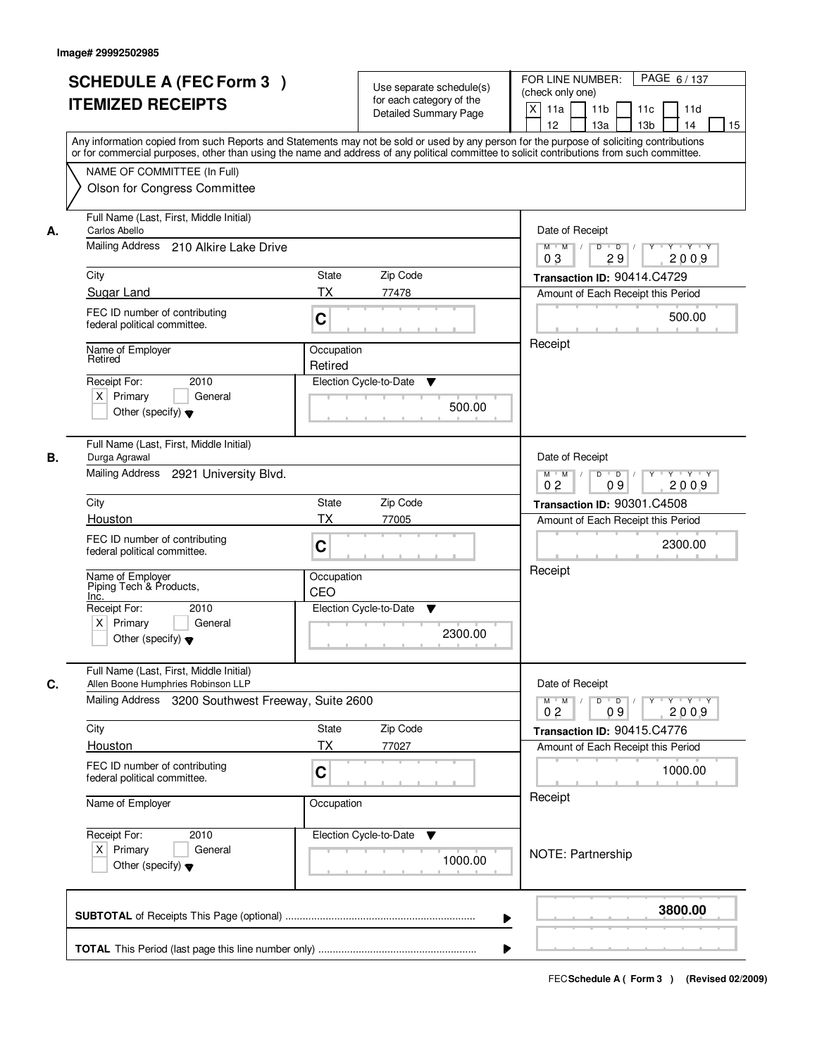Image# 29992502985

# SCHEDULE A (FEC Form 3 ) ITEMIZED RECEIPTS

Use separate schedule(s) for each category of the Detailed Summary Page

FOR LINE NUMBER: (check only one)
X 11a  11b  11c  11d  12  13a  13b  14  15

Any information copied from such Reports and Statements may not be sold or used by any person for the purpose of soliciting contributions or for commercial purposes, other than using the name and address of any political committee to solicit contributions from such committee.

NAME OF COMMITTEE (In Full)
Olson for Congress Committee

**A.**
Full Name (Last, First, Middle Initial): Carlos Abello
Mailing Address: 210 Alkire Lake Drive
City: Sugar Land | State: TX | Zip Code: 77478
FEC ID number of contributing federal political committee: C
Name of Employer: Retired
Occupation: Retired
Receipt For: 2010 — X Primary
Election Cycle-to-Date: 500.00
Date of Receipt: 03 29 2009
Transaction ID: 90414.C4729
Amount of Each Receipt this Period: 500.00
Receipt

**B.**
Full Name (Last, First, Middle Initial): Durga Agrawal
Mailing Address: 2921 University Blvd.
City: Houston | State: TX | Zip Code: 77005
FEC ID number of contributing federal political committee: C
Name of Employer: Piping Tech & Products, Inc.
Occupation: CEO
Receipt For: 2010 — X Primary
Election Cycle-to-Date: 2300.00
Date of Receipt: 02 09 2009
Transaction ID: 90301.C4508
Amount of Each Receipt this Period: 2300.00
Receipt

**C.**
Full Name (Last, First, Middle Initial): Allen Boone Humphries Robinson LLP
Mailing Address: 3200 Southwest Freeway, Suite 2600
City: Houston | State: TX | Zip Code: 77027
FEC ID number of contributing federal political committee: C
Name of Employer:
Occupation:
Receipt For: 2010 — X Primary
Election Cycle-to-Date: 1000.00
Date of Receipt: 02 09 2009
Transaction ID: 90415.C4776
Amount of Each Receipt this Period: 1000.00
Receipt
NOTE: Partnership

**SUBTOTAL** of Receipts This Page (optional): **3800.00**

**TOTAL** This Period (last page this line number only):

FEC Schedule A ( Form 3 ) (Revised 02/2009)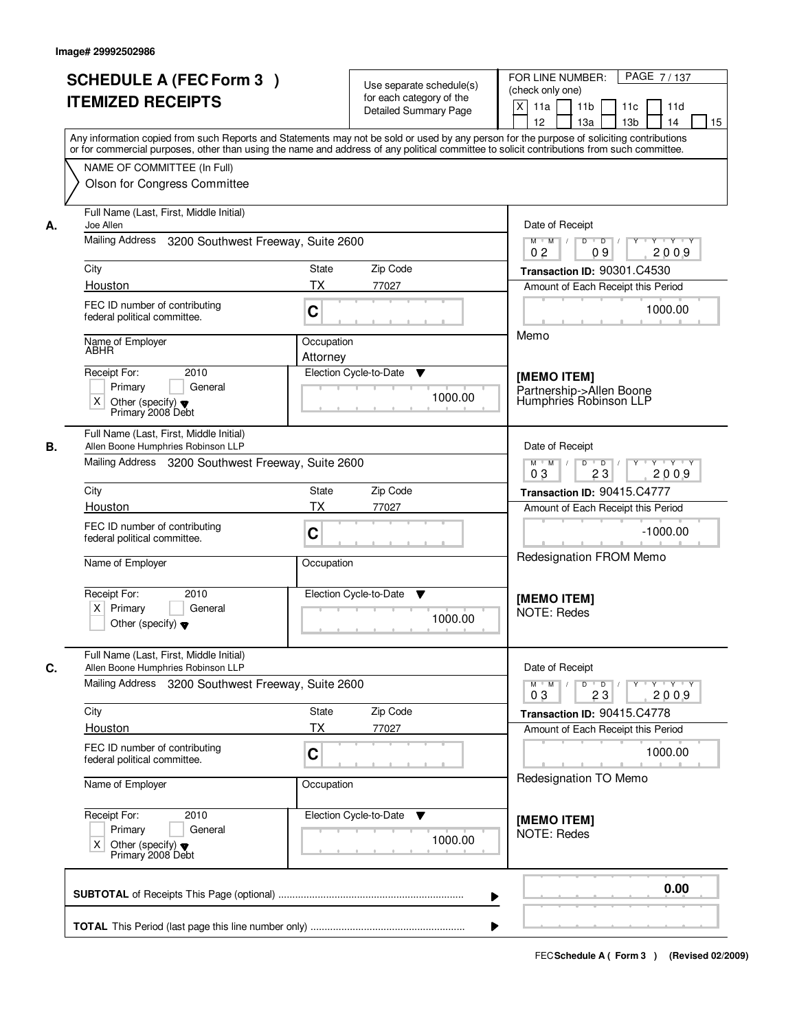Image# 29992502986

# SCHEDULE A (FEC Form 3 )
## ITEMIZED RECEIPTS

Use separate schedule(s) for each category of the Detailed Summary Page

FOR LINE NUMBER: (check only one)
[X] 11a [ ] 11b [ ] 11c [ ] 11d [ ] 12 [ ] 13a [ ] 13b [ ] 14 [ ] 15

Any information copied from such Reports and Statements may not be sold or used by any person for the purpose of soliciting contributions or for commercial purposes, other than using the name and address of any political committee to solicit contributions from such committee.

NAME OF COMMITTEE (In Full)
Olson for Congress Committee

---

**A.** Full Name (Last, First, Middle Initial): Joe Allen

Mailing Address: 3200 Southwest Freeway, Suite 2600

City: Houston | State: TX | Zip Code: 77027

FEC ID number of contributing federal political committee: C

Name of Employer: ABHR
Occupation: Attorney

Receipt For: 2010
[ ] Primary [ ] General
[X] Other (specify): Primary 2008 Debt

Election Cycle-to-Date: 1000.00

Date of Receipt: 02 / 09 / 2009
Transaction ID: 90301.C4530
Amount of Each Receipt this Period: 1000.00

Memo

[MEMO ITEM]
Partnership->Allen Boone Humphries Robinson LLP

---

**B.** Full Name (Last, First, Middle Initial): Allen Boone Humphries Robinson LLP

Mailing Address: 3200 Southwest Freeway, Suite 2600

City: Houston | State: TX | Zip Code: 77027

FEC ID number of contributing federal political committee: C

Name of Employer:
Occupation:

Receipt For: 2010
[X] Primary [ ] General
[ ] Other (specify)

Election Cycle-to-Date: 1000.00

Date of Receipt: 03 / 23 / 2009
Transaction ID: 90415.C4777
Amount of Each Receipt this Period: -1000.00

Redesignation FROM Memo

[MEMO ITEM]
NOTE: Redes

---

**C.** Full Name (Last, First, Middle Initial): Allen Boone Humphries Robinson LLP

Mailing Address: 3200 Southwest Freeway, Suite 2600

City: Houston | State: TX | Zip Code: 77027

FEC ID number of contributing federal political committee: C

Name of Employer:
Occupation:

Receipt For: 2010
[ ] Primary [ ] General
[X] Other (specify): Primary 2008 Debt

Election Cycle-to-Date: 1000.00

Date of Receipt: 03 / 23 / 2009
Transaction ID: 90415.C4778
Amount of Each Receipt this Period: 1000.00

Redesignation TO Memo

[MEMO ITEM]
NOTE: Redes

---

**SUBTOTAL** of Receipts This Page (optional) ........ 0.00

**TOTAL** This Period (last page this line number only) ........

FEC Schedule A ( Form 3 ) (Revised 02/2009)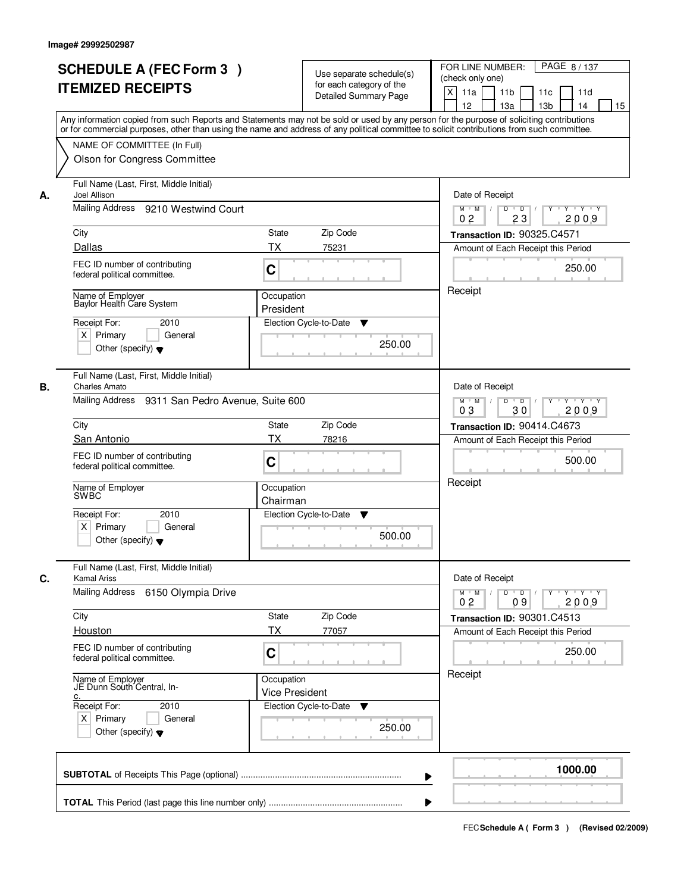Image# 29992502987

# SCHEDULE A (FEC Form 3 )
# ITEMIZED RECEIPTS

Use separate schedule(s) for each category of the Detailed Summary Page

FOR LINE NUMBER: (check only one)
[X] 11a [ ] 11b [ ] 11c [ ] 11d [ ] 12 [ ] 13a [ ] 13b [ ] 14 [ ] 15

PAGE 8 / 137

Any information copied from such Reports and Statements may not be sold or used by any person for the purpose of soliciting contributions or for commercial purposes, other than using the name and address of any political committee to solicit contributions from such committee.

NAME OF COMMITTEE (In Full)
Olson for Congress Committee

---

**A.**

Full Name (Last, First, Middle Initial): Joel Allison

Mailing Address: 9210 Westwind Court

City: Dallas | State: TX | Zip Code: 75231

FEC ID number of contributing federal political committee: C

Name of Employer: Baylor Health Care System

Occupation: President

Receipt For: 2010 — [X] Primary [ ] General [ ] Other (specify)

Election Cycle-to-Date: 250.00

Date of Receipt: 02 / 23 / 2009

Transaction ID: 90325.C4571

Amount of Each Receipt this Period: 250.00

Receipt

---

**B.**

Full Name (Last, First, Middle Initial): Charles Amato

Mailing Address: 9311 San Pedro Avenue, Suite 600

City: San Antonio | State: TX | Zip Code: 78216

FEC ID number of contributing federal political committee: C

Name of Employer: SWBC

Occupation: Chairman

Receipt For: 2010 — [X] Primary [ ] General [ ] Other (specify)

Election Cycle-to-Date: 500.00

Date of Receipt: 03 / 30 / 2009

Transaction ID: 90414.C4673

Amount of Each Receipt this Period: 500.00

Receipt

---

**C.**

Full Name (Last, First, Middle Initial): Kamal Ariss

Mailing Address: 6150 Olympia Drive

City: Houston | State: TX | Zip Code: 77057

FEC ID number of contributing federal political committee: C

Name of Employer: JE Dunn South Central, In-c.

Occupation: Vice President

Receipt For: 2010 — [X] Primary [ ] General [ ] Other (specify)

Election Cycle-to-Date: 250.00

Date of Receipt: 02 / 09 / 2009

Transaction ID: 90301.C4513

Amount of Each Receipt this Period: 250.00

Receipt

---

**SUBTOTAL** of Receipts This Page (optional): 1000.00

**TOTAL** This Period (last page this line number only):

FEC Schedule A ( Form 3 ) (Revised 02/2009)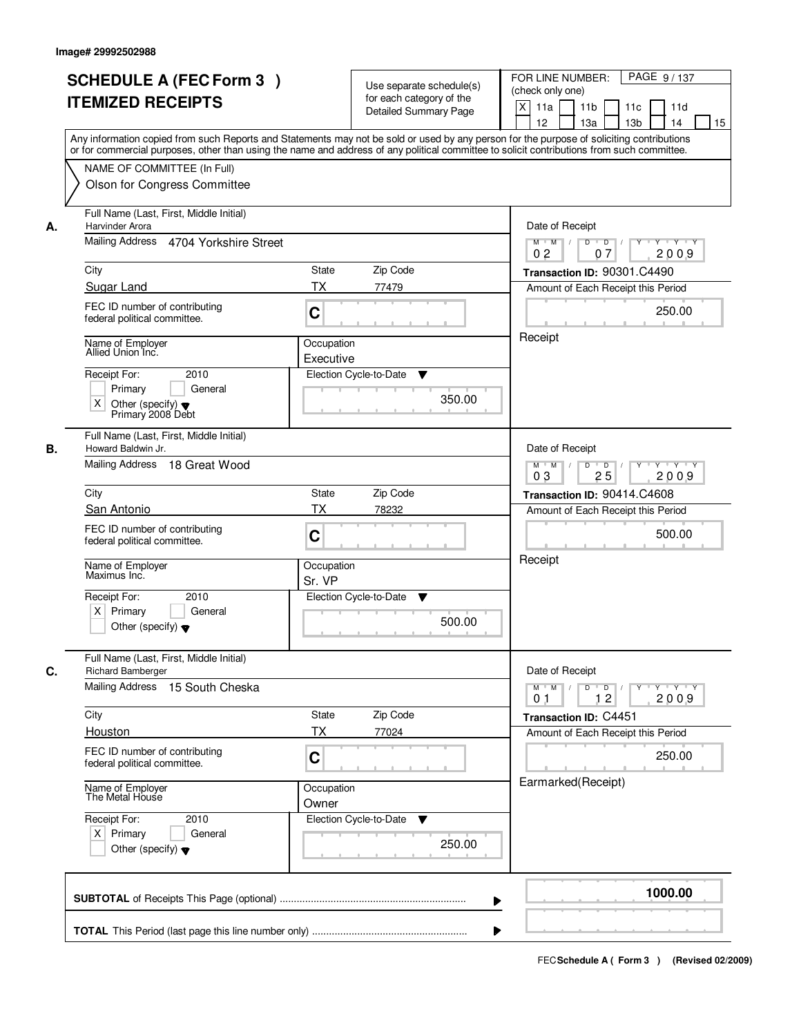Image# 29992502988

# SCHEDULE A (FEC Form 3 ) ITEMIZED RECEIPTS

Use separate schedule(s) for each category of the Detailed Summary Page

FOR LINE NUMBER: (check only one)
[X] 11a [ ] 11b [ ] 11c [ ] 11d [ ] 12 [ ] 13a [ ] 13b [ ] 14 [ ] 15

Any information copied from such Reports and Statements may not be sold or used by any person for the purpose of soliciting contributions or for commercial purposes, other than using the name and address of any political committee to solicit contributions from such committee.

NAME OF COMMITTEE (In Full)
Olson for Congress Committee

---

**A.**

Full Name (Last, First, Middle Initial): Harvinder Arora
Mailing Address: 4704 Yorkshire Street
City: Sugar Land
State: TX
Zip Code: 77479
FEC ID number of contributing federal political committee: C
Name of Employer: Allied Union Inc.
Occupation: Executive
Receipt For: 2010
[ ] Primary [ ] General
[X] Other (specify): Primary 2008 Debt
Election Cycle-to-Date: 350.00

Date of Receipt: 02 / 07 / 2009
Transaction ID: 90301.C4490
Amount of Each Receipt this Period: 250.00
Receipt

---

**B.**

Full Name (Last, First, Middle Initial): Howard Baldwin Jr.
Mailing Address: 18 Great Wood
City: San Antonio
State: TX
Zip Code: 78232
FEC ID number of contributing federal political committee: C
Name of Employer: Maximus Inc.
Occupation: Sr. VP
Receipt For: 2010
[X] Primary [ ] General
[ ] Other (specify)
Election Cycle-to-Date: 500.00

Date of Receipt: 03 / 25 / 2009
Transaction ID: 90414.C4608
Amount of Each Receipt this Period: 500.00
Receipt

---

**C.**

Full Name (Last, First, Middle Initial): Richard Bamberger
Mailing Address: 15 South Cheska
City: Houston
State: TX
Zip Code: 77024
FEC ID number of contributing federal political committee: C
Name of Employer: The Metal House
Occupation: Owner
Receipt For: 2010
[X] Primary [ ] General
[ ] Other (specify)
Election Cycle-to-Date: 250.00

Date of Receipt: 01 / 12 / 2009
Transaction ID: C4451
Amount of Each Receipt this Period: 250.00
Earmarked(Receipt)

---

**SUBTOTAL** of Receipts This Page (optional): 1000.00

**TOTAL** This Period (last page this line number only):

FEC Schedule A ( Form 3 ) (Revised 02/2009)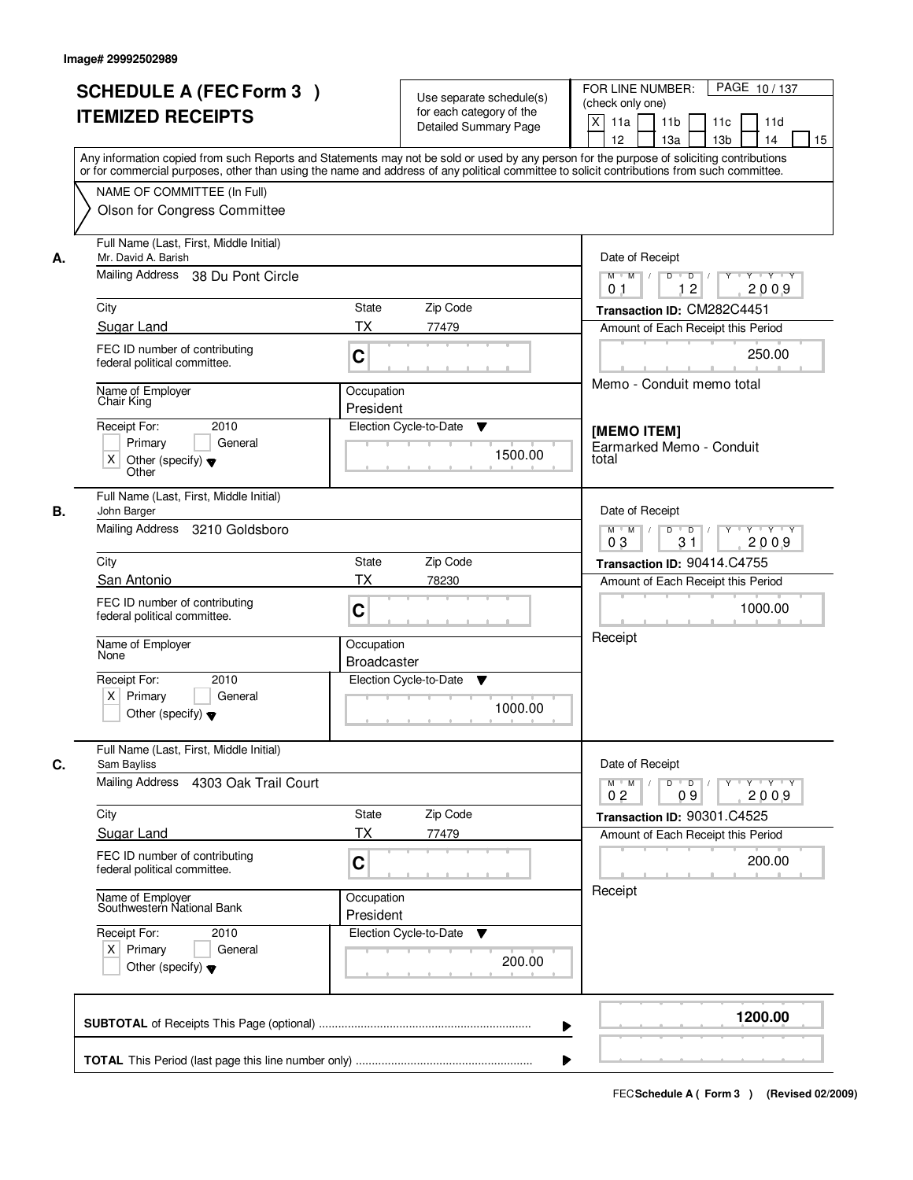Image# 29992502989

# SCHEDULE A (FEC Form 3 ) ITEMIZED RECEIPTS

Use separate schedule(s) for each category of the Detailed Summary Page

FOR LINE NUMBER: (check only one)

[X] 11a [ ] 11b [ ] 11c [ ] 11d [ ] 12 [ ] 13a [ ] 13b [ ] 14 [ ] 15

PAGE 10 / 137

Any information copied from such Reports and Statements may not be sold or used by any person for the purpose of soliciting contributions or for commercial purposes, other than using the name and address of any political committee to solicit contributions from such committee.

NAME OF COMMITTEE (In Full)

Olson for Congress Committee

---

**A.** Full Name (Last, First, Middle Initial): Mr. David A. Barish

Mailing Address: 38 Du Pont Circle

City: Sugar Land | State: TX | Zip Code: 77479

FEC ID number of contributing federal political committee: C

Name of Employer: Chair King | Occupation: President

Receipt For: 2010 [ ] Primary [ ] General [X] Other (specify): Other

Election Cycle-to-Date: 1500.00

Date of Receipt: 01 / 12 / 2009

Transaction ID: CM282C4451

Amount of Each Receipt this Period: 250.00

Memo - Conduit memo total

**[MEMO ITEM]**
Earmarked Memo - Conduit total

---

**B.** Full Name (Last, First, Middle Initial): John Barger

Mailing Address: 3210 Goldsboro

City: San Antonio | State: TX | Zip Code: 78230

FEC ID number of contributing federal political committee: C

Name of Employer: None | Occupation: Broadcaster

Receipt For: 2010 [X] Primary [ ] General [ ] Other (specify)

Election Cycle-to-Date: 1000.00

Date of Receipt: 03 / 31 / 2009

Transaction ID: 90414.C4755

Amount of Each Receipt this Period: 1000.00

Receipt

---

**C.** Full Name (Last, First, Middle Initial): Sam Bayliss

Mailing Address: 4303 Oak Trail Court

City: Sugar Land | State: TX | Zip Code: 77479

FEC ID number of contributing federal political committee: C

Name of Employer: Southwestern National Bank | Occupation: President

Receipt For: 2010 [X] Primary [ ] General [ ] Other (specify)

Election Cycle-to-Date: 200.00

Date of Receipt: 02 / 09 / 2009

Transaction ID: 90301.C4525

Amount of Each Receipt this Period: 200.00

Receipt

---

**SUBTOTAL** of Receipts This Page (optional): **1200.00**

**TOTAL** This Period (last page this line number only):

FEC Schedule A ( Form 3 ) (Revised 02/2009)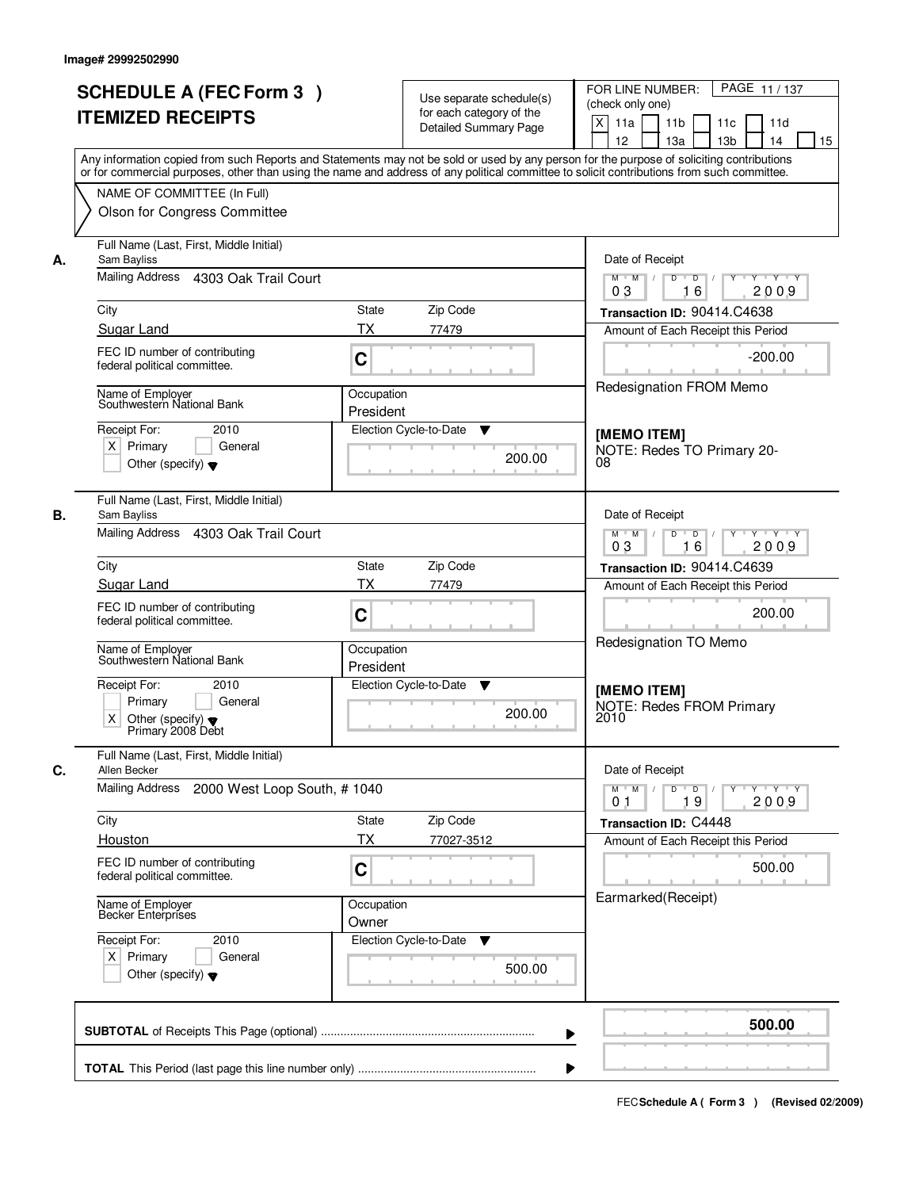Image# 29992502990

# SCHEDULE A (FEC Form 3 )
# ITEMIZED RECEIPTS

Use separate schedule(s) for each category of the Detailed Summary Page

FOR LINE NUMBER: (check only one)
[X] 11a [ ] 11b [ ] 11c [ ] 11d [ ] 12 [ ] 13a [ ] 13b [ ] 14 [ ] 15

PAGE 11 / 137

Any information copied from such Reports and Statements may not be sold or used by any person for the purpose of soliciting contributions or for commercial purposes, other than using the name and address of any political committee to solicit contributions from such committee.

NAME OF COMMITTEE (In Full)
Olson for Congress Committee

---

**A.**

Full Name (Last, First, Middle Initial): Sam Bayliss
Mailing Address: 4303 Oak Trail Court
City: Sugar Land
State: TX
Zip Code: 77479
FEC ID number of contributing federal political committee: C
Name of Employer: Southwestern National Bank
Occupation: President
Receipt For: 2010
[X] Primary [ ] General
[ ] Other (specify)
Election Cycle-to-Date: 200.00

Date of Receipt: 03 / 16 / 2009
Transaction ID: 90414.C4638
Amount of Each Receipt this Period: -200.00
Redesignation FROM Memo

**[MEMO ITEM]**
NOTE: Redes TO Primary 20-08

---

**B.**

Full Name (Last, First, Middle Initial): Sam Bayliss
Mailing Address: 4303 Oak Trail Court
City: Sugar Land
State: TX
Zip Code: 77479
FEC ID number of contributing federal political committee: C
Name of Employer: Southwestern National Bank
Occupation: President
Receipt For: 2010
[ ] Primary [ ] General
[X] Other (specify) Primary 2008 Debt
Election Cycle-to-Date: 200.00

Date of Receipt: 03 / 16 / 2009
Transaction ID: 90414.C4639
Amount of Each Receipt this Period: 200.00
Redesignation TO Memo

**[MEMO ITEM]**
NOTE: Redes FROM Primary 2010

---

**C.**

Full Name (Last, First, Middle Initial): Allen Becker
Mailing Address: 2000 West Loop South, # 1040
City: Houston
State: TX
Zip Code: 77027-3512
FEC ID number of contributing federal political committee: C
Name of Employer: Becker Enterprises
Occupation: Owner
Receipt For: 2010
[X] Primary [ ] General
[ ] Other (specify)
Election Cycle-to-Date: 500.00

Date of Receipt: 01 / 19 / 2009
Transaction ID: C4448
Amount of Each Receipt this Period: 500.00
Earmarked(Receipt)

---

**SUBTOTAL** of Receipts This Page (optional) ........ **500.00**

**TOTAL** This Period (last page this line number only) ........

FEC Schedule A ( Form 3 ) (Revised 02/2009)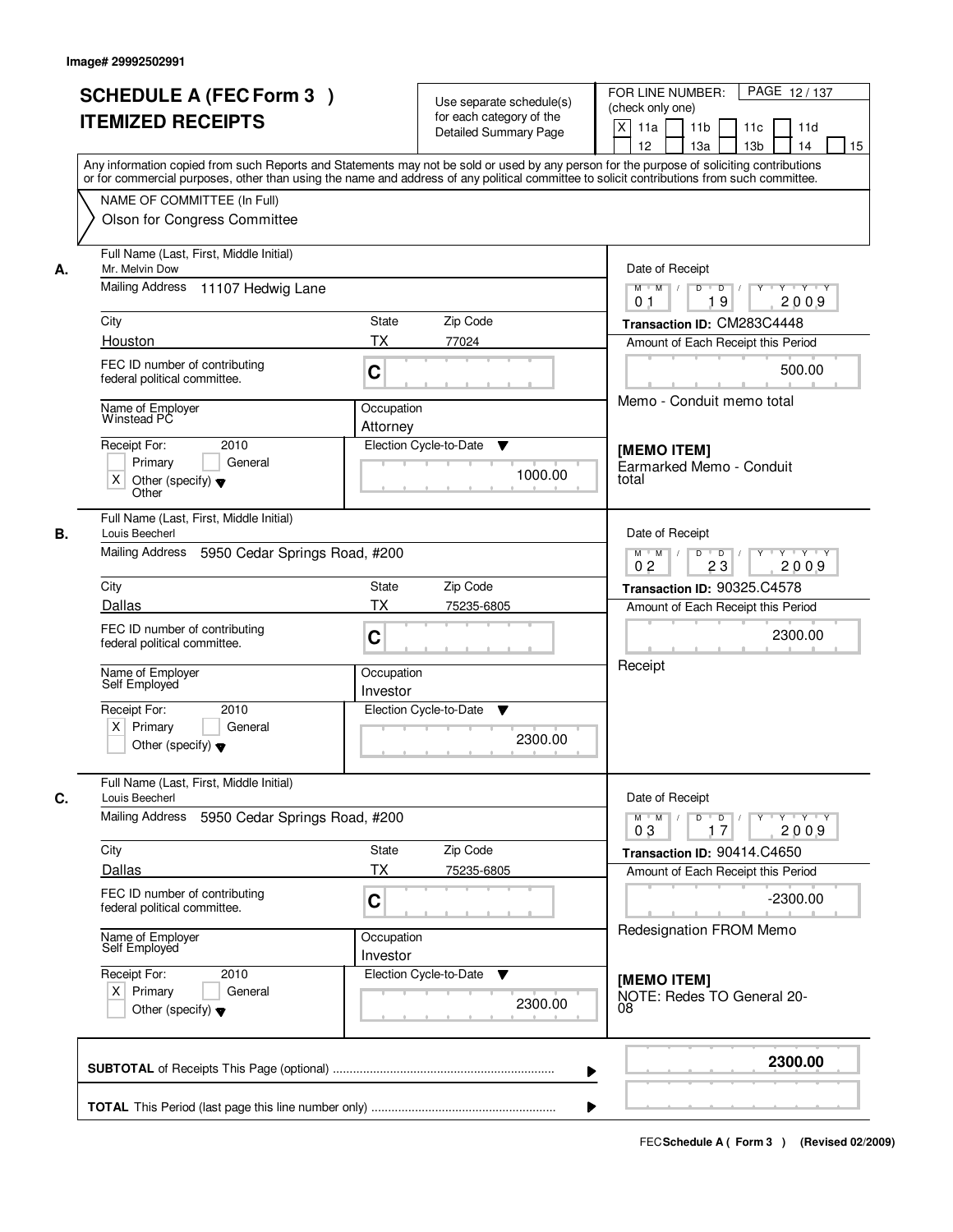Image# 29992502991

# SCHEDULE A (FEC Form 3 )
# ITEMIZED RECEIPTS

Use separate schedule(s) for each category of the Detailed Summary Page

FOR LINE NUMBER: (check only one)
[X] 11a [ ] 11b [ ] 11c [ ] 11d [ ] 12 [ ] 13a [ ] 13b [ ] 14 [ ] 15

PAGE 12 / 137

Any information copied from such Reports and Statements may not be sold or used by any person for the purpose of soliciting contributions or for commercial purposes, other than using the name and address of any political committee to solicit contributions from such committee.

NAME OF COMMITTEE (In Full)
Olson for Congress Committee

---

**A.** Full Name (Last, First, Middle Initial): Mr. Melvin Dow

Mailing Address: 11107 Hedwig Lane

City: Houston | State: TX | Zip Code: 77024

FEC ID number of contributing federal political committee: C

Name of Employer: Winstead PC | Occupation: Attorney

Receipt For: 2010 — [ ] Primary [ ] General [X] Other (specify): Other

Election Cycle-to-Date: 1000.00

Date of Receipt: 01 / 19 / 2009

Transaction ID: CM283C4448

Amount of Each Receipt this Period: 500.00

Memo - Conduit memo total

[MEMO ITEM]
Earmarked Memo - Conduit total

---

**B.** Full Name (Last, First, Middle Initial): Louis Beecherl

Mailing Address: 5950 Cedar Springs Road, #200

City: Dallas | State: TX | Zip Code: 75235-6805

FEC ID number of contributing federal political committee: C

Name of Employer: Self Employed | Occupation: Investor

Receipt For: 2010 — [X] Primary [ ] General [ ] Other (specify)

Election Cycle-to-Date: 2300.00

Date of Receipt: 02 / 23 / 2009

Transaction ID: 90325.C4578

Amount of Each Receipt this Period: 2300.00

Receipt

---

**C.** Full Name (Last, First, Middle Initial): Louis Beecherl

Mailing Address: 5950 Cedar Springs Road, #200

City: Dallas | State: TX | Zip Code: 75235-6805

FEC ID number of contributing federal political committee: C

Name of Employer: Self Employed | Occupation: Investor

Receipt For: 2010 — [X] Primary [ ] General [ ] Other (specify)

Election Cycle-to-Date: 2300.00

Date of Receipt: 03 / 17 / 2009

Transaction ID: 90414.C4650

Amount of Each Receipt this Period: -2300.00

Redesignation FROM Memo

[MEMO ITEM]
NOTE: Redes TO General 20-08

---

**SUBTOTAL** of Receipts This Page (optional): **2300.00**

**TOTAL** This Period (last page this line number only):

FEC Schedule A ( Form 3 ) (Revised 02/2009)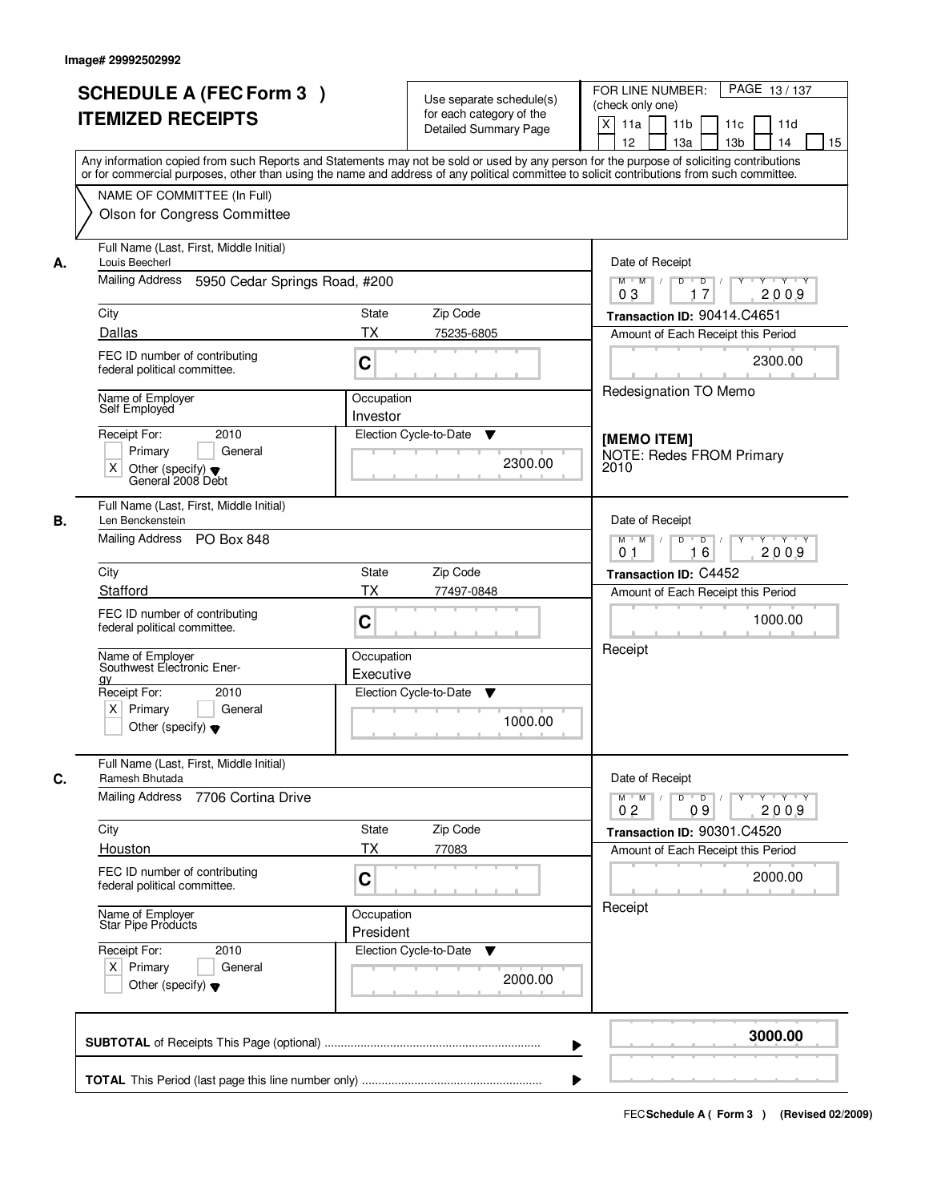Image# 29992502992

# SCHEDULE A (FEC Form 3 ) ITEMIZED RECEIPTS

Use separate schedule(s) for each category of the Detailed Summary Page

FOR LINE NUMBER: (check only one)

PAGE 13 / 137

[X] 11a [ ] 11b [ ] 11c [ ] 11d [ ] 12 [ ] 13a [ ] 13b [ ] 14 [ ] 15

Any information copied from such Reports and Statements may not be sold or used by any person for the purpose of soliciting contributions or for commercial purposes, other than using the name and address of any political committee to solicit contributions from such committee.

NAME OF COMMITTEE (In Full)
Olson for Congress Committee

---

**A.**

Full Name (Last, First, Middle Initial): Louis Beecherl

Mailing Address: 5950 Cedar Springs Road, #200

City: Dallas | State: TX | Zip Code: 75235-6805

FEC ID number of contributing federal political committee: C

Name of Employer: Self Employed

Occupation: Investor

Receipt For: 2010 — [ ] Primary [ ] General [X] Other (specify): General 2008 Debt

Election Cycle-to-Date: 2300.00

Date of Receipt: 03 / 17 / 2009

Transaction ID: 90414.C4651

Amount of Each Receipt this Period: 2300.00

Redesignation TO Memo

[MEMO ITEM]
NOTE: Redes FROM Primary 2010

---

**B.**

Full Name (Last, First, Middle Initial): Len Benckenstein

Mailing Address: PO Box 848

City: Stafford | State: TX | Zip Code: 77497-0848

FEC ID number of contributing federal political committee: C

Name of Employer: Southwest Electronic Energy

Occupation: Executive

Receipt For: 2010 — [X] Primary [ ] General [ ] Other (specify)

Election Cycle-to-Date: 1000.00

Date of Receipt: 01 / 16 / 2009

Transaction ID: C4452

Amount of Each Receipt this Period: 1000.00

Receipt

---

**C.**

Full Name (Last, First, Middle Initial): Ramesh Bhutada

Mailing Address: 7706 Cortina Drive

City: Houston | State: TX | Zip Code: 77083

FEC ID number of contributing federal political committee: C

Name of Employer: Star Pipe Products

Occupation: President

Receipt For: 2010 — [X] Primary [ ] General [ ] Other (specify)

Election Cycle-to-Date: 2000.00

Date of Receipt: 02 / 09 / 2009

Transaction ID: 90301.C4520

Amount of Each Receipt this Period: 2000.00

Receipt

---

**SUBTOTAL** of Receipts This Page (optional): **3000.00**

**TOTAL** This Period (last page this line number only):

FEC Schedule A ( Form 3 ) (Revised 02/2009)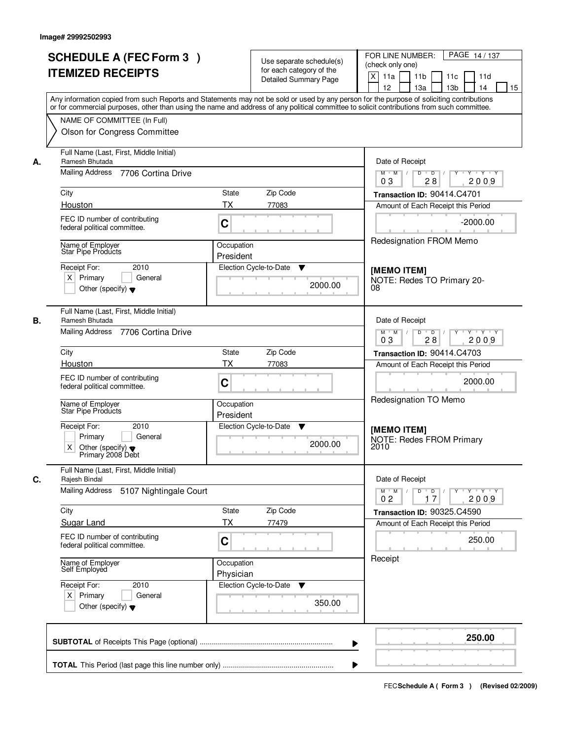Image# 29992502993

# SCHEDULE A (FEC Form 3 )
## ITEMIZED RECEIPTS

Use separate schedule(s) for each category of the Detailed Summary Page

FOR LINE NUMBER: (check only one)
[X] 11a [ ] 11b [ ] 11c [ ] 11d [ ] 12 [ ] 13a [ ] 13b [ ] 14 [ ] 15

Any information copied from such Reports and Statements may not be sold or used by any person for the purpose of soliciting contributions or for commercial purposes, other than using the name and address of any political committee to solicit contributions from such committee.

NAME OF COMMITTEE (In Full)
Olson for Congress Committee

---

**A.**

Full Name (Last, First, Middle Initial): Ramesh Bhutada
Mailing Address: 7706 Cortina Drive
City: Houston | State: TX | Zip Code: 77083
FEC ID number of contributing federal political committee: C
Name of Employer: Star Pipe Products
Occupation: President
Receipt For: 2010 — [X] Primary [ ] General [ ] Other (specify)
Election Cycle-to-Date: 2000.00

Date of Receipt: 03 / 28 / 2009
Transaction ID: 90414.C4701
Amount of Each Receipt this Period: -2000.00
Redesignation FROM Memo

[MEMO ITEM]
NOTE: Redes TO Primary 20-08

---

**B.**

Full Name (Last, First, Middle Initial): Ramesh Bhutada
Mailing Address: 7706 Cortina Drive
City: Houston | State: TX | Zip Code: 77083
FEC ID number of contributing federal political committee: C
Name of Employer: Star Pipe Products
Occupation: President
Receipt For: 2010 — [ ] Primary [ ] General [X] Other (specify) Primary 2008 Debt
Election Cycle-to-Date: 2000.00

Date of Receipt: 03 / 28 / 2009
Transaction ID: 90414.C4703
Amount of Each Receipt this Period: 2000.00
Redesignation TO Memo

[MEMO ITEM]
NOTE: Redes FROM Primary 2010

---

**C.**

Full Name (Last, First, Middle Initial): Rajesh Bindal
Mailing Address: 5107 Nightingale Court
City: Sugar Land | State: TX | Zip Code: 77479
FEC ID number of contributing federal political committee: C
Name of Employer: Self Employed
Occupation: Physician
Receipt For: 2010 — [X] Primary [ ] General [ ] Other (specify)
Election Cycle-to-Date: 350.00

Date of Receipt: 02 / 17 / 2009
Transaction ID: 90325.C4590
Amount of Each Receipt this Period: 250.00
Receipt

---

**SUBTOTAL** of Receipts This Page (optional): **250.00**

**TOTAL** This Period (last page this line number only):

FEC **Schedule A ( Form 3 )** (Revised 02/2009)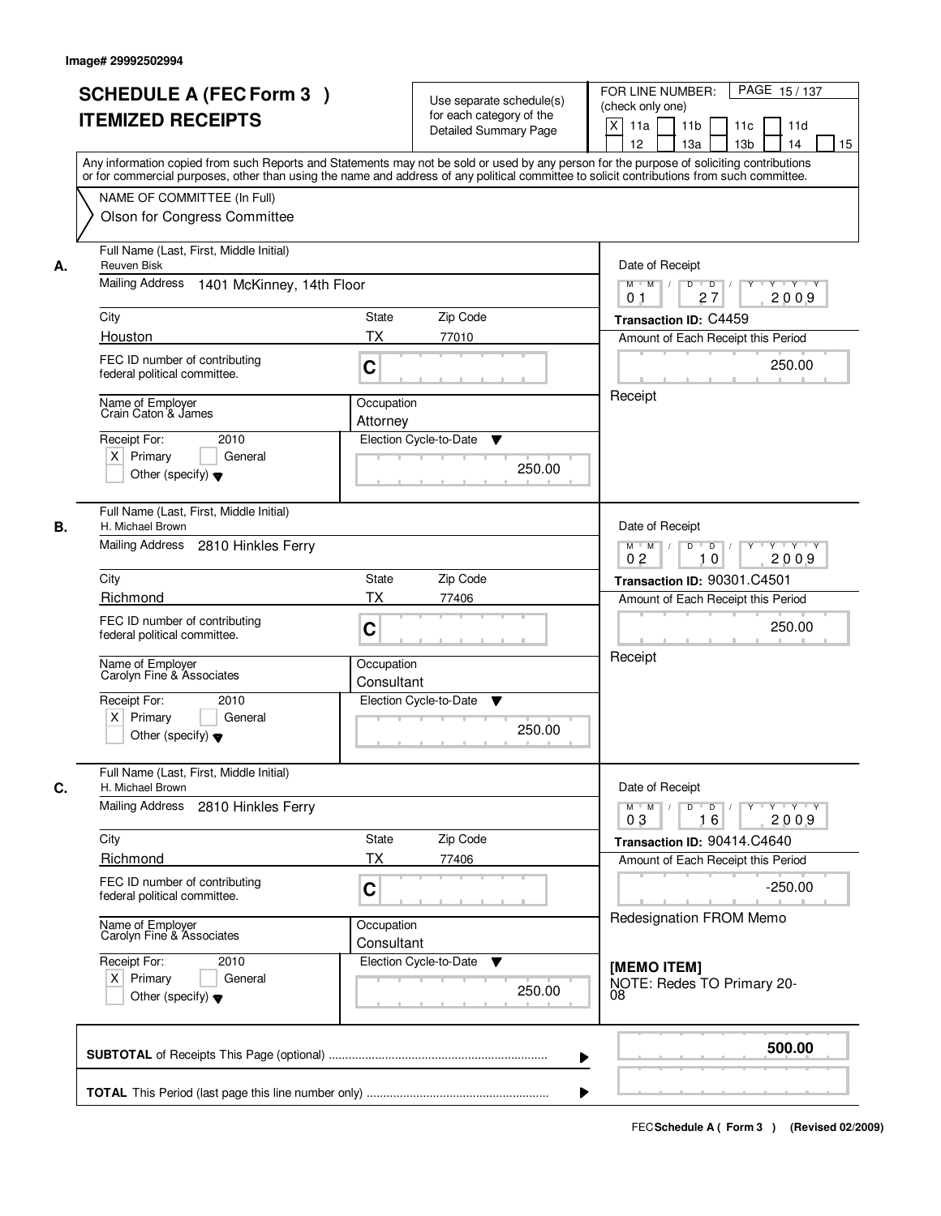Image# 29992502994

# SCHEDULE A (FEC Form 3 ) ITEMIZED RECEIPTS

Use separate schedule(s) for each category of the Detailed Summary Page

FOR LINE NUMBER: (check only one)
[X] 11a [ ] 11b [ ] 11c [ ] 11d [ ] 12 [ ] 13a [ ] 13b [ ] 14 [ ] 15

PAGE 15 / 137

Any information copied from such Reports and Statements may not be sold or used by any person for the purpose of soliciting contributions or for commercial purposes, other than using the name and address of any political committee to solicit contributions from such committee.

NAME OF COMMITTEE (In Full)
Olson for Congress Committee

---

**A.**

Full Name (Last, First, Middle Initial): Reuven Bisk

Mailing Address: 1401 McKinney, 14th Floor

City: Houston | State: TX | Zip Code: 77010

FEC ID number of contributing federal political committee: C

Name of Employer: Crain Caton & James

Occupation: Attorney

Receipt For: 2010 [X] Primary [ ] General [ ] Other (specify)

Election Cycle-to-Date: 250.00

Date of Receipt: 01 / 27 / 2009

Transaction ID: C4459

Amount of Each Receipt this Period: 250.00

Receipt

---

**B.**

Full Name (Last, First, Middle Initial): H. Michael Brown

Mailing Address: 2810 Hinkles Ferry

City: Richmond | State: TX | Zip Code: 77406

FEC ID number of contributing federal political committee: C

Name of Employer: Carolyn Fine & Associates

Occupation: Consultant

Receipt For: 2010 [X] Primary [ ] General [ ] Other (specify)

Election Cycle-to-Date: 250.00

Date of Receipt: 02 / 10 / 2009

Transaction ID: 90301.C4501

Amount of Each Receipt this Period: 250.00

Receipt

---

**C.**

Full Name (Last, First, Middle Initial): H. Michael Brown

Mailing Address: 2810 Hinkles Ferry

City: Richmond | State: TX | Zip Code: 77406

FEC ID number of contributing federal political committee: C

Name of Employer: Carolyn Fine & Associates

Occupation: Consultant

Receipt For: 2010 [X] Primary [ ] General [ ] Other (specify)

Election Cycle-to-Date: 250.00

Date of Receipt: 03 / 16 / 2009

Transaction ID: 90414.C4640

Amount of Each Receipt this Period: -250.00

Redesignation FROM Memo

**[MEMO ITEM]**
NOTE: Redes TO Primary 20-08

---

**SUBTOTAL** of Receipts This Page (optional): **500.00**

**TOTAL** This Period (last page this line number only):

FEC Schedule A ( Form 3 ) (Revised 02/2009)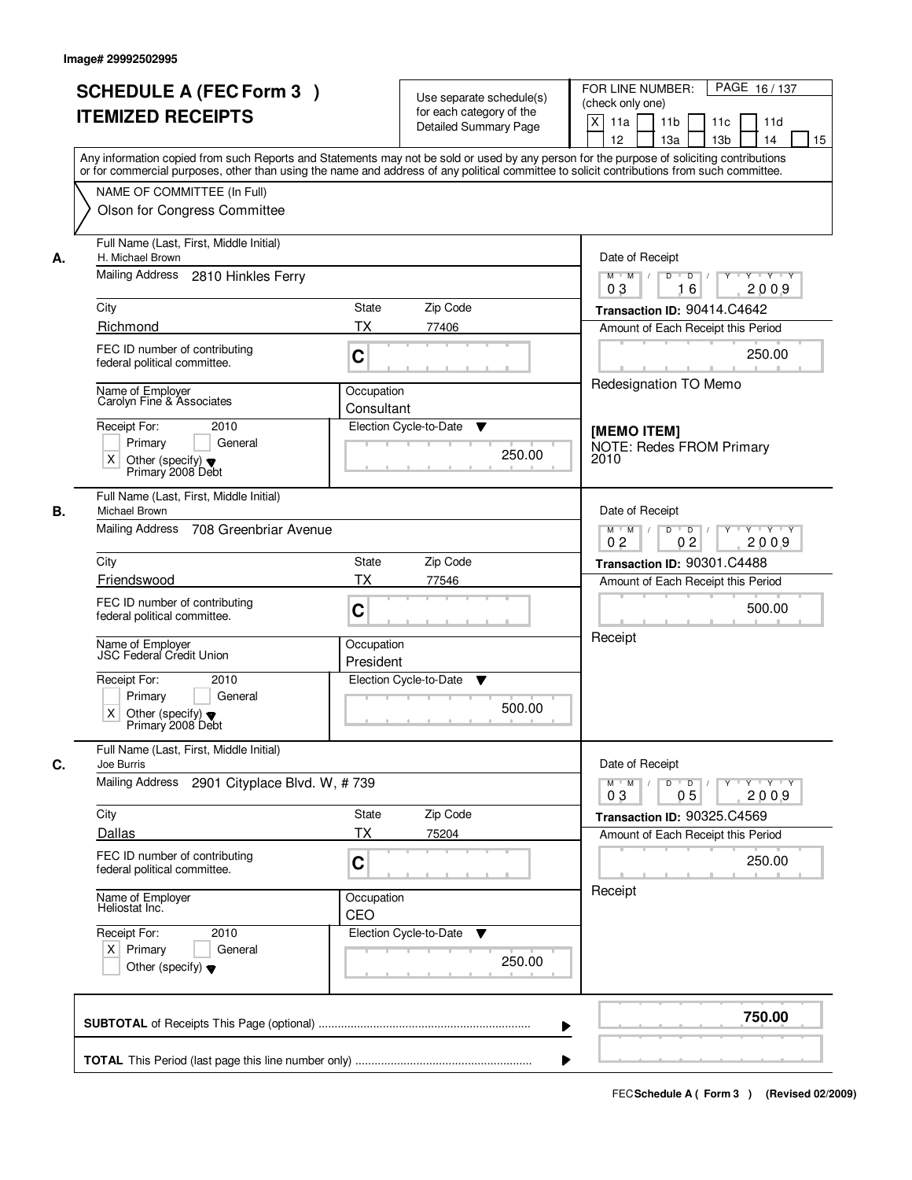Image# 29992502995

# SCHEDULE A (FEC Form 3 ) ITEMIZED RECEIPTS

Use separate schedule(s) for each category of the Detailed Summary Page

FOR LINE NUMBER: (check only one)

X 11a | 11b | 11c | 11d | 12 | 13a | 13b | 14 | 15

Any information copied from such Reports and Statements may not be sold or used by any person for the purpose of soliciting contributions or for commercial purposes, other than using the name and address of any political committee to solicit contributions from such committee.

NAME OF COMMITTEE (In Full)
Olson for Congress Committee

---

**A.**

Full Name (Last, First, Middle Initial): H. Michael Brown

Mailing Address: 2810 Hinkles Ferry

City: Richmond | State: TX | Zip Code: 77406

FEC ID number of contributing federal political committee: C

Name of Employer: Carolyn Fine & Associates

Occupation: Consultant

Receipt For: 2010 — X Other (specify): Primary 2008 Debt

Election Cycle-to-Date: 250.00

Date of Receipt: 03 / 16 / 2009

Transaction ID: 90414.C4642

Amount of Each Receipt this Period: 250.00

Redesignation TO Memo

[MEMO ITEM]
NOTE: Redes FROM Primary 2010

---

**B.**

Full Name (Last, First, Middle Initial): Michael Brown

Mailing Address: 708 Greenbriar Avenue

City: Friendswood | State: TX | Zip Code: 77546

FEC ID number of contributing federal political committee: C

Name of Employer: JSC Federal Credit Union

Occupation: President

Receipt For: 2010 — X Other (specify): Primary 2008 Debt

Election Cycle-to-Date: 500.00

Date of Receipt: 02 / 02 / 2009

Transaction ID: 90301.C4488

Amount of Each Receipt this Period: 500.00

Receipt

---

**C.**

Full Name (Last, First, Middle Initial): Joe Burris

Mailing Address: 2901 Cityplace Blvd. W, # 739

City: Dallas | State: TX | Zip Code: 75204

FEC ID number of contributing federal political committee: C

Name of Employer: Heliostat Inc.

Occupation: CEO

Receipt For: 2010 — X Primary

Election Cycle-to-Date: 250.00

Date of Receipt: 03 / 05 / 2009

Transaction ID: 90325.C4569

Amount of Each Receipt this Period: 250.00

Receipt

---

**SUBTOTAL** of Receipts This Page (optional): **750.00**

**TOTAL** This Period (last page this line number only):

FEC Schedule A ( Form 3 ) (Revised 02/2009)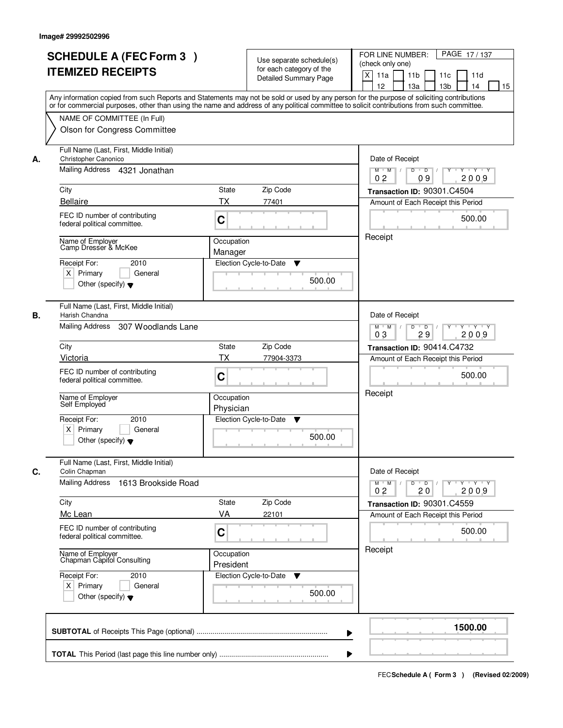Image# 29992502996

# SCHEDULE A (FEC Form 3 ) ITEMIZED RECEIPTS

Use separate schedule(s) for each category of the Detailed Summary Page

FOR LINE NUMBER: (check only one)

[X] 11a [ ] 11b [ ] 11c [ ] 11d [ ] 12 [ ] 13a [ ] 13b [ ] 14 [ ] 15

PAGE 17 / 137

Any information copied from such Reports and Statements may not be sold or used by any person for the purpose of soliciting contributions or for commercial purposes, other than using the name and address of any political committee to solicit contributions from such committee.

NAME OF COMMITTEE (In Full)
Olson for Congress Committee

## A.

| Field | Value |
|---|---|
| Full Name (Last, First, Middle Initial) | Christopher Canonico |
| Mailing Address | 4321 Jonathan |
| City | Bellaire |
| State | TX |
| Zip Code | 77401 |
| FEC ID number of contributing federal political committee. | C |
| Name of Employer | Camp Dresser & McKee |
| Occupation | Manager |
| Receipt For: 2010 | [X] Primary [ ] General [ ] Other (specify) |
| Election Cycle-to-Date | 500.00 |
| Date of Receipt | 02 / 09 / 2009 |
| Transaction ID | 90301.C4504 |
| Amount of Each Receipt this Period | 500.00 |
| | Receipt |

## B.

| Field | Value |
|---|---|
| Full Name (Last, First, Middle Initial) | Harish Chandna |
| Mailing Address | 307 Woodlands Lane |
| City | Victoria |
| State | TX |
| Zip Code | 77904-3373 |
| FEC ID number of contributing federal political committee. | C |
| Name of Employer | Self Employed |
| Occupation | Physician |
| Receipt For: 2010 | [X] Primary [ ] General [ ] Other (specify) |
| Election Cycle-to-Date | 500.00 |
| Date of Receipt | 03 / 29 / 2009 |
| Transaction ID | 90414.C4732 |
| Amount of Each Receipt this Period | 500.00 |
| | Receipt |

## C.

| Field | Value |
|---|---|
| Full Name (Last, First, Middle Initial) | Colin Chapman |
| Mailing Address | 1613 Brookside Road |
| City | Mc Lean |
| State | VA |
| Zip Code | 22101 |
| FEC ID number of contributing federal political committee. | C |
| Name of Employer | Chapman Capitol Consulting |
| Occupation | President |
| Receipt For: 2010 | [X] Primary [ ] General [ ] Other (specify) |
| Election Cycle-to-Date | 500.00 |
| Date of Receipt | 02 / 20 / 2009 |
| Transaction ID | 90301.C4559 |
| Amount of Each Receipt this Period | 500.00 |
| | Receipt |

**SUBTOTAL** of Receipts This Page (optional) ........ **1500.00**

**TOTAL** This Period (last page this line number only) ........

FEC **Schedule A ( Form 3 )** (Revised 02/2009)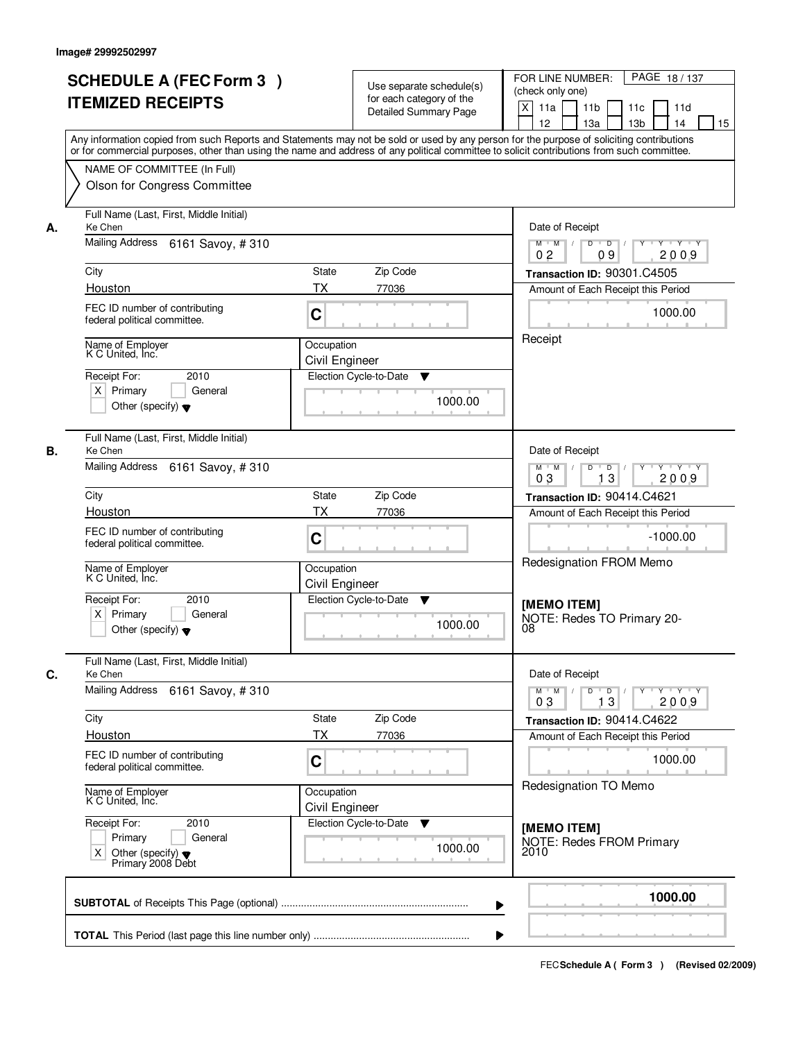Image# 29992502997

# SCHEDULE A (FEC Form 3 )
# ITEMIZED RECEIPTS

Use separate schedule(s) for each category of the Detailed Summary Page

FOR LINE NUMBER: (check only one)
[X] 11a [ ] 11b [ ] 11c [ ] 11d [ ] 12 [ ] 13a [ ] 13b [ ] 14 [ ] 15

PAGE 18 / 137

Any information copied from such Reports and Statements may not be sold or used by any person for the purpose of soliciting contributions or for commercial purposes, other than using the name and address of any political committee to solicit contributions from such committee.

NAME OF COMMITTEE (In Full)
Olson for Congress Committee

---

**A.**

Full Name (Last, First, Middle Initial): Ke Chen

Mailing Address: 6161 Savoy, # 310

City: Houston | State: TX | Zip Code: 77036

FEC ID number of contributing federal political committee: C

Name of Employer: K C United, Inc.

Occupation: Civil Engineer

Receipt For: 2010
[X] Primary [ ] General
[ ] Other (specify)

Election Cycle-to-Date: 1000.00

Date of Receipt: 02 / 09 / 2009

Transaction ID: 90301.C4505

Amount of Each Receipt this Period: 1000.00

Receipt

---

**B.**

Full Name (Last, First, Middle Initial): Ke Chen

Mailing Address: 6161 Savoy, # 310

City: Houston | State: TX | Zip Code: 77036

FEC ID number of contributing federal political committee: C

Name of Employer: K C United, Inc.

Occupation: Civil Engineer

Receipt For: 2010
[X] Primary [ ] General
[ ] Other (specify)

Election Cycle-to-Date: 1000.00

Date of Receipt: 03 / 13 / 2009

Transaction ID: 90414.C4621

Amount of Each Receipt this Period: -1000.00

Redesignation FROM Memo

[MEMO ITEM]
NOTE: Redes TO Primary 20-08

---

**C.**

Full Name (Last, First, Middle Initial): Ke Chen

Mailing Address: 6161 Savoy, # 310

City: Houston | State: TX | Zip Code: 77036

FEC ID number of contributing federal political committee: C

Name of Employer: K C United, Inc.

Occupation: Civil Engineer

Receipt For: 2010
[ ] Primary [ ] General
[X] Other (specify) Primary 2008 Debt

Election Cycle-to-Date: 1000.00

Date of Receipt: 03 / 13 / 2009

Transaction ID: 90414.C4622

Amount of Each Receipt this Period: 1000.00

Redesignation TO Memo

[MEMO ITEM]
NOTE: Redes FROM Primary 2010

---

**SUBTOTAL** of Receipts This Page (optional): 1000.00

**TOTAL** This Period (last page this line number only):

FEC **Schedule A ( Form 3 )** (Revised 02/2009)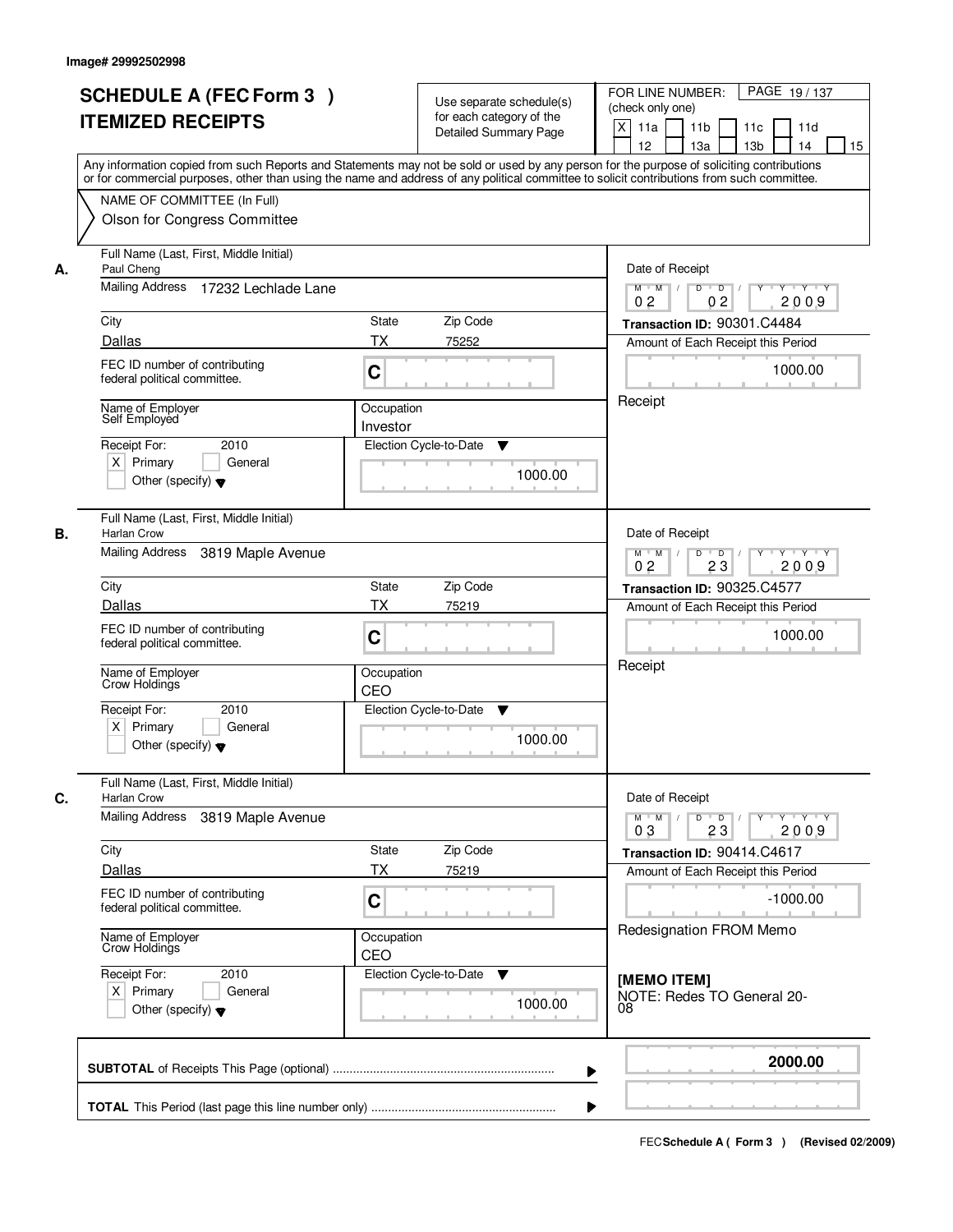Image# 29992502998

# SCHEDULE A (FEC Form 3 ) ITEMIZED RECEIPTS

Use separate schedule(s) for each category of the Detailed Summary Page

FOR LINE NUMBER: (check only one)

X 11a  11b  11c  11d  12  13a  13b  14  15

Any information copied from such Reports and Statements may not be sold or used by any person for the purpose of soliciting contributions or for commercial purposes, other than using the name and address of any political committee to solicit contributions from such committee.

NAME OF COMMITTEE (In Full)
Olson for Congress Committee

**A.** Full Name (Last, First, Middle Initial): Paul Cheng
Mailing Address: 17232 Lechlade Lane
City: Dallas | State: TX | Zip Code: 75252
FEC ID number of contributing federal political committee: C
Name of Employer: Self Employed
Occupation: Investor
Receipt For: 2010 — X Primary
Election Cycle-to-Date: 1000.00
Date of Receipt: 02 02 2009
Transaction ID: 90301.C4484
Amount of Each Receipt this Period: 1000.00
Receipt

**B.** Full Name (Last, First, Middle Initial): Harlan Crow
Mailing Address: 3819 Maple Avenue
City: Dallas | State: TX | Zip Code: 75219
FEC ID number of contributing federal political committee: C
Name of Employer: Crow Holdings
Occupation: CEO
Receipt For: 2010 — X Primary
Election Cycle-to-Date: 1000.00
Date of Receipt: 02 23 2009
Transaction ID: 90325.C4577
Amount of Each Receipt this Period: 1000.00
Receipt

**C.** Full Name (Last, First, Middle Initial): Harlan Crow
Mailing Address: 3819 Maple Avenue
City: Dallas | State: TX | Zip Code: 75219
FEC ID number of contributing federal political committee: C
Name of Employer: Crow Holdings
Occupation: CEO
Receipt For: 2010 — X Primary
Election Cycle-to-Date: 1000.00
Date of Receipt: 03 23 2009
Transaction ID: 90414.C4617
Amount of Each Receipt this Period: -1000.00
Redesignation FROM Memo

**[MEMO ITEM]**
NOTE: Redes TO General 20-08

**SUBTOTAL** of Receipts This Page (optional): **2000.00**

**TOTAL** This Period (last page this line number only):

FEC Schedule A ( Form 3 ) (Revised 02/2009)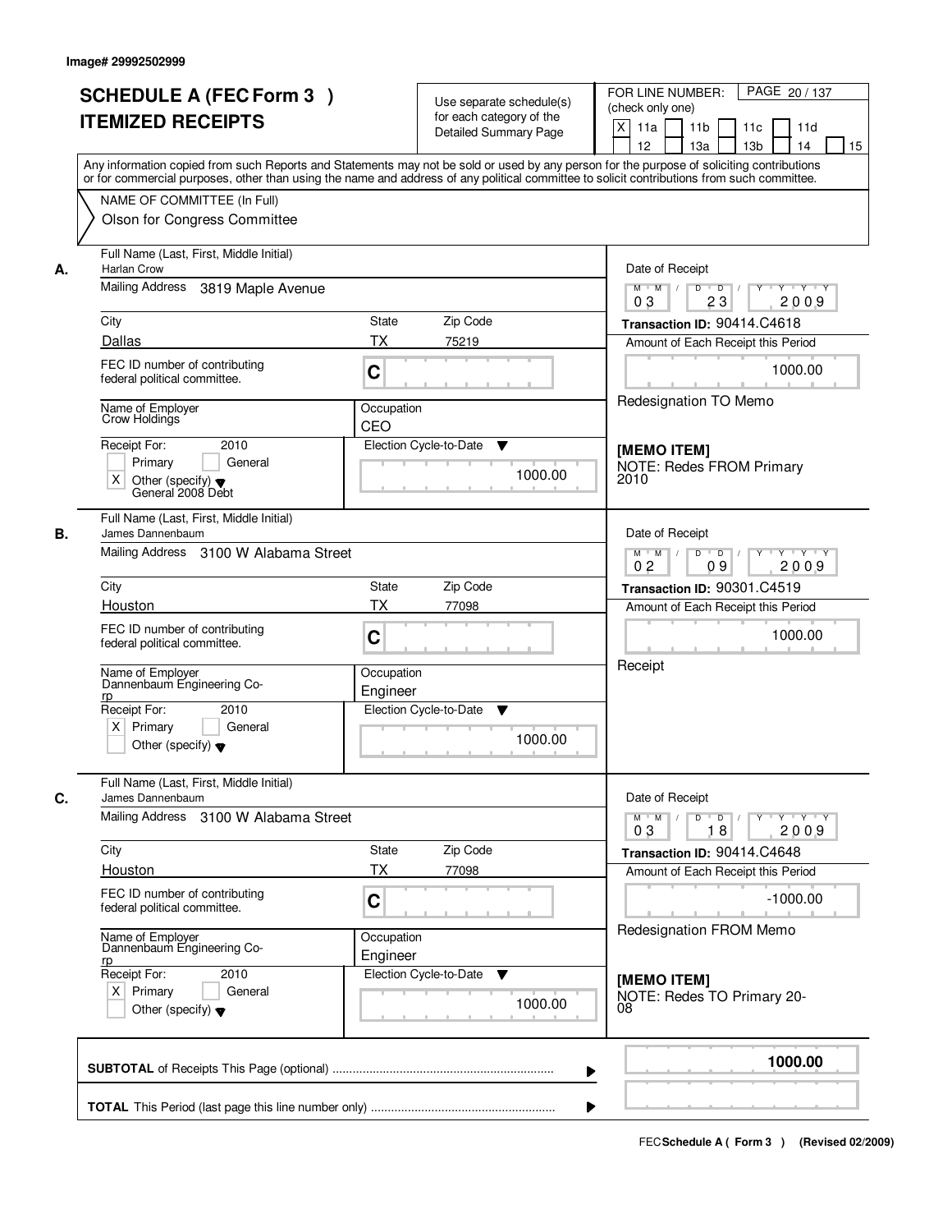Image# 29992502999

# SCHEDULE A (FEC Form 3 ) ITEMIZED RECEIPTS

Use separate schedule(s) for each category of the Detailed Summary Page

FOR LINE NUMBER: (check only one)
[X] 11a [ ] 11b [ ] 11c [ ] 11d [ ] 12 [ ] 13a [ ] 13b [ ] 14 [ ] 15

PAGE 20 / 137

Any information copied from such Reports and Statements may not be sold or used by any person for the purpose of soliciting contributions or for commercial purposes, other than using the name and address of any political committee to solicit contributions from such committee.

NAME OF COMMITTEE (In Full)
Olson for Congress Committee

---

**A.** Full Name (Last, First, Middle Initial): Harlan Crow

Mailing Address: 3819 Maple Avenue

City: Dallas | State: TX | Zip Code: 75219

FEC ID number of contributing federal political committee: C

Name of Employer: Crow Holdings | Occupation: CEO

Receipt For: 2010 — [ ] Primary [ ] General [X] Other (specify): General 2008 Debt

Election Cycle-to-Date: 1000.00

Date of Receipt: 03 / 23 / 2009

Transaction ID: 90414.C4618

Amount of Each Receipt this Period: 1000.00

Redesignation TO Memo

[MEMO ITEM]
NOTE: Redes FROM Primary 2010

---

**B.** Full Name (Last, First, Middle Initial): James Dannenbaum

Mailing Address: 3100 W Alabama Street

City: Houston | State: TX | Zip Code: 77098

FEC ID number of contributing federal political committee: C

Name of Employer: Dannenbaum Engineering Co-rp | Occupation: Engineer

Receipt For: 2010 — [X] Primary [ ] General [ ] Other (specify)

Election Cycle-to-Date: 1000.00

Date of Receipt: 02 / 09 / 2009

Transaction ID: 90301.C4519

Amount of Each Receipt this Period: 1000.00

Receipt

---

**C.** Full Name (Last, First, Middle Initial): James Dannenbaum

Mailing Address: 3100 W Alabama Street

City: Houston | State: TX | Zip Code: 77098

FEC ID number of contributing federal political committee: C

Name of Employer: Dannenbaum Engineering Co-rp | Occupation: Engineer

Receipt For: 2010 — [X] Primary [ ] General [ ] Other (specify)

Election Cycle-to-Date: 1000.00

Date of Receipt: 03 / 18 / 2009

Transaction ID: 90414.C4648

Amount of Each Receipt this Period: -1000.00

Redesignation FROM Memo

[MEMO ITEM]
NOTE: Redes TO Primary 20-08

---

**SUBTOTAL** of Receipts This Page (optional): **1000.00**

**TOTAL** This Period (last page this line number only):

FEC Schedule A ( Form 3 ) (Revised 02/2009)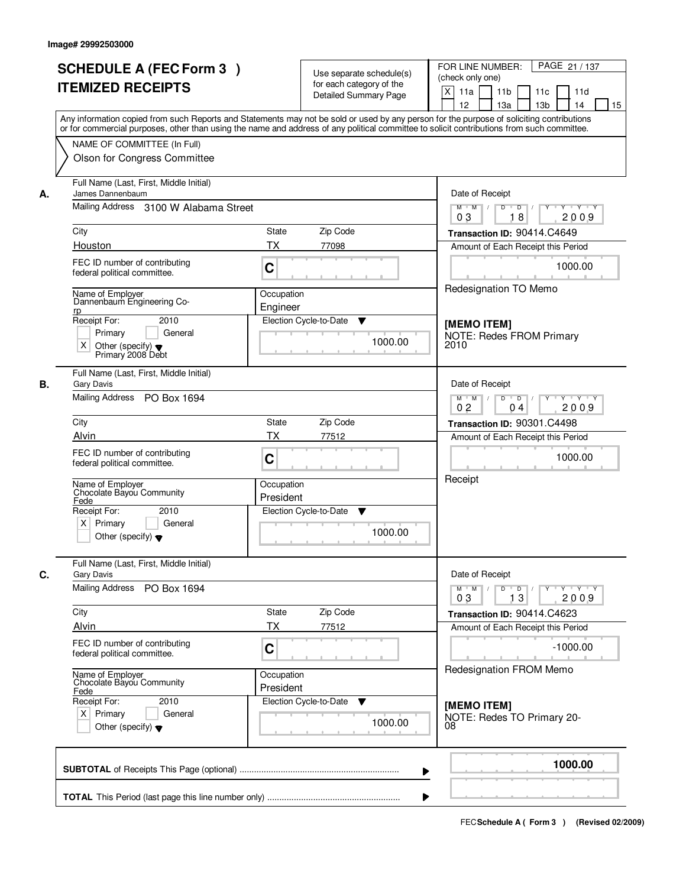Image# 29992503000

# SCHEDULE A (FEC Form 3 ) ITEMIZED RECEIPTS

Use separate schedule(s) for each category of the Detailed Summary Page

FOR LINE NUMBER: (check only one)

[X] 11a [ ] 11b [ ] 11c [ ] 11d [ ] 12 [ ] 13a [ ] 13b [ ] 14 [ ] 15

PAGE 21 / 137

Any information copied from such Reports and Statements may not be sold or used by any person for the purpose of soliciting contributions or for commercial purposes, other than using the name and address of any political committee to solicit contributions from such committee.

NAME OF COMMITTEE (In Full)
Olson for Congress Committee

---

**A.**

Full Name (Last, First, Middle Initial): James Dannenbaum

Mailing Address: 3100 W Alabama Street

City: Houston | State: TX | Zip Code: 77098

FEC ID number of contributing federal political committee: C

Name of Employer: Dannenbaum Engineering Corp

Occupation: Engineer

Receipt For: 2010 — [ ] Primary [ ] General [X] Other (specify) Primary 2008 Debt

Election Cycle-to-Date: 1000.00

Date of Receipt: 03 / 18 / 2009

Transaction ID: 90414.C4649

Amount of Each Receipt this Period: 1000.00

Redesignation TO Memo

**[MEMO ITEM]**
NOTE: Redes FROM Primary 2010

---

**B.**

Full Name (Last, First, Middle Initial): Gary Davis

Mailing Address: PO Box 1694

City: Alvin | State: TX | Zip Code: 77512

FEC ID number of contributing federal political committee: C

Name of Employer: Chocolate Bayou Community Fede

Occupation: President

Receipt For: 2010 — [X] Primary [ ] General [ ] Other (specify)

Election Cycle-to-Date: 1000.00

Date of Receipt: 02 / 04 / 2009

Transaction ID: 90301.C4498

Amount of Each Receipt this Period: 1000.00

Receipt

---

**C.**

Full Name (Last, First, Middle Initial): Gary Davis

Mailing Address: PO Box 1694

City: Alvin | State: TX | Zip Code: 77512

FEC ID number of contributing federal political committee: C

Name of Employer: Chocolate Bayou Community Fede

Occupation: President

Receipt For: 2010 — [X] Primary [ ] General [ ] Other (specify)

Election Cycle-to-Date: 1000.00

Date of Receipt: 03 / 13 / 2009

Transaction ID: 90414.C4623

Amount of Each Receipt this Period: -1000.00

Redesignation FROM Memo

**[MEMO ITEM]**
NOTE: Redes TO Primary 20-08

---

**SUBTOTAL** of Receipts This Page (optional): **1000.00**

**TOTAL** This Period (last page this line number only):

FEC Schedule A ( Form 3 ) (Revised 02/2009)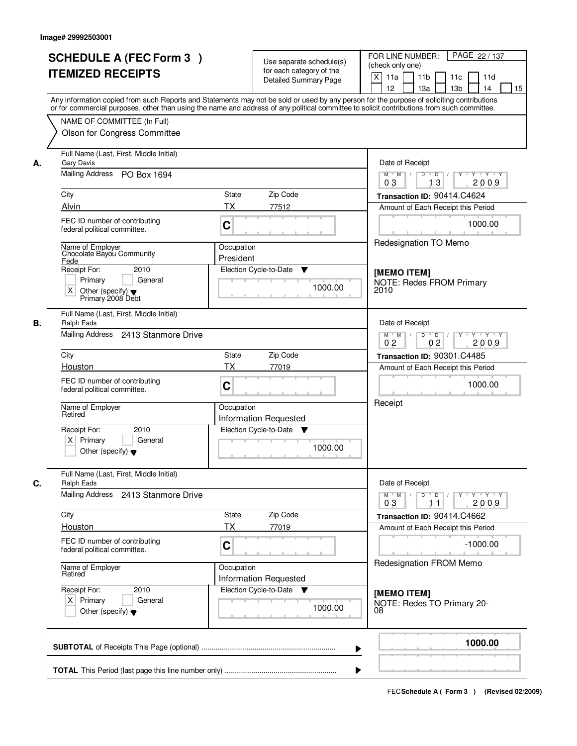Image# 29992503001

# SCHEDULE A (FEC Form 3 )
# ITEMIZED RECEIPTS

Use separate schedule(s) for each category of the Detailed Summary Page

FOR LINE NUMBER: (check only one)
X 11a  11b  11c  11d  12  13a  13b  14  15

Any information copied from such Reports and Statements may not be sold or used by any person for the purpose of soliciting contributions or for commercial purposes, other than using the name and address of any political committee to solicit contributions from such committee.

NAME OF COMMITTEE (In Full)
Olson for Congress Committee

---

**A.**

Full Name (Last, First, Middle Initial): Gary Davis
Mailing Address: PO Box 1694
City: Alvin | State: TX | Zip Code: 77512
FEC ID number of contributing federal political committee: C
Name of Employer: Chocolate Bayou Community Fede
Occupation: President
Receipt For: 2010 — Primary / General / X Other (specify): Primary 2008 Debt
Election Cycle-to-Date: 1000.00

Date of Receipt: 03 / 13 / 2009
Transaction ID: 90414.C4624
Amount of Each Receipt this Period: 1000.00
Redesignation TO Memo

**[MEMO ITEM]**
NOTE: Redes FROM Primary 2010

---

**B.**

Full Name (Last, First, Middle Initial): Ralph Eads
Mailing Address: 2413 Stanmore Drive
City: Houston | State: TX | Zip Code: 77019
FEC ID number of contributing federal political committee: C
Name of Employer: Retired
Occupation: Information Requested
Receipt For: 2010 — X Primary / General / Other (specify)
Election Cycle-to-Date: 1000.00

Date of Receipt: 02 / 02 / 2009
Transaction ID: 90301.C4485
Amount of Each Receipt this Period: 1000.00
Receipt

---

**C.**

Full Name (Last, First, Middle Initial): Ralph Eads
Mailing Address: 2413 Stanmore Drive
City: Houston | State: TX | Zip Code: 77019
FEC ID number of contributing federal political committee: C
Name of Employer: Retired
Occupation: Information Requested
Receipt For: 2010 — X Primary / General / Other (specify)
Election Cycle-to-Date: 1000.00

Date of Receipt: 03 / 11 / 2009
Transaction ID: 90414.C4662
Amount of Each Receipt this Period: -1000.00
Redesignation FROM Memo

**[MEMO ITEM]**
NOTE: Redes TO Primary 20-08

---

**SUBTOTAL** of Receipts This Page (optional): **1000.00**

**TOTAL** This Period (last page this line number only):

FEC Schedule A ( Form 3 ) (Revised 02/2009)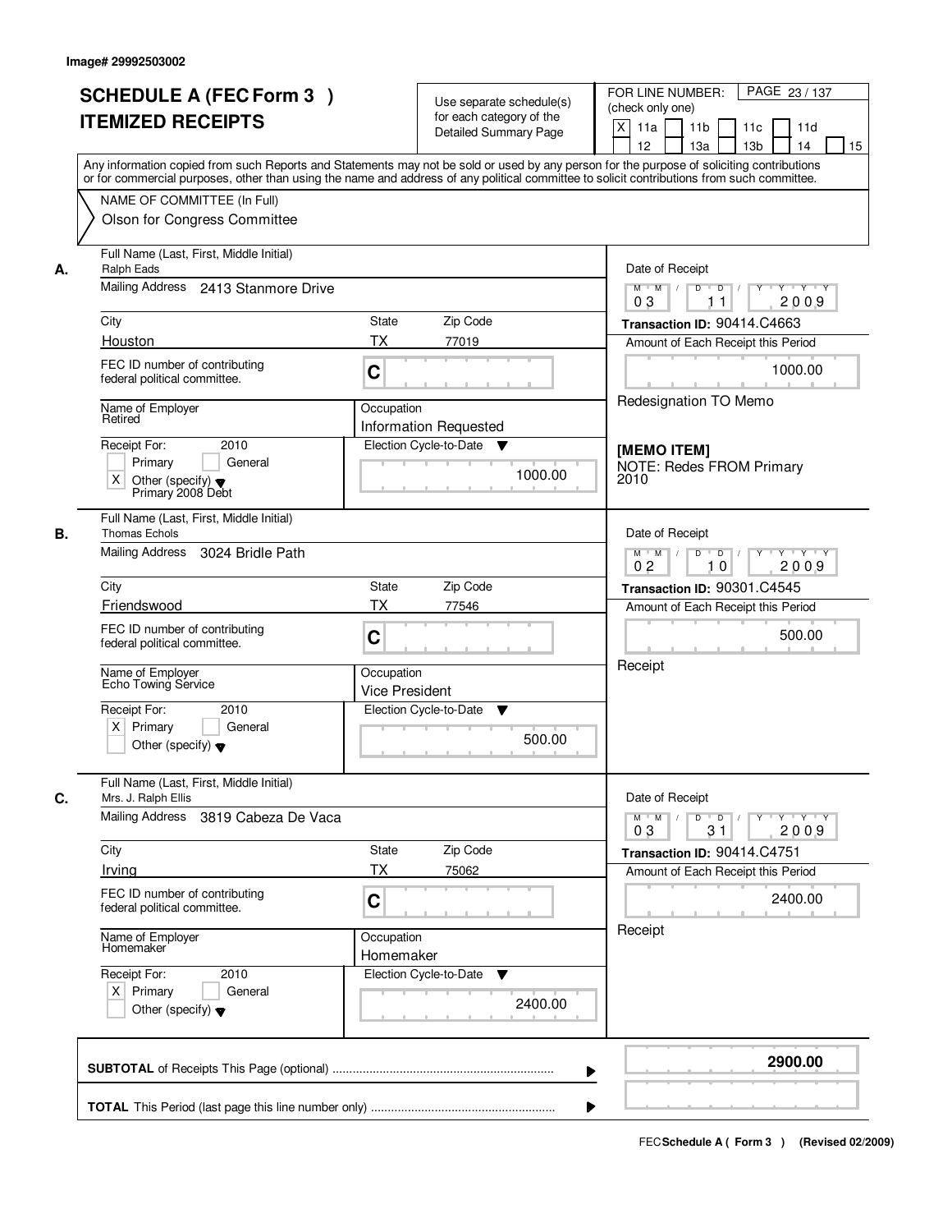Image# 29992503002

# SCHEDULE A (FEC Form 3 ) ITEMIZED RECEIPTS

Use separate schedule(s) for each category of the Detailed Summary Page

FOR LINE NUMBER: (check only one)

PAGE 23 / 137

[X] 11a [ ] 11b [ ] 11c [ ] 11d [ ] 12 [ ] 13a [ ] 13b [ ] 14 [ ] 15

Any information copied from such Reports and Statements may not be sold or used by any person for the purpose of soliciting contributions or for commercial purposes, other than using the name and address of any political committee to solicit contributions from such committee.

NAME OF COMMITTEE (In Full)

Olson for Congress Committee

---

**A.**

Full Name (Last, First, Middle Initial): Ralph Eads

Mailing Address: 2413 Stanmore Drive

City: Houston | State: TX | Zip Code: 77019

FEC ID number of contributing federal political committee: C

Name of Employer: Retired

Occupation: Information Requested

Receipt For: 2010 [ ] Primary [ ] General [X] Other (specify): Primary 2008 Debt

Election Cycle-to-Date: 1000.00

Date of Receipt: 03 / 11 / 2009

Transaction ID: 90414.C4663

Amount of Each Receipt this Period: 1000.00

Redesignation TO Memo

[MEMO ITEM]

NOTE: Redes FROM Primary 2010

---

**B.**

Full Name (Last, First, Middle Initial): Thomas Echols

Mailing Address: 3024 Bridle Path

City: Friendswood | State: TX | Zip Code: 77546

FEC ID number of contributing federal political committee: C

Name of Employer: Echo Towing Service

Occupation: Vice President

Receipt For: 2010 [X] Primary [ ] General [ ] Other (specify)

Election Cycle-to-Date: 500.00

Date of Receipt: 02 / 10 / 2009

Transaction ID: 90301.C4545

Amount of Each Receipt this Period: 500.00

Receipt

---

**C.**

Full Name (Last, First, Middle Initial): Mrs. J. Ralph Ellis

Mailing Address: 3819 Cabeza De Vaca

City: Irving | State: TX | Zip Code: 75062

FEC ID number of contributing federal political committee: C

Name of Employer: Homemaker

Occupation: Homemaker

Receipt For: 2010 [X] Primary [ ] General [ ] Other (specify)

Election Cycle-to-Date: 2400.00

Date of Receipt: 03 / 31 / 2009

Transaction ID: 90414.C4751

Amount of Each Receipt this Period: 2400.00

Receipt

---

**SUBTOTAL** of Receipts This Page (optional): **2900.00**

**TOTAL** This Period (last page this line number only):

FEC Schedule A ( Form 3 ) (Revised 02/2009)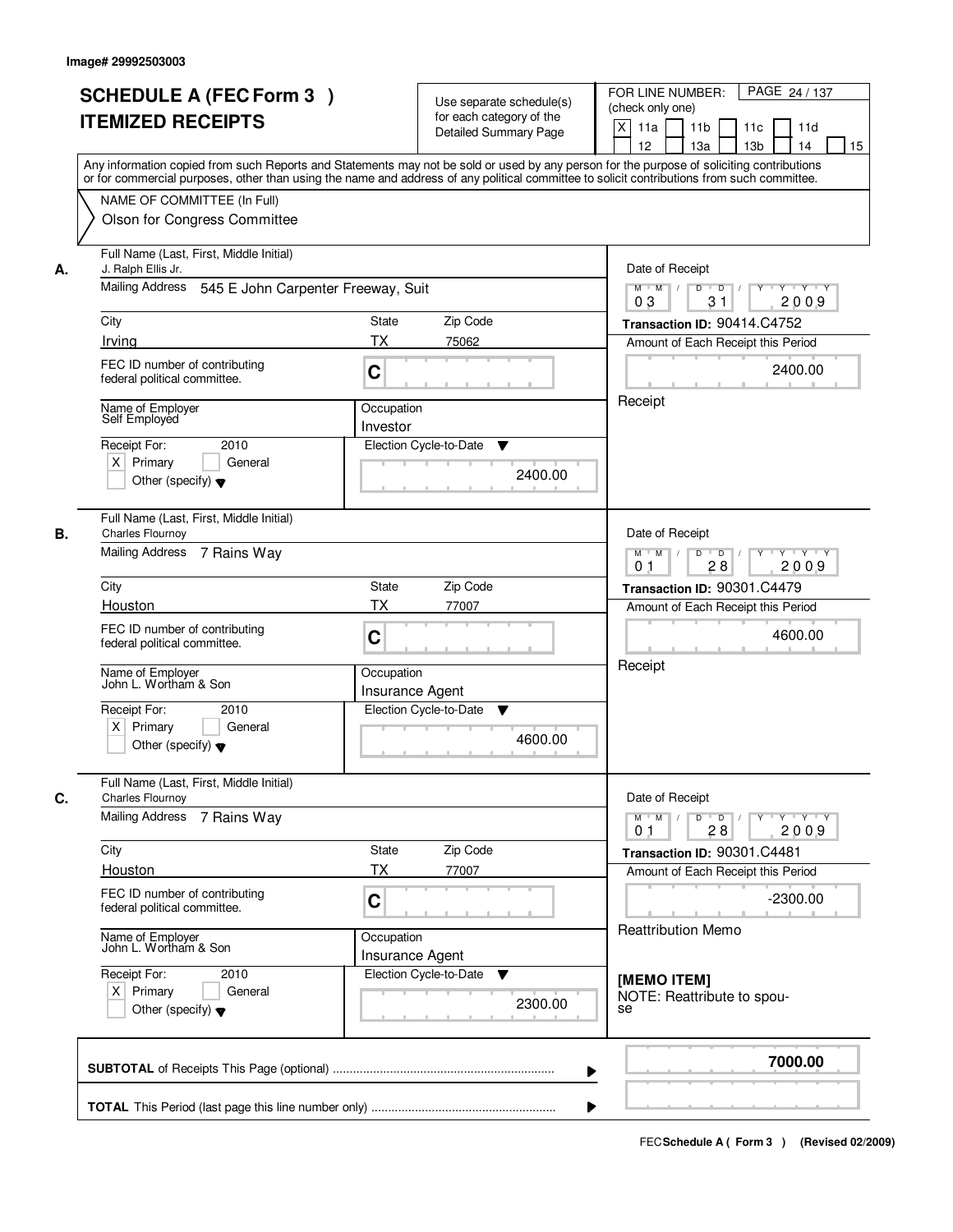Image# 29992503003

# SCHEDULE A (FEC Form 3 )
# ITEMIZED RECEIPTS

Use separate schedule(s) for each category of the Detailed Summary Page

FOR LINE NUMBER: (check only one)

[X] 11a [ ] 11b [ ] 11c [ ] 11d [ ] 12 [ ] 13a [ ] 13b [ ] 14 [ ] 15

PAGE 24 / 137

Any information copied from such Reports and Statements may not be sold or used by any person for the purpose of soliciting contributions or for commercial purposes, other than using the name and address of any political committee to solicit contributions from such committee.

NAME OF COMMITTEE (In Full)
Olson for Congress Committee

---

**A.**

Full Name (Last, First, Middle Initial): J. Ralph Ellis Jr.

Mailing Address: 545 E John Carpenter Freeway, Suit

City: Irving | State: TX | Zip Code: 75062

FEC ID number of contributing federal political committee: C

Name of Employer: Self Employed

Occupation: Investor

Receipt For: 2010 — [X] Primary [ ] General [ ] Other (specify)

Election Cycle-to-Date: 2400.00

Date of Receipt: 03 / 31 / 2009

Transaction ID: 90414.C4752

Amount of Each Receipt this Period: 2400.00

Receipt

---

**B.**

Full Name (Last, First, Middle Initial): Charles Flournoy

Mailing Address: 7 Rains Way

City: Houston | State: TX | Zip Code: 77007

FEC ID number of contributing federal political committee: C

Name of Employer: John L. Wortham & Son

Occupation: Insurance Agent

Receipt For: 2010 — [X] Primary [ ] General [ ] Other (specify)

Election Cycle-to-Date: 4600.00

Date of Receipt: 01 / 28 / 2009

Transaction ID: 90301.C4479

Amount of Each Receipt this Period: 4600.00

Receipt

---

**C.**

Full Name (Last, First, Middle Initial): Charles Flournoy

Mailing Address: 7 Rains Way

City: Houston | State: TX | Zip Code: 77007

FEC ID number of contributing federal political committee: C

Name of Employer: John L. Wortham & Son

Occupation: Insurance Agent

Receipt For: 2010 — [X] Primary [ ] General [ ] Other (specify)

Election Cycle-to-Date: 2300.00

Date of Receipt: 01 / 28 / 2009

Transaction ID: 90301.C4481

Amount of Each Receipt this Period: -2300.00

Reattribution Memo

**[MEMO ITEM]**
NOTE: Reattribute to spouse

---

**SUBTOTAL** of Receipts This Page (optional): **7000.00**

**TOTAL** This Period (last page this line number only):

FEC Schedule A ( Form 3 ) (Revised 02/2009)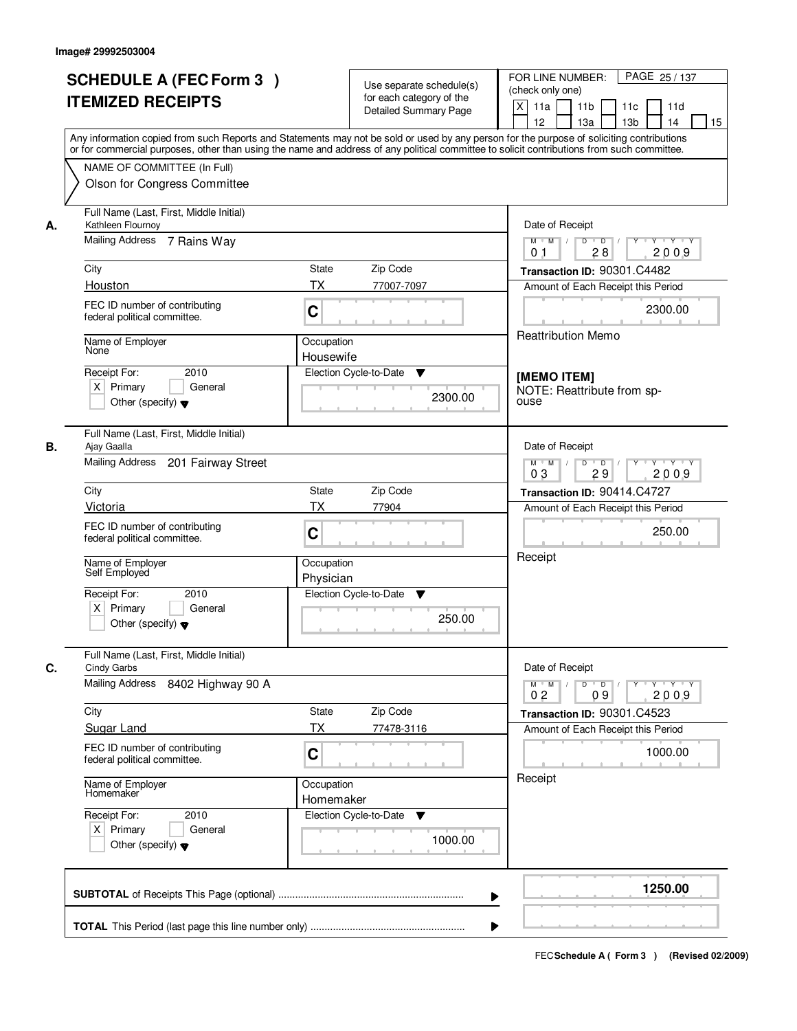Image# 29992503004

# SCHEDULE A (FEC Form 3 )
# ITEMIZED RECEIPTS

Use separate schedule(s) for each category of the Detailed Summary Page

FOR LINE NUMBER: (check only one)

X 11a | 11b | 11c | 11d | 12 | 13a | 13b | 14 | 15

PAGE 25 / 137

Any information copied from such Reports and Statements may not be sold or used by any person for the purpose of soliciting contributions or for commercial purposes, other than using the name and address of any political committee to solicit contributions from such committee.

NAME OF COMMITTEE (In Full)
Olson for Congress Committee

---

**A.** Full Name (Last, First, Middle Initial): Kathleen Flournoy

Mailing Address: 7 Rains Way

City: Houston | State: TX | Zip Code: 77007-7097

FEC ID number of contributing federal political committee: C

Name of Employer: None

Occupation: Housewife

Receipt For: 2010 — X Primary | General | Other (specify)

Election Cycle-to-Date: 2300.00

Date of Receipt: 01 / 28 / 2009

Transaction ID: 90301.C4482

Amount of Each Receipt this Period: 2300.00

Reattribution Memo

[MEMO ITEM]
NOTE: Reattribute from spouse

---

**B.** Full Name (Last, First, Middle Initial): Ajay Gaalla

Mailing Address: 201 Fairway Street

City: Victoria | State: TX | Zip Code: 77904

FEC ID number of contributing federal political committee: C

Name of Employer: Self Employed

Occupation: Physician

Receipt For: 2010 — X Primary | General | Other (specify)

Election Cycle-to-Date: 250.00

Date of Receipt: 03 / 29 / 2009

Transaction ID: 90414.C4727

Amount of Each Receipt this Period: 250.00

Receipt

---

**C.** Full Name (Last, First, Middle Initial): Cindy Garbs

Mailing Address: 8402 Highway 90 A

City: Sugar Land | State: TX | Zip Code: 77478-3116

FEC ID number of contributing federal political committee: C

Name of Employer: Homemaker

Occupation: Homemaker

Receipt For: 2010 — X Primary | General | Other (specify)

Election Cycle-to-Date: 1000.00

Date of Receipt: 02 / 09 / 2009

Transaction ID: 90301.C4523

Amount of Each Receipt this Period: 1000.00

Receipt

---

**SUBTOTAL** of Receipts This Page (optional): **1250.00**

**TOTAL** This Period (last page this line number only):

FEC **Schedule A ( Form 3 )** (Revised 02/2009)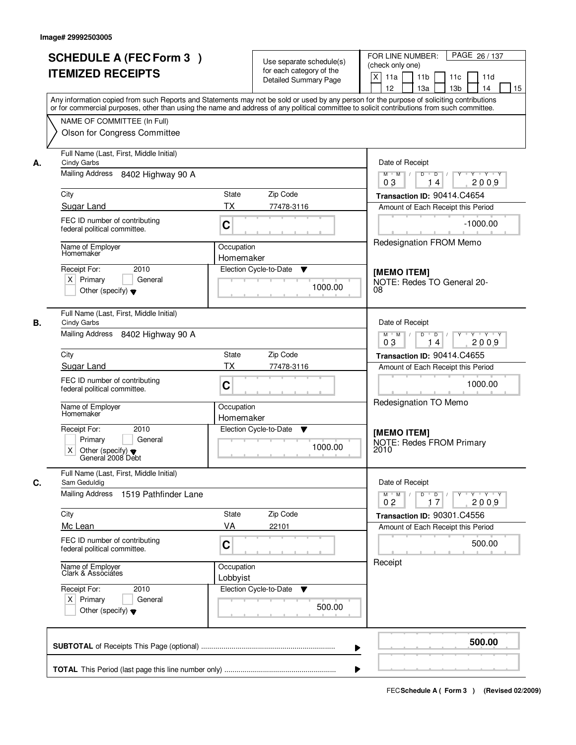Image# 29992503005

# SCHEDULE A (FEC Form 3 )
## ITEMIZED RECEIPTS

Use separate schedule(s) for each category of the Detailed Summary Page

FOR LINE NUMBER: (check only one)

[X] 11a [ ] 11b [ ] 11c [ ] 11d [ ] 12 [ ] 13a [ ] 13b [ ] 14 [ ] 15

PAGE 26 / 137

Any information copied from such Reports and Statements may not be sold or used by any person for the purpose of soliciting contributions or for commercial purposes, other than using the name and address of any political committee to solicit contributions from such committee.

NAME OF COMMITTEE (In Full)

Olson for Congress Committee

---

**A.** Full Name (Last, First, Middle Initial)
Cindy Garbs

Mailing Address: 8402 Highway 90 A

City: Sugar Land | State: TX | Zip Code: 77478-3116

FEC ID number of contributing federal political committee: C

Name of Employer: Homemaker

Occupation: Homemaker

Receipt For: 2010 — [X] Primary [ ] General [ ] Other (specify)

Election Cycle-to-Date: 1000.00

Date of Receipt: 03 / 14 / 2009

Transaction ID: 90414.C4654

Amount of Each Receipt this Period: -1000.00

Redesignation FROM Memo

[MEMO ITEM]
NOTE: Redes TO General 20-08

---

**B.** Full Name (Last, First, Middle Initial)
Cindy Garbs

Mailing Address: 8402 Highway 90 A

City: Sugar Land | State: TX | Zip Code: 77478-3116

FEC ID number of contributing federal political committee: C

Name of Employer: Homemaker

Occupation: Homemaker

Receipt For: 2010 — [ ] Primary [ ] General [X] Other (specify): General 2008 Debt

Election Cycle-to-Date: 1000.00

Date of Receipt: 03 / 14 / 2009

Transaction ID: 90414.C4655

Amount of Each Receipt this Period: 1000.00

Redesignation TO Memo

[MEMO ITEM]
NOTE: Redes FROM Primary 2010

---

**C.** Full Name (Last, First, Middle Initial)
Sam Geduldig

Mailing Address: 1519 Pathfinder Lane

City: Mc Lean | State: VA | Zip Code: 22101

FEC ID number of contributing federal political committee: C

Name of Employer: Clark & Associates

Occupation: Lobbyist

Receipt For: 2010 — [X] Primary [ ] General [ ] Other (specify)

Election Cycle-to-Date: 500.00

Date of Receipt: 02 / 17 / 2009

Transaction ID: 90301.C4556

Amount of Each Receipt this Period: 500.00

Receipt

---

**SUBTOTAL** of Receipts This Page (optional): **500.00**

**TOTAL** This Period (last page this line number only):

FEC Schedule A ( Form 3 ) (Revised 02/2009)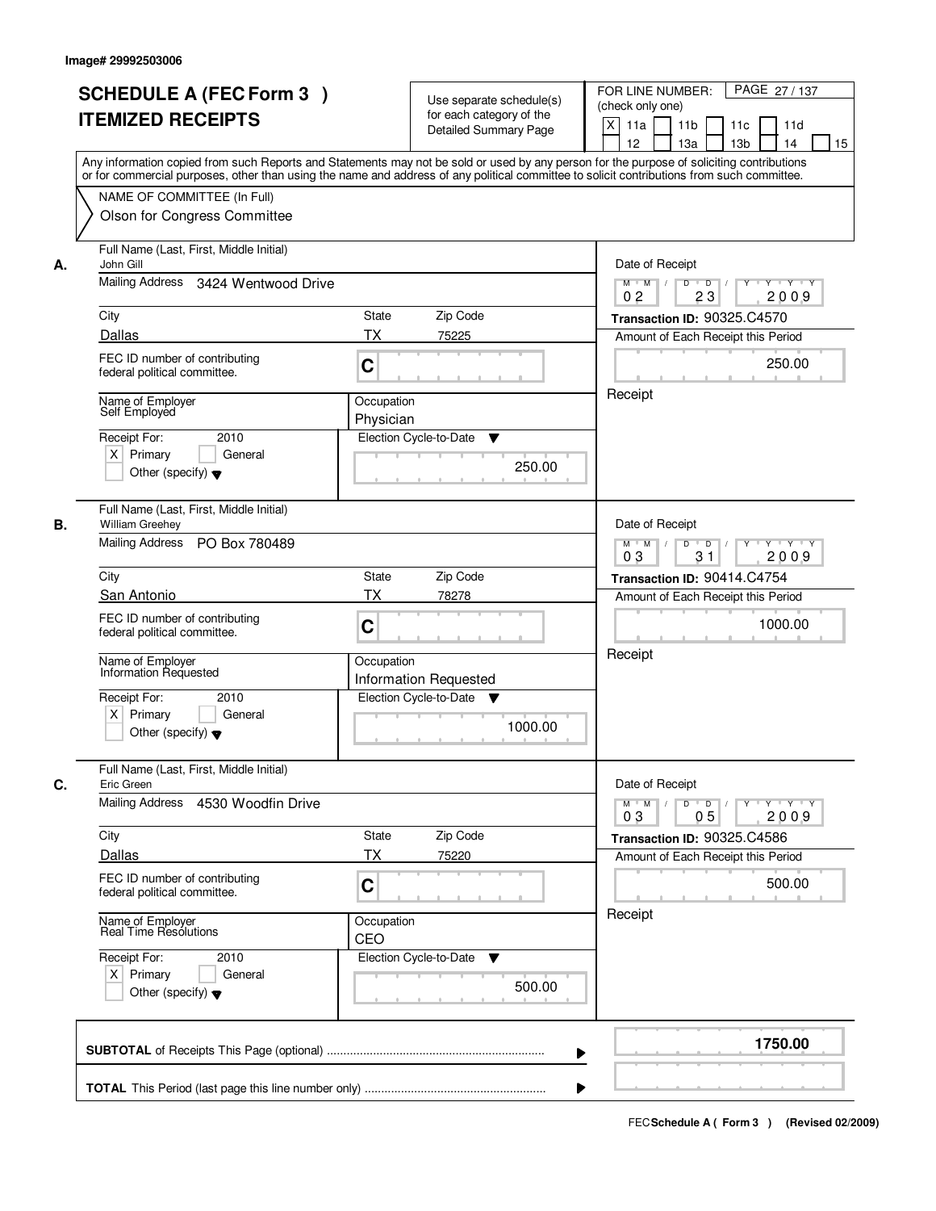Image# 29992503006

# SCHEDULE A (FEC Form 3 ) ITEMIZED RECEIPTS

Use separate schedule(s) for each category of the Detailed Summary Page

FOR LINE NUMBER: (check only one)

[X] 11a [ ] 11b [ ] 11c [ ] 11d [ ] 12 [ ] 13a [ ] 13b [ ] 14 [ ] 15

PAGE 27 / 137

Any information copied from such Reports and Statements may not be sold or used by any person for the purpose of soliciting contributions or for commercial purposes, other than using the name and address of any political committee to solicit contributions from such committee.

NAME OF COMMITTEE (In Full)
Olson for Congress Committee

**A.**

Full Name (Last, First, Middle Initial): John Gill

Mailing Address: 3424 Wentwood Drive

City: Dallas | State: TX | Zip Code: 75225

FEC ID number of contributing federal political committee: C

Name of Employer: Self Employed

Occupation: Physician

Receipt For: 2010 — [X] Primary [ ] General [ ] Other (specify)

Election Cycle-to-Date: 250.00

Date of Receipt: 02 / 23 / 2009

Transaction ID: 90325.C4570

Amount of Each Receipt this Period: 250.00

Receipt

**B.**

Full Name (Last, First, Middle Initial): William Greehey

Mailing Address: PO Box 780489

City: San Antonio | State: TX | Zip Code: 78278

FEC ID number of contributing federal political committee: C

Name of Employer: Information Requested

Occupation: Information Requested

Receipt For: 2010 — [X] Primary [ ] General [ ] Other (specify)

Election Cycle-to-Date: 1000.00

Date of Receipt: 03 / 31 / 2009

Transaction ID: 90414.C4754

Amount of Each Receipt this Period: 1000.00

Receipt

**C.**

Full Name (Last, First, Middle Initial): Eric Green

Mailing Address: 4530 Woodfin Drive

City: Dallas | State: TX | Zip Code: 75220

FEC ID number of contributing federal political committee: C

Name of Employer: Real Time Resolutions

Occupation: CEO

Receipt For: 2010 — [X] Primary [ ] General [ ] Other (specify)

Election Cycle-to-Date: 500.00

Date of Receipt: 03 / 05 / 2009

Transaction ID: 90325.C4586

Amount of Each Receipt this Period: 500.00

Receipt

**SUBTOTAL** of Receipts This Page (optional): 1750.00

**TOTAL** This Period (last page this line number only):

FEC Schedule A ( Form 3 ) (Revised 02/2009)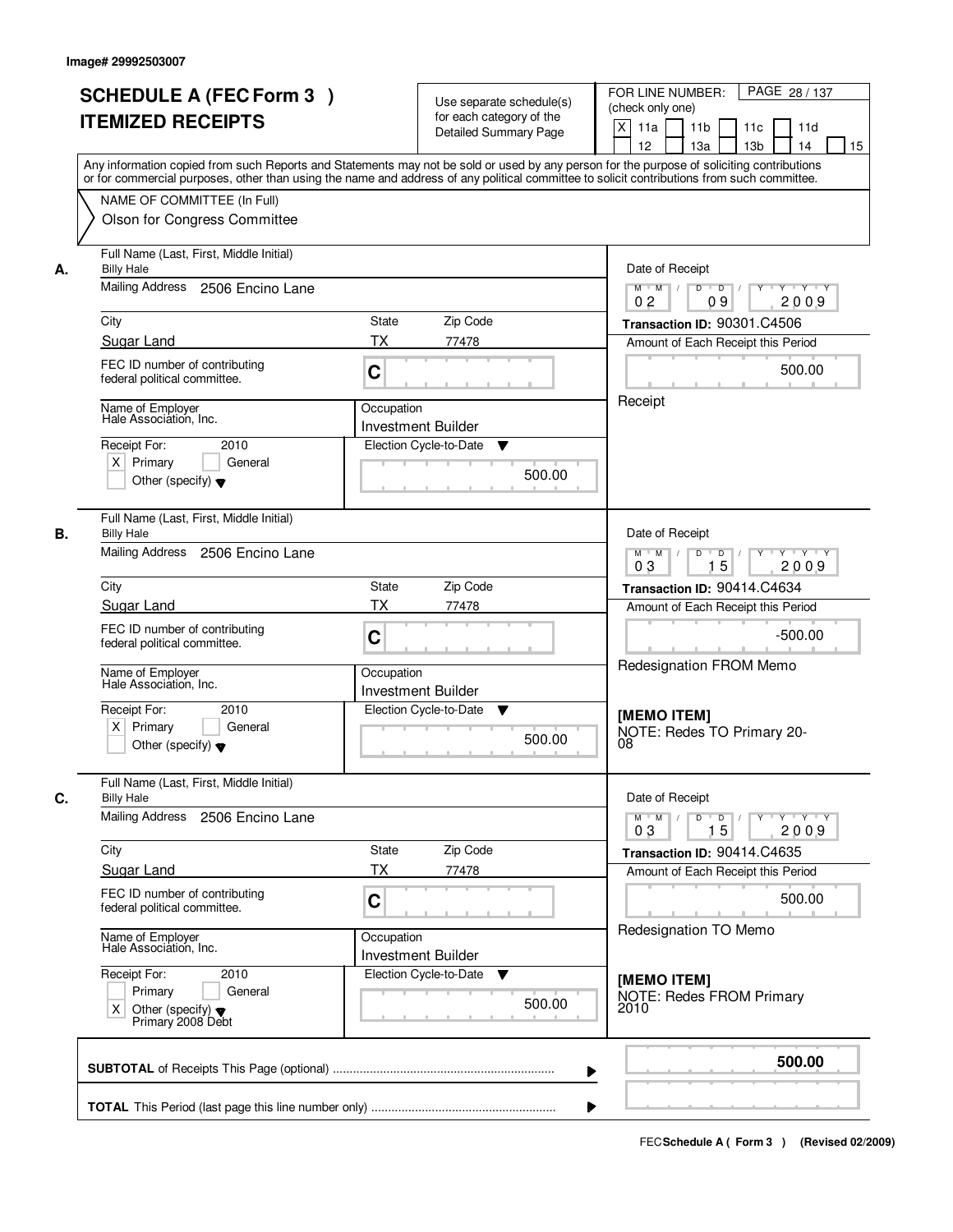Image# 29992503007

# SCHEDULE A (FEC Form 3 )
## ITEMIZED RECEIPTS

Use separate schedule(s) for each category of the Detailed Summary Page

FOR LINE NUMBER: (check only one)
[X] 11a [ ] 11b [ ] 11c [ ] 11d [ ] 12 [ ] 13a [ ] 13b [ ] 14 [ ] 15

PAGE 28 / 137

Any information copied from such Reports and Statements may not be sold or used by any person for the purpose of soliciting contributions or for commercial purposes, other than using the name and address of any political committee to solicit contributions from such committee.

NAME OF COMMITTEE (In Full)
Olson for Congress Committee

---

**A.**

Full Name (Last, First, Middle Initial): Billy Hale
Mailing Address: 2506 Encino Lane
City: Sugar Land | State: TX | Zip Code: 77478
FEC ID number of contributing federal political committee: C
Name of Employer: Hale Association, Inc.
Occupation: Investment Builder
Receipt For: 2010 [X] Primary [ ] General [ ] Other (specify)
Election Cycle-to-Date: 500.00

Date of Receipt: 02 09 2009
Transaction ID: 90301.C4506
Amount of Each Receipt this Period: 500.00
Receipt

---

**B.**

Full Name (Last, First, Middle Initial): Billy Hale
Mailing Address: 2506 Encino Lane
City: Sugar Land | State: TX | Zip Code: 77478
FEC ID number of contributing federal political committee: C
Name of Employer: Hale Association, Inc.
Occupation: Investment Builder
Receipt For: 2010 [X] Primary [ ] General [ ] Other (specify)
Election Cycle-to-Date: 500.00

Date of Receipt: 03 15 2009
Transaction ID: 90414.C4634
Amount of Each Receipt this Period: -500.00
Redesignation FROM Memo

[MEMO ITEM]
NOTE: Redes TO Primary 20-08

---

**C.**

Full Name (Last, First, Middle Initial): Billy Hale
Mailing Address: 2506 Encino Lane
City: Sugar Land | State: TX | Zip Code: 77478
FEC ID number of contributing federal political committee: C
Name of Employer: Hale Association, Inc.
Occupation: Investment Builder
Receipt For: 2010 [ ] Primary [ ] General [X] Other (specify) Primary 2008 Debt
Election Cycle-to-Date: 500.00

Date of Receipt: 03 15 2009
Transaction ID: 90414.C4635
Amount of Each Receipt this Period: 500.00
Redesignation TO Memo

[MEMO ITEM]
NOTE: Redes FROM Primary 2010

---

**SUBTOTAL** of Receipts This Page (optional): **500.00**

**TOTAL** This Period (last page this line number only):

FEC **Schedule A ( Form 3 )** (Revised 02/2009)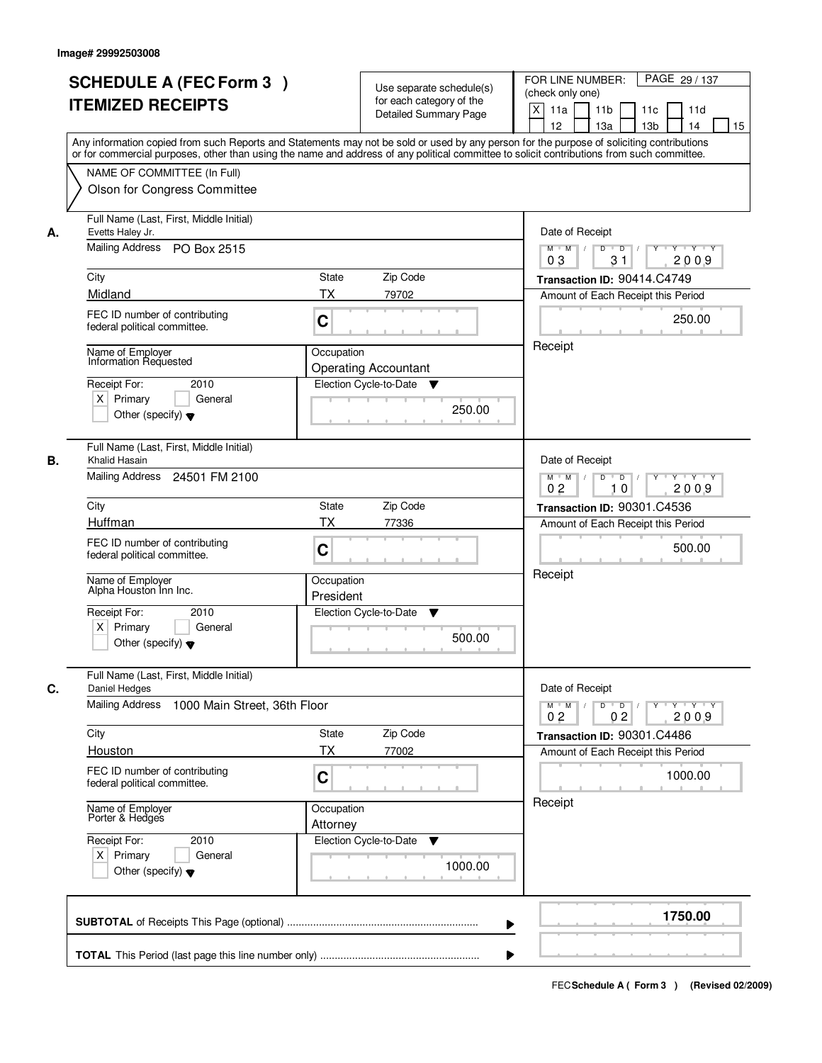Image# 29992503008

# SCHEDULE A (FEC Form 3 ) ITEMIZED RECEIPTS

Use separate schedule(s) for each category of the Detailed Summary Page

FOR LINE NUMBER: (check only one)
[X] 11a [ ] 11b [ ] 11c [ ] 11d [ ] 12 [ ] 13a [ ] 13b [ ] 14 [ ] 15

PAGE 29 / 137

Any information copied from such Reports and Statements may not be sold or used by any person for the purpose of soliciting contributions or for commercial purposes, other than using the name and address of any political committee to solicit contributions from such committee.

NAME OF COMMITTEE (In Full)
Olson for Congress Committee

---

**A.**

Full Name (Last, First, Middle Initial): Evetts Haley Jr.
Mailing Address: PO Box 2515
City: Midland | State: TX | Zip Code: 79702
FEC ID number of contributing federal political committee: C
Name of Employer: Information Requested
Occupation: Operating Accountant
Receipt For: 2010 — [X] Primary [ ] General [ ] Other (specify)
Election Cycle-to-Date: 250.00

Date of Receipt: 03 / 31 / 2009
Transaction ID: 90414.C4749
Amount of Each Receipt this Period: 250.00
Receipt

---

**B.**

Full Name (Last, First, Middle Initial): Khalid Hasain
Mailing Address: 24501 FM 2100
City: Huffman | State: TX | Zip Code: 77336
FEC ID number of contributing federal political committee: C
Name of Employer: Alpha Houston Inn Inc.
Occupation: President
Receipt For: 2010 — [X] Primary [ ] General [ ] Other (specify)
Election Cycle-to-Date: 500.00

Date of Receipt: 02 / 10 / 2009
Transaction ID: 90301.C4536
Amount of Each Receipt this Period: 500.00
Receipt

---

**C.**

Full Name (Last, First, Middle Initial): Daniel Hedges
Mailing Address: 1000 Main Street, 36th Floor
City: Houston | State: TX | Zip Code: 77002
FEC ID number of contributing federal political committee: C
Name of Employer: Porter & Hedges
Occupation: Attorney
Receipt For: 2010 — [X] Primary [ ] General [ ] Other (specify)
Election Cycle-to-Date: 1000.00

Date of Receipt: 02 / 02 / 2009
Transaction ID: 90301.C4486
Amount of Each Receipt this Period: 1000.00
Receipt

---

**SUBTOTAL** of Receipts This Page (optional): **1750.00**

**TOTAL** This Period (last page this line number only):

FEC Schedule A ( Form 3 ) (Revised 02/2009)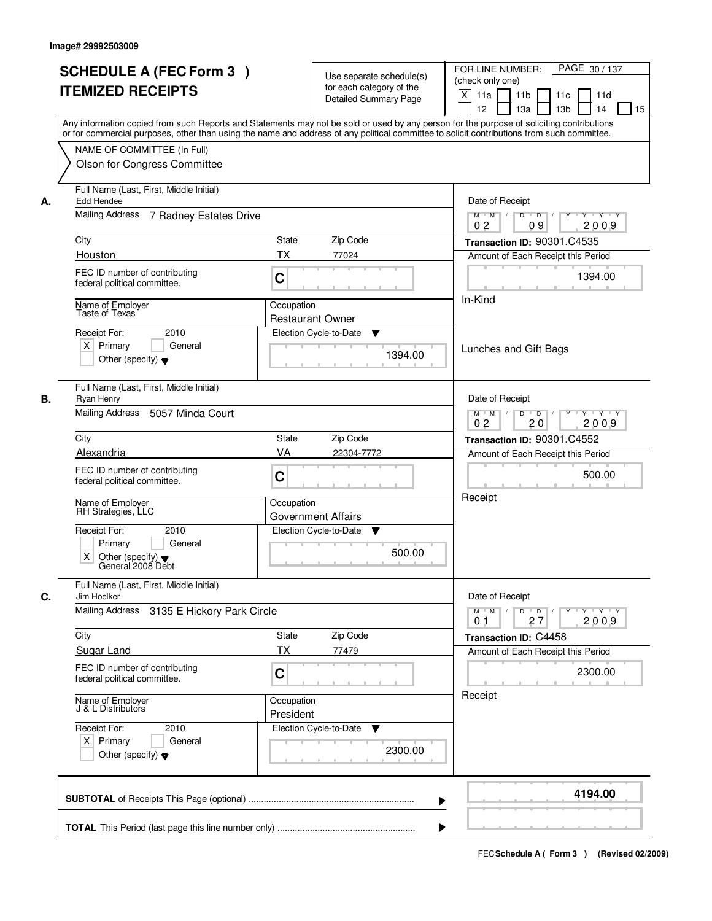Image# 29992503009

# SCHEDULE A (FEC Form 3 )
# ITEMIZED RECEIPTS

Use separate schedule(s) for each category of the Detailed Summary Page

FOR LINE NUMBER: (check only one)

[X] 11a [ ] 11b [ ] 11c [ ] 11d [ ] 12 [ ] 13a [ ] 13b [ ] 14 [ ] 15

PAGE 30 / 137

Any information copied from such Reports and Statements may not be sold or used by any person for the purpose of soliciting contributions or for commercial purposes, other than using the name and address of any political committee to solicit contributions from such committee.

NAME OF COMMITTEE (In Full)
Olson for Congress Committee

---

**A.** Full Name (Last, First, Middle Initial): Edd Hendee

Mailing Address: 7 Radney Estates Drive

| City | State | Zip Code |
|---|---|---|
| Houston | TX | 77024 |

FEC ID number of contributing federal political committee: C

Name of Employer: Taste of Texas
Occupation: Restaurant Owner

Receipt For: 2010 — [X] Primary [ ] General [ ] Other (specify)

Election Cycle-to-Date: 1394.00

Date of Receipt: 02 09 2009
Transaction ID: 90301.C4535
Amount of Each Receipt this Period: 1394.00

In-Kind

Lunches and Gift Bags

---

**B.** Full Name (Last, First, Middle Initial): Ryan Henry

Mailing Address: 5057 Minda Court

| City | State | Zip Code |
|---|---|---|
| Alexandria | VA | 22304-7772 |

FEC ID number of contributing federal political committee: C

Name of Employer: RH Strategies, LLC
Occupation: Government Affairs

Receipt For: 2010 — [ ] Primary [ ] General [X] Other (specify) General 2008 Debt

Election Cycle-to-Date: 500.00

Date of Receipt: 02 20 2009
Transaction ID: 90301.C4552
Amount of Each Receipt this Period: 500.00

Receipt

---

**C.** Full Name (Last, First, Middle Initial): Jim Hoelker

Mailing Address: 3135 E Hickory Park Circle

| City | State | Zip Code |
|---|---|---|
| Sugar Land | TX | 77479 |

FEC ID number of contributing federal political committee: C

Name of Employer: J & L Distributors
Occupation: President

Receipt For: 2010 — [X] Primary [ ] General [ ] Other (specify)

Election Cycle-to-Date: 2300.00

Date of Receipt: 01 27 2009
Transaction ID: C4458
Amount of Each Receipt this Period: 2300.00

Receipt

---

**SUBTOTAL** of Receipts This Page (optional): **4194.00**

**TOTAL** This Period (last page this line number only):

FEC Schedule A ( Form 3 ) (Revised 02/2009)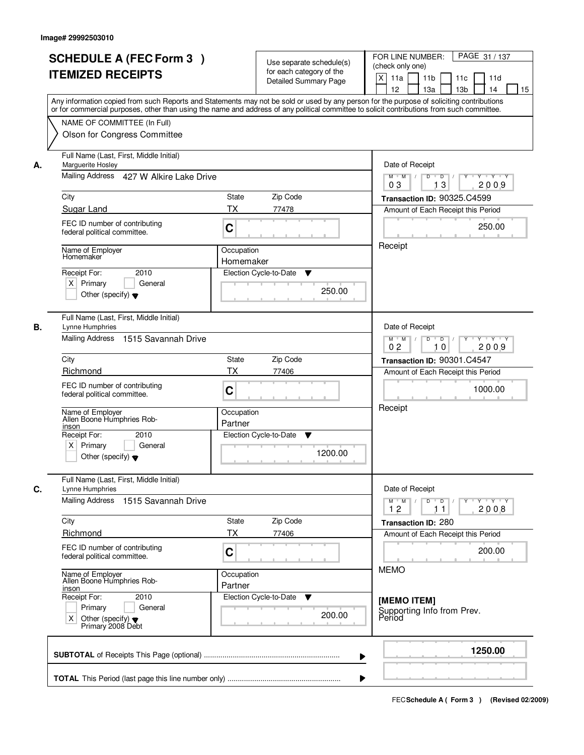Image# 29992503010

# SCHEDULE A (FEC Form 3 )
# ITEMIZED RECEIPTS

Use separate schedule(s) for each category of the Detailed Summary Page

FOR LINE NUMBER: (check only one)
[X] 11a [ ] 11b [ ] 11c [ ] 11d [ ] 12 [ ] 13a [ ] 13b [ ] 14 [ ] 15

Any information copied from such Reports and Statements may not be sold or used by any person for the purpose of soliciting contributions or for commercial purposes, other than using the name and address of any political committee to solicit contributions from such committee.

NAME OF COMMITTEE (In Full)
Olson for Congress Committee

---

**A.** Full Name (Last, First, Middle Initial): Marguerite Hosley

Mailing Address: 427 W Alkire Lake Drive

| City | State | Zip Code |
|---|---|---|
| Sugar Land | TX | 77478 |

FEC ID number of contributing federal political committee: C

Name of Employer: Homemaker
Occupation: Homemaker

Receipt For: 2010
[X] Primary [ ] General
[ ] Other (specify)

Election Cycle-to-Date: 250.00

Date of Receipt: 03 / 13 / 2009
Transaction ID: 90325.C4599
Amount of Each Receipt this Period: 250.00
Receipt

---

**B.** Full Name (Last, First, Middle Initial): Lynne Humphries

Mailing Address: 1515 Savannah Drive

| City | State | Zip Code |
|---|---|---|
| Richmond | TX | 77406 |

FEC ID number of contributing federal political committee: C

Name of Employer: Allen Boone Humphries Robinson
Occupation: Partner

Receipt For: 2010
[X] Primary [ ] General
[ ] Other (specify)

Election Cycle-to-Date: 1200.00

Date of Receipt: 02 / 10 / 2009
Transaction ID: 90301.C4547
Amount of Each Receipt this Period: 1000.00
Receipt

---

**C.** Full Name (Last, First, Middle Initial): Lynne Humphries

Mailing Address: 1515 Savannah Drive

| City | State | Zip Code |
|---|---|---|
| Richmond | TX | 77406 |

FEC ID number of contributing federal political committee: C

Name of Employer: Allen Boone Humphries Robinson
Occupation: Partner

Receipt For: 2010
[ ] Primary [ ] General
[X] Other (specify): Primary 2008 Debt

Election Cycle-to-Date: 200.00

Date of Receipt: 12 / 11 / 2008
Transaction ID: 280
Amount of Each Receipt this Period: 200.00
MEMO

**[MEMO ITEM]**
Supporting Info from Prev. Period

---

**SUBTOTAL** of Receipts This Page (optional) ........ 1250.00

**TOTAL** This Period (last page this line number only) ........

FEC **Schedule A ( Form 3 )** (Revised 02/2009)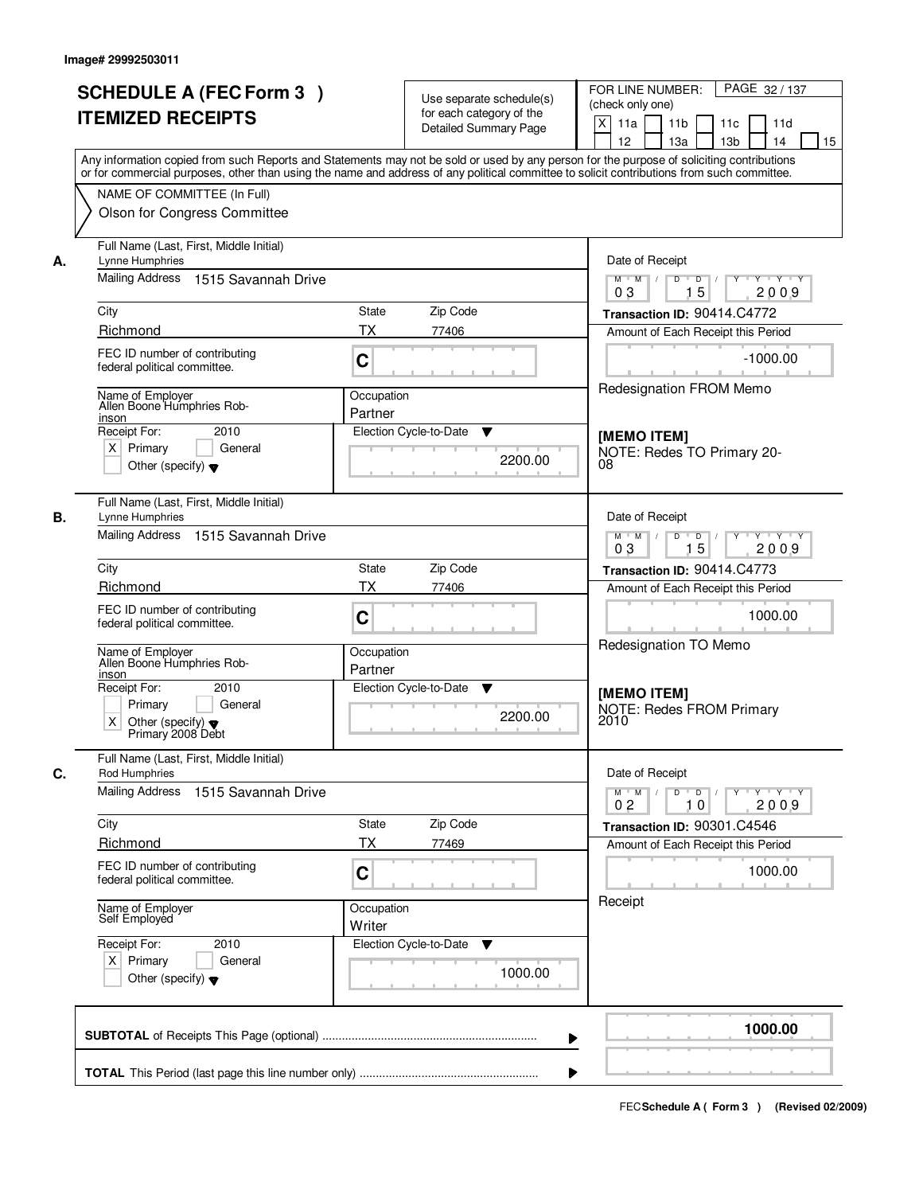Image# 29992503011

# SCHEDULE A (FEC Form 3 ) ITEMIZED RECEIPTS

Use separate schedule(s) for each category of the Detailed Summary Page

FOR LINE NUMBER: (check only one)

X 11a | 11b | 11c | 11d | 12 | 13a | 13b | 14 | 15

PAGE 32 / 137

Any information copied from such Reports and Statements may not be sold or used by any person for the purpose of soliciting contributions or for commercial purposes, other than using the name and address of any political committee to solicit contributions from such committee.

NAME OF COMMITTEE (In Full)
Olson for Congress Committee

---

**A.** Full Name (Last, First, Middle Initial): Lynne Humphries

Mailing Address: 1515 Savannah Drive

City: Richmond | State: TX | Zip Code: 77406

FEC ID number of contributing federal political committee: C

Name of Employer: Allen Boone Humphries Robinson

Occupation: Partner

Receipt For: 2010 — [X] Primary [ ] General [ ] Other (specify)

Election Cycle-to-Date: 2200.00

Date of Receipt: 03 / 15 / 2009

Transaction ID: 90414.C4772

Amount of Each Receipt this Period: -1000.00

Redesignation FROM Memo

**[MEMO ITEM]**
NOTE: Redes TO Primary 2008

---

**B.** Full Name (Last, First, Middle Initial): Lynne Humphries

Mailing Address: 1515 Savannah Drive

City: Richmond | State: TX | Zip Code: 77406

FEC ID number of contributing federal political committee: C

Name of Employer: Allen Boone Humphries Robinson

Occupation: Partner

Receipt For: 2010 — [ ] Primary [ ] General [X] Other (specify): Primary 2008 Debt

Election Cycle-to-Date: 2200.00

Date of Receipt: 03 / 15 / 2009

Transaction ID: 90414.C4773

Amount of Each Receipt this Period: 1000.00

Redesignation TO Memo

**[MEMO ITEM]**
NOTE: Redes FROM Primary 2010

---

**C.** Full Name (Last, First, Middle Initial): Rod Humphries

Mailing Address: 1515 Savannah Drive

City: Richmond | State: TX | Zip Code: 77469

FEC ID number of contributing federal political committee: C

Name of Employer: Self Employed

Occupation: Writer

Receipt For: 2010 — [X] Primary [ ] General [ ] Other (specify)

Election Cycle-to-Date: 1000.00

Date of Receipt: 02 / 10 / 2009

Transaction ID: 90301.C4546

Amount of Each Receipt this Period: 1000.00

Receipt

---

**SUBTOTAL** of Receipts This Page (optional): **1000.00**

**TOTAL** This Period (last page this line number only):

FEC **Schedule A ( Form 3 )** (Revised 02/2009)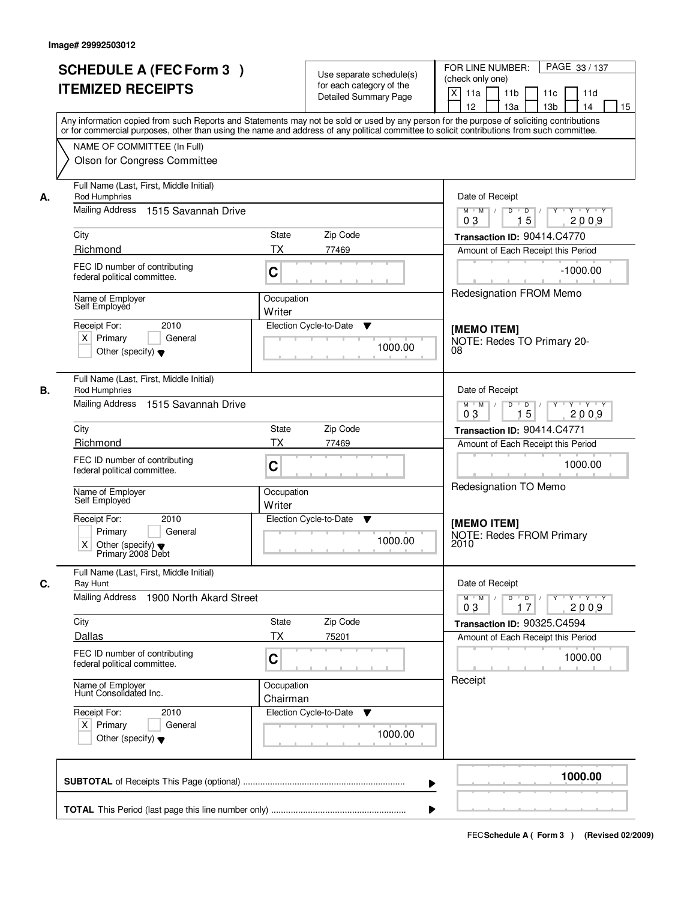Image# 29992503012

# SCHEDULE A (FEC Form 3 ) ITEMIZED RECEIPTS

Use separate schedule(s) for each category of the Detailed Summary Page

FOR LINE NUMBER: (check only one)
[X] 11a [ ] 11b [ ] 11c [ ] 11d [ ] 12 [ ] 13a [ ] 13b [ ] 14 [ ] 15

PAGE 33 / 137

Any information copied from such Reports and Statements may not be sold or used by any person for the purpose of soliciting contributions or for commercial purposes, other than using the name and address of any political committee to solicit contributions from such committee.

NAME OF COMMITTEE (In Full)
Olson for Congress Committee

---

**A.**

Full Name (Last, First, Middle Initial): Rod Humphries
Mailing Address: 1515 Savannah Drive
City: Richmond | State: TX | Zip Code: 77469
FEC ID number of contributing federal political committee: C
Name of Employer: Self Employed
Occupation: Writer
Receipt For: 2010 — [X] Primary [ ] General [ ] Other (specify)
Election Cycle-to-Date: 1000.00

Date of Receipt: 03 / 15 / 2009
Transaction ID: 90414.C4770
Amount of Each Receipt this Period: -1000.00
Redesignation FROM Memo

[MEMO ITEM]
NOTE: Redes TO Primary 20-08

---

**B.**

Full Name (Last, First, Middle Initial): Rod Humphries
Mailing Address: 1515 Savannah Drive
City: Richmond | State: TX | Zip Code: 77469
FEC ID number of contributing federal political committee: C
Name of Employer: Self Employed
Occupation: Writer
Receipt For: 2010 — [ ] Primary [ ] General [X] Other (specify): Primary 2008 Debt
Election Cycle-to-Date: 1000.00

Date of Receipt: 03 / 15 / 2009
Transaction ID: 90414.C4771
Amount of Each Receipt this Period: 1000.00
Redesignation TO Memo

[MEMO ITEM]
NOTE: Redes FROM Primary 2010

---

**C.**

Full Name (Last, First, Middle Initial): Ray Hunt
Mailing Address: 1900 North Akard Street
City: Dallas | State: TX | Zip Code: 75201
FEC ID number of contributing federal political committee: C
Name of Employer: Hunt Consolidated Inc.
Occupation: Chairman
Receipt For: 2010 — [X] Primary [ ] General [ ] Other (specify)
Election Cycle-to-Date: 1000.00

Date of Receipt: 03 / 17 / 2009
Transaction ID: 90325.C4594
Amount of Each Receipt this Period: 1000.00
Receipt

---

**SUBTOTAL** of Receipts This Page (optional): 1000.00

**TOTAL** This Period (last page this line number only):

FEC **Schedule A ( Form 3 )** (Revised 02/2009)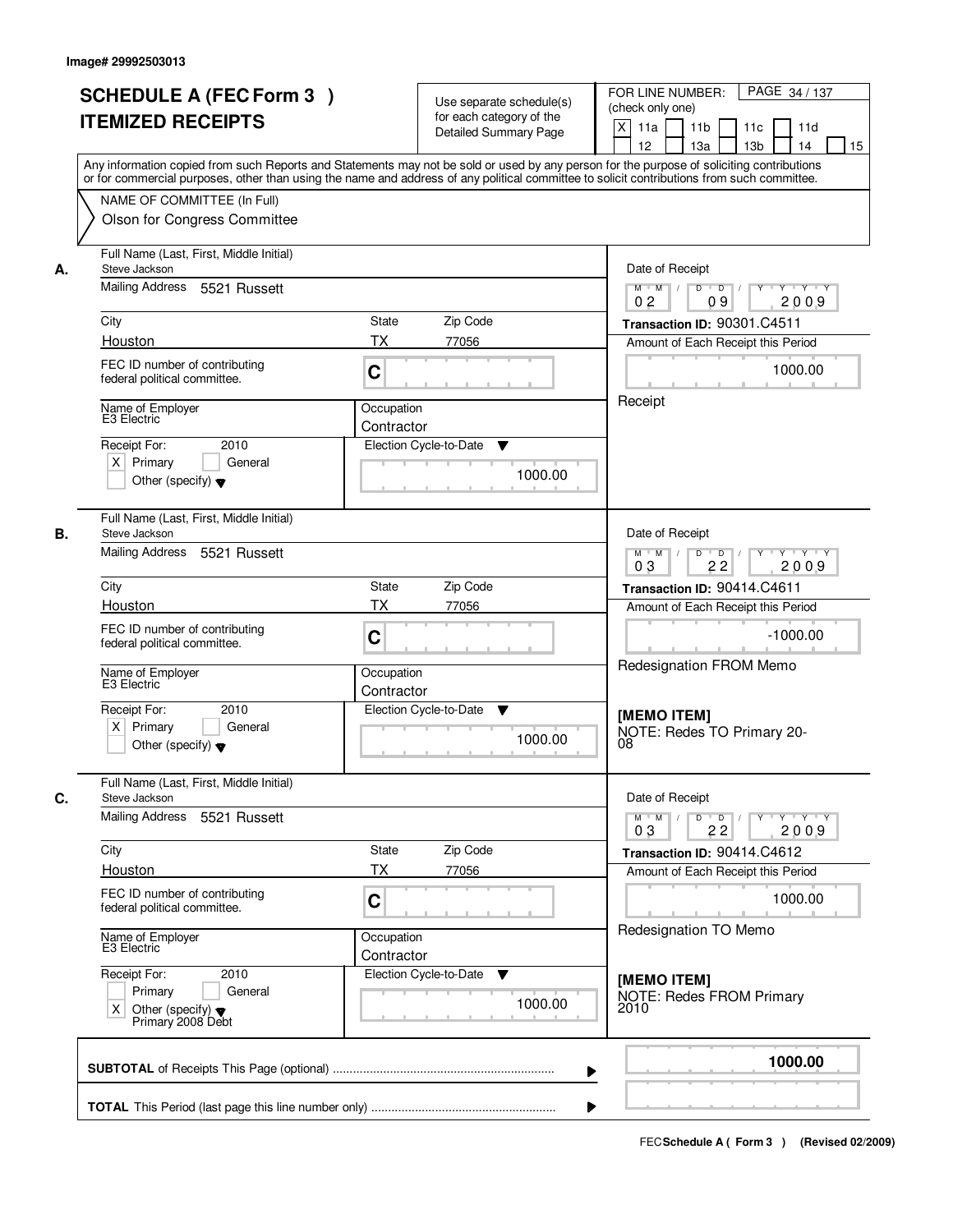Image# 29992503013

# SCHEDULE A (FEC Form 3 )
# ITEMIZED RECEIPTS

Use separate schedule(s) for each category of the Detailed Summary Page

FOR LINE NUMBER: (check only one)
[X] 11a [ ] 11b [ ] 11c [ ] 11d [ ] 12 [ ] 13a [ ] 13b [ ] 14 [ ] 15

PAGE 34 / 137

Any information copied from such Reports and Statements may not be sold or used by any person for the purpose of soliciting contributions or for commercial purposes, other than using the name and address of any political committee to solicit contributions from such committee.

NAME OF COMMITTEE (In Full)
Olson for Congress Committee

---

**A.**

Full Name (Last, First, Middle Initial): Steve Jackson

Mailing Address: 5521 Russett

City: Houston | State: TX | Zip Code: 77056

FEC ID number of contributing federal political committee: C

Name of Employer: E3 Electric

Occupation: Contractor

Receipt For: 2010 — [X] Primary [ ] General [ ] Other (specify)

Election Cycle-to-Date: 1000.00

Date of Receipt: 02 / 09 / 2009

Transaction ID: 90301.C4511

Amount of Each Receipt this Period: 1000.00

Receipt

---

**B.**

Full Name (Last, First, Middle Initial): Steve Jackson

Mailing Address: 5521 Russett

City: Houston | State: TX | Zip Code: 77056

FEC ID number of contributing federal political committee: C

Name of Employer: E3 Electric

Occupation: Contractor

Receipt For: 2010 — [X] Primary [ ] General [ ] Other (specify)

Election Cycle-to-Date: 1000.00

Date of Receipt: 03 / 22 / 2009

Transaction ID: 90414.C4611

Amount of Each Receipt this Period: -1000.00

Redesignation FROM Memo

[MEMO ITEM]
NOTE: Redes TO Primary 20-08

---

**C.**

Full Name (Last, First, Middle Initial): Steve Jackson

Mailing Address: 5521 Russett

City: Houston | State: TX | Zip Code: 77056

FEC ID number of contributing federal political committee: C

Name of Employer: E3 Electric

Occupation: Contractor

Receipt For: 2010 — [ ] Primary [ ] General [X] Other (specify) Primary 2008 Debt

Election Cycle-to-Date: 1000.00

Date of Receipt: 03 / 22 / 2009

Transaction ID: 90414.C4612

Amount of Each Receipt this Period: 1000.00

Redesignation TO Memo

[MEMO ITEM]
NOTE: Redes FROM Primary 2010

---

**SUBTOTAL** of Receipts This Page (optional): **1000.00**

**TOTAL** This Period (last page this line number only):

FEC **Schedule A ( Form 3 )** (Revised 02/2009)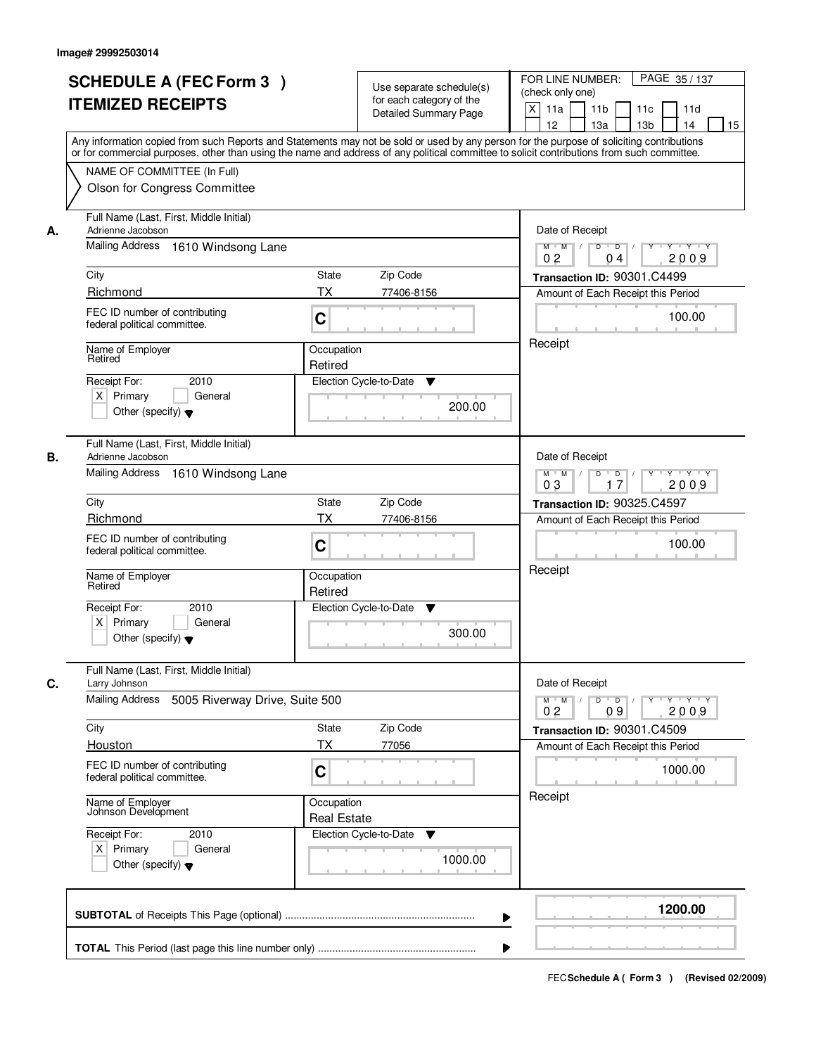Image# 29992503014

# SCHEDULE A (FEC Form 3 ) ITEMIZED RECEIPTS

Use separate schedule(s) for each category of the Detailed Summary Page

FOR LINE NUMBER: (check only one)

[X] 11a [ ] 11b [ ] 11c [ ] 11d [ ] 12 [ ] 13a [ ] 13b [ ] 14 [ ] 15

Any information copied from such Reports and Statements may not be sold or used by any person for the purpose of soliciting contributions or for commercial purposes, other than using the name and address of any political committee to solicit contributions from such committee.

NAME OF COMMITTEE (In Full)

Olson for Congress Committee

---

**A.**

Full Name (Last, First, Middle Initial): Adrienne Jacobson

Mailing Address: 1610 Windsong Lane

City: Richmond | State: TX | Zip Code: 77406-8156

FEC ID number of contributing federal political committee: C

Name of Employer: Retired

Occupation: Retired

Receipt For: 2010 [X] Primary [ ] General [ ] Other (specify)

Election Cycle-to-Date: 200.00

Date of Receipt: 02 / 04 / 2009

Transaction ID: 90301.C4499

Amount of Each Receipt this Period: 100.00

Receipt

---

**B.**

Full Name (Last, First, Middle Initial): Adrienne Jacobson

Mailing Address: 1610 Windsong Lane

City: Richmond | State: TX | Zip Code: 77406-8156

FEC ID number of contributing federal political committee: C

Name of Employer: Retired

Occupation: Retired

Receipt For: 2010 [X] Primary [ ] General [ ] Other (specify)

Election Cycle-to-Date: 300.00

Date of Receipt: 03 / 17 / 2009

Transaction ID: 90325.C4597

Amount of Each Receipt this Period: 100.00

Receipt

---

**C.**

Full Name (Last, First, Middle Initial): Larry Johnson

Mailing Address: 5005 Riverway Drive, Suite 500

City: Houston | State: TX | Zip Code: 77056

FEC ID number of contributing federal political committee: C

Name of Employer: Johnson Development

Occupation: Real Estate

Receipt For: 2010 [X] Primary [ ] General [ ] Other (specify)

Election Cycle-to-Date: 1000.00

Date of Receipt: 02 / 09 / 2009

Transaction ID: 90301.C4509

Amount of Each Receipt this Period: 1000.00

Receipt

---

**SUBTOTAL** of Receipts This Page (optional): **1200.00**

**TOTAL** This Period (last page this line number only):

FEC **Schedule A ( Form 3 )** (Revised 02/2009)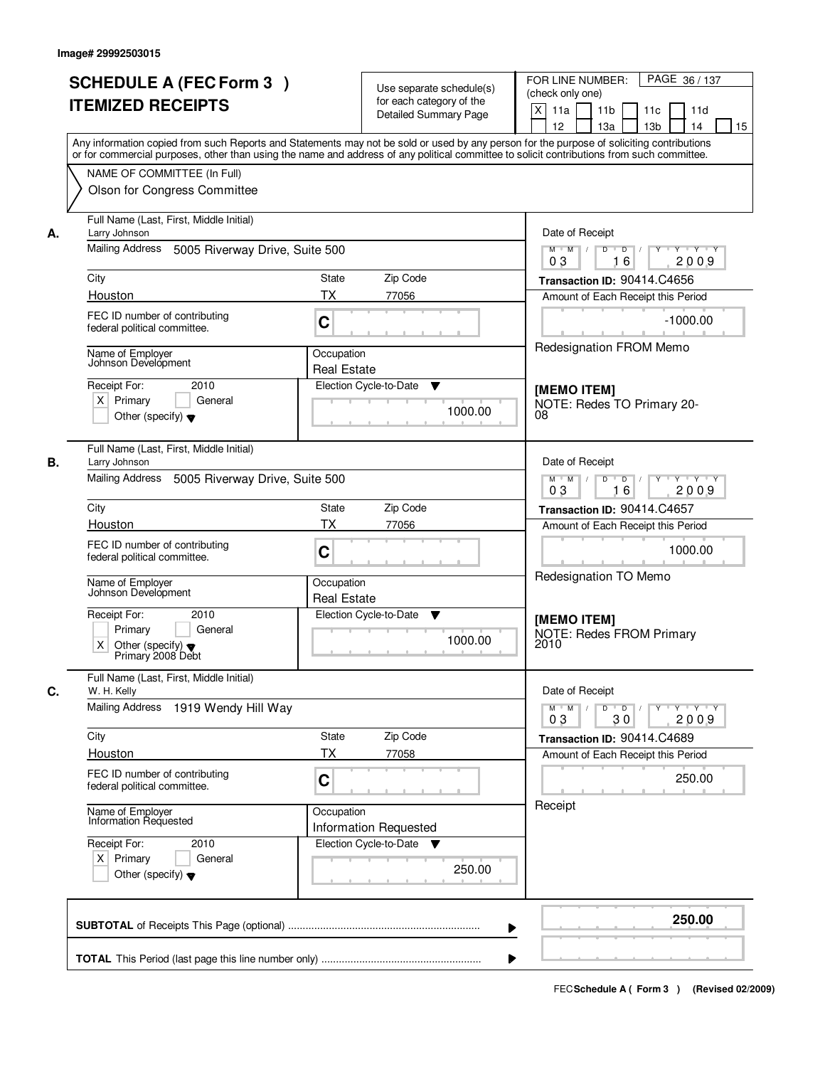Image# 29992503015

# SCHEDULE A (FEC Form 3 ) ITEMIZED RECEIPTS

Use separate schedule(s) for each category of the Detailed Summary Page

FOR LINE NUMBER: (check only one)

[X] 11a [ ] 11b [ ] 11c [ ] 11d [ ] 12 [ ] 13a [ ] 13b [ ] 14 [ ] 15

PAGE 36 / 137

Any information copied from such Reports and Statements may not be sold or used by any person for the purpose of soliciting contributions or for commercial purposes, other than using the name and address of any political committee to solicit contributions from such committee.

NAME OF COMMITTEE (In Full)
Olson for Congress Committee

---

**A.** Full Name (Last, First, Middle Initial): Larry Johnson

Mailing Address: 5005 Riverway Drive, Suite 500

City: Houston | State: TX | Zip Code: 77056

FEC ID number of contributing federal political committee: C

Name of Employer: Johnson Development

Occupation: Real Estate

Receipt For: 2010 — [X] Primary [ ] General [ ] Other (specify)

Election Cycle-to-Date: 1000.00

Date of Receipt: 03 / 16 / 2009

Transaction ID: 90414.C4656

Amount of Each Receipt this Period: -1000.00

Redesignation FROM Memo

[MEMO ITEM]
NOTE: Redes TO Primary 20-08

---

**B.** Full Name (Last, First, Middle Initial): Larry Johnson

Mailing Address: 5005 Riverway Drive, Suite 500

City: Houston | State: TX | Zip Code: 77056

FEC ID number of contributing federal political committee: C

Name of Employer: Johnson Development

Occupation: Real Estate

Receipt For: 2010 — [ ] Primary [ ] General [X] Other (specify) Primary 2008 Debt

Election Cycle-to-Date: 1000.00

Date of Receipt: 03 / 16 / 2009

Transaction ID: 90414.C4657

Amount of Each Receipt this Period: 1000.00

Redesignation TO Memo

[MEMO ITEM]
NOTE: Redes FROM Primary 2010

---

**C.** Full Name (Last, First, Middle Initial): W. H. Kelly

Mailing Address: 1919 Wendy Hill Way

City: Houston | State: TX | Zip Code: 77058

FEC ID number of contributing federal political committee: C

Name of Employer: Information Requested

Occupation: Information Requested

Receipt For: 2010 — [X] Primary [ ] General [ ] Other (specify)

Election Cycle-to-Date: 250.00

Date of Receipt: 03 / 30 / 2009

Transaction ID: 90414.C4689

Amount of Each Receipt this Period: 250.00

Receipt

---

**SUBTOTAL** of Receipts This Page (optional): **250.00**

**TOTAL** This Period (last page this line number only):

FEC **Schedule A ( Form 3 )** (Revised 02/2009)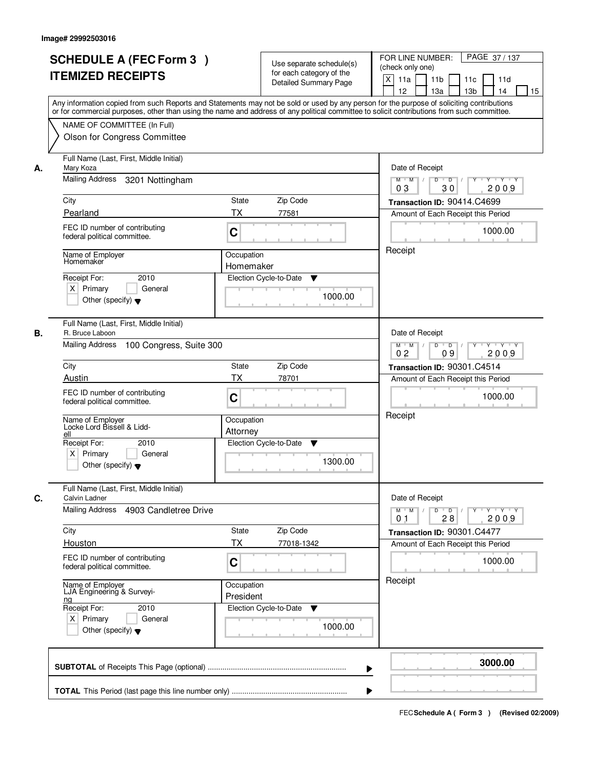Image# 29992503016

# SCHEDULE A (FEC Form 3 ) ITEMIZED RECEIPTS

Use separate schedule(s) for each category of the Detailed Summary Page

FOR LINE NUMBER: (check only one)
[X] 11a [ ] 11b [ ] 11c [ ] 11d [ ] 12 [ ] 13a [ ] 13b [ ] 14 [ ] 15

PAGE 37 / 137

Any information copied from such Reports and Statements may not be sold or used by any person for the purpose of soliciting contributions or for commercial purposes, other than using the name and address of any political committee to solicit contributions from such committee.

NAME OF COMMITTEE (In Full)
Olson for Congress Committee

---

**A.**
Full Name (Last, First, Middle Initial): Mary Koza
Mailing Address: 3201 Nottingham
City: Pearland | State: TX | Zip Code: 77581
FEC ID number of contributing federal political committee: C
Name of Employer: Homemaker
Occupation: Homemaker
Receipt For: 2010 — [X] Primary [ ] General [ ] Other (specify)
Election Cycle-to-Date: 1000.00
Date of Receipt: 03 / 30 / 2009
Transaction ID: 90414.C4699
Amount of Each Receipt this Period: 1000.00
Receipt

---

**B.**
Full Name (Last, First, Middle Initial): R. Bruce Laboon
Mailing Address: 100 Congress, Suite 300
City: Austin | State: TX | Zip Code: 78701
FEC ID number of contributing federal political committee: C
Name of Employer: Locke Lord Bissell & Liddell
Occupation: Attorney
Receipt For: 2010 — [X] Primary [ ] General [ ] Other (specify)
Election Cycle-to-Date: 1300.00
Date of Receipt: 02 / 09 / 2009
Transaction ID: 90301.C4514
Amount of Each Receipt this Period: 1000.00
Receipt

---

**C.**
Full Name (Last, First, Middle Initial): Calvin Ladner
Mailing Address: 4903 Candletree Drive
City: Houston | State: TX | Zip Code: 77018-1342
FEC ID number of contributing federal political committee: C
Name of Employer: LJA Engineering & Surveying
Occupation: President
Receipt For: 2010 — [X] Primary [ ] General [ ] Other (specify)
Election Cycle-to-Date: 1000.00
Date of Receipt: 01 / 28 / 2009
Transaction ID: 90301.C4477
Amount of Each Receipt this Period: 1000.00
Receipt

---

**SUBTOTAL** of Receipts This Page (optional): **3000.00**

**TOTAL** This Period (last page this line number only):

FEC **Schedule A ( Form 3 )** (Revised 02/2009)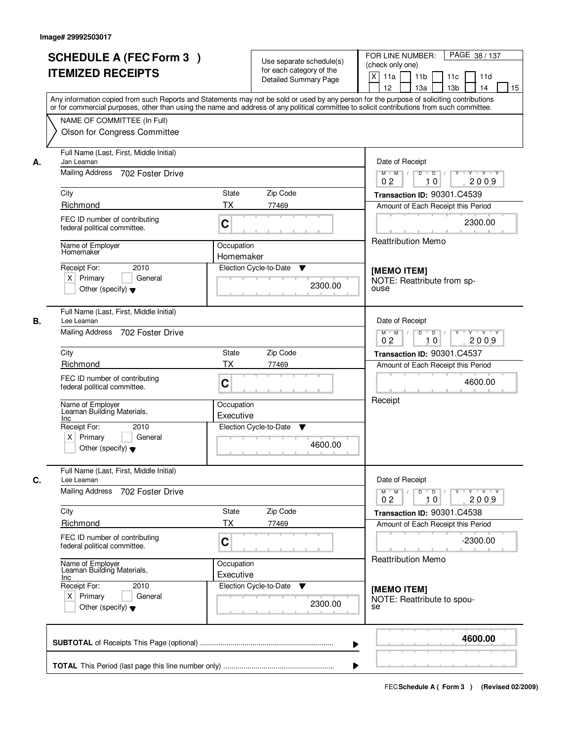Image# 29992503017

# SCHEDULE A (FEC Form 3 ) ITEMIZED RECEIPTS

Use separate schedule(s) for each category of the Detailed Summary Page

FOR LINE NUMBER: (check only one)

[X] 11a [ ] 11b [ ] 11c [ ] 11d [ ] 12 [ ] 13a [ ] 13b [ ] 14 [ ] 15

PAGE 38 / 137

Any information copied from such Reports and Statements may not be sold or used by any person for the purpose of soliciting contributions or for commercial purposes, other than using the name and address of any political committee to solicit contributions from such committee.

NAME OF COMMITTEE (In Full)
Olson for Congress Committee

---

**A.** Full Name (Last, First, Middle Initial): Jan Leaman

Mailing Address: 702 Foster Drive

City: Richmond | State: TX | Zip Code: 77469

FEC ID number of contributing federal political committee: C

Name of Employer: Homemaker

Occupation: Homemaker

Receipt For: 2010 — [X] Primary [ ] General [ ] Other (specify)

Election Cycle-to-Date: 2300.00

Date of Receipt: 02 / 10 / 2009

Transaction ID: 90301.C4539

Amount of Each Receipt this Period: 2300.00

Reattribution Memo

[MEMO ITEM]
NOTE: Reattribute from spouse

---

**B.** Full Name (Last, First, Middle Initial): Lee Leaman

Mailing Address: 702 Foster Drive

City: Richmond | State: TX | Zip Code: 77469

FEC ID number of contributing federal political committee: C

Name of Employer: Leaman Building Materials, Inc

Occupation: Executive

Receipt For: 2010 — [X] Primary [ ] General [ ] Other (specify)

Election Cycle-to-Date: 4600.00

Date of Receipt: 02 / 10 / 2009

Transaction ID: 90301.C4537

Amount of Each Receipt this Period: 4600.00

Receipt

---

**C.** Full Name (Last, First, Middle Initial): Lee Leaman

Mailing Address: 702 Foster Drive

City: Richmond | State: TX | Zip Code: 77469

FEC ID number of contributing federal political committee: C

Name of Employer: Leaman Building Materials, Inc

Occupation: Executive

Receipt For: 2010 — [X] Primary [ ] General [ ] Other (specify)

Election Cycle-to-Date: 2300.00

Date of Receipt: 02 / 10 / 2009

Transaction ID: 90301.C4538

Amount of Each Receipt this Period: -2300.00

Reattribution Memo

[MEMO ITEM]
NOTE: Reattribute to spouse

---

**SUBTOTAL** of Receipts This Page (optional): **4600.00**

**TOTAL** This Period (last page this line number only):

FEC Schedule A ( Form 3 ) (Revised 02/2009)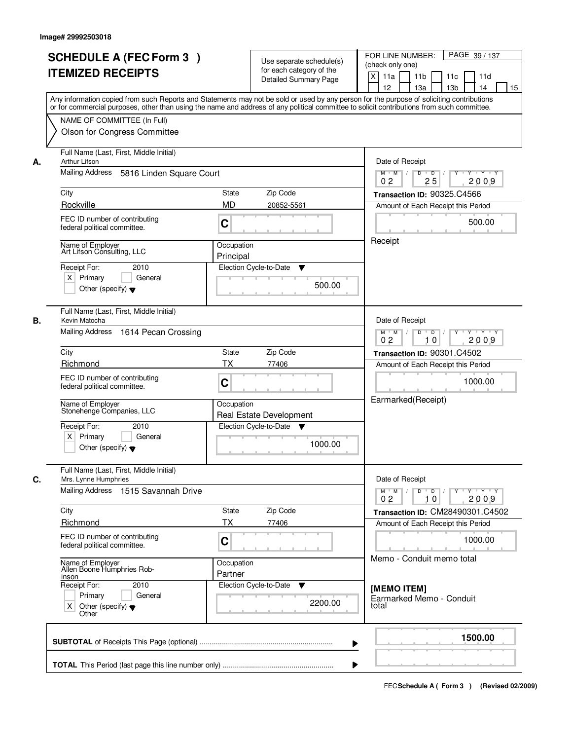Image# 29992503018

# SCHEDULE A (FEC Form 3 ) ITEMIZED RECEIPTS

Use separate schedule(s) for each category of the Detailed Summary Page

FOR LINE NUMBER: (check only one)

PAGE 39 / 137

[X] 11a [ ] 11b [ ] 11c [ ] 11d [ ] 12 [ ] 13a [ ] 13b [ ] 14 [ ] 15

Any information copied from such Reports and Statements may not be sold or used by any person for the purpose of soliciting contributions or for commercial purposes, other than using the name and address of any political committee to solicit contributions from such committee.

NAME OF COMMITTEE (In Full)
Olson for Congress Committee

---

**A.**

Full Name (Last, First, Middle Initial): Arthur Lifson

Mailing Address: 5816 Linden Square Court

City: Rockville | State: MD | Zip Code: 20852-5561

FEC ID number of contributing federal political committee: C

Name of Employer: Art Lifson Consulting, LLC

Occupation: Principal

Receipt For: 2010 — [X] Primary [ ] General [ ] Other (specify)

Election Cycle-to-Date: 500.00

Date of Receipt: 02 / 25 / 2009

Transaction ID: 90325.C4566

Amount of Each Receipt this Period: 500.00

Receipt

---

**B.**

Full Name (Last, First, Middle Initial): Kevin Matocha

Mailing Address: 1614 Pecan Crossing

City: Richmond | State: TX | Zip Code: 77406

FEC ID number of contributing federal political committee: C

Name of Employer: Stonehenge Companies, LLC

Occupation: Real Estate Development

Receipt For: 2010 — [X] Primary [ ] General [ ] Other (specify)

Election Cycle-to-Date: 1000.00

Date of Receipt: 02 / 10 / 2009

Transaction ID: 90301.C4502

Amount of Each Receipt this Period: 1000.00

Earmarked(Receipt)

---

**C.**

Full Name (Last, First, Middle Initial): Mrs. Lynne Humphries

Mailing Address: 1515 Savannah Drive

City: Richmond | State: TX | Zip Code: 77406

FEC ID number of contributing federal political committee: C

Name of Employer: Allen Boone Humphries Robinson

Occupation: Partner

Receipt For: 2010 — [ ] Primary [ ] General [X] Other (specify) Other

Election Cycle-to-Date: 2200.00

Date of Receipt: 02 / 10 / 2009

Transaction ID: CM28490301.C4502

Amount of Each Receipt this Period: 1000.00

Memo - Conduit memo total

**[MEMO ITEM]**
Earmarked Memo - Conduit total

---

**SUBTOTAL** of Receipts This Page (optional): **1500.00**

**TOTAL** This Period (last page this line number only):

FEC **Schedule A ( Form 3 )** (Revised 02/2009)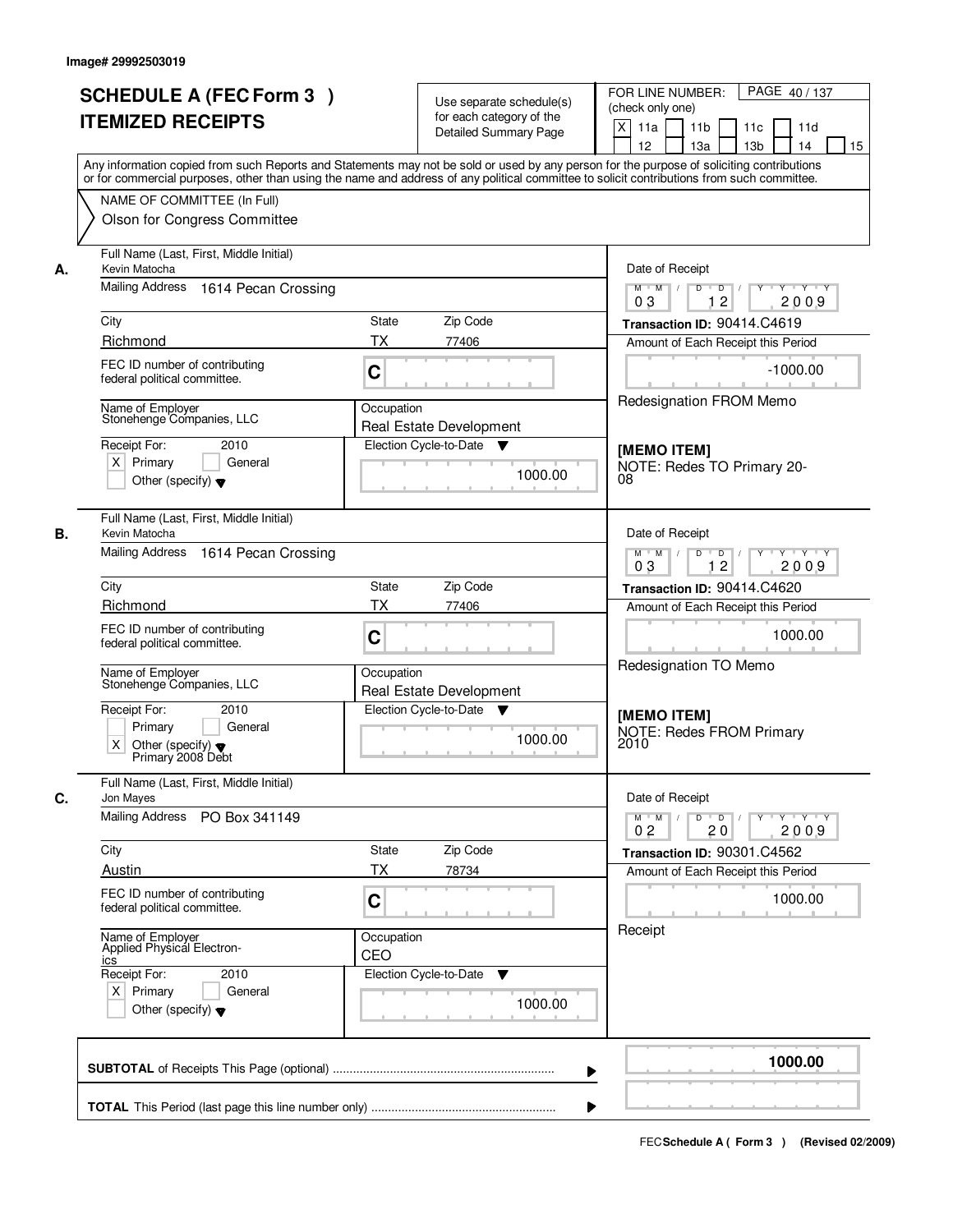Image# 29992503019

# SCHEDULE A (FEC Form 3 )
## ITEMIZED RECEIPTS

Use separate schedule(s) for each category of the Detailed Summary Page

FOR LINE NUMBER: (check only one)
[X] 11a [ ] 11b [ ] 11c [ ] 11d [ ] 12 [ ] 13a [ ] 13b [ ] 14 [ ] 15

PAGE 40 / 137

Any information copied from such Reports and Statements may not be sold or used by any person for the purpose of soliciting contributions or for commercial purposes, other than using the name and address of any political committee to solicit contributions from such committee.

NAME OF COMMITTEE (In Full)
Olson for Congress Committee

---

**A.**
Full Name (Last, First, Middle Initial): Kevin Matocha
Mailing Address: 1614 Pecan Crossing
City: Richmond | State: TX | Zip Code: 77406
FEC ID number of contributing federal political committee: C
Name of Employer: Stonehenge Companies, LLC
Occupation: Real Estate Development
Receipt For: 2010 — [X] Primary [ ] General [ ] Other (specify)
Election Cycle-to-Date: 1000.00

Date of Receipt: 03 / 12 / 2009
Transaction ID: 90414.C4619
Amount of Each Receipt this Period: -1000.00
Redesignation FROM Memo

**[MEMO ITEM]**
NOTE: Redes TO Primary 2008

---

**B.**
Full Name (Last, First, Middle Initial): Kevin Matocha
Mailing Address: 1614 Pecan Crossing
City: Richmond | State: TX | Zip Code: 77406
FEC ID number of contributing federal political committee: C
Name of Employer: Stonehenge Companies, LLC
Occupation: Real Estate Development
Receipt For: 2010 — [ ] Primary [ ] General [X] Other (specify): Primary 2008 Debt
Election Cycle-to-Date: 1000.00

Date of Receipt: 03 / 12 / 2009
Transaction ID: 90414.C4620
Amount of Each Receipt this Period: 1000.00
Redesignation TO Memo

**[MEMO ITEM]**
NOTE: Redes FROM Primary 2010

---

**C.**
Full Name (Last, First, Middle Initial): Jon Mayes
Mailing Address: PO Box 341149
City: Austin | State: TX | Zip Code: 78734
FEC ID number of contributing federal political committee: C
Name of Employer: Applied Physical Electronics
Occupation: CEO
Receipt For: 2010 — [X] Primary [ ] General [ ] Other (specify)
Election Cycle-to-Date: 1000.00

Date of Receipt: 02 / 20 / 2009
Transaction ID: 90301.C4562
Amount of Each Receipt this Period: 1000.00
Receipt

---

**SUBTOTAL** of Receipts This Page (optional): **1000.00**

**TOTAL** This Period (last page this line number only):

FEC **Schedule A ( Form 3 )** (Revised 02/2009)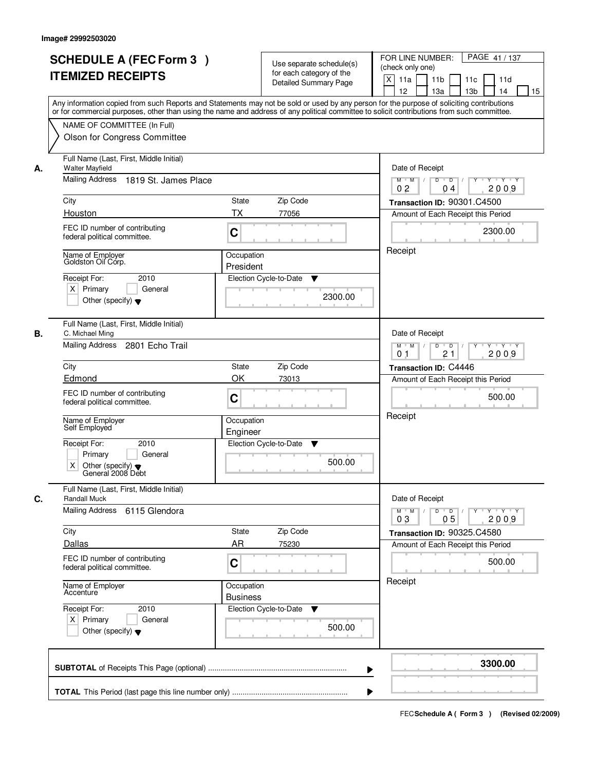Image# 29992503020

# SCHEDULE A (FEC Form 3 )
# ITEMIZED RECEIPTS

Use separate schedule(s) for each category of the Detailed Summary Page

FOR LINE NUMBER: (check only one)
[X] 11a [ ] 11b [ ] 11c [ ] 11d [ ] 12 [ ] 13a [ ] 13b [ ] 14 [ ] 15

PAGE 41 / 137

Any information copied from such Reports and Statements may not be sold or used by any person for the purpose of soliciting contributions or for commercial purposes, other than using the name and address of any political committee to solicit contributions from such committee.

NAME OF COMMITTEE (In Full)
Olson for Congress Committee

---

**A.** Full Name (Last, First, Middle Initial): Walter Mayfield
Mailing Address: 1819 St. James Place
City: Houston | State: TX | Zip Code: 77056
FEC ID number of contributing federal political committee: C
Name of Employer: Goldston Oil Corp.
Occupation: President
Receipt For: 2010 — [X] Primary [ ] General [ ] Other (specify)
Election Cycle-to-Date: 2300.00
Date of Receipt: 02 04 2009
Transaction ID: 90301.C4500
Amount of Each Receipt this Period: 2300.00
Receipt

---

**B.** Full Name (Last, First, Middle Initial): C. Michael Ming
Mailing Address: 2801 Echo Trail
City: Edmond | State: OK | Zip Code: 73013
FEC ID number of contributing federal political committee: C
Name of Employer: Self Employed
Occupation: Engineer
Receipt For: 2010 — [ ] Primary [ ] General [X] Other (specify): General 2008 Debt
Election Cycle-to-Date: 500.00
Date of Receipt: 01 21 2009
Transaction ID: C4446
Amount of Each Receipt this Period: 500.00
Receipt

---

**C.** Full Name (Last, First, Middle Initial): Randall Muck
Mailing Address: 6115 Glendora
City: Dallas | State: AR | Zip Code: 75230
FEC ID number of contributing federal political committee: C
Name of Employer: Accenture
Occupation: Business
Receipt For: 2010 — [X] Primary [ ] General [ ] Other (specify)
Election Cycle-to-Date: 500.00
Date of Receipt: 03 05 2009
Transaction ID: 90325.C4580
Amount of Each Receipt this Period: 500.00
Receipt

---

**SUBTOTAL** of Receipts This Page (optional): **3300.00**

**TOTAL** This Period (last page this line number only):

FEC Schedule A ( Form 3 ) (Revised 02/2009)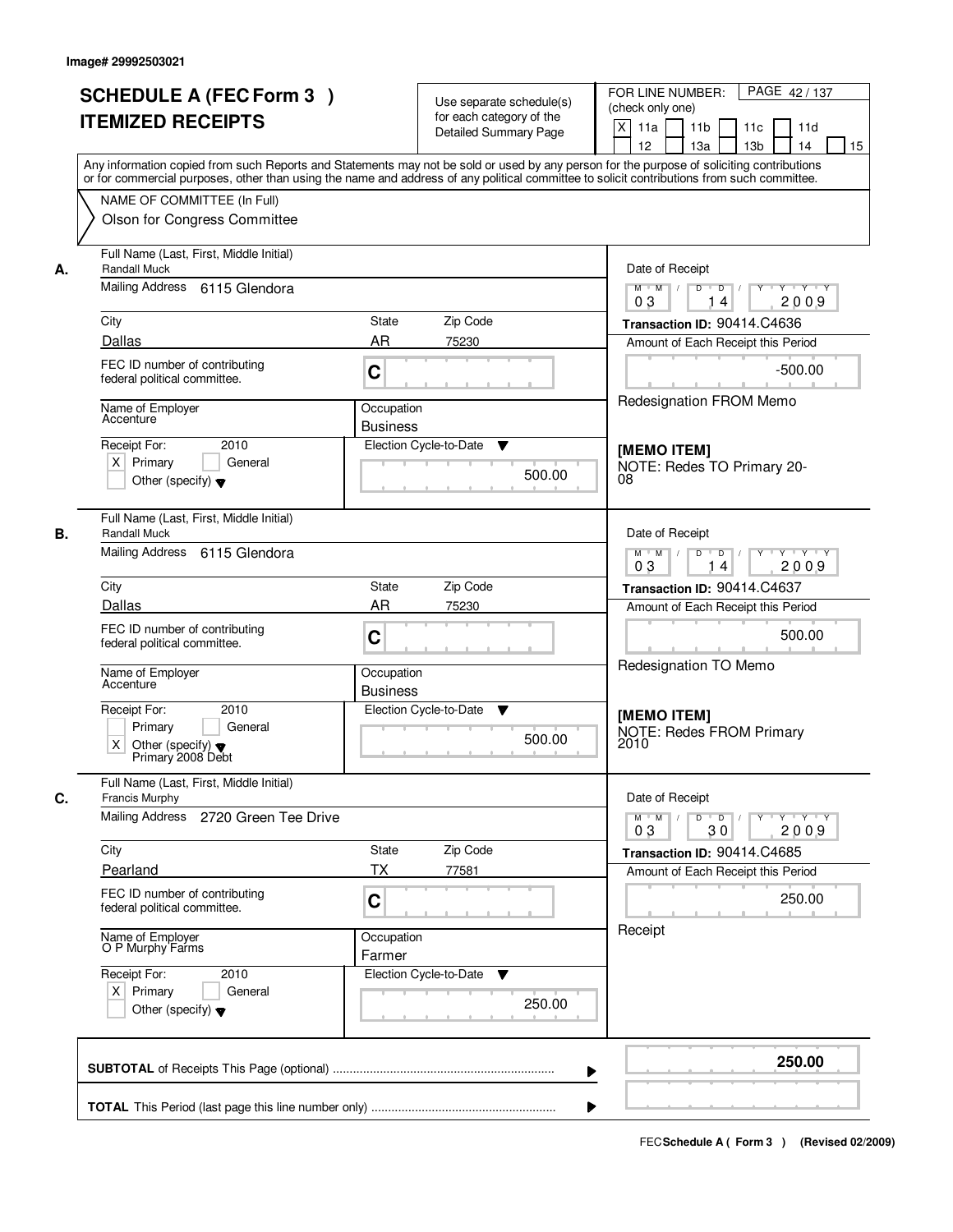Image# 29992503021

# SCHEDULE A (FEC Form 3 )
# ITEMIZED RECEIPTS

Use separate schedule(s) for each category of the Detailed Summary Page

FOR LINE NUMBER: (check only one)

[X] 11a [ ] 11b [ ] 11c [ ] 11d [ ] 12 [ ] 13a [ ] 13b [ ] 14 [ ] 15

PAGE 42 / 137

Any information copied from such Reports and Statements may not be sold or used by any person for the purpose of soliciting contributions or for commercial purposes, other than using the name and address of any political committee to solicit contributions from such committee.

NAME OF COMMITTEE (In Full)

Olson for Congress Committee

---

**A.** Full Name (Last, First, Middle Initial): Randall Muck

Mailing Address: 6115 Glendora

City: Dallas | State: AR | Zip Code: 75230

FEC ID number of contributing federal political committee: C

Name of Employer: Accenture | Occupation: Business

Receipt For: 2010 — [X] Primary [ ] General [ ] Other (specify)

Election Cycle-to-Date: 500.00

Date of Receipt: 03 / 14 / 2009

Transaction ID: 90414.C4636

Amount of Each Receipt this Period: -500.00

Redesignation FROM Memo

**[MEMO ITEM]**
NOTE: Redes TO Primary 20-08

---

**B.** Full Name (Last, First, Middle Initial): Randall Muck

Mailing Address: 6115 Glendora

City: Dallas | State: AR | Zip Code: 75230

FEC ID number of contributing federal political committee: C

Name of Employer: Accenture | Occupation: Business

Receipt For: 2010 — [ ] Primary [ ] General [X] Other (specify) Primary 2008 Debt

Election Cycle-to-Date: 500.00

Date of Receipt: 03 / 14 / 2009

Transaction ID: 90414.C4637

Amount of Each Receipt this Period: 500.00

Redesignation TO Memo

**[MEMO ITEM]**
NOTE: Redes FROM Primary 2010

---

**C.** Full Name (Last, First, Middle Initial): Francis Murphy

Mailing Address: 2720 Green Tee Drive

City: Pearland | State: TX | Zip Code: 77581

FEC ID number of contributing federal political committee: C

Name of Employer: O P Murphy Farms | Occupation: Farmer

Receipt For: 2010 — [X] Primary [ ] General [ ] Other (specify)

Election Cycle-to-Date: 250.00

Date of Receipt: 03 / 30 / 2009

Transaction ID: 90414.C4685

Amount of Each Receipt this Period: 250.00

Receipt

---

**SUBTOTAL** of Receipts This Page (optional): **250.00**

**TOTAL** This Period (last page this line number only):

FEC **Schedule A ( Form 3 )** (Revised 02/2009)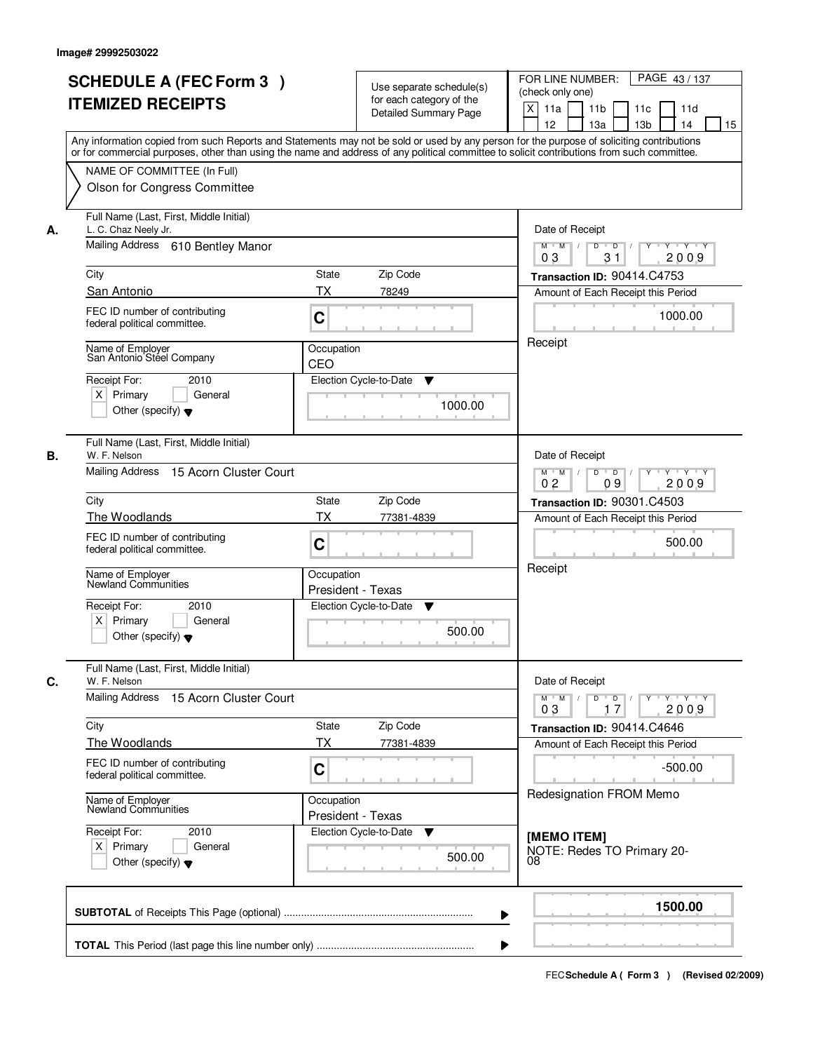Image# 29992503022

# SCHEDULE A (FEC Form 3 )
# ITEMIZED RECEIPTS

Use separate schedule(s) for each category of the Detailed Summary Page

FOR LINE NUMBER: (check only one)

[X] 11a [ ] 11b [ ] 11c [ ] 11d [ ] 12 [ ] 13a [ ] 13b [ ] 14 [ ] 15

PAGE 43 / 137

Any information copied from such Reports and Statements may not be sold or used by any person for the purpose of soliciting contributions or for commercial purposes, other than using the name and address of any political committee to solicit contributions from such committee.

NAME OF COMMITTEE (In Full)
Olson for Congress Committee

---

**A.** Full Name (Last, First, Middle Initial): L. C. Chaz Neely Jr.

Mailing Address: 610 Bentley Manor

City: San Antonio | State: TX | Zip Code: 78249

FEC ID number of contributing federal political committee: C

Name of Employer: San Antonio Steel Company

Occupation: CEO

Receipt For: 2010 [X] Primary [ ] General [ ] Other (specify)

Election Cycle-to-Date: 1000.00

Date of Receipt: 03 / 31 / 2009

Transaction ID: 90414.C4753

Amount of Each Receipt this Period: 1000.00

Receipt

---

**B.** Full Name (Last, First, Middle Initial): W. F. Nelson

Mailing Address: 15 Acorn Cluster Court

City: The Woodlands | State: TX | Zip Code: 77381-4839

FEC ID number of contributing federal political committee: C

Name of Employer: Newland Communities

Occupation: President - Texas

Receipt For: 2010 [X] Primary [ ] General [ ] Other (specify)

Election Cycle-to-Date: 500.00

Date of Receipt: 02 / 09 / 2009

Transaction ID: 90301.C4503

Amount of Each Receipt this Period: 500.00

Receipt

---

**C.** Full Name (Last, First, Middle Initial): W. F. Nelson

Mailing Address: 15 Acorn Cluster Court

City: The Woodlands | State: TX | Zip Code: 77381-4839

FEC ID number of contributing federal political committee: C

Name of Employer: Newland Communities

Occupation: President - Texas

Receipt For: 2010 [X] Primary [ ] General [ ] Other (specify)

Election Cycle-to-Date: 500.00

Date of Receipt: 03 / 17 / 2009

Transaction ID: 90414.C4646

Amount of Each Receipt this Period: -500.00

Redesignation FROM Memo

**[MEMO ITEM]**
NOTE: Redes TO Primary 20-08

---

**SUBTOTAL** of Receipts This Page (optional): **1500.00**

**TOTAL** This Period (last page this line number only):

FEC Schedule A ( Form 3 ) (Revised 02/2009)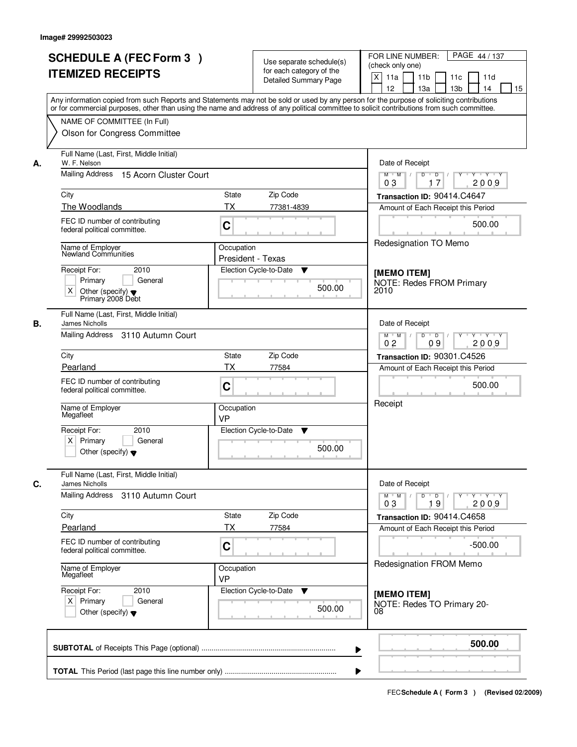Image# 29992503023

# SCHEDULE A (FEC Form 3 )
## ITEMIZED RECEIPTS

Use separate schedule(s) for each category of the Detailed Summary Page

FOR LINE NUMBER: (check only one)
[X] 11a [ ] 11b [ ] 11c [ ] 11d [ ] 12 [ ] 13a [ ] 13b [ ] 14 [ ] 15

PAGE 44 / 137

Any information copied from such Reports and Statements may not be sold or used by any person for the purpose of soliciting contributions or for commercial purposes, other than using the name and address of any political committee to solicit contributions from such committee.

NAME OF COMMITTEE (In Full)
Olson for Congress Committee

---

**A.** Full Name (Last, First, Middle Initial): W. F. Nelson

Mailing Address: 15 Acorn Cluster Court

City: The Woodlands | State: TX | Zip Code: 77381-4839

FEC ID number of contributing federal political committee: C

Name of Employer: Newland Communities

Occupation: President - Texas

Receipt For: 2010 [ ] Primary [ ] General [X] Other (specify): Primary 2008 Debt

Election Cycle-to-Date: 500.00

Date of Receipt: 03 / 17 / 2009

Transaction ID: 90414.C4647

Amount of Each Receipt this Period: 500.00

Redesignation TO Memo

**[MEMO ITEM]**
NOTE: Redes FROM Primary 2010

---

**B.** Full Name (Last, First, Middle Initial): James Nicholls

Mailing Address: 3110 Autumn Court

City: Pearland | State: TX | Zip Code: 77584

FEC ID number of contributing federal political committee: C

Name of Employer: Megafleet

Occupation: VP

Receipt For: 2010 [X] Primary [ ] General [ ] Other (specify)

Election Cycle-to-Date: 500.00

Date of Receipt: 02 / 09 / 2009

Transaction ID: 90301.C4526

Amount of Each Receipt this Period: 500.00

Receipt

---

**C.** Full Name (Last, First, Middle Initial): James Nicholls

Mailing Address: 3110 Autumn Court

City: Pearland | State: TX | Zip Code: 77584

FEC ID number of contributing federal political committee: C

Name of Employer: Megafleet

Occupation: VP

Receipt For: 2010 [X] Primary [ ] General [ ] Other (specify)

Election Cycle-to-Date: 500.00

Date of Receipt: 03 / 19 / 2009

Transaction ID: 90414.C4658

Amount of Each Receipt this Period: -500.00

Redesignation FROM Memo

**[MEMO ITEM]**
NOTE: Redes TO Primary 20-08

---

**SUBTOTAL** of Receipts This Page (optional): **500.00**

**TOTAL** This Period (last page this line number only):

FEC Schedule A ( Form 3 ) (Revised 02/2009)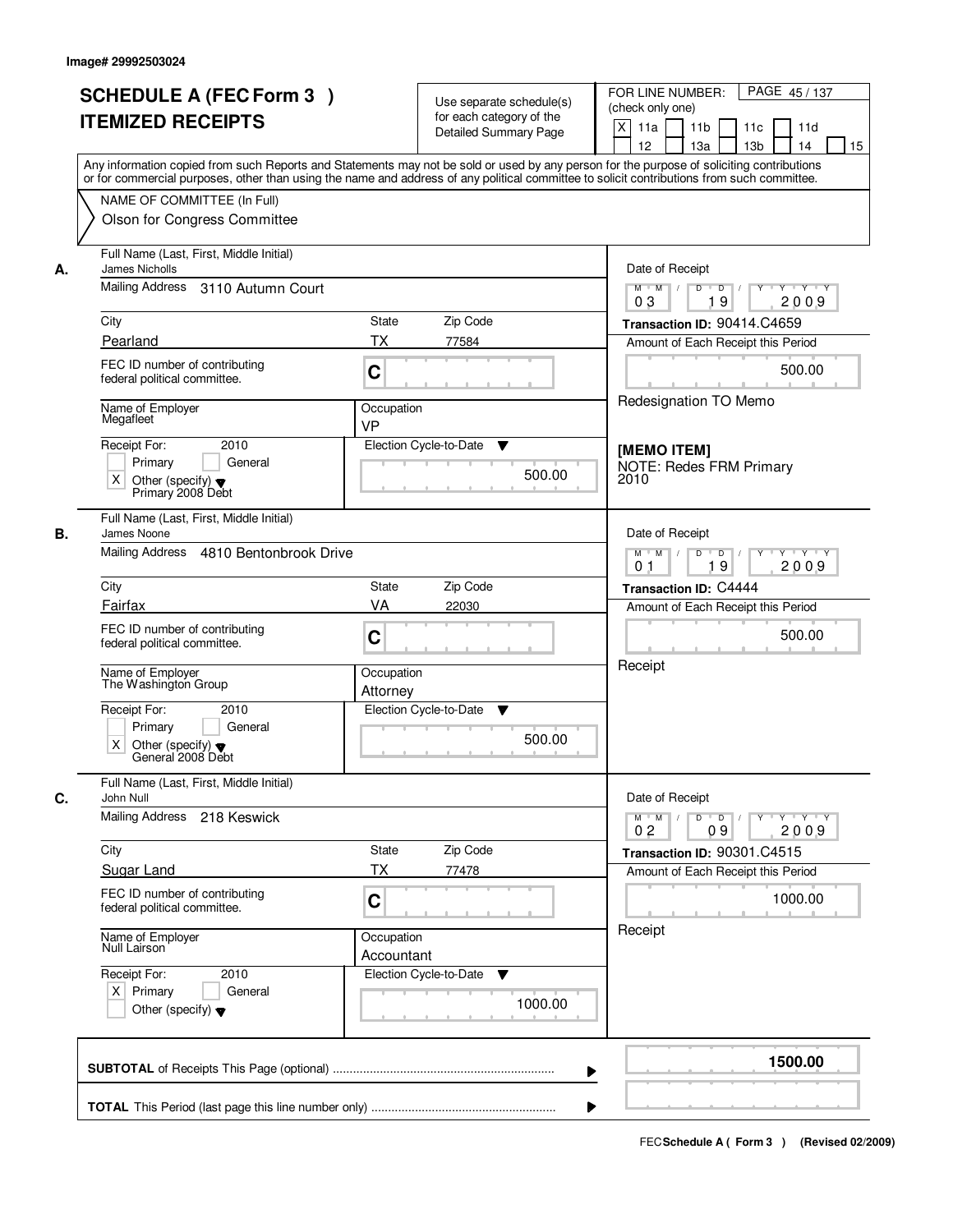Image# 29992503024

# SCHEDULE A (FEC Form 3 )
## ITEMIZED RECEIPTS

Use separate schedule(s) for each category of the Detailed Summary Page

FOR LINE NUMBER: (check only one)
[X] 11a [ ] 11b [ ] 11c [ ] 11d [ ] 12 [ ] 13a [ ] 13b [ ] 14 [ ] 15

Any information copied from such Reports and Statements may not be sold or used by any person for the purpose of soliciting contributions or for commercial purposes, other than using the name and address of any political committee to solicit contributions from such committee.

NAME OF COMMITTEE (In Full)
Olson for Congress Committee

---

**A.**

Full Name (Last, First, Middle Initial): James Nicholls
Mailing Address: 3110 Autumn Court
City: Pearland | State: TX | Zip Code: 77584
FEC ID number of contributing federal political committee: C
Name of Employer: Megafleet | Occupation: VP
Receipt For: 2010 — [ ] Primary [ ] General [X] Other (specify): Primary 2008 Debt
Election Cycle-to-Date: 500.00

Date of Receipt: 03/19/2009
Transaction ID: 90414.C4659
Amount of Each Receipt this Period: 500.00
Redesignation TO Memo

**[MEMO ITEM]**
NOTE: Redes FRM Primary 2010

---

**B.**

Full Name (Last, First, Middle Initial): James Noone
Mailing Address: 4810 Bentonbrook Drive
City: Fairfax | State: VA | Zip Code: 22030
FEC ID number of contributing federal political committee: C
Name of Employer: The Washington Group | Occupation: Attorney
Receipt For: 2010 — [ ] Primary [ ] General [X] Other (specify): General 2008 Debt
Election Cycle-to-Date: 500.00

Date of Receipt: 01/19/2009
Transaction ID: C4444
Amount of Each Receipt this Period: 500.00
Receipt

---

**C.**

Full Name (Last, First, Middle Initial): John Null
Mailing Address: 218 Keswick
City: Sugar Land | State: TX | Zip Code: 77478
FEC ID number of contributing federal political committee: C
Name of Employer: Null Lairson | Occupation: Accountant
Receipt For: 2010 — [X] Primary [ ] General [ ] Other (specify)
Election Cycle-to-Date: 1000.00

Date of Receipt: 02/09/2009
Transaction ID: 90301.C4515
Amount of Each Receipt this Period: 1000.00
Receipt

---

**SUBTOTAL** of Receipts This Page (optional): **1500.00**

**TOTAL** This Period (last page this line number only):

FEC Schedule A ( Form 3 ) (Revised 02/2009)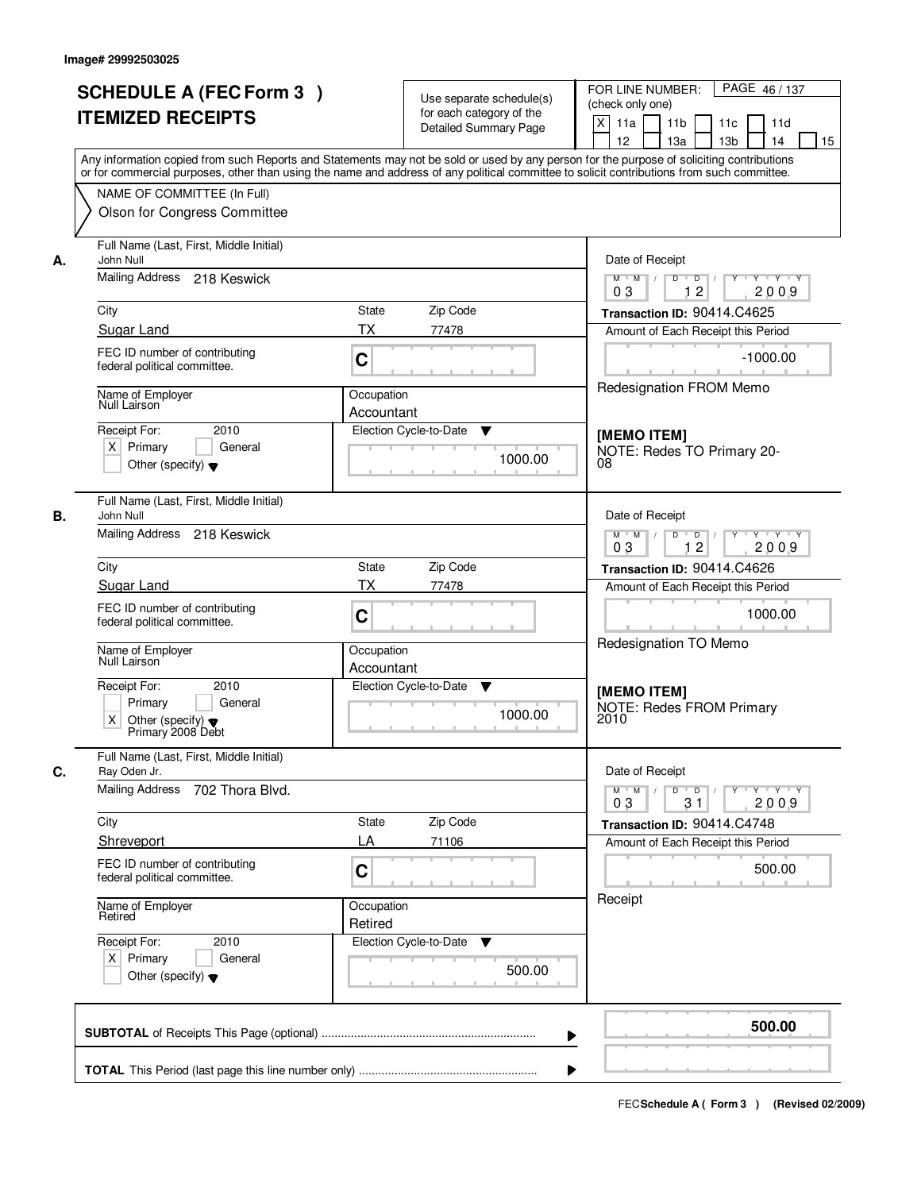Image# 29992503025

# SCHEDULE A (FEC Form 3 )
## ITEMIZED RECEIPTS

Use separate schedule(s) for each category of the Detailed Summary Page

FOR LINE NUMBER: (check only one)
[X] 11a [ ] 11b [ ] 11c [ ] 11d [ ] 12 [ ] 13a [ ] 13b [ ] 14 [ ] 15

PAGE 46 / 137

Any information copied from such Reports and Statements may not be sold or used by any person for the purpose of soliciting contributions or for commercial purposes, other than using the name and address of any political committee to solicit contributions from such committee.

NAME OF COMMITTEE (In Full)
Olson for Congress Committee

---

**A.** Full Name (Last, First, Middle Initial): John Null

Mailing Address: 218 Keswick

City: Sugar Land | State: TX | Zip Code: 77478

FEC ID number of contributing federal political committee: C

Name of Employer: Null Lairson | Occupation: Accountant

Receipt For: 2010 — [X] Primary [ ] General [ ] Other (specify)

Election Cycle-to-Date: 1000.00

Date of Receipt: 03 / 12 / 2009

Transaction ID: 90414.C4625

Amount of Each Receipt this Period: -1000.00

Redesignation FROM Memo

[MEMO ITEM]
NOTE: Redes TO Primary 20-08

---

**B.** Full Name (Last, First, Middle Initial): John Null

Mailing Address: 218 Keswick

City: Sugar Land | State: TX | Zip Code: 77478

FEC ID number of contributing federal political committee: C

Name of Employer: Null Lairson | Occupation: Accountant

Receipt For: 2010 — [ ] Primary [ ] General [X] Other (specify): Primary 2008 Debt

Election Cycle-to-Date: 1000.00

Date of Receipt: 03 / 12 / 2009

Transaction ID: 90414.C4626

Amount of Each Receipt this Period: 1000.00

Redesignation TO Memo

[MEMO ITEM]
NOTE: Redes FROM Primary 2010

---

**C.** Full Name (Last, First, Middle Initial): Ray Oden Jr.

Mailing Address: 702 Thora Blvd.

City: Shreveport | State: LA | Zip Code: 71106

FEC ID number of contributing federal political committee: C

Name of Employer: Retired | Occupation: Retired

Receipt For: 2010 — [X] Primary [ ] General [ ] Other (specify)

Election Cycle-to-Date: 500.00

Date of Receipt: 03 / 31 / 2009

Transaction ID: 90414.C4748

Amount of Each Receipt this Period: 500.00

Receipt

---

**SUBTOTAL** of Receipts This Page (optional): **500.00**

**TOTAL** This Period (last page this line number only):

FEC Schedule A ( Form 3 ) (Revised 02/2009)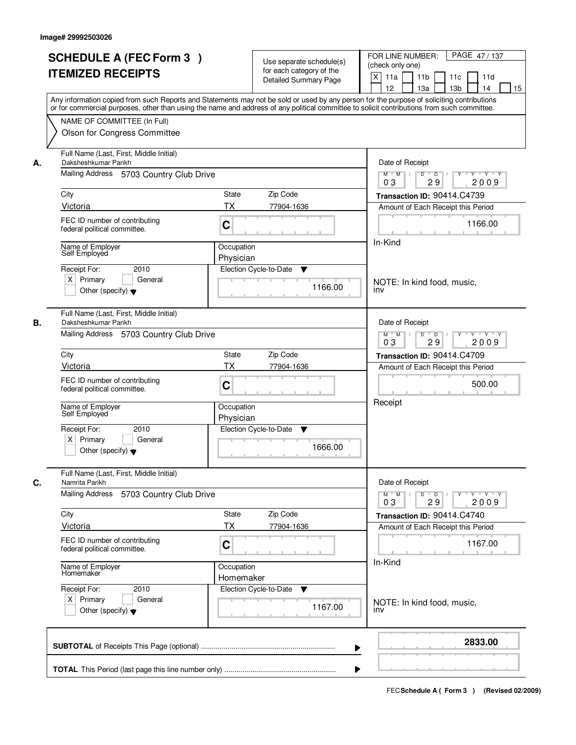Image# 29992503026

# SCHEDULE A (FEC Form 3 )
## ITEMIZED RECEIPTS

Use separate schedule(s) for each category of the Detailed Summary Page

FOR LINE NUMBER: (check only one)

[X] 11a [ ] 11b [ ] 11c [ ] 11d [ ] 12 [ ] 13a [ ] 13b [ ] 14 [ ] 15

PAGE 47 / 137

Any information copied from such Reports and Statements may not be sold or used by any person for the purpose of soliciting contributions or for commercial purposes, other than using the name and address of any political committee to solicit contributions from such committee.

NAME OF COMMITTEE (In Full)
Olson for Congress Committee

---

**A.**

Full Name (Last, First, Middle Initial): Daksheshkumar Parikh

Mailing Address: 5703 Country Club Drive

City: Victoria | State: TX | Zip Code: 77904-1636

FEC ID number of contributing federal political committee: C

Name of Employer: Self Employed

Occupation: Physician

Receipt For: 2010 — [X] Primary [ ] General [ ] Other (specify)

Election Cycle-to-Date: 1166.00

Date of Receipt: 03 / 29 / 2009

Transaction ID: 90414.C4739

Amount of Each Receipt this Period: 1166.00

In-Kind

NOTE: In kind food, music, inv

---

**B.**

Full Name (Last, First, Middle Initial): Daksheshkumar Parikh

Mailing Address: 5703 Country Club Drive

City: Victoria | State: TX | Zip Code: 77904-1636

FEC ID number of contributing federal political committee: C

Name of Employer: Self Employed

Occupation: Physician

Receipt For: 2010 — [X] Primary [ ] General [ ] Other (specify)

Election Cycle-to-Date: 1666.00

Date of Receipt: 03 / 29 / 2009

Transaction ID: 90414.C4709

Amount of Each Receipt this Period: 500.00

Receipt

---

**C.**

Full Name (Last, First, Middle Initial): Namrita Parikh

Mailing Address: 5703 Country Club Drive

City: Victoria | State: TX | Zip Code: 77904-1636

FEC ID number of contributing federal political committee: C

Name of Employer: Homemaker

Occupation: Homemaker

Receipt For: 2010 — [X] Primary [ ] General [ ] Other (specify)

Election Cycle-to-Date: 1167.00

Date of Receipt: 03 / 29 / 2009

Transaction ID: 90414.C4740

Amount of Each Receipt this Period: 1167.00

In-Kind

NOTE: In kind food, music, inv

---

**SUBTOTAL** of Receipts This Page (optional) ........ **2833.00**

**TOTAL** This Period (last page this line number only) ........

FEC Schedule A ( Form 3 ) (Revised 02/2009)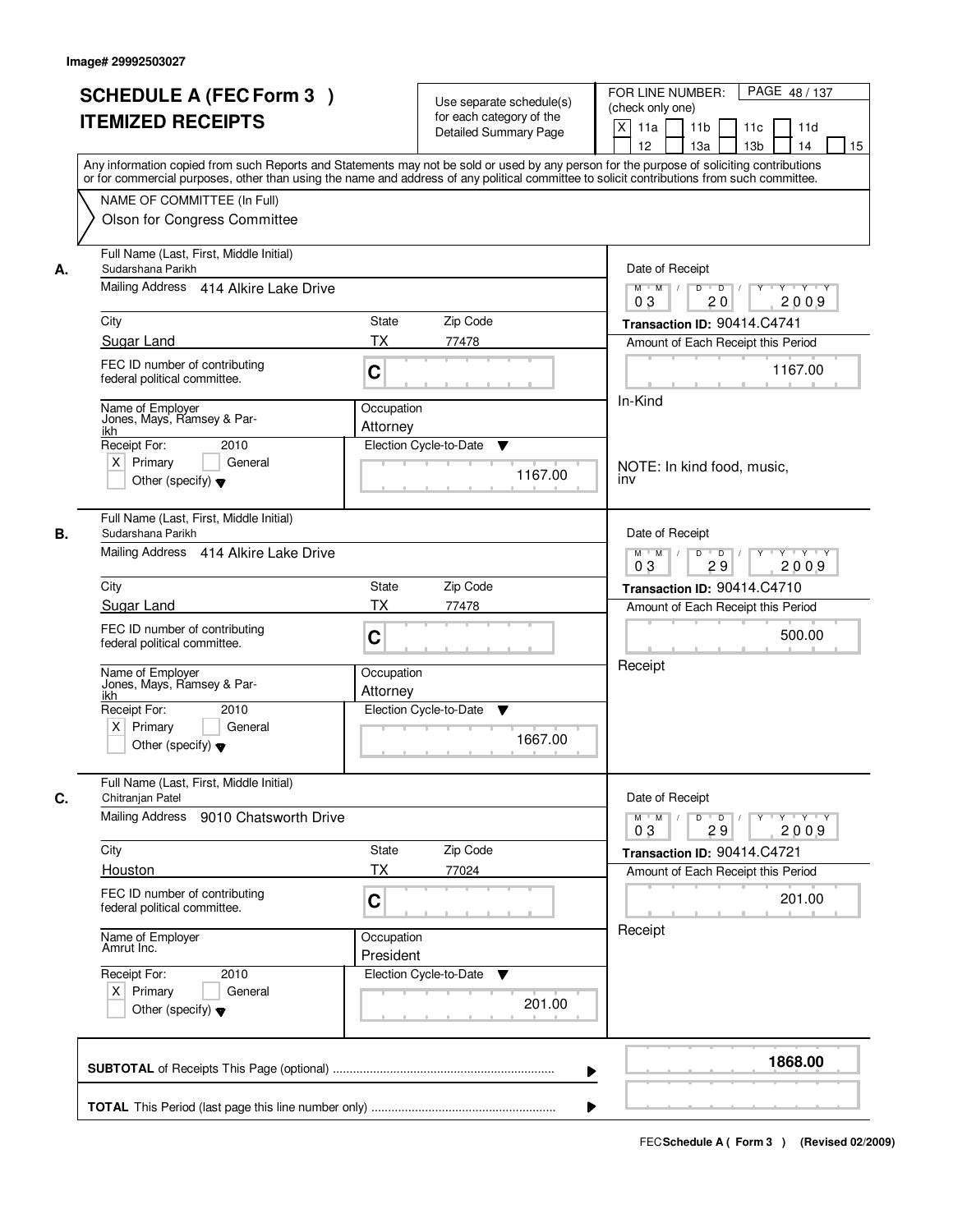Image# 29992503027

# SCHEDULE A (FEC Form 3 ) ITEMIZED RECEIPTS

Use separate schedule(s) for each category of the Detailed Summary Page

FOR LINE NUMBER: (check only one)
[X] 11a [ ] 11b [ ] 11c [ ] 11d [ ] 12 [ ] 13a [ ] 13b [ ] 14 [ ] 15

PAGE 48 / 137

Any information copied from such Reports and Statements may not be sold or used by any person for the purpose of soliciting contributions or for commercial purposes, other than using the name and address of any political committee to solicit contributions from such committee.

NAME OF COMMITTEE (In Full)
Olson for Congress Committee

---

**A.**

Full Name (Last, First, Middle Initial): Sudarshana Parikh
Mailing Address: 414 Alkire Lake Drive
City: Sugar Land | State: TX | Zip Code: 77478
FEC ID number of contributing federal political committee: C
Name of Employer: Jones, Mays, Ramsey & Parikh
Occupation: Attorney
Receipt For: 2010 — [X] Primary [ ] General [ ] Other (specify)
Election Cycle-to-Date: 1167.00

Date of Receipt: 03 / 20 / 2009
Transaction ID: 90414.C4741
Amount of Each Receipt this Period: 1167.00
In-Kind

NOTE: In kind food, music, inv

---

**B.**

Full Name (Last, First, Middle Initial): Sudarshana Parikh
Mailing Address: 414 Alkire Lake Drive
City: Sugar Land | State: TX | Zip Code: 77478
FEC ID number of contributing federal political committee: C
Name of Employer: Jones, Mays, Ramsey & Parikh
Occupation: Attorney
Receipt For: 2010 — [X] Primary [ ] General [ ] Other (specify)
Election Cycle-to-Date: 1667.00

Date of Receipt: 03 / 29 / 2009
Transaction ID: 90414.C4710
Amount of Each Receipt this Period: 500.00
Receipt

---

**C.**

Full Name (Last, First, Middle Initial): Chitranjan Patel
Mailing Address: 9010 Chatsworth Drive
City: Houston | State: TX | Zip Code: 77024
FEC ID number of contributing federal political committee: C
Name of Employer: Amrut Inc.
Occupation: President
Receipt For: 2010 — [X] Primary [ ] General [ ] Other (specify)
Election Cycle-to-Date: 201.00

Date of Receipt: 03 / 29 / 2009
Transaction ID: 90414.C4721
Amount of Each Receipt this Period: 201.00
Receipt

---

**SUBTOTAL** of Receipts This Page (optional) ........ **1868.00**

**TOTAL** This Period (last page this line number only) ........

FEC **Schedule A ( Form 3 )** (Revised 02/2009)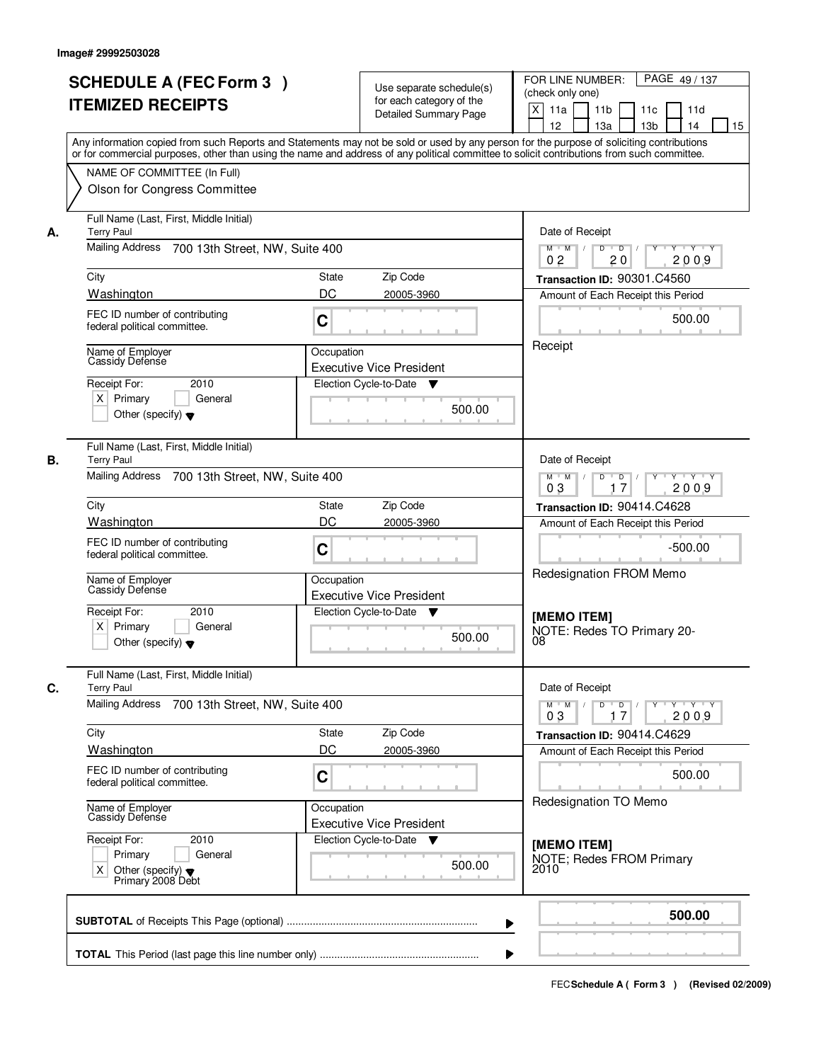Image# 29992503028

# SCHEDULE A (FEC Form 3 )
## ITEMIZED RECEIPTS

Use separate schedule(s) for each category of the Detailed Summary Page

FOR LINE NUMBER: (check only one)

PAGE 49 / 137

[X] 11a [ ] 11b [ ] 11c [ ] 11d [ ] 12 [ ] 13a [ ] 13b [ ] 14 [ ] 15

Any information copied from such Reports and Statements may not be sold or used by any person for the purpose of soliciting contributions or for commercial purposes, other than using the name and address of any political committee to solicit contributions from such committee.

NAME OF COMMITTEE (In Full)
Olson for Congress Committee

---

**A.**

Full Name (Last, First, Middle Initial): Terry Paul

Mailing Address: 700 13th Street, NW, Suite 400

City: Washington | State: DC | Zip Code: 20005-3960

FEC ID number of contributing federal political committee: C

Name of Employer: Cassidy Defense

Occupation: Executive Vice President

Receipt For: 2010 — [X] Primary [ ] General [ ] Other (specify)

Election Cycle-to-Date: 500.00

Date of Receipt: 02 / 20 / 2009

Transaction ID: 90301.C4560

Amount of Each Receipt this Period: 500.00

Receipt

---

**B.**

Full Name (Last, First, Middle Initial): Terry Paul

Mailing Address: 700 13th Street, NW, Suite 400

City: Washington | State: DC | Zip Code: 20005-3960

FEC ID number of contributing federal political committee: C

Name of Employer: Cassidy Defense

Occupation: Executive Vice President

Receipt For: 2010 — [X] Primary [ ] General [ ] Other (specify)

Election Cycle-to-Date: 500.00

Date of Receipt: 03 / 17 / 2009

Transaction ID: 90414.C4628

Amount of Each Receipt this Period: -500.00

Redesignation FROM Memo

**[MEMO ITEM]**
NOTE: Redes TO Primary 20-08

---

**C.**

Full Name (Last, First, Middle Initial): Terry Paul

Mailing Address: 700 13th Street, NW, Suite 400

City: Washington | State: DC | Zip Code: 20005-3960

FEC ID number of contributing federal political committee: C

Name of Employer: Cassidy Defense

Occupation: Executive Vice President

Receipt For: 2010 — [ ] Primary [ ] General [X] Other (specify) Primary 2008 Debt

Election Cycle-to-Date: 500.00

Date of Receipt: 03 / 17 / 2009

Transaction ID: 90414.C4629

Amount of Each Receipt this Period: 500.00

Redesignation TO Memo

**[MEMO ITEM]**
NOTE; Redes FROM Primary 2010

---

**SUBTOTAL** of Receipts This Page (optional): **500.00**

**TOTAL** This Period (last page this line number only):

FEC **Schedule A ( Form 3 )** (Revised 02/2009)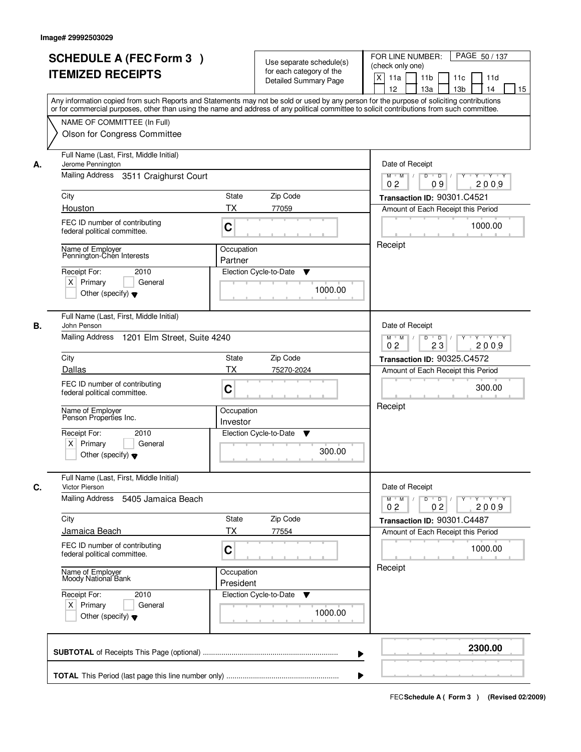Image# 29992503029

# SCHEDULE A (FEC Form 3 ) ITEMIZED RECEIPTS

Use separate schedule(s) for each category of the Detailed Summary Page

FOR LINE NUMBER: (check only one)

[X] 11a [ ] 11b [ ] 11c [ ] 11d [ ] 12 [ ] 13a [ ] 13b [ ] 14 [ ] 15

PAGE 50 / 137

Any information copied from such Reports and Statements may not be sold or used by any person for the purpose of soliciting contributions or for commercial purposes, other than using the name and address of any political committee to solicit contributions from such committee.

NAME OF COMMITTEE (In Full)

Olson for Congress Committee

---

**A.** Full Name (Last, First, Middle Initial): Jerome Pennington

Mailing Address: 3511 Craighurst Court

| City | State | Zip Code |
|---|---|---|
| Houston | TX | 77059 |

FEC ID number of contributing federal political committee. C

Name of Employer: Pennington-Chen Interests

Occupation: Partner

Receipt For: 2010 — [X] Primary [ ] General [ ] Other (specify)

Election Cycle-to-Date: 1000.00

Date of Receipt: 02 / 09 / 2009

Transaction ID: 90301.C4521

Amount of Each Receipt this Period: 1000.00

Receipt

---

**B.** Full Name (Last, First, Middle Initial): John Penson

Mailing Address: 1201 Elm Street, Suite 4240

| City | State | Zip Code |
|---|---|---|
| Dallas | TX | 75270-2024 |

FEC ID number of contributing federal political committee. C

Name of Employer: Penson Properties Inc.

Occupation: Investor

Receipt For: 2010 — [X] Primary [ ] General [ ] Other (specify)

Election Cycle-to-Date: 300.00

Date of Receipt: 02 / 23 / 2009

Transaction ID: 90325.C4572

Amount of Each Receipt this Period: 300.00

Receipt

---

**C.** Full Name (Last, First, Middle Initial): Victor Pierson

Mailing Address: 5405 Jamaica Beach

| City | State | Zip Code |
|---|---|---|
| Jamaica Beach | TX | 77554 |

FEC ID number of contributing federal political committee. C

Name of Employer: Moody National Bank

Occupation: President

Receipt For: 2010 — [X] Primary [ ] General [ ] Other (specify)

Election Cycle-to-Date: 1000.00

Date of Receipt: 02 / 02 / 2009

Transaction ID: 90301.C4487

Amount of Each Receipt this Period: 1000.00

Receipt

---

**SUBTOTAL** of Receipts This Page (optional) ........ **2300.00**

**TOTAL** This Period (last page this line number only) ........

FEC **Schedule A ( Form 3 )** (Revised 02/2009)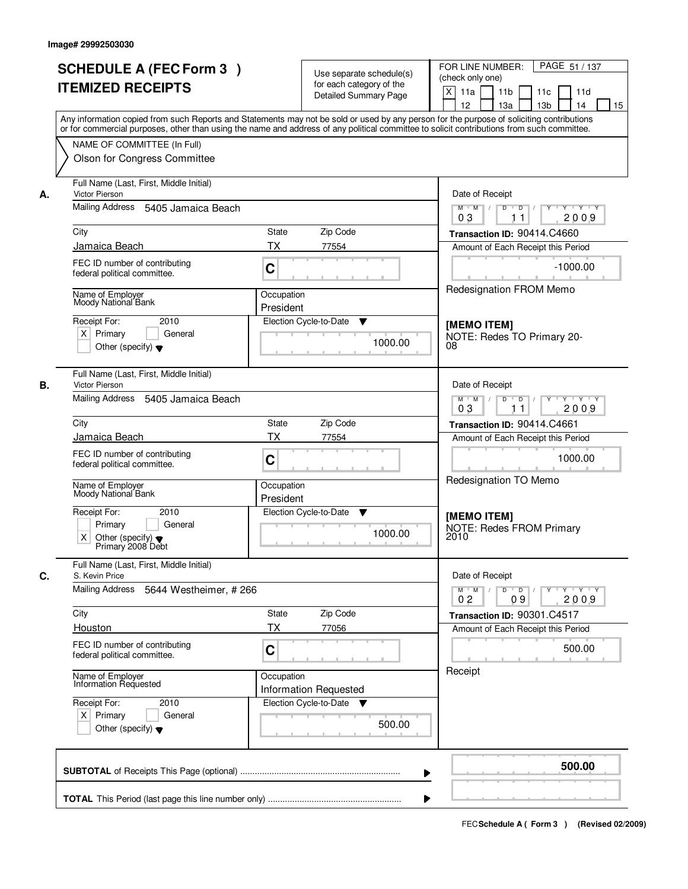Image# 29992503030

# SCHEDULE A (FEC Form 3 ) ITEMIZED RECEIPTS

Use separate schedule(s) for each category of the Detailed Summary Page

FOR LINE NUMBER: (check only one)
[X] 11a [ ] 11b [ ] 11c [ ] 11d [ ] 12 [ ] 13a [ ] 13b [ ] 14 [ ] 15

PAGE 51 / 137

Any information copied from such Reports and Statements may not be sold or used by any person for the purpose of soliciting contributions or for commercial purposes, other than using the name and address of any political committee to solicit contributions from such committee.

NAME OF COMMITTEE (In Full)
Olson for Congress Committee

## A.

Full Name (Last, First, Middle Initial): Victor Pierson
Mailing Address: 5405 Jamaica Beach
City: Jamaica Beach
State: TX
Zip Code: 77554
FEC ID number of contributing federal political committee: C
Name of Employer: Moody National Bank
Occupation: President
Receipt For: 2010 — [X] Primary [ ] General [ ] Other (specify)
Election Cycle-to-Date: 1000.00

Date of Receipt: 03 / 11 / 2009
Transaction ID: 90414.C4660
Amount of Each Receipt this Period: -1000.00
Redesignation FROM Memo

**[MEMO ITEM]**
NOTE: Redes TO Primary 2008

## B.

Full Name (Last, First, Middle Initial): Victor Pierson
Mailing Address: 5405 Jamaica Beach
City: Jamaica Beach
State: TX
Zip Code: 77554
FEC ID number of contributing federal political committee: C
Name of Employer: Moody National Bank
Occupation: President
Receipt For: 2010 — [ ] Primary [ ] General [X] Other (specify): Primary 2008 Debt
Election Cycle-to-Date: 1000.00

Date of Receipt: 03 / 11 / 2009
Transaction ID: 90414.C4661
Amount of Each Receipt this Period: 1000.00
Redesignation TO Memo

**[MEMO ITEM]**
NOTE: Redes FROM Primary 2010

## C.

Full Name (Last, First, Middle Initial): S. Kevin Price
Mailing Address: 5644 Westheimer, # 266
City: Houston
State: TX
Zip Code: 77056
FEC ID number of contributing federal political committee: C
Name of Employer: Information Requested
Occupation: Information Requested
Receipt For: 2010 — [X] Primary [ ] General [ ] Other (specify)
Election Cycle-to-Date: 500.00

Date of Receipt: 02 / 09 / 2009
Transaction ID: 90301.C4517
Amount of Each Receipt this Period: 500.00
Receipt

**SUBTOTAL** of Receipts This Page (optional): **500.00**

**TOTAL** This Period (last page this line number only):

FEC Schedule A ( Form 3 ) (Revised 02/2009)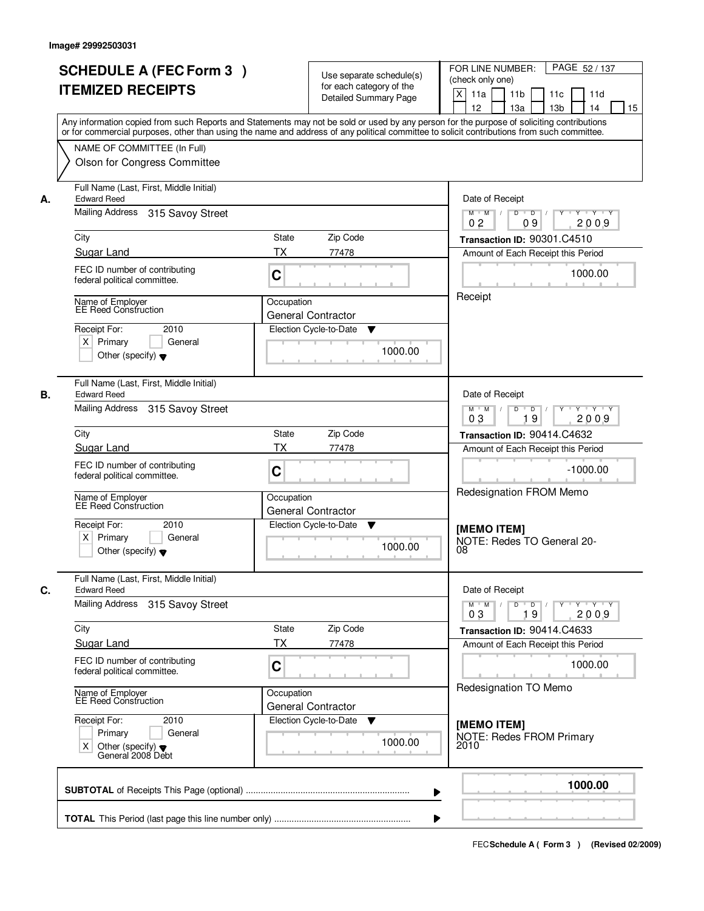Image# 29992503031

# SCHEDULE A (FEC Form 3 ) ITEMIZED RECEIPTS

Use separate schedule(s) for each category of the Detailed Summary Page

FOR LINE NUMBER: (check only one)

[X] 11a [ ] 11b [ ] 11c [ ] 11d [ ] 12 [ ] 13a [ ] 13b [ ] 14 [ ] 15

Any information copied from such Reports and Statements may not be sold or used by any person for the purpose of soliciting contributions or for commercial purposes, other than using the name and address of any political committee to solicit contributions from such committee.

NAME OF COMMITTEE (In Full)

Olson for Congress Committee

---

**A.** Full Name (Last, First, Middle Initial): Edward Reed

Mailing Address: 315 Savoy Street

City: Sugar Land | State: TX | Zip Code: 77478

FEC ID number of contributing federal political committee: C

Name of Employer: EE Reed Construction

Occupation: General Contractor

Receipt For: 2010 [X] Primary [ ] General [ ] Other (specify)

Election Cycle-to-Date: 1000.00

Date of Receipt: 02 / 09 / 2009

Transaction ID: 90301.C4510

Amount of Each Receipt this Period: 1000.00

Receipt

---

**B.** Full Name (Last, First, Middle Initial): Edward Reed

Mailing Address: 315 Savoy Street

City: Sugar Land | State: TX | Zip Code: 77478

FEC ID number of contributing federal political committee: C

Name of Employer: EE Reed Construction

Occupation: General Contractor

Receipt For: 2010 [X] Primary [ ] General [ ] Other (specify)

Election Cycle-to-Date: 1000.00

Date of Receipt: 03 / 19 / 2009

Transaction ID: 90414.C4632

Amount of Each Receipt this Period: -1000.00

Redesignation FROM Memo

**[MEMO ITEM]**
NOTE: Redes TO General 20-08

---

**C.** Full Name (Last, First, Middle Initial): Edward Reed

Mailing Address: 315 Savoy Street

City: Sugar Land | State: TX | Zip Code: 77478

FEC ID number of contributing federal political committee: C

Name of Employer: EE Reed Construction

Occupation: General Contractor

Receipt For: 2010 [ ] Primary [ ] General [X] Other (specify) General 2008 Debt

Election Cycle-to-Date: 1000.00

Date of Receipt: 03 / 19 / 2009

Transaction ID: 90414.C4633

Amount of Each Receipt this Period: 1000.00

Redesignation TO Memo

**[MEMO ITEM]**
NOTE: Redes FROM Primary 2010

---

**SUBTOTAL** of Receipts This Page (optional): **1000.00**

**TOTAL** This Period (last page this line number only):

FEC Schedule A ( Form 3 ) (Revised 02/2009)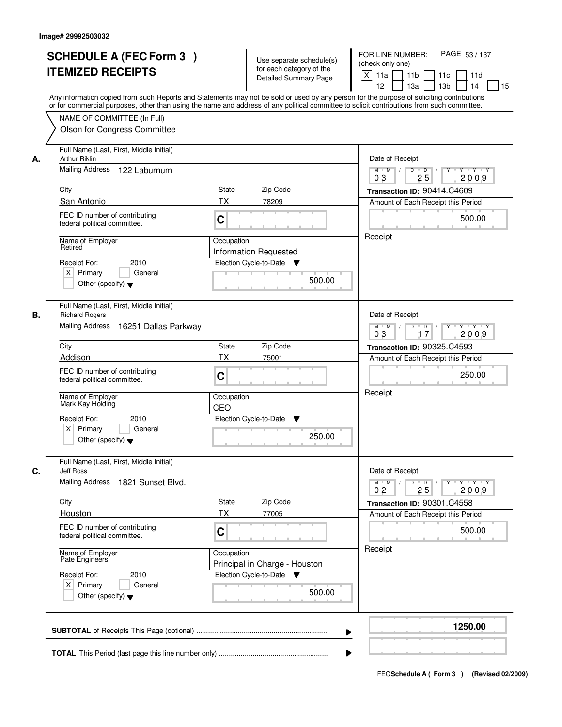Image# 29992503032

# SCHEDULE A (FEC Form 3 )
## ITEMIZED RECEIPTS

Use separate schedule(s) for each category of the Detailed Summary Page

FOR LINE NUMBER: (check only one)

| X | 11a | | 11b | | 11c | | 11d |
|---|---|---|---|---|---|---|---|
| | 12 | | 13a | | 13b | | 14 | | 15 |

PAGE 53 / 137

Any information copied from such Reports and Statements may not be sold or used by any person for the purpose of soliciting contributions or for commercial purposes, other than using the name and address of any political committee to solicit contributions from such committee.

NAME OF COMMITTEE (In Full)
Olson for Congress Committee

---

**A.**

Full Name (Last, First, Middle Initial): Arthur Riklin

Mailing Address: 122 Laburnum

City: San Antonio | State: TX | Zip Code: 78209

FEC ID number of contributing federal political committee: C

Name of Employer: Retired

Occupation: Information Requested

Receipt For: 2010 — [X] Primary [ ] General [ ] Other (specify)

Election Cycle-to-Date: 500.00

Date of Receipt: 03 / 25 / 2009

Transaction ID: 90414.C4609

Amount of Each Receipt this Period: 500.00

Receipt

---

**B.**

Full Name (Last, First, Middle Initial): Richard Rogers

Mailing Address: 16251 Dallas Parkway

City: Addison | State: TX | Zip Code: 75001

FEC ID number of contributing federal political committee: C

Name of Employer: Mark Kay Holding

Occupation: CEO

Receipt For: 2010 — [X] Primary [ ] General [ ] Other (specify)

Election Cycle-to-Date: 250.00

Date of Receipt: 03 / 17 / 2009

Transaction ID: 90325.C4593

Amount of Each Receipt this Period: 250.00

Receipt

---

**C.**

Full Name (Last, First, Middle Initial): Jeff Ross

Mailing Address: 1821 Sunset Blvd.

City: Houston | State: TX | Zip Code: 77005

FEC ID number of contributing federal political committee: C

Name of Employer: Pate Engineers

Occupation: Principal in Charge - Houston

Receipt For: 2010 — [X] Primary [ ] General [ ] Other (specify)

Election Cycle-to-Date: 500.00

Date of Receipt: 02 / 25 / 2009

Transaction ID: 90301.C4558

Amount of Each Receipt this Period: 500.00

Receipt

---

**SUBTOTAL** of Receipts This Page (optional): **1250.00**

**TOTAL** This Period (last page this line number only):

FEC **Schedule A ( Form 3 )** (Revised 02/2009)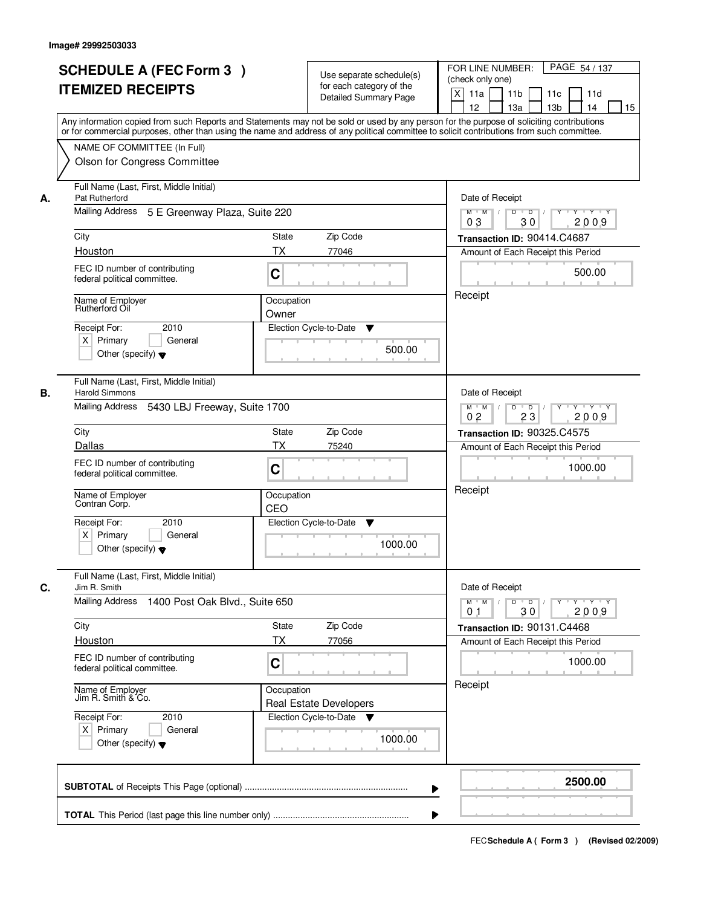Image# 29992503033

# SCHEDULE A (FEC Form 3 ) ITEMIZED RECEIPTS

Use separate schedule(s) for each category of the Detailed Summary Page

FOR LINE NUMBER: (check only one)

[X] 11a [ ] 11b [ ] 11c [ ] 11d [ ] 12 [ ] 13a [ ] 13b [ ] 14 [ ] 15

PAGE 54 / 137

Any information copied from such Reports and Statements may not be sold or used by any person for the purpose of soliciting contributions or for commercial purposes, other than using the name and address of any political committee to solicit contributions from such committee.

NAME OF COMMITTEE (In Full)
Olson for Congress Committee

---

**A.**

Full Name (Last, First, Middle Initial): Pat Rutherford

Mailing Address: 5 E Greenway Plaza, Suite 220

City: Houston | State: TX | Zip Code: 77046

FEC ID number of contributing federal political committee: C

Name of Employer: Rutherford Oil

Occupation: Owner

Receipt For: 2010 — [X] Primary [ ] General [ ] Other (specify)

Election Cycle-to-Date: 500.00

Date of Receipt: 03/30/2009

Transaction ID: 90414.C4687

Amount of Each Receipt this Period: 500.00

Receipt

---

**B.**

Full Name (Last, First, Middle Initial): Harold Simmons

Mailing Address: 5430 LBJ Freeway, Suite 1700

City: Dallas | State: TX | Zip Code: 75240

FEC ID number of contributing federal political committee: C

Name of Employer: Contran Corp.

Occupation: CEO

Receipt For: 2010 — [X] Primary [ ] General [ ] Other (specify)

Election Cycle-to-Date: 1000.00

Date of Receipt: 02/23/2009

Transaction ID: 90325.C4575

Amount of Each Receipt this Period: 1000.00

Receipt

---

**C.**

Full Name (Last, First, Middle Initial): Jim R. Smith

Mailing Address: 1400 Post Oak Blvd., Suite 650

City: Houston | State: TX | Zip Code: 77056

FEC ID number of contributing federal political committee: C

Name of Employer: Jim R. Smith & Co.

Occupation: Real Estate Developers

Receipt For: 2010 — [X] Primary [ ] General [ ] Other (specify)

Election Cycle-to-Date: 1000.00

Date of Receipt: 01/30/2009

Transaction ID: 90131.C4468

Amount of Each Receipt this Period: 1000.00

Receipt

---

**SUBTOTAL** of Receipts This Page (optional) ........ **2500.00**

**TOTAL** This Period (last page this line number only) ........

FEC **Schedule A ( Form 3 )** (Revised 02/2009)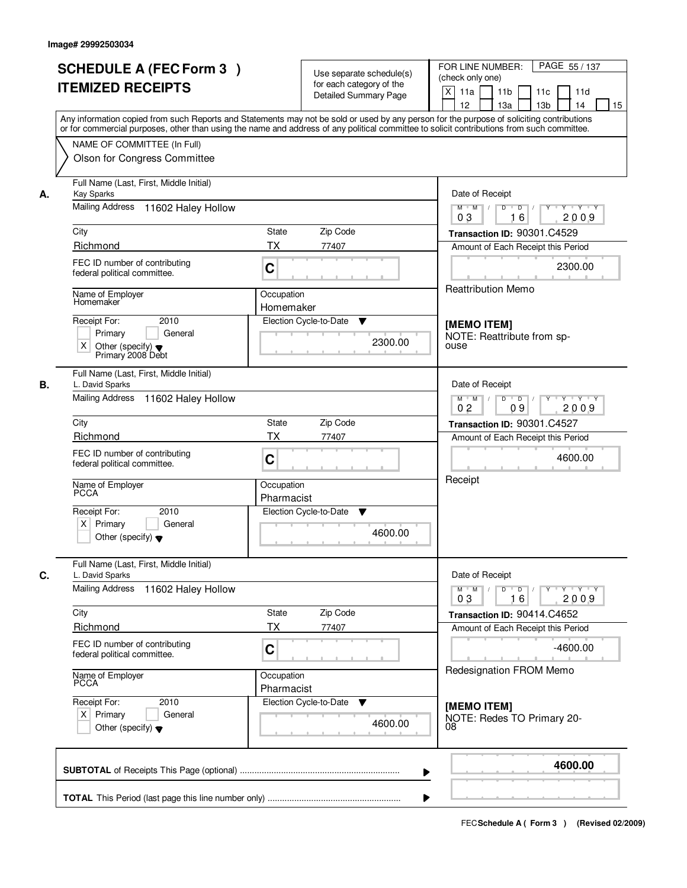Image# 29992503034

# SCHEDULE A (FEC Form 3 ) ITEMIZED RECEIPTS

Use separate schedule(s) for each category of the Detailed Summary Page

FOR LINE NUMBER: (check only one)

[X] 11a [ ] 11b [ ] 11c [ ] 11d [ ] 12 [ ] 13a [ ] 13b [ ] 14 [ ] 15

PAGE 55 / 137

Any information copied from such Reports and Statements may not be sold or used by any person for the purpose of soliciting contributions or for commercial purposes, other than using the name and address of any political committee to solicit contributions from such committee.

NAME OF COMMITTEE (In Full)

Olson for Congress Committee

## A.

| Field | Value |
|---|---|
| Full Name (Last, First, Middle Initial) | Kay Sparks |
| Mailing Address | 11602 Haley Hollow |
| City | Richmond |
| State | TX |
| Zip Code | 77407 |
| FEC ID number of contributing federal political committee. | C |
| Name of Employer | Homemaker |
| Occupation | Homemaker |
| Receipt For: | 2010 [ ] Primary [ ] General [X] Other (specify) Primary 2008 Debt |
| Election Cycle-to-Date | 2300.00 |
| Date of Receipt | 03 16 2009 |
| Transaction ID | 90301.C4529 |
| Amount of Each Receipt this Period | 2300.00 |

Reattribution Memo

**[MEMO ITEM]**
NOTE: Reattribute from spouse

## B.

| Field | Value |
|---|---|
| Full Name (Last, First, Middle Initial) | L. David Sparks |
| Mailing Address | 11602 Haley Hollow |
| City | Richmond |
| State | TX |
| Zip Code | 77407 |
| FEC ID number of contributing federal political committee. | C |
| Name of Employer | PCCA |
| Occupation | Pharmacist |
| Receipt For: | 2010 [X] Primary [ ] General [ ] Other (specify) |
| Election Cycle-to-Date | 4600.00 |
| Date of Receipt | 02 09 2009 |
| Transaction ID | 90301.C4527 |
| Amount of Each Receipt this Period | 4600.00 |

Receipt

## C.

| Field | Value |
|---|---|
| Full Name (Last, First, Middle Initial) | L. David Sparks |
| Mailing Address | 11602 Haley Hollow |
| City | Richmond |
| State | TX |
| Zip Code | 77407 |
| FEC ID number of contributing federal political committee. | C |
| Name of Employer | PCCA |
| Occupation | Pharmacist |
| Receipt For: | 2010 [X] Primary [ ] General [ ] Other (specify) |
| Election Cycle-to-Date | 4600.00 |
| Date of Receipt | 03 16 2009 |
| Transaction ID | 90414.C4652 |
| Amount of Each Receipt this Period | -4600.00 |

Redesignation FROM Memo

**[MEMO ITEM]**
NOTE: Redes TO Primary 2008

**SUBTOTAL** of Receipts This Page (optional) ........ 4600.00

**TOTAL** This Period (last page this line number only) ........

FEC **Schedule A ( Form 3 )** (Revised 02/2009)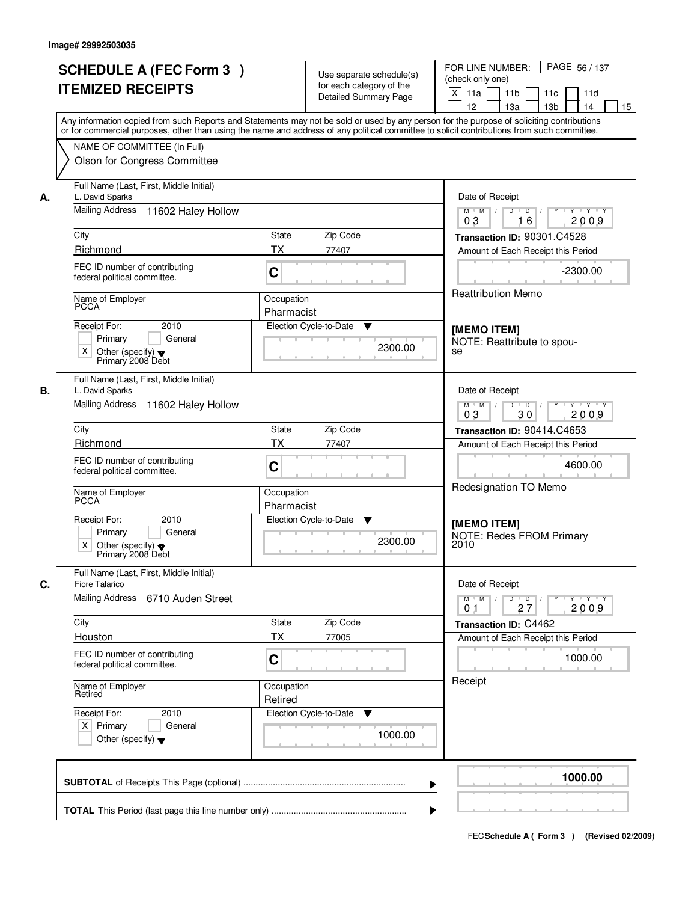Image# 29992503035

# SCHEDULE A (FEC Form 3 ) ITEMIZED RECEIPTS

Use separate schedule(s) for each category of the Detailed Summary Page

FOR LINE NUMBER: (check only one)
[X] 11a [ ] 11b [ ] 11c [ ] 11d [ ] 12 [ ] 13a [ ] 13b [ ] 14 [ ] 15

Any information copied from such Reports and Statements may not be sold or used by any person for the purpose of soliciting contributions or for commercial purposes, other than using the name and address of any political committee to solicit contributions from such committee.

NAME OF COMMITTEE (In Full)
Olson for Congress Committee

---

**A.**

Full Name (Last, First, Middle Initial): L. David Sparks
Mailing Address: 11602 Haley Hollow
City: Richmond | State: TX | Zip Code: 77407
FEC ID number of contributing federal political committee: C
Name of Employer: PCCA
Occupation: Pharmacist
Receipt For: 2010 [ ] Primary [ ] General [X] Other (specify): Primary 2008 Debt
Election Cycle-to-Date: 2300.00

Date of Receipt: 03/16/2009
Transaction ID: 90301.C4528
Amount of Each Receipt this Period: -2300.00
Reattribution Memo

**[MEMO ITEM]**
NOTE: Reattribute to spouse

---

**B.**

Full Name (Last, First, Middle Initial): L. David Sparks
Mailing Address: 11602 Haley Hollow
City: Richmond | State: TX | Zip Code: 77407
FEC ID number of contributing federal political committee: C
Name of Employer: PCCA
Occupation: Pharmacist
Receipt For: 2010 [ ] Primary [ ] General [X] Other (specify): Primary 2008 Debt
Election Cycle-to-Date: 2300.00

Date of Receipt: 03/30/2009
Transaction ID: 90414.C4653
Amount of Each Receipt this Period: 4600.00
Redesignation TO Memo

**[MEMO ITEM]**
NOTE: Redes FROM Primary 2010

---

**C.**

Full Name (Last, First, Middle Initial): Fiore Talarico
Mailing Address: 6710 Auden Street
City: Houston | State: TX | Zip Code: 77005
FEC ID number of contributing federal political committee: C
Name of Employer: Retired
Occupation: Retired
Receipt For: 2010 [X] Primary [ ] General [ ] Other (specify)
Election Cycle-to-Date: 1000.00

Date of Receipt: 01/27/2009
Transaction ID: C4462
Amount of Each Receipt this Period: 1000.00
Receipt

---

**SUBTOTAL** of Receipts This Page (optional): **1000.00**

**TOTAL** This Period (last page this line number only):

FEC **Schedule A ( Form 3 )** (Revised 02/2009)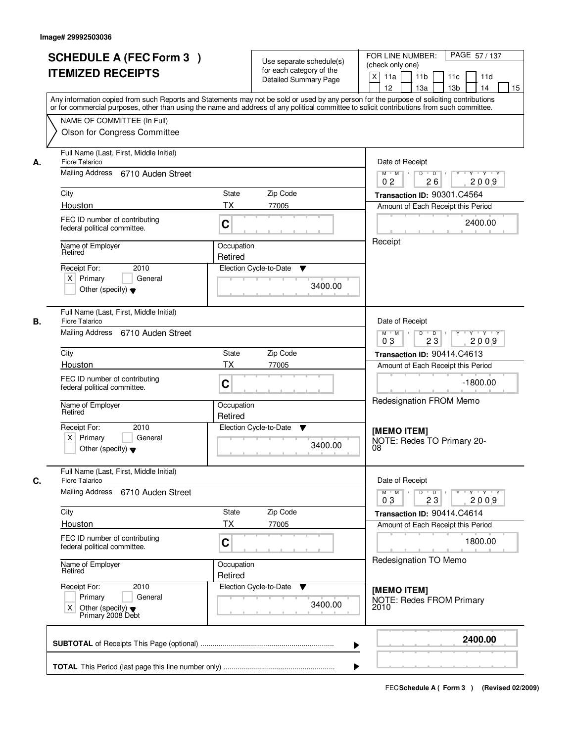Image# 29992503036

# SCHEDULE A (FEC Form 3 )
# ITEMIZED RECEIPTS

Use separate schedule(s) for each category of the Detailed Summary Page

FOR LINE NUMBER: (check only one)
[X] 11a [ ] 11b [ ] 11c [ ] 11d [ ] 12 [ ] 13a [ ] 13b [ ] 14 [ ] 15

PAGE 57 / 137

Any information copied from such Reports and Statements may not be sold or used by any person for the purpose of soliciting contributions or for commercial purposes, other than using the name and address of any political committee to solicit contributions from such committee.

NAME OF COMMITTEE (In Full)
Olson for Congress Committee

---

**A.**

Full Name (Last, First, Middle Initial): Fiore Talarico
Mailing Address: 6710 Auden Street
City: Houston | State: TX | Zip Code: 77005
FEC ID number of contributing federal political committee: C
Name of Employer: Retired
Occupation: Retired
Receipt For: 2010 — [X] Primary [ ] General [ ] Other (specify)
Election Cycle-to-Date: 3400.00

Date of Receipt: 02 / 26 / 2009
Transaction ID: 90301.C4564
Amount of Each Receipt this Period: 2400.00
Receipt

---

**B.**

Full Name (Last, First, Middle Initial): Fiore Talarico
Mailing Address: 6710 Auden Street
City: Houston | State: TX | Zip Code: 77005
FEC ID number of contributing federal political committee: C
Name of Employer: Retired
Occupation: Retired
Receipt For: 2010 — [X] Primary [ ] General [ ] Other (specify)
Election Cycle-to-Date: 3400.00

Date of Receipt: 03 / 23 / 2009
Transaction ID: 90414.C4613
Amount of Each Receipt this Period: -1800.00
Redesignation FROM Memo

[MEMO ITEM]
NOTE: Redes TO Primary 20-08

---

**C.**

Full Name (Last, First, Middle Initial): Fiore Talarico
Mailing Address: 6710 Auden Street
City: Houston | State: TX | Zip Code: 77005
FEC ID number of contributing federal political committee: C
Name of Employer: Retired
Occupation: Retired
Receipt For: 2010 — [ ] Primary [ ] General [X] Other (specify) Primary 2008 Debt
Election Cycle-to-Date: 3400.00

Date of Receipt: 03 / 23 / 2009
Transaction ID: 90414.C4614
Amount of Each Receipt this Period: 1800.00
Redesignation TO Memo

[MEMO ITEM]
NOTE: Redes FROM Primary 2010

---

**SUBTOTAL** of Receipts This Page (optional): **2400.00**

**TOTAL** This Period (last page this line number only):

FEC Schedule A ( Form 3 ) (Revised 02/2009)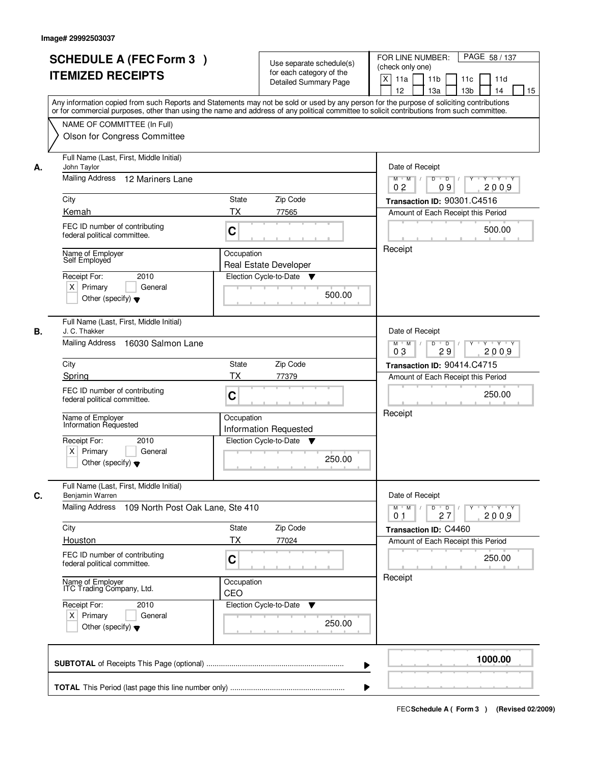Image# 29992503037

# SCHEDULE A (FEC Form 3 )
## ITEMIZED RECEIPTS

Use separate schedule(s) for each category of the Detailed Summary Page

FOR LINE NUMBER: (check only one)
[X] 11a [ ] 11b [ ] 11c [ ] 11d [ ] 12 [ ] 13a [ ] 13b [ ] 14 [ ] 15

PAGE 58 / 137

Any information copied from such Reports and Statements may not be sold or used by any person for the purpose of soliciting contributions or for commercial purposes, other than using the name and address of any political committee to solicit contributions from such committee.

NAME OF COMMITTEE (In Full)
Olson for Congress Committee

---

**A.**

Full Name (Last, First, Middle Initial): John Taylor
Mailing Address: 12 Mariners Lane
City: Kemah | State: TX | Zip Code: 77565
FEC ID number of contributing federal political committee: C
Name of Employer: Self Employed
Occupation: Real Estate Developer
Receipt For: 2010 — [X] Primary [ ] General [ ] Other (specify)
Election Cycle-to-Date: 500.00

Date of Receipt: 02/09/2009
Transaction ID: 90301.C4516
Amount of Each Receipt this Period: 500.00
Receipt

---

**B.**

Full Name (Last, First, Middle Initial): J. C. Thakker
Mailing Address: 16030 Salmon Lane
City: Spring | State: TX | Zip Code: 77379
FEC ID number of contributing federal political committee: C
Name of Employer: Information Requested
Occupation: Information Requested
Receipt For: 2010 — [X] Primary [ ] General [ ] Other (specify)
Election Cycle-to-Date: 250.00

Date of Receipt: 03/29/2009
Transaction ID: 90414.C4715
Amount of Each Receipt this Period: 250.00
Receipt

---

**C.**

Full Name (Last, First, Middle Initial): Benjamin Warren
Mailing Address: 109 North Post Oak Lane, Ste 410
City: Houston | State: TX | Zip Code: 77024
FEC ID number of contributing federal political committee: C
Name of Employer: ITC Trading Company, Ltd.
Occupation: CEO
Receipt For: 2010 — [X] Primary [ ] General [ ] Other (specify)
Election Cycle-to-Date: 250.00

Date of Receipt: 01/27/2009
Transaction ID: C4460
Amount of Each Receipt this Period: 250.00
Receipt

---

**SUBTOTAL** of Receipts This Page (optional): **1000.00**

**TOTAL** This Period (last page this line number only):

FEC **Schedule A ( Form 3 )** (Revised 02/2009)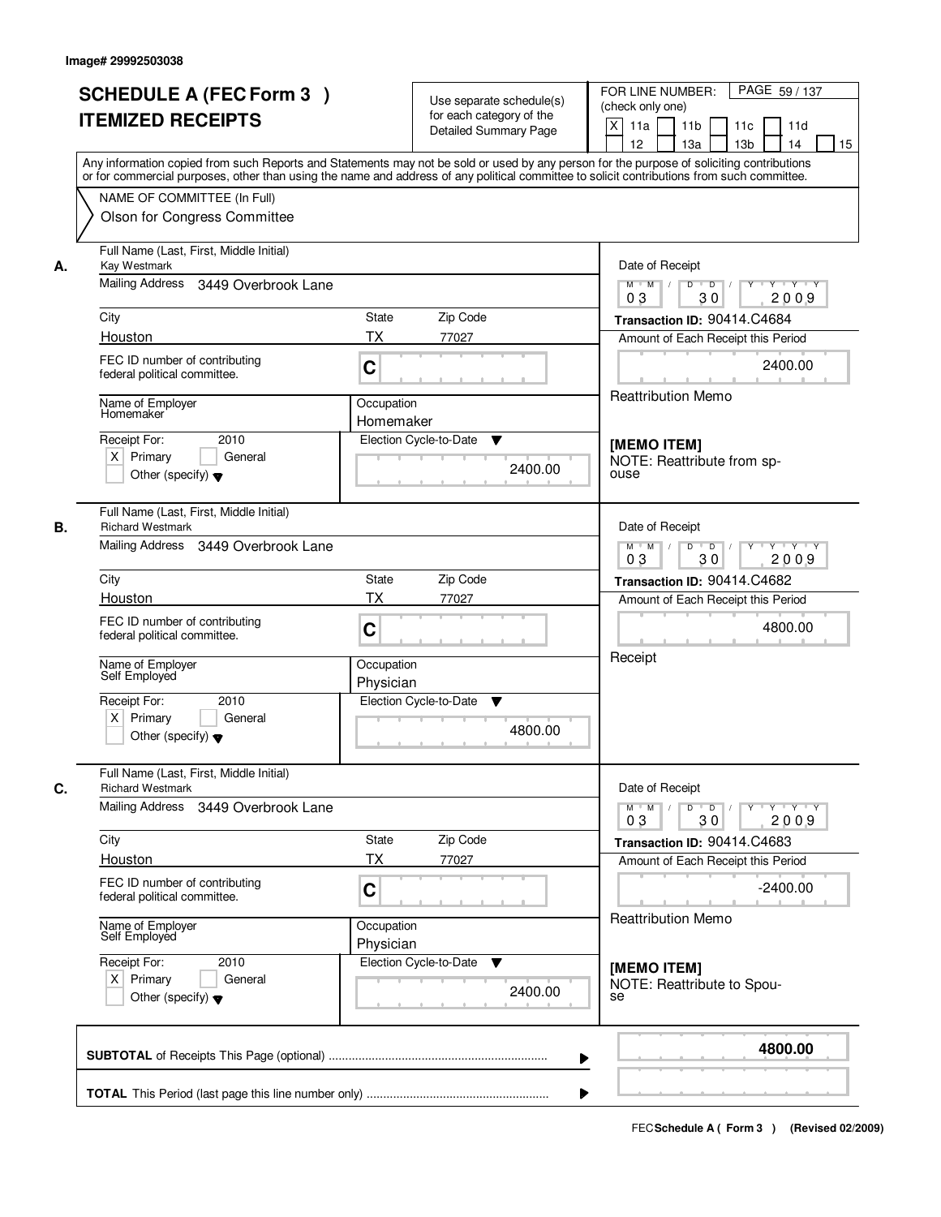Image# 29992503038

# SCHEDULE A (FEC Form 3 )
## ITEMIZED RECEIPTS

Use separate schedule(s) for each category of the Detailed Summary Page

FOR LINE NUMBER: (check only one)
[X] 11a [ ] 11b [ ] 11c [ ] 11d [ ] 12 [ ] 13a [ ] 13b [ ] 14 [ ] 15

PAGE 59 / 137

Any information copied from such Reports and Statements may not be sold or used by any person for the purpose of soliciting contributions or for commercial purposes, other than using the name and address of any political committee to solicit contributions from such committee.

NAME OF COMMITTEE (In Full)
Olson for Congress Committee

---

**A.** Full Name (Last, First, Middle Initial): Kay Westmark

Mailing Address: 3449 Overbrook Lane

City: Houston | State: TX | Zip Code: 77027

FEC ID number of contributing federal political committee: C

Name of Employer: Homemaker | Occupation: Homemaker

Receipt For: 2010 [X] Primary [ ] General [ ] Other (specify)

Election Cycle-to-Date: 2400.00

Date of Receipt: 03 / 30 / 2009

Transaction ID: 90414.C4684

Amount of Each Receipt this Period: 2400.00

Reattribution Memo

[MEMO ITEM]
NOTE: Reattribute from spouse

---

**B.** Full Name (Last, First, Middle Initial): Richard Westmark

Mailing Address: 3449 Overbrook Lane

City: Houston | State: TX | Zip Code: 77027

FEC ID number of contributing federal political committee: C

Name of Employer: Self Employed | Occupation: Physician

Receipt For: 2010 [X] Primary [ ] General [ ] Other (specify)

Election Cycle-to-Date: 4800.00

Date of Receipt: 03 / 30 / 2009

Transaction ID: 90414.C4682

Amount of Each Receipt this Period: 4800.00

Receipt

---

**C.** Full Name (Last, First, Middle Initial): Richard Westmark

Mailing Address: 3449 Overbrook Lane

City: Houston | State: TX | Zip Code: 77027

FEC ID number of contributing federal political committee: C

Name of Employer: Self Employed | Occupation: Physician

Receipt For: 2010 [X] Primary [ ] General [ ] Other (specify)

Election Cycle-to-Date: 2400.00

Date of Receipt: 03 / 30 / 2009

Transaction ID: 90414.C4683

Amount of Each Receipt this Period: -2400.00

Reattribution Memo

[MEMO ITEM]
NOTE: Reattribute to Spouse

---

**SUBTOTAL** of Receipts This Page (optional): **4800.00**

**TOTAL** This Period (last page this line number only):

FEC Schedule A ( Form 3 ) (Revised 02/2009)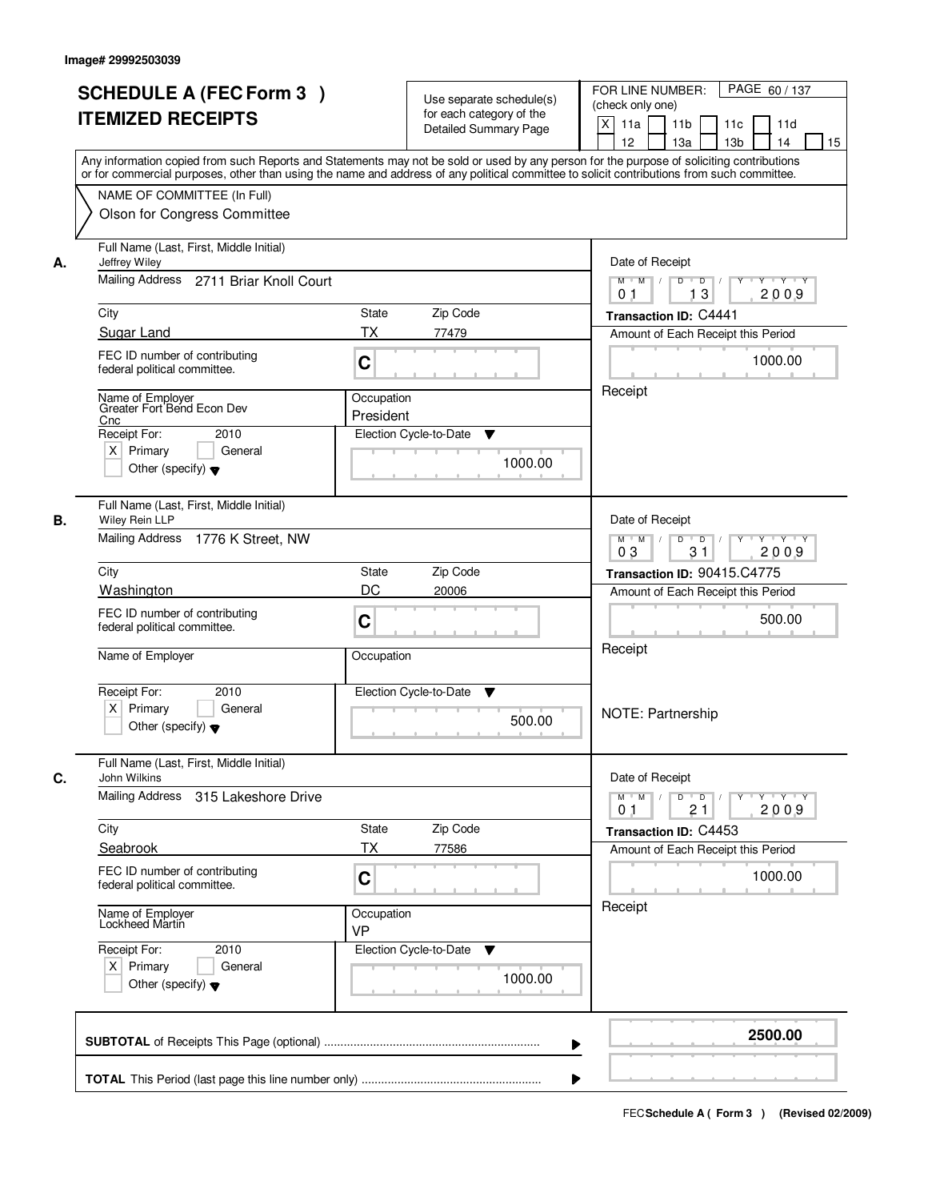Image# 29992503039

# SCHEDULE A (FEC Form 3 ) ITEMIZED RECEIPTS

Use separate schedule(s) for each category of the Detailed Summary Page

FOR LINE NUMBER: (check only one)

[X] 11a [ ] 11b [ ] 11c [ ] 11d [ ] 12 [ ] 13a [ ] 13b [ ] 14 [ ] 15

PAGE 60 / 137

Any information copied from such Reports and Statements may not be sold or used by any person for the purpose of soliciting contributions or for commercial purposes, other than using the name and address of any political committee to solicit contributions from such committee.

NAME OF COMMITTEE (In Full)
Olson for Congress Committee

---

**A.** Full Name (Last, First, Middle Initial): Jeffrey Wiley

Mailing Address: 2711 Briar Knoll Court

City: Sugar Land | State: TX | Zip Code: 77479

FEC ID number of contributing federal political committee: C

Name of Employer: Greater Fort Bend Econ Dev Cnc

Occupation: President

Receipt For: 2010 — [X] Primary [ ] General [ ] Other (specify)

Election Cycle-to-Date: 1000.00

Date of Receipt: 01 / 13 / 2009

Transaction ID: C4441

Amount of Each Receipt this Period: 1000.00

Receipt

---

**B.** Full Name (Last, First, Middle Initial): Wiley Rein LLP

Mailing Address: 1776 K Street, NW

City: Washington | State: DC | Zip Code: 20006

FEC ID number of contributing federal political committee: C

Name of Employer:

Occupation:

Receipt For: 2010 — [X] Primary [ ] General [ ] Other (specify)

Election Cycle-to-Date: 500.00

Date of Receipt: 03 / 31 / 2009

Transaction ID: 90415.C4775

Amount of Each Receipt this Period: 500.00

Receipt

NOTE: Partnership

---

**C.** Full Name (Last, First, Middle Initial): John Wilkins

Mailing Address: 315 Lakeshore Drive

City: Seabrook | State: TX | Zip Code: 77586

FEC ID number of contributing federal political committee: C

Name of Employer: Lockheed Martin

Occupation: VP

Receipt For: 2010 — [X] Primary [ ] General [ ] Other (specify)

Election Cycle-to-Date: 1000.00

Date of Receipt: 01 / 21 / 2009

Transaction ID: C4453

Amount of Each Receipt this Period: 1000.00

Receipt

---

**SUBTOTAL** of Receipts This Page (optional): **2500.00**

**TOTAL** This Period (last page this line number only):

FEC **Schedule A ( Form 3 )** (Revised 02/2009)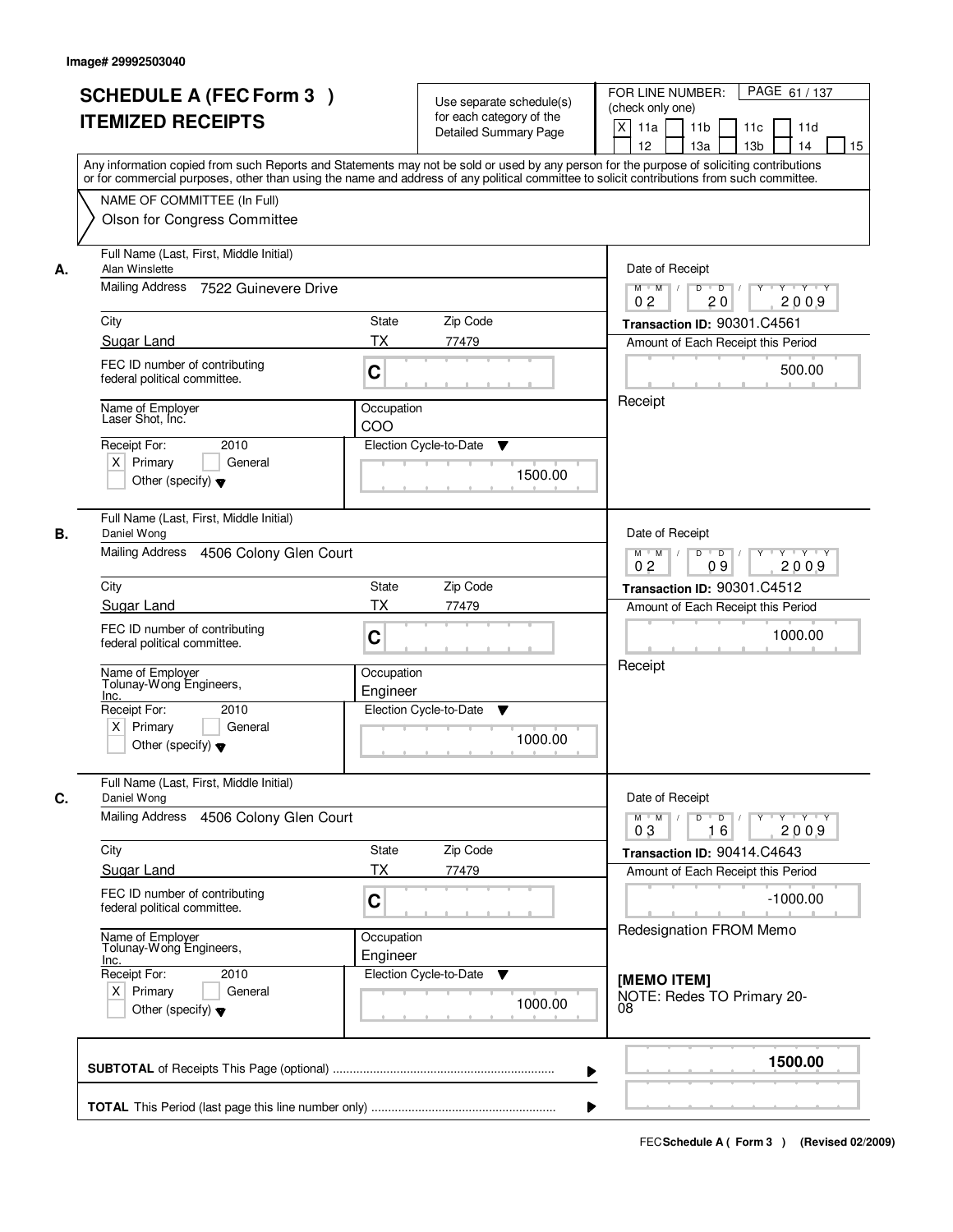Image# 29992503040

# SCHEDULE A (FEC Form 3 ) ITEMIZED RECEIPTS

Use separate schedule(s) for each category of the Detailed Summary Page

FOR LINE NUMBER: (check only one)

PAGE 61 / 137

X 11a | 11b | 11c | 11d | 12 | 13a | 13b | 14 | 15

Any information copied from such Reports and Statements may not be sold or used by any person for the purpose of soliciting contributions or for commercial purposes, other than using the name and address of any political committee to solicit contributions from such committee.

NAME OF COMMITTEE (In Full)
Olson for Congress Committee

---

**A.**

Full Name (Last, First, Middle Initial): Alan Winslette

Mailing Address: 7522 Guinevere Drive

City: Sugar Land | State: TX | Zip Code: 77479

FEC ID number of contributing federal political committee: C

Name of Employer: Laser Shot, Inc.

Occupation: COO

Receipt For: 2010 — X Primary | General | Other (specify)

Election Cycle-to-Date: 1500.00

Date of Receipt: 02 / 20 / 2009

Transaction ID: 90301.C4561

Amount of Each Receipt this Period: 500.00

Receipt

---

**B.**

Full Name (Last, First, Middle Initial): Daniel Wong

Mailing Address: 4506 Colony Glen Court

City: Sugar Land | State: TX | Zip Code: 77479

FEC ID number of contributing federal political committee: C

Name of Employer: Tolunay-Wong Engineers, Inc.

Occupation: Engineer

Receipt For: 2010 — X Primary | General | Other (specify)

Election Cycle-to-Date: 1000.00

Date of Receipt: 02 / 09 / 2009

Transaction ID: 90301.C4512

Amount of Each Receipt this Period: 1000.00

Receipt

---

**C.**

Full Name (Last, First, Middle Initial): Daniel Wong

Mailing Address: 4506 Colony Glen Court

City: Sugar Land | State: TX | Zip Code: 77479

FEC ID number of contributing federal political committee: C

Name of Employer: Tolunay-Wong Engineers, Inc.

Occupation: Engineer

Receipt For: 2010 — X Primary | General | Other (specify)

Election Cycle-to-Date: 1000.00

Date of Receipt: 03 / 16 / 2009

Transaction ID: 90414.C4643

Amount of Each Receipt this Period: -1000.00

Redesignation FROM Memo

**[MEMO ITEM]**
NOTE: Redes TO Primary 20-08

---

**SUBTOTAL** of Receipts This Page (optional): **1500.00**

**TOTAL** This Period (last page this line number only):

FEC Schedule A ( Form 3 ) (Revised 02/2009)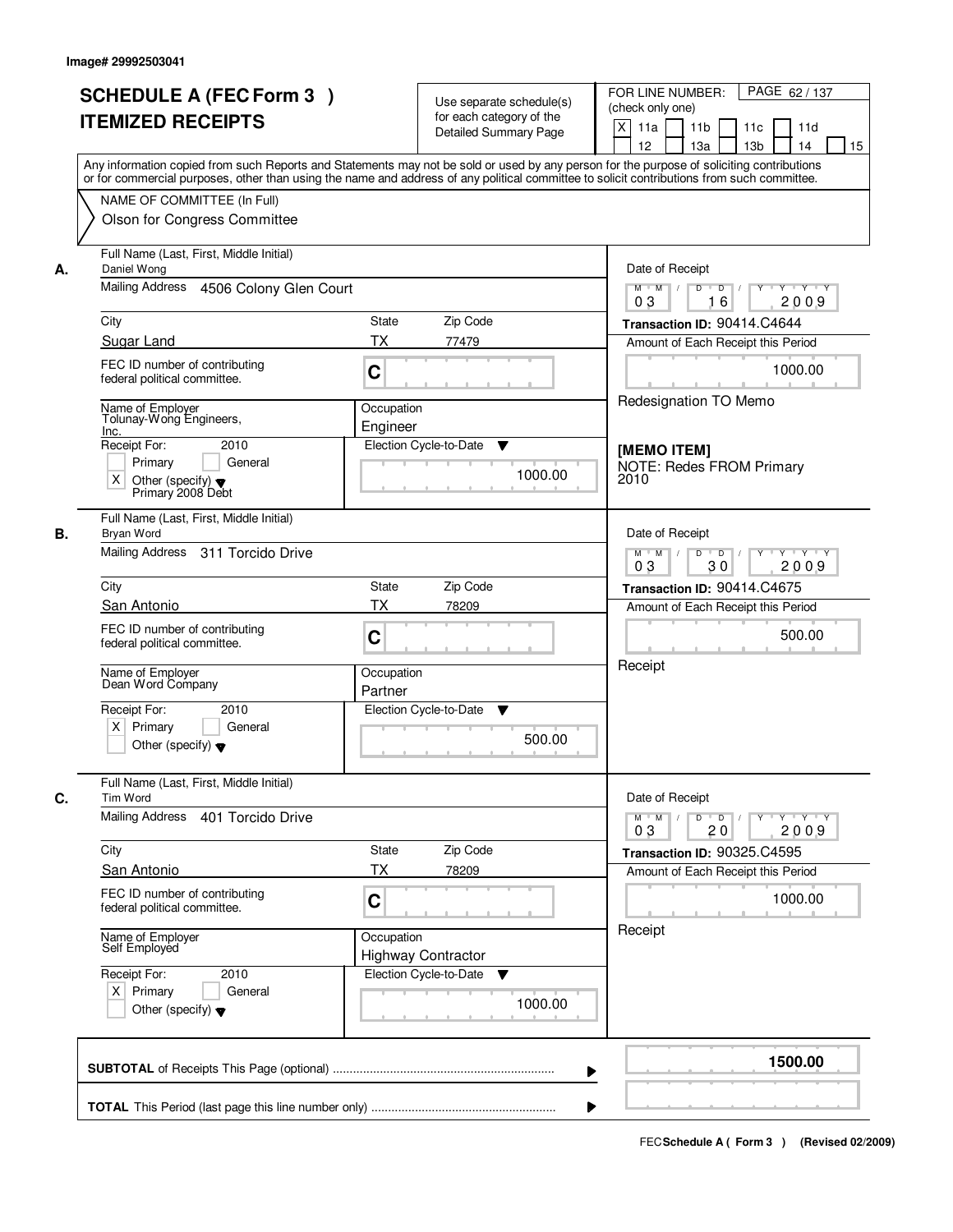Image# 29992503041

# SCHEDULE A (FEC Form 3 ) ITEMIZED RECEIPTS

Use separate schedule(s) for each category of the Detailed Summary Page

FOR LINE NUMBER: (check only one)
[X] 11a [ ] 11b [ ] 11c [ ] 11d [ ] 12 [ ] 13a [ ] 13b [ ] 14 [ ] 15

PAGE 62 / 137

Any information copied from such Reports and Statements may not be sold or used by any person for the purpose of soliciting contributions or for commercial purposes, other than using the name and address of any political committee to solicit contributions from such committee.

NAME OF COMMITTEE (In Full)
Olson for Congress Committee

---

**A.**

Full Name (Last, First, Middle Initial): Daniel Wong
Mailing Address: 4506 Colony Glen Court
City: Sugar Land | State: TX | Zip Code: 77479
FEC ID number of contributing federal political committee: C
Name of Employer: Toluney-Wong Engineers, Inc.
Occupation: Engineer
Receipt For: 2010 [ ] Primary [ ] General [X] Other (specify): Primary 2008 Debt
Election Cycle-to-Date: 1000.00

Date of Receipt: 03 / 16 / 2009
Transaction ID: 90414.C4644
Amount of Each Receipt this Period: 1000.00
Redesignation TO Memo

**[MEMO ITEM]**
NOTE: Redes FROM Primary 2010

---

**B.**

Full Name (Last, First, Middle Initial): Bryan Word
Mailing Address: 311 Torcido Drive
City: San Antonio | State: TX | Zip Code: 78209
FEC ID number of contributing federal political committee: C
Name of Employer: Dean Word Company
Occupation: Partner
Receipt For: 2010 [X] Primary [ ] General [ ] Other (specify)
Election Cycle-to-Date: 500.00

Date of Receipt: 03 / 30 / 2009
Transaction ID: 90414.C4675
Amount of Each Receipt this Period: 500.00
Receipt

---

**C.**

Full Name (Last, First, Middle Initial): Tim Word
Mailing Address: 401 Torcido Drive
City: San Antonio | State: TX | Zip Code: 78209
FEC ID number of contributing federal political committee: C
Name of Employer: Self Employed
Occupation: Highway Contractor
Receipt For: 2010 [X] Primary [ ] General [ ] Other (specify)
Election Cycle-to-Date: 1000.00

Date of Receipt: 03 / 20 / 2009
Transaction ID: 90325.C4595
Amount of Each Receipt this Period: 1000.00
Receipt

---

**SUBTOTAL** of Receipts This Page (optional): **1500.00**

**TOTAL** This Period (last page this line number only):

FEC **Schedule A ( Form 3 )** (Revised 02/2009)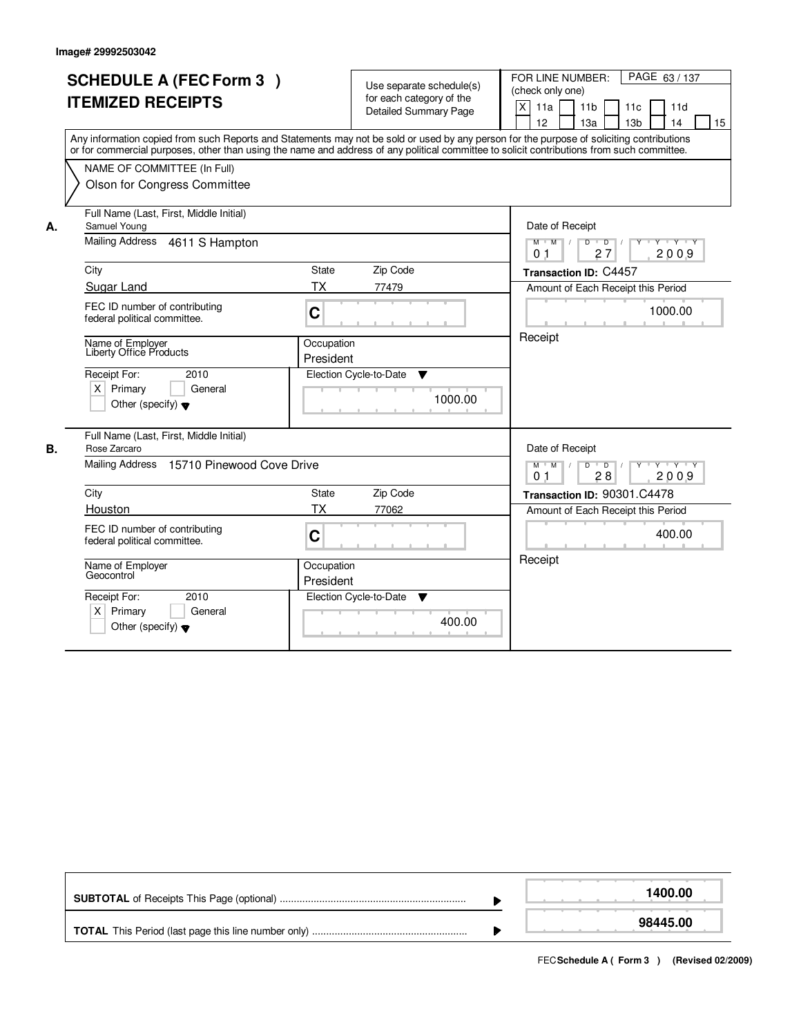Image# 29992503042

# SCHEDULE A (FEC Form 3 ) ITEMIZED RECEIPTS

Use separate schedule(s) for each category of the Detailed Summary Page

FOR LINE NUMBER: (check only one)

[X] 11a [ ] 11b [ ] 11c [ ] 11d [ ] 12 [ ] 13a [ ] 13b [ ] 14 [ ] 15

Any information copied from such Reports and Statements may not be sold or used by any person for the purpose of soliciting contributions or for commercial purposes, other than using the name and address of any political committee to solicit contributions from such committee.

NAME OF COMMITTEE (In Full)
Olson for Congress Committee

**A.**

Full Name (Last, First, Middle Initial): Samuel Young

Mailing Address: 4611 S Hampton

City: Sugar Land | State: TX | Zip Code: 77479

FEC ID number of contributing federal political committee: C

Name of Employer: Liberty Office Products

Occupation: President

Receipt For: 2010 — [X] Primary [ ] General [ ] Other (specify)

Election Cycle-to-Date: 1000.00

Date of Receipt: 01 / 27 / 2009

Transaction ID: C4457

Amount of Each Receipt this Period: 1000.00

Receipt

**B.**

Full Name (Last, First, Middle Initial): Rose Zarcaro

Mailing Address: 15710 Pinewood Cove Drive

City: Houston | State: TX | Zip Code: 77062

FEC ID number of contributing federal political committee: C

Name of Employer: Geocontrol

Occupation: President

Receipt For: 2010 — [X] Primary [ ] General [ ] Other (specify)

Election Cycle-to-Date: 400.00

Date of Receipt: 01 / 28 / 2009

Transaction ID: 90301.C4478

Amount of Each Receipt this Period: 400.00

Receipt

| | |
|---|---|
| **SUBTOTAL** of Receipts This Page (optional) | **1400.00** |
| **TOTAL** This Period (last page this line number only) | **98445.00** |

FEC **Schedule A ( Form 3 )** (Revised 02/2009)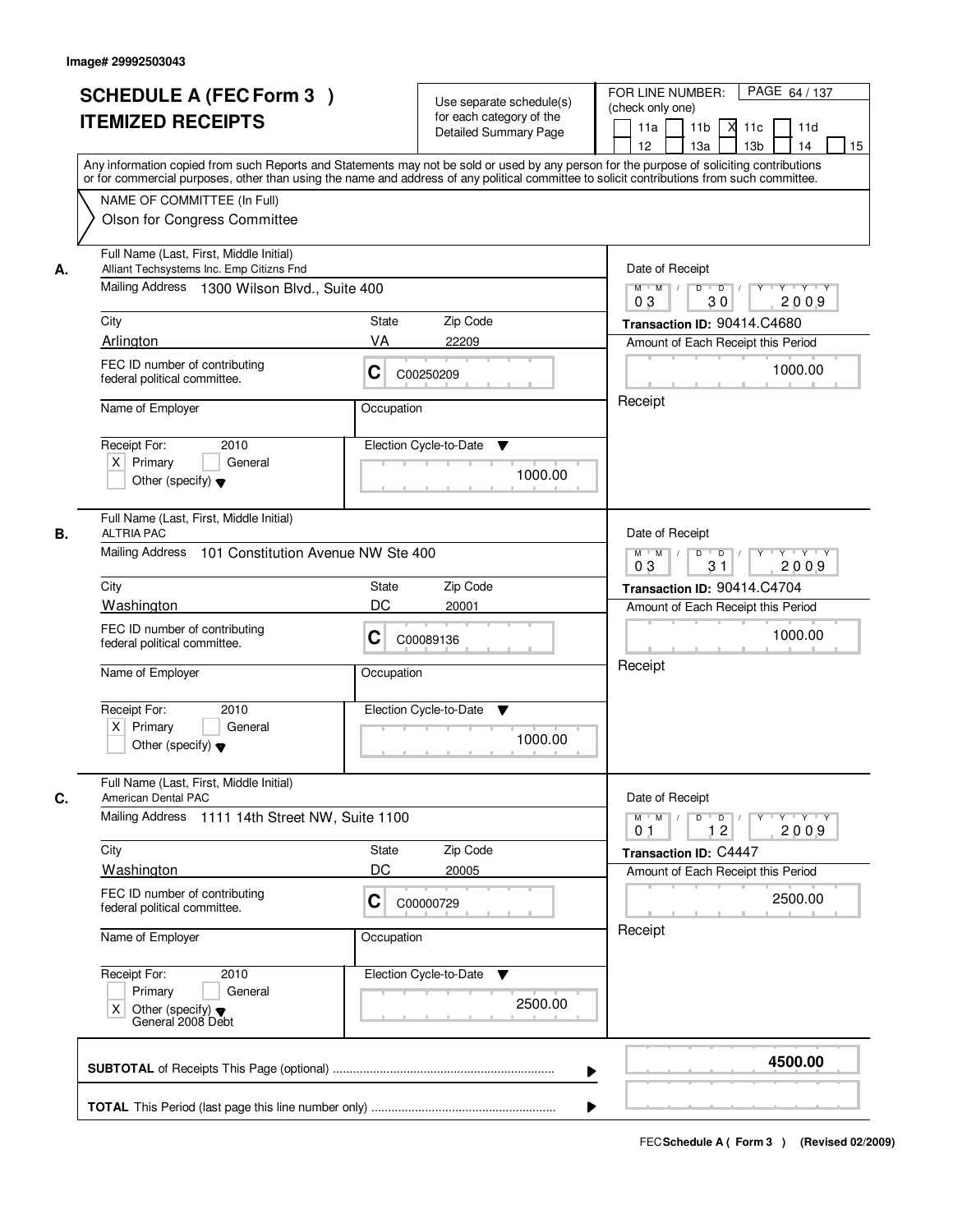Image# 29992503043

# SCHEDULE A (FEC Form 3 ) ITEMIZED RECEIPTS

Use separate schedule(s) for each category of the Detailed Summary Page

FOR LINE NUMBER: (check only one)

11a | 11b | X 11c | 11d | 12 | 13a | 13b | 14 | 15

PAGE 64 / 137

Any information copied from such Reports and Statements may not be sold or used by any person for the purpose of soliciting contributions or for commercial purposes, other than using the name and address of any political committee to solicit contributions from such committee.

NAME OF COMMITTEE (In Full)
Olson for Congress Committee

---

**A.** Full Name (Last, First, Middle Initial)
Alliant Techsystems Inc. Emp Citizns Fnd

Mailing Address: 1300 Wilson Blvd., Suite 400

City: Arlington | State: VA | Zip Code: 22209

FEC ID number of contributing federal political committee: C C00250209

Name of Employer: | Occupation:

Receipt For: 2010
X Primary | General | Other (specify)

Election Cycle-to-Date: 1000.00

Date of Receipt: 03 / 30 / 2009

Transaction ID: 90414.C4680

Amount of Each Receipt this Period: 1000.00

Receipt

---

**B.** Full Name (Last, First, Middle Initial)
ALTRIA PAC

Mailing Address: 101 Constitution Avenue NW Ste 400

City: Washington | State: DC | Zip Code: 20001

FEC ID number of contributing federal political committee: C C00089136

Name of Employer: | Occupation:

Receipt For: 2010
X Primary | General | Other (specify)

Election Cycle-to-Date: 1000.00

Date of Receipt: 03 / 31 / 2009

Transaction ID: 90414.C4704

Amount of Each Receipt this Period: 1000.00

Receipt

---

**C.** Full Name (Last, First, Middle Initial)
American Dental PAC

Mailing Address: 1111 14th Street NW, Suite 1100

City: Washington | State: DC | Zip Code: 20005

FEC ID number of contributing federal political committee: C C00000729

Name of Employer: | Occupation:

Receipt For: 2010
Primary | General | X Other (specify): General 2008 Debt

Election Cycle-to-Date: 2500.00

Date of Receipt: 01 / 12 / 2009

Transaction ID: C4447

Amount of Each Receipt this Period: 2500.00

Receipt

---

**SUBTOTAL** of Receipts This Page (optional): **4500.00**

**TOTAL** This Period (last page this line number only):

FEC Schedule A ( Form 3 ) (Revised 02/2009)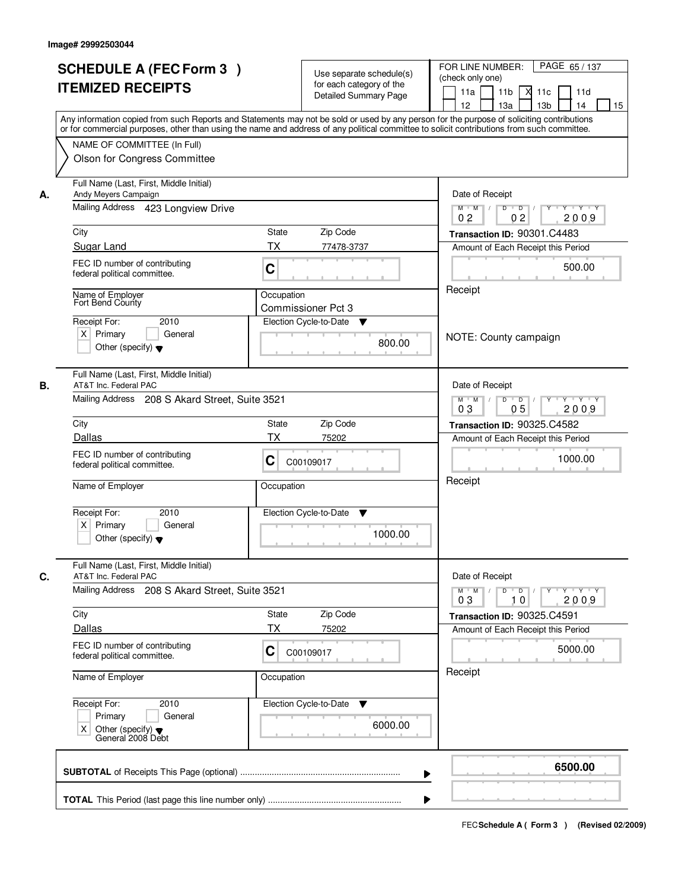Image# 29992503044

# SCHEDULE A (FEC Form 3 )
# ITEMIZED RECEIPTS

Use separate schedule(s) for each category of the Detailed Summary Page

FOR LINE NUMBER: (check only one)

PAGE 65 / 137

- [ ] 11a
- [ ] 11b
- [X] 11c
- [ ] 11d
- [ ] 12
- [ ] 13a
- [ ] 13b
- [ ] 14
- [ ] 15

Any information copied from such Reports and Statements may not be sold or used by any person for the purpose of soliciting contributions or for commercial purposes, other than using the name and address of any political committee to solicit contributions from such committee.

NAME OF COMMITTEE (In Full)

Olson for Congress Committee

---

**A.**

Full Name (Last, First, Middle Initial): Andy Meyers Campaign

Mailing Address: 423 Longview Drive

City: Sugar Land | State: TX | Zip Code: 77478-3737

FEC ID number of contributing federal political committee: C

Name of Employer: Fort Bend County

Occupation: Commissioner Pct 3

Receipt For: 2010
- [X] Primary
- [ ] General
- [ ] Other (specify)

Election Cycle-to-Date: 800.00

Date of Receipt: 02 / 02 / 2009

Transaction ID: 90301.C4483

Amount of Each Receipt this Period: 500.00

Receipt

NOTE: County campaign

---

**B.**

Full Name (Last, First, Middle Initial): AT&T Inc. Federal PAC

Mailing Address: 208 S Akard Street, Suite 3521

City: Dallas | State: TX | Zip Code: 75202

FEC ID number of contributing federal political committee: C C00109017

Name of Employer:

Occupation:

Receipt For: 2010
- [X] Primary
- [ ] General
- [ ] Other (specify)

Election Cycle-to-Date: 1000.00

Date of Receipt: 03 / 05 / 2009

Transaction ID: 90325.C4582

Amount of Each Receipt this Period: 1000.00

Receipt

---

**C.**

Full Name (Last, First, Middle Initial): AT&T Inc. Federal PAC

Mailing Address: 208 S Akard Street, Suite 3521

City: Dallas | State: TX | Zip Code: 75202

FEC ID number of contributing federal political committee: C C00109017

Name of Employer:

Occupation:

Receipt For: 2010
- [ ] Primary
- [ ] General
- [X] Other (specify): General 2008 Debt

Election Cycle-to-Date: 6000.00

Date of Receipt: 03 / 10 / 2009

Transaction ID: 90325.C4591

Amount of Each Receipt this Period: 5000.00

Receipt

---

**SUBTOTAL** of Receipts This Page (optional): 6500.00

**TOTAL** This Period (last page this line number only):

FEC Schedule A ( Form 3 ) (Revised 02/2009)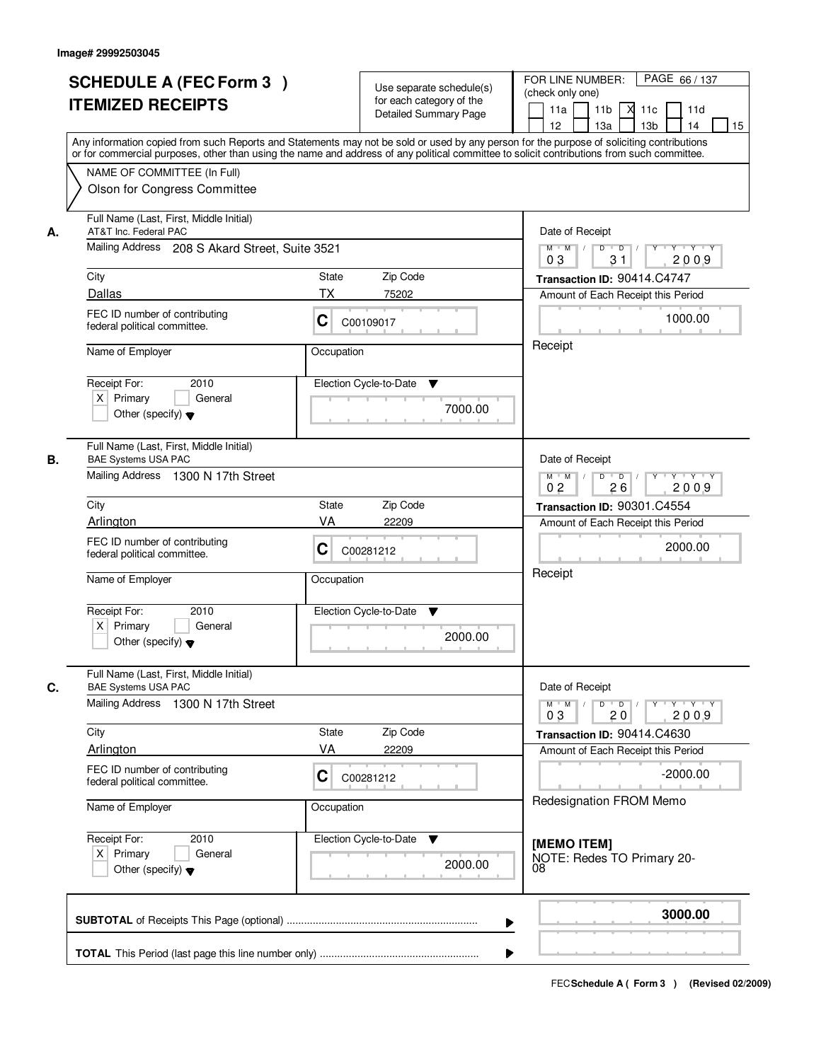Image# 29992503045

# SCHEDULE A (FEC Form 3 )
## ITEMIZED RECEIPTS

Use separate schedule(s) for each category of the Detailed Summary Page

FOR LINE NUMBER: (check only one)

11a | 11b | [X] 11c | 11d | 12 | 13a | 13b | 14 | 15

Any information copied from such Reports and Statements may not be sold or used by any person for the purpose of soliciting contributions or for commercial purposes, other than using the name and address of any political committee to solicit contributions from such committee.

NAME OF COMMITTEE (In Full)
Olson for Congress Committee

---

**A.** Full Name (Last, First, Middle Initial)
AT&T Inc. Federal PAC

Mailing Address: 208 S Akard Street, Suite 3521

| City | State | Zip Code |
|---|---|---|
| Dallas | TX | 75202 |

FEC ID number of contributing federal political committee: C00109017

Name of Employer:

Occupation:

Receipt For: 2010 — [X] Primary [ ] General [ ] Other (specify)

Election Cycle-to-Date: 7000.00

Date of Receipt: 03 / 31 / 2009

Transaction ID: 90414.C4747

Amount of Each Receipt this Period: 1000.00

Receipt

---

**B.** Full Name (Last, First, Middle Initial)
BAE Systems USA PAC

Mailing Address: 1300 N 17th Street

| City | State | Zip Code |
|---|---|---|
| Arlington | VA | 22209 |

FEC ID number of contributing federal political committee: C00281212

Name of Employer:

Occupation:

Receipt For: 2010 — [X] Primary [ ] General [ ] Other (specify)

Election Cycle-to-Date: 2000.00

Date of Receipt: 02 / 26 / 2009

Transaction ID: 90301.C4554

Amount of Each Receipt this Period: 2000.00

Receipt

---

**C.** Full Name (Last, First, Middle Initial)
BAE Systems USA PAC

Mailing Address: 1300 N 17th Street

| City | State | Zip Code |
|---|---|---|
| Arlington | VA | 22209 |

FEC ID number of contributing federal political committee: C00281212

Name of Employer:

Occupation:

Receipt For: 2010 — [X] Primary [ ] General [ ] Other (specify)

Election Cycle-to-Date: 2000.00

Date of Receipt: 03 / 20 / 2009

Transaction ID: 90414.C4630

Amount of Each Receipt this Period: -2000.00

Redesignation FROM Memo

[MEMO ITEM]
NOTE: Redes TO Primary 20-08

---

**SUBTOTAL** of Receipts This Page (optional): **3000.00**

**TOTAL** This Period (last page this line number only):

FEC Schedule A ( Form 3 ) (Revised 02/2009)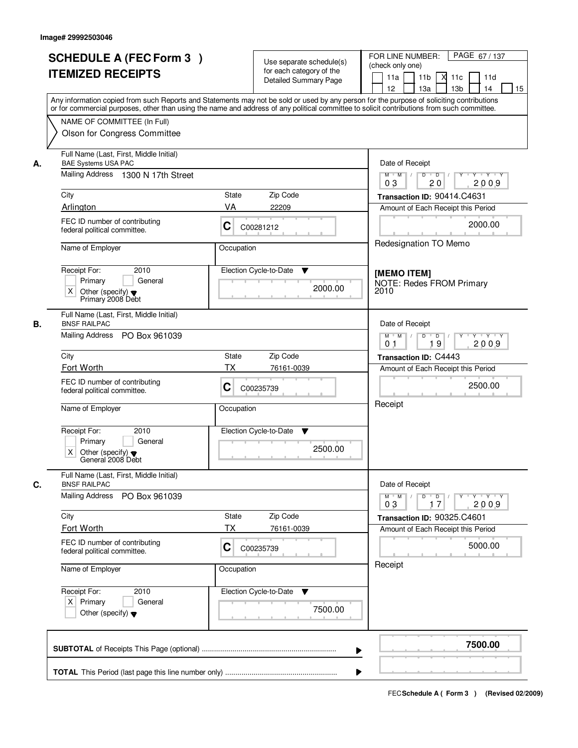Image# 29992503046

# SCHEDULE A (FEC Form 3 ) ITEMIZED RECEIPTS

Use separate schedule(s) for each category of the Detailed Summary Page

FOR LINE NUMBER: (check only one)

PAGE 67 / 137

11a [ ] 11b [ ] 11c [X] 11d [ ] 12 [ ] 13a [ ] 13b [ ] 14 [ ] 15 [ ]

Any information copied from such Reports and Statements may not be sold or used by any person for the purpose of soliciting contributions or for commercial purposes, other than using the name and address of any political committee to solicit contributions from such committee.

NAME OF COMMITTEE (In Full)
Olson for Congress Committee

---

**A.** Full Name (Last, First, Middle Initial): BAE Systems USA PAC

Mailing Address: 1300 N 17th Street

City: Arlington | State: VA | Zip Code: 22209

FEC ID number of contributing federal political committee: C C00281212

Name of Employer: | Occupation:

Receipt For: 2010 — [ ] Primary [ ] General [X] Other (specify) Primary 2008 Debt

Election Cycle-to-Date: 2000.00

Date of Receipt: 03 / 20 / 2009

Transaction ID: 90414.C4631

Amount of Each Receipt this Period: 2000.00

Redesignation TO Memo

**[MEMO ITEM]**
NOTE: Redes FROM Primary 2010

---

**B.** Full Name (Last, First, Middle Initial): BNSF RAILPAC

Mailing Address: PO Box 961039

City: Fort Worth | State: TX | Zip Code: 76161-0039

FEC ID number of contributing federal political committee: C C00235739

Name of Employer: | Occupation:

Receipt For: 2010 — [ ] Primary [ ] General [X] Other (specify) General 2008 Debt

Election Cycle-to-Date: 2500.00

Date of Receipt: 01 / 19 / 2009

Transaction ID: C4443

Amount of Each Receipt this Period: 2500.00

Receipt

---

**C.** Full Name (Last, First, Middle Initial): BNSF RAILPAC

Mailing Address: PO Box 961039

City: Fort Worth | State: TX | Zip Code: 76161-0039

FEC ID number of contributing federal political committee: C C00235739

Name of Employer: | Occupation:

Receipt For: 2010 — [X] Primary [ ] General [ ] Other (specify)

Election Cycle-to-Date: 7500.00

Date of Receipt: 03 / 17 / 2009

Transaction ID: 90325.C4601

Amount of Each Receipt this Period: 5000.00

Receipt

---

**SUBTOTAL** of Receipts This Page (optional): **7500.00**

**TOTAL** This Period (last page this line number only):

FEC **Schedule A ( Form 3 )** (Revised 02/2009)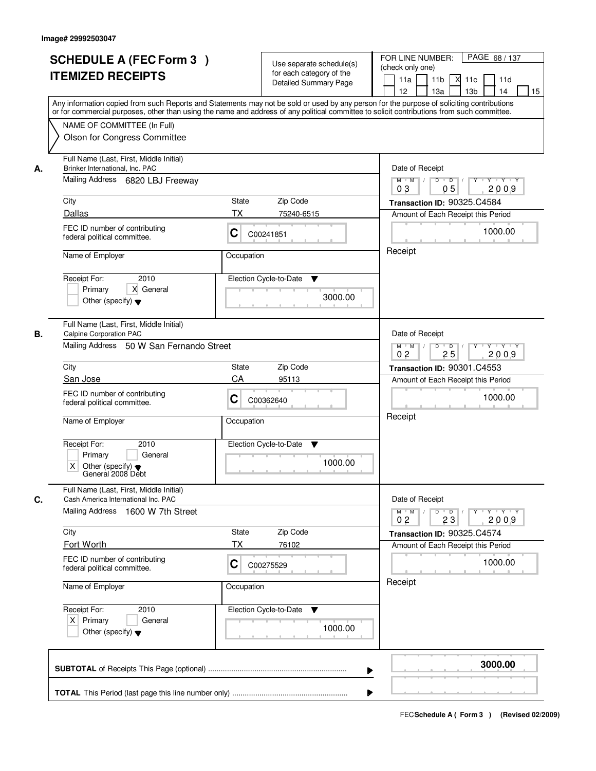Image# 29992503047

# SCHEDULE A (FEC Form 3 ) ITEMIZED RECEIPTS

Use separate schedule(s) for each category of the Detailed Summary Page

FOR LINE NUMBER: (check only one)

11a | 11b | X 11c | 11d | 12 | 13a | 13b | 14 | 15

Any information copied from such Reports and Statements may not be sold or used by any person for the purpose of soliciting contributions or for commercial purposes, other than using the name and address of any political committee to solicit contributions from such committee.

NAME OF COMMITTEE (In Full)
Olson for Congress Committee

**A.** Full Name (Last, First, Middle Initial): Brinker International, Inc. PAC
Mailing Address: 6820 LBJ Freeway
City: Dallas | State: TX | Zip Code: 75240-6515
FEC ID number of contributing federal political committee: C C00241851
Name of Employer: | Occupation:
Receipt For: 2010 — [ ] Primary [X] General [ ] Other (specify)
Election Cycle-to-Date: 3000.00
Date of Receipt: 03/05/2009
Transaction ID: 90325.C4584
Amount of Each Receipt this Period: 1000.00
Receipt

**B.** Full Name (Last, First, Middle Initial): Calpine Corporation PAC
Mailing Address: 50 W San Fernando Street
City: San Jose | State: CA | Zip Code: 95113
FEC ID number of contributing federal political committee: C C00362640
Name of Employer: | Occupation:
Receipt For: 2010 — [ ] Primary [ ] General [X] Other (specify) General 2008 Debt
Election Cycle-to-Date: 1000.00
Date of Receipt: 02/25/2009
Transaction ID: 90301.C4553
Amount of Each Receipt this Period: 1000.00
Receipt

**C.** Full Name (Last, First, Middle Initial): Cash America International Inc. PAC
Mailing Address: 1600 W 7th Street
City: Fort Worth | State: TX | Zip Code: 76102
FEC ID number of contributing federal political committee: C C00275529
Name of Employer: | Occupation:
Receipt For: 2010 — [X] Primary [ ] General [ ] Other (specify)
Election Cycle-to-Date: 1000.00
Date of Receipt: 02/23/2009
Transaction ID: 90325.C4574
Amount of Each Receipt this Period: 1000.00
Receipt

**SUBTOTAL** of Receipts This Page (optional): **3000.00**

**TOTAL** This Period (last page this line number only):

FEC Schedule A ( Form 3 ) (Revised 02/2009)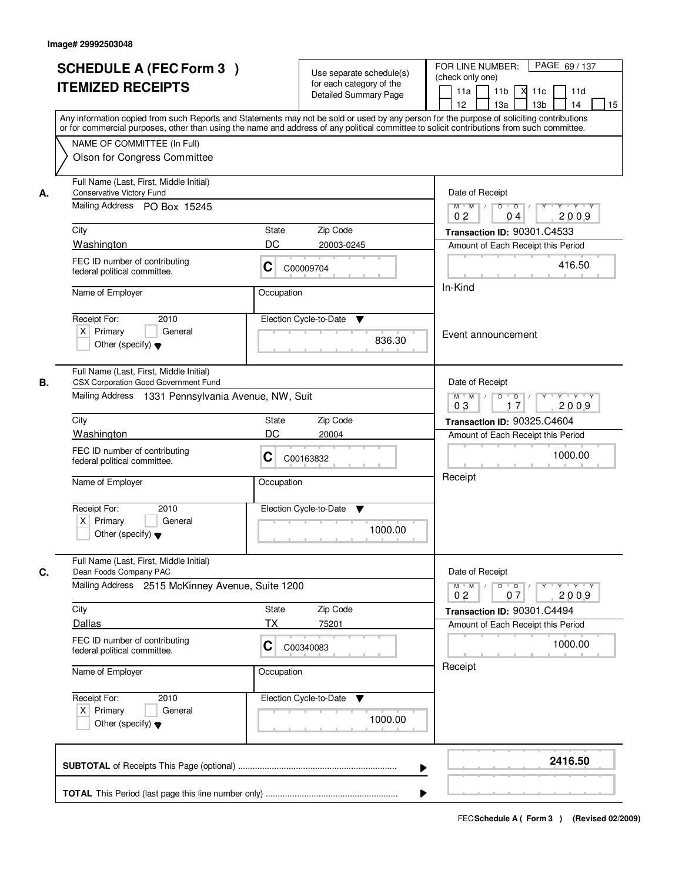Image# 29992503048

# SCHEDULE A (FEC Form 3 )
# ITEMIZED RECEIPTS

Use separate schedule(s) for each category of the Detailed Summary Page

FOR LINE NUMBER: (check only one)

11a [ ] 11b [ ] 11c [X] 11d [ ] 12 [ ] 13a [ ] 13b [ ] 14 [ ] 15 [ ]

PAGE 69 / 137

Any information copied from such Reports and Statements may not be sold or used by any person for the purpose of soliciting contributions or for commercial purposes, other than using the name and address of any political committee to solicit contributions from such committee.

NAME OF COMMITTEE (In Full)
Olson for Congress Committee

---

**A.** Full Name (Last, First, Middle Initial): Conservative Victory Fund
Mailing Address: PO Box 15245
City: Washington | State: DC | Zip Code: 20003-0245
FEC ID number of contributing federal political committee: C C00009704
Name of Employer: | Occupation:
Receipt For: 2010 [X] Primary [ ] General [ ] Other (specify)
Election Cycle-to-Date: 836.30

Date of Receipt: 02 / 04 / 2009
Transaction ID: 90301.C4533
Amount of Each Receipt this Period: 416.50
In-Kind
Event announcement

---

**B.** Full Name (Last, First, Middle Initial): CSX Corporation Good Government Fund
Mailing Address: 1331 Pennsylvania Avenue, NW, Suit
City: Washington | State: DC | Zip Code: 20004
FEC ID number of contributing federal political committee: C C00163832
Name of Employer: | Occupation:
Receipt For: 2010 [X] Primary [ ] General [ ] Other (specify)
Election Cycle-to-Date: 1000.00

Date of Receipt: 03 / 17 / 2009
Transaction ID: 90325.C4604
Amount of Each Receipt this Period: 1000.00
Receipt

---

**C.** Full Name (Last, First, Middle Initial): Dean Foods Company PAC
Mailing Address: 2515 McKinney Avenue, Suite 1200
City: Dallas | State: TX | Zip Code: 75201
FEC ID number of contributing federal political committee: C C00340083
Name of Employer: | Occupation:
Receipt For: 2010 [X] Primary [ ] General [ ] Other (specify)
Election Cycle-to-Date: 1000.00

Date of Receipt: 02 / 07 / 2009
Transaction ID: 90301.C4494
Amount of Each Receipt this Period: 1000.00
Receipt

---

**SUBTOTAL** of Receipts This Page (optional): 2416.50

**TOTAL** This Period (last page this line number only):

FEC Schedule A ( Form 3 ) (Revised 02/2009)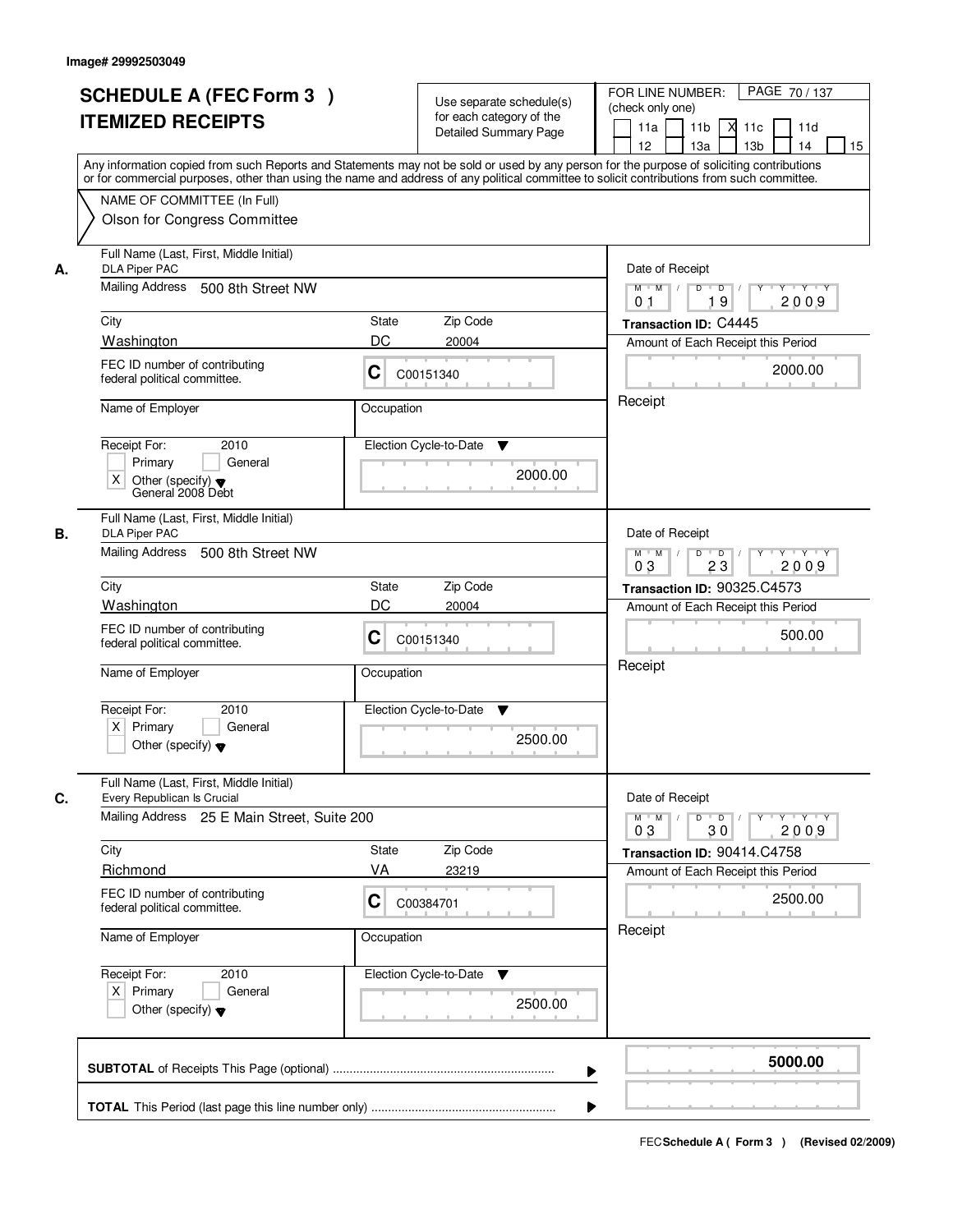Image# 29992503049

# SCHEDULE A (FEC Form 3 ) ITEMIZED RECEIPTS

Use separate schedule(s) for each category of the Detailed Summary Page

FOR LINE NUMBER: (check only one)

11a | 11b | X 11c | 11d | 12 | 13a | 13b | 14 | 15

PAGE 70 / 137

Any information copied from such Reports and Statements may not be sold or used by any person for the purpose of soliciting contributions or for commercial purposes, other than using the name and address of any political committee to solicit contributions from such committee.

NAME OF COMMITTEE (In Full)

Olson for Congress Committee

---

**A.** Full Name (Last, First, Middle Initial): DLA Piper PAC

Mailing Address: 500 8th Street NW

City: Washington | State: DC | Zip Code: 20004

FEC ID number of contributing federal political committee: C C00151340

Name of Employer:

Occupation:

Receipt For: 2010 — [ ] Primary [ ] General [X] Other (specify): General 2008 Debt

Election Cycle-to-Date: 2000.00

Date of Receipt: 01 / 19 / 2009

Transaction ID: C4445

Amount of Each Receipt this Period: 2000.00

Receipt

---

**B.** Full Name (Last, First, Middle Initial): DLA Piper PAC

Mailing Address: 500 8th Street NW

City: Washington | State: DC | Zip Code: 20004

FEC ID number of contributing federal political committee: C C00151340

Name of Employer:

Occupation:

Receipt For: 2010 — [X] Primary [ ] General [ ] Other (specify)

Election Cycle-to-Date: 2500.00

Date of Receipt: 03 / 23 / 2009

Transaction ID: 90325.C4573

Amount of Each Receipt this Period: 500.00

Receipt

---

**C.** Full Name (Last, First, Middle Initial): Every Republican Is Crucial

Mailing Address: 25 E Main Street, Suite 200

City: Richmond | State: VA | Zip Code: 23219

FEC ID number of contributing federal political committee: C C00384701

Name of Employer:

Occupation:

Receipt For: 2010 — [X] Primary [ ] General [ ] Other (specify)

Election Cycle-to-Date: 2500.00

Date of Receipt: 03 / 30 / 2009

Transaction ID: 90414.C4758

Amount of Each Receipt this Period: 2500.00

Receipt

---

**SUBTOTAL** of Receipts This Page (optional): **5000.00**

**TOTAL** This Period (last page this line number only):

FEC Schedule A ( Form 3 ) (Revised 02/2009)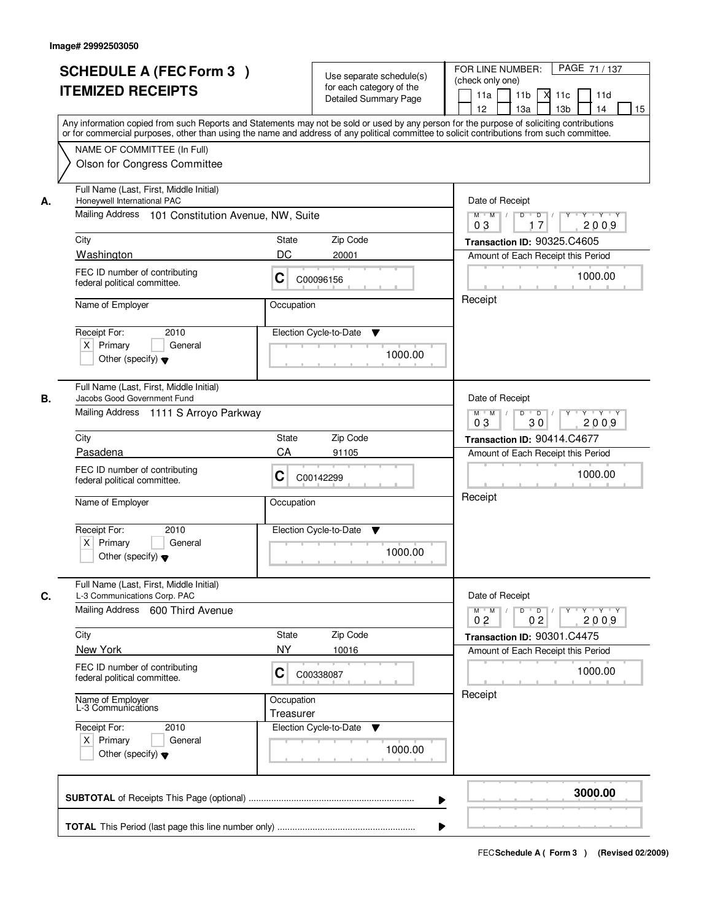Image# 29992503050

# SCHEDULE A (FEC Form 3 ) ITEMIZED RECEIPTS

Use separate schedule(s) for each category of the Detailed Summary Page

FOR LINE NUMBER: (check only one)

11a [ ] 11b [ ] 11c [X] 11d [ ] 12 [ ] 13a [ ] 13b [ ] 14 [ ] 15 [ ]

Any information copied from such Reports and Statements may not be sold or used by any person for the purpose of soliciting contributions or for commercial purposes, other than using the name and address of any political committee to solicit contributions from such committee.

NAME OF COMMITTEE (In Full)
Olson for Congress Committee

---

**A.**

Full Name (Last, First, Middle Initial): Honeywell International PAC

Mailing Address: 101 Constitution Avenue, NW, Suite

City: Washington | State: DC | Zip Code: 20001

FEC ID number of contributing federal political committee: C C00096156

Name of Employer:

Occupation:

Receipt For: 2010 [X] Primary [ ] General [ ] Other (specify)

Election Cycle-to-Date: 1000.00

Date of Receipt: 03 / 17 / 2009

Transaction ID: 90325.C4605

Amount of Each Receipt this Period: 1000.00

Receipt

---

**B.**

Full Name (Last, First, Middle Initial): Jacobs Good Government Fund

Mailing Address: 1111 S Arroyo Parkway

City: Pasadena | State: CA | Zip Code: 91105

FEC ID number of contributing federal political committee: C C00142299

Name of Employer:

Occupation:

Receipt For: 2010 [X] Primary [ ] General [ ] Other (specify)

Election Cycle-to-Date: 1000.00

Date of Receipt: 03 / 30 / 2009

Transaction ID: 90414.C4677

Amount of Each Receipt this Period: 1000.00

Receipt

---

**C.**

Full Name (Last, First, Middle Initial): L-3 Communications Corp. PAC

Mailing Address: 600 Third Avenue

City: New York | State: NY | Zip Code: 10016

FEC ID number of contributing federal political committee: C C00338087

Name of Employer: L-3 Communications

Occupation: Treasurer

Receipt For: 2010 [X] Primary [ ] General [ ] Other (specify)

Election Cycle-to-Date: 1000.00

Date of Receipt: 02 / 02 / 2009

Transaction ID: 90301.C4475

Amount of Each Receipt this Period: 1000.00

Receipt

---

**SUBTOTAL** of Receipts This Page (optional): **3000.00**

**TOTAL** This Period (last page this line number only):

FEC Schedule A ( Form 3 ) (Revised 02/2009)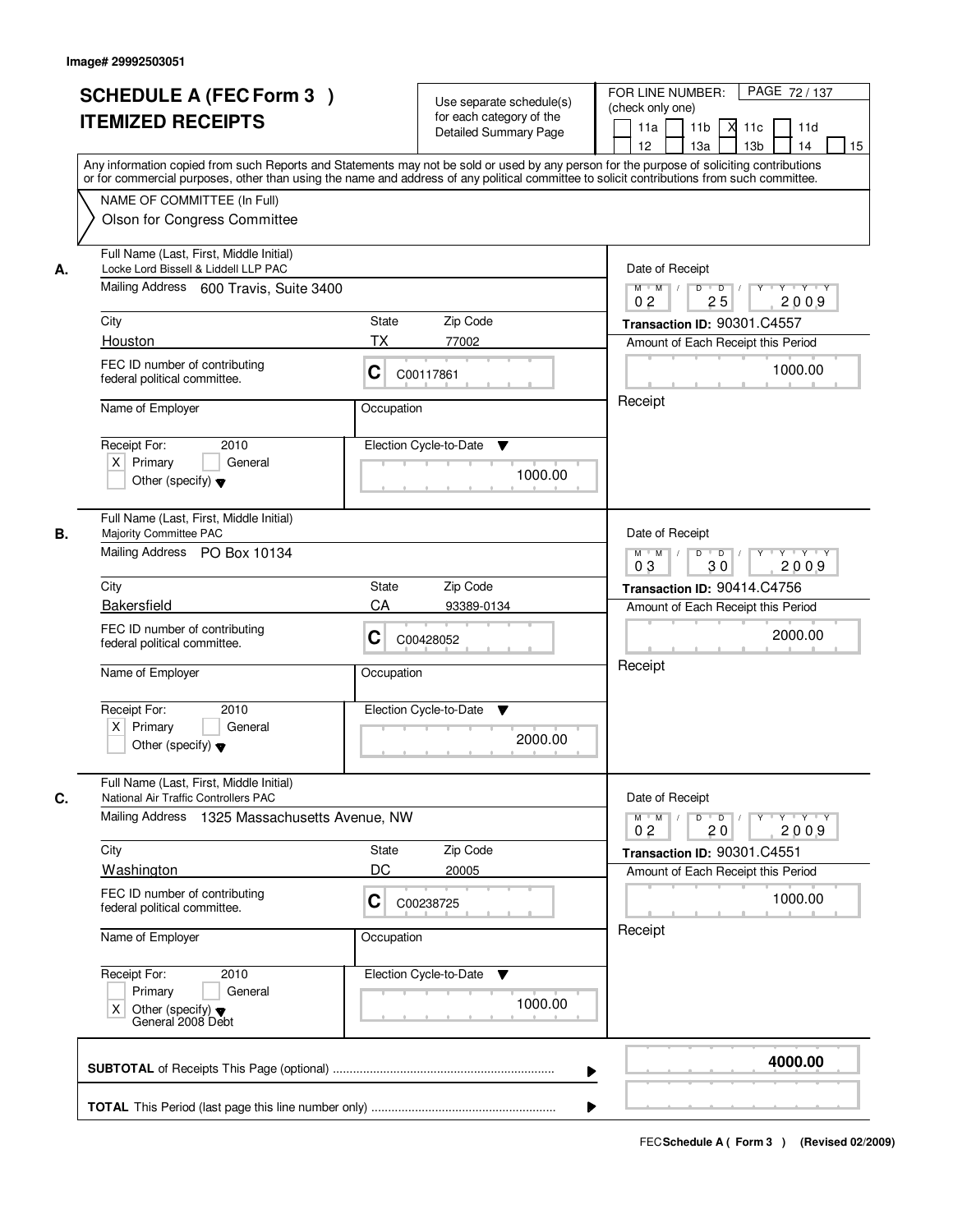Image# 29992503051

# SCHEDULE A (FEC Form 3 ) ITEMIZED RECEIPTS

Use separate schedule(s) for each category of the Detailed Summary Page

FOR LINE NUMBER: (check only one)

PAGE 72 / 137

11a | 11b | X 11c | 11d | 12 | 13a | 13b | 14 | 15

Any information copied from such Reports and Statements may not be sold or used by any person for the purpose of soliciting contributions or for commercial purposes, other than using the name and address of any political committee to solicit contributions from such committee.

NAME OF COMMITTEE (In Full)
Olson for Congress Committee

## A.

Full Name (Last, First, Middle Initial): Locke Lord Bissell & Liddell LLP PAC

Mailing Address: 600 Travis, Suite 3400

City: Houston | State: TX | Zip Code: 77002

FEC ID number of contributing federal political committee: C C00117861

Name of Employer: | Occupation:

Receipt For: 2010 — X Primary | General | Other (specify)

Election Cycle-to-Date: 1000.00

Date of Receipt: 02 / 25 / 2009

Transaction ID: 90301.C4557

Amount of Each Receipt this Period: 1000.00

Receipt

## B.

Full Name (Last, First, Middle Initial): Majority Committee PAC

Mailing Address: PO Box 10134

City: Bakersfield | State: CA | Zip Code: 93389-0134

FEC ID number of contributing federal political committee: C C00428052

Name of Employer: | Occupation:

Receipt For: 2010 — X Primary | General | Other (specify)

Election Cycle-to-Date: 2000.00

Date of Receipt: 03 / 30 / 2009

Transaction ID: 90414.C4756

Amount of Each Receipt this Period: 2000.00

Receipt

## C.

Full Name (Last, First, Middle Initial): National Air Traffic Controllers PAC

Mailing Address: 1325 Massachusetts Avenue, NW

City: Washington | State: DC | Zip Code: 20005

FEC ID number of contributing federal political committee: C C00238725

Name of Employer: | Occupation:

Receipt For: 2010 — Primary | General | X Other (specify) General 2008 Debt

Election Cycle-to-Date: 1000.00

Date of Receipt: 02 / 20 / 2009

Transaction ID: 90301.C4551

Amount of Each Receipt this Period: 1000.00

Receipt

**SUBTOTAL** of Receipts This Page (optional) ........ **4000.00**

**TOTAL** This Period (last page this line number only) ........

FEC **Schedule A ( Form 3 )** (Revised 02/2009)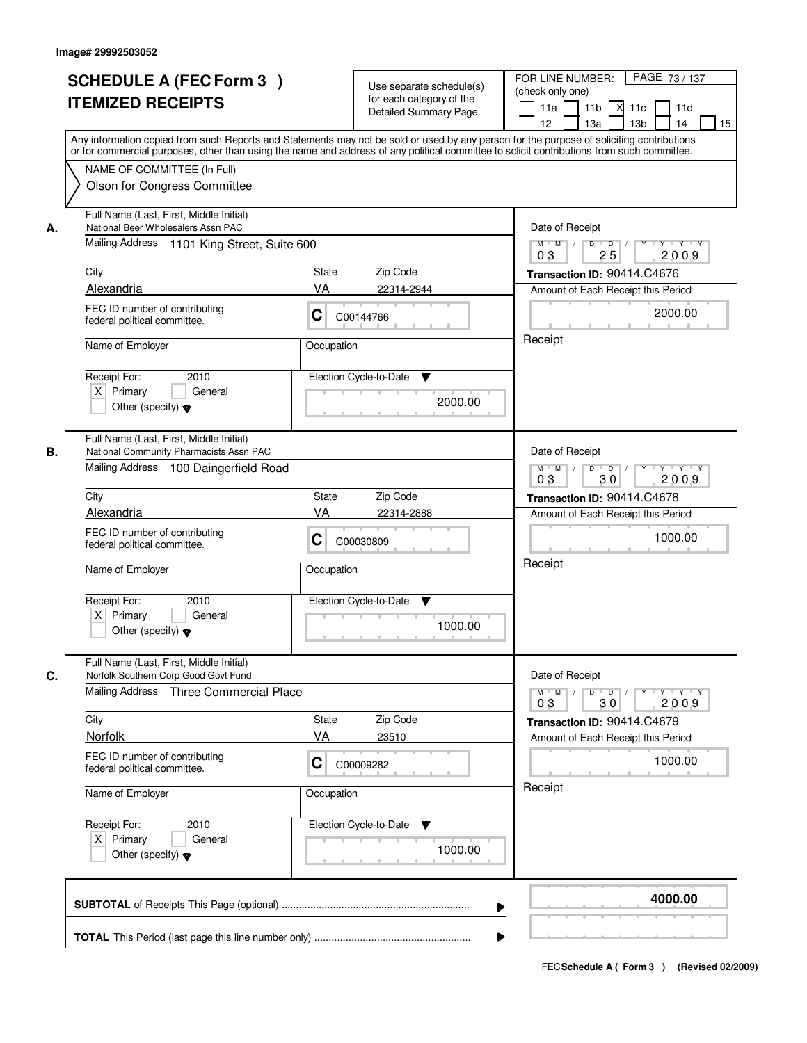Image# 29992503052

# SCHEDULE A (FEC Form 3 )
# ITEMIZED RECEIPTS

Use separate schedule(s) for each category of the Detailed Summary Page

FOR LINE NUMBER: (check only one)

PAGE 73 / 137

11a | 11b | X 11c | 11d | 12 | 13a | 13b | 14 | 15

Any information copied from such Reports and Statements may not be sold or used by any person for the purpose of soliciting contributions or for commercial purposes, other than using the name and address of any political committee to solicit contributions from such committee.

NAME OF COMMITTEE (In Full)
Olson for Congress Committee

**A.** Full Name (Last, First, Middle Initial)
National Beer Wholesalers Assn PAC

Mailing Address 1101 King Street, Suite 600

City: Alexandria | State: VA | Zip Code: 22314-2944

FEC ID number of contributing federal political committee: C00144766

Name of Employer:
Occupation:

Receipt For: 2010 — X Primary ☐ General ☐ Other (specify)

Election Cycle-to-Date: 2000.00

Date of Receipt: 03 / 25 / 2009

Transaction ID: 90414.C4676

Amount of Each Receipt this Period: 2000.00

Receipt

**B.** Full Name (Last, First, Middle Initial)
National Community Pharmacists Assn PAC

Mailing Address 100 Daingerfield Road

City: Alexandria | State: VA | Zip Code: 22314-2888

FEC ID number of contributing federal political committee: C00030809

Name of Employer:
Occupation:

Receipt For: 2010 — X Primary ☐ General ☐ Other (specify)

Election Cycle-to-Date: 1000.00

Date of Receipt: 03 / 30 / 2009

Transaction ID: 90414.C4678

Amount of Each Receipt this Period: 1000.00

Receipt

**C.** Full Name (Last, First, Middle Initial)
Norfolk Southern Corp Good Govt Fund

Mailing Address Three Commercial Place

City: Norfolk | State: VA | Zip Code: 23510

FEC ID number of contributing federal political committee: C00009282

Name of Employer:
Occupation:

Receipt For: 2010 — X Primary ☐ General ☐ Other (specify)

Election Cycle-to-Date: 1000.00

Date of Receipt: 03 / 30 / 2009

Transaction ID: 90414.C4679

Amount of Each Receipt this Period: 1000.00

Receipt

**SUBTOTAL** of Receipts This Page (optional) ........ **4000.00**

**TOTAL** This Period (last page this line number only) ........

FEC **Schedule A ( Form 3 )** (Revised 02/2009)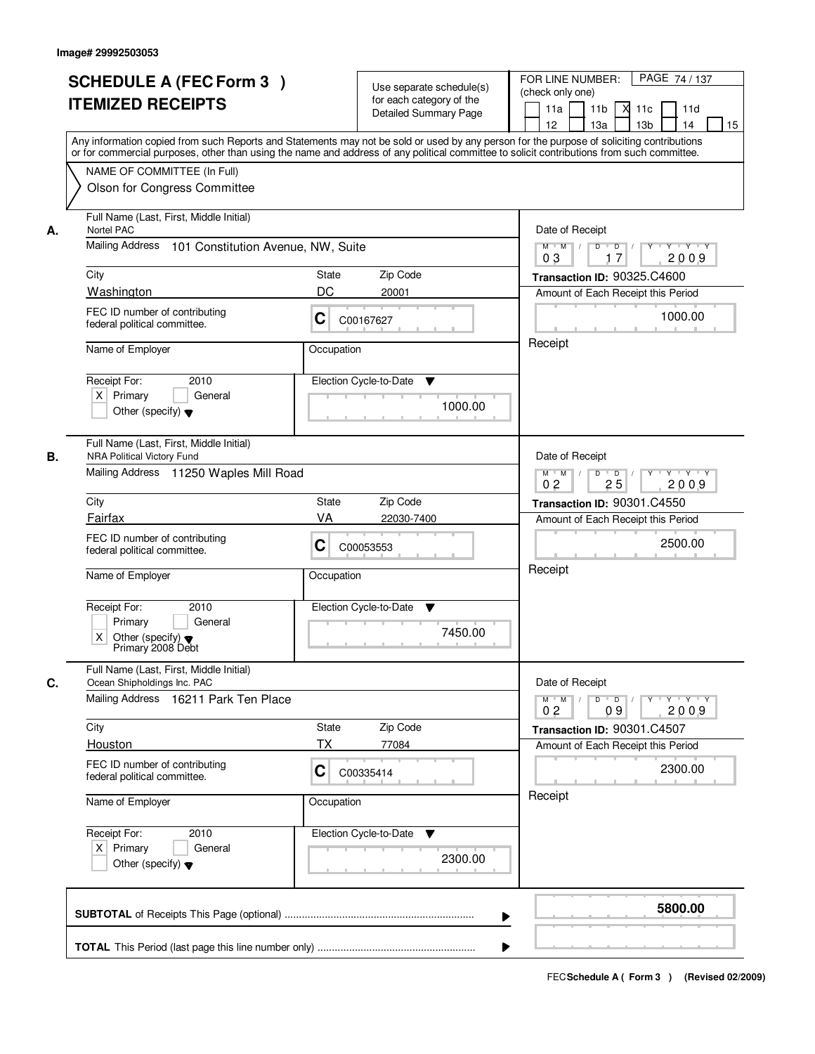Image# 29992503053

# SCHEDULE A (FEC Form 3 )
# ITEMIZED RECEIPTS

Use separate schedule(s) for each category of the Detailed Summary Page

FOR LINE NUMBER: (check only one)
PAGE 74 / 137

[ ] 11a [ ] 11b [X] 11c [ ] 11d [ ] 12 [ ] 13a [ ] 13b [ ] 14 [ ] 15

Any information copied from such Reports and Statements may not be sold or used by any person for the purpose of soliciting contributions or for commercial purposes, other than using the name and address of any political committee to solicit contributions from such committee.

NAME OF COMMITTEE (In Full)
Olson for Congress Committee

---

**A.** Full Name (Last, First, Middle Initial): Nortel PAC

Mailing Address: 101 Constitution Avenue, NW, Suite

City: Washington | State: DC | Zip Code: 20001

FEC ID number of contributing federal political committee: C C00167627

Name of Employer: | Occupation:

Receipt For: 2010 — [X] Primary [ ] General [ ] Other (specify)

Election Cycle-to-Date: 1000.00

Date of Receipt: 03 / 17 / 2009

Transaction ID: 90325.C4600

Amount of Each Receipt this Period: 1000.00

Receipt

---

**B.** Full Name (Last, First, Middle Initial): NRA Political Victory Fund

Mailing Address: 11250 Waples Mill Road

City: Fairfax | State: VA | Zip Code: 22030-7400

FEC ID number of contributing federal political committee: C C00053553

Name of Employer: | Occupation:

Receipt For: 2010 — [ ] Primary [ ] General [X] Other (specify) Primary 2008 Debt

Election Cycle-to-Date: 7450.00

Date of Receipt: 02 / 25 / 2009

Transaction ID: 90301.C4550

Amount of Each Receipt this Period: 2500.00

Receipt

---

**C.** Full Name (Last, First, Middle Initial): Ocean Shipholdings Inc. PAC

Mailing Address: 16211 Park Ten Place

City: Houston | State: TX | Zip Code: 77084

FEC ID number of contributing federal political committee: C C00335414

Name of Employer: | Occupation:

Receipt For: 2010 — [X] Primary [ ] General [ ] Other (specify)

Election Cycle-to-Date: 2300.00

Date of Receipt: 02 / 09 / 2009

Transaction ID: 90301.C4507

Amount of Each Receipt this Period: 2300.00

Receipt

---

**SUBTOTAL** of Receipts This Page (optional): **5800.00**

**TOTAL** This Period (last page this line number only):

FEC Schedule A ( Form 3 ) (Revised 02/2009)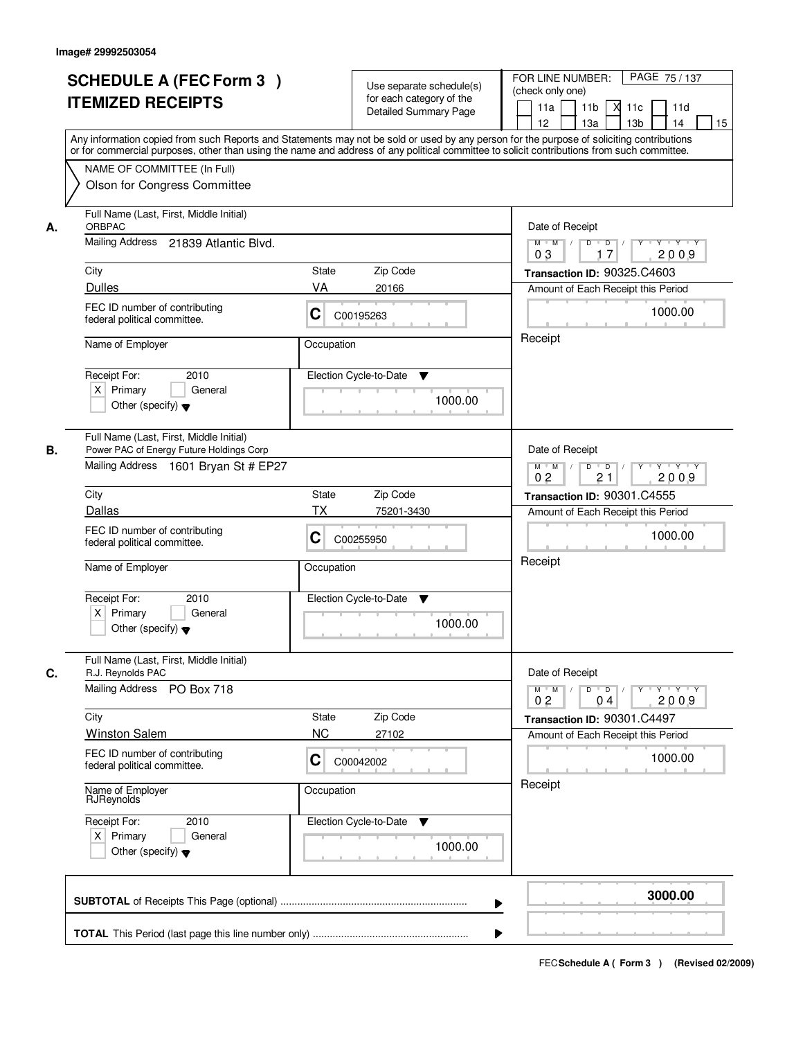Image# 29992503054

# SCHEDULE A (FEC Form 3 )
# ITEMIZED RECEIPTS

Use separate schedule(s) for each category of the Detailed Summary Page

FOR LINE NUMBER: (check only one)

11a | 11b | X 11c | 11d | 12 | 13a | 13b | 14 | 15

PAGE 75 / 137

Any information copied from such Reports and Statements may not be sold or used by any person for the purpose of soliciting contributions or for commercial purposes, other than using the name and address of any political committee to solicit contributions from such committee.

NAME OF COMMITTEE (In Full)
Olson for Congress Committee

---

**A.** Full Name (Last, First, Middle Initial): ORBPAC

Mailing Address: 21839 Atlantic Blvd.

City: Dulles | State: VA | Zip Code: 20166

FEC ID number of contributing federal political committee: C C00195263

Name of Employer: | Occupation:

Receipt For: 2010 — X Primary | General | Other (specify)

Election Cycle-to-Date: 1000.00

Date of Receipt: 03 / 17 / 2009

Transaction ID: 90325.C4603

Amount of Each Receipt this Period: 1000.00

Receipt

---

**B.** Full Name (Last, First, Middle Initial): Power PAC of Energy Future Holdings Corp

Mailing Address: 1601 Bryan St # EP27

City: Dallas | State: TX | Zip Code: 75201-3430

FEC ID number of contributing federal political committee: C C00255950

Name of Employer: | Occupation:

Receipt For: 2010 — X Primary | General | Other (specify)

Election Cycle-to-Date: 1000.00

Date of Receipt: 02 / 21 / 2009

Transaction ID: 90301.C4555

Amount of Each Receipt this Period: 1000.00

Receipt

---

**C.** Full Name (Last, First, Middle Initial): R.J. Reynolds PAC

Mailing Address: PO Box 718

City: Winston Salem | State: NC | Zip Code: 27102

FEC ID number of contributing federal political committee: C C00042002

Name of Employer: RJReynolds | Occupation:

Receipt For: 2010 — X Primary | General | Other (specify)

Election Cycle-to-Date: 1000.00

Date of Receipt: 02 / 04 / 2009

Transaction ID: 90301.C4497

Amount of Each Receipt this Period: 1000.00

Receipt

---

**SUBTOTAL** of Receipts This Page (optional): **3000.00**

**TOTAL** This Period (last page this line number only):

FEC Schedule A ( Form 3 ) (Revised 02/2009)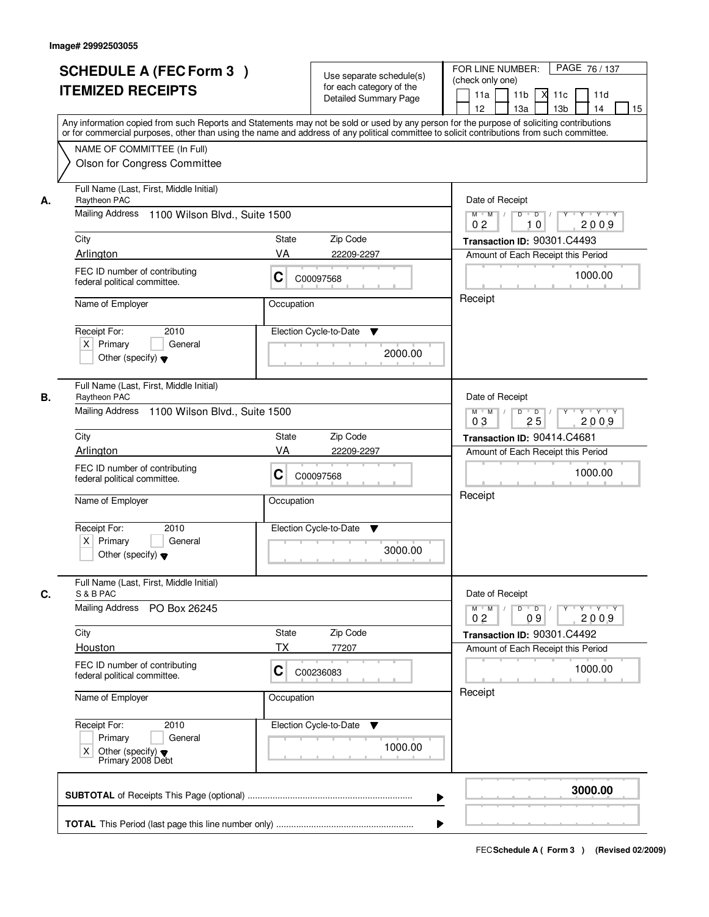Image# 29992503055

# SCHEDULE A (FEC Form 3 ) ITEMIZED RECEIPTS

Use separate schedule(s) for each category of the Detailed Summary Page

FOR LINE NUMBER: (check only one) PAGE 76 / 137

11a | 11b | X 11c | 11d | 12 | 13a | 13b | 14 | 15

Any information copied from such Reports and Statements may not be sold or used by any person for the purpose of soliciting contributions or for commercial purposes, other than using the name and address of any political committee to solicit contributions from such committee.

NAME OF COMMITTEE (In Full)
Olson for Congress Committee

---

**A.** Full Name (Last, First, Middle Initial): Raytheon PAC

Mailing Address: 1100 Wilson Blvd., Suite 1500

City: Arlington | State: VA | Zip Code: 22209-2297

FEC ID number of contributing federal political committee: C C00097568

Name of Employer: | Occupation:

Receipt For: 2010 — X Primary | General | Other (specify)

Election Cycle-to-Date: 2000.00

Date of Receipt: 02 / 10 / 2009

Transaction ID: 90301.C4493

Amount of Each Receipt this Period: 1000.00

Receipt

---

**B.** Full Name (Last, First, Middle Initial): Raytheon PAC

Mailing Address: 1100 Wilson Blvd., Suite 1500

City: Arlington | State: VA | Zip Code: 22209-2297

FEC ID number of contributing federal political committee: C C00097568

Name of Employer: | Occupation:

Receipt For: 2010 — X Primary | General | Other (specify)

Election Cycle-to-Date: 3000.00

Date of Receipt: 03 / 25 / 2009

Transaction ID: 90414.C4681

Amount of Each Receipt this Period: 1000.00

Receipt

---

**C.** Full Name (Last, First, Middle Initial): S & B PAC

Mailing Address: PO Box 26245

City: Houston | State: TX | Zip Code: 77207

FEC ID number of contributing federal political committee: C C00236083

Name of Employer: | Occupation:

Receipt For: 2010 — Primary | General | X Other (specify) Primary 2008 Debt

Election Cycle-to-Date: 1000.00

Date of Receipt: 02 / 09 / 2009

Transaction ID: 90301.C4492

Amount of Each Receipt this Period: 1000.00

Receipt

---

**SUBTOTAL** of Receipts This Page (optional): **3000.00**

**TOTAL** This Period (last page this line number only):

FEC Schedule A ( Form 3 ) (Revised 02/2009)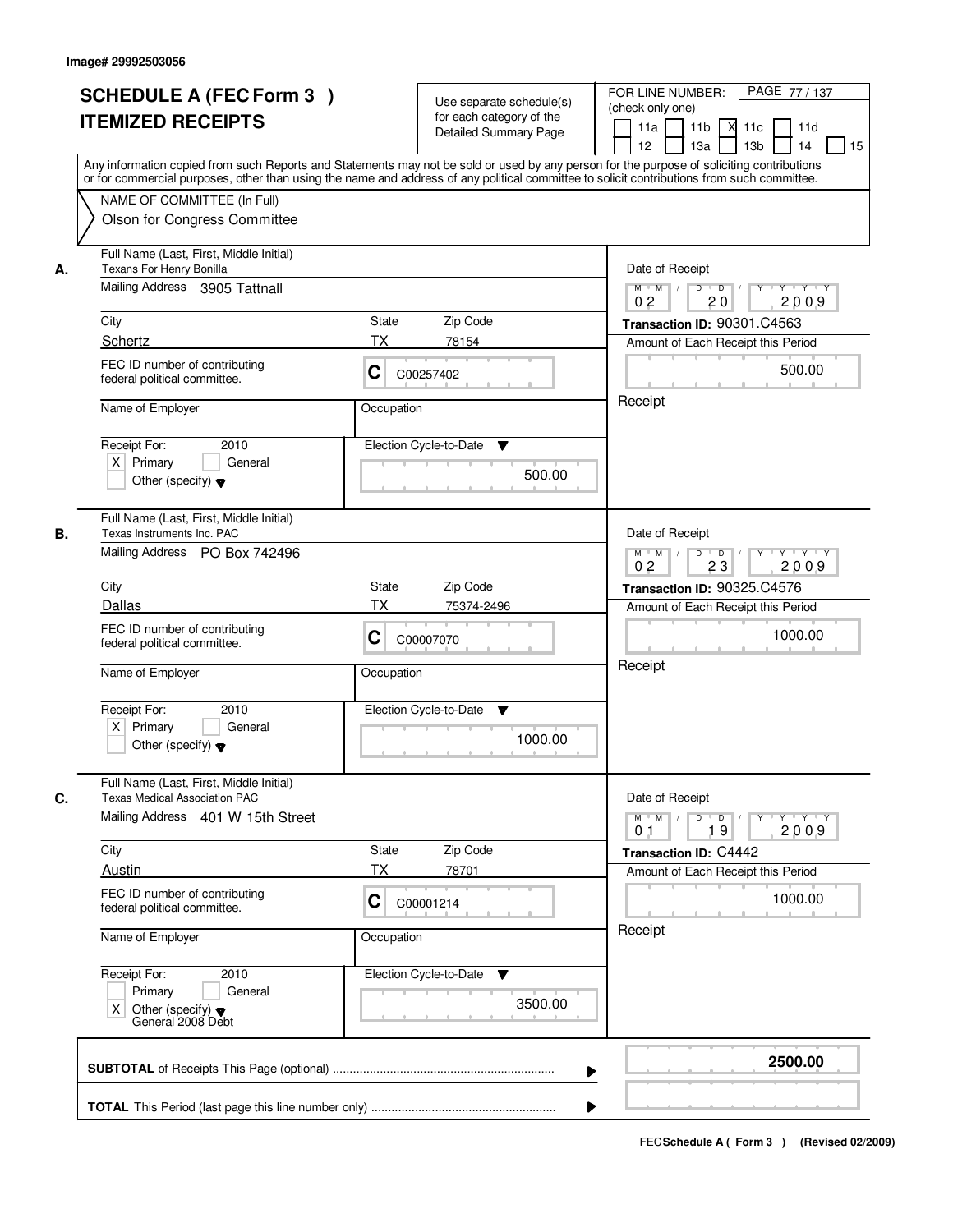Image# 29992503056

# SCHEDULE A (FEC Form 3 )
## ITEMIZED RECEIPTS

Use separate schedule(s) for each category of the Detailed Summary Page

FOR LINE NUMBER: (check only one)
11a | 11b | X 11c | 11d | 12 | 13a | 13b | 14 | 15

Any information copied from such Reports and Statements may not be sold or used by any person for the purpose of soliciting contributions or for commercial purposes, other than using the name and address of any political committee to solicit contributions from such committee.

NAME OF COMMITTEE (In Full)
Olson for Congress Committee

**A.**
Full Name (Last, First, Middle Initial): Texans For Henry Bonilla
Mailing Address: 3905 Tattnall
City: Schertz | State: TX | Zip Code: 78154
FEC ID number of contributing federal political committee: C C00257402
Name of Employer: | Occupation:
Receipt For: 2010 — X Primary | General | Other (specify)
Election Cycle-to-Date: 500.00
Date of Receipt: 02 / 20 / 2009
Transaction ID: 90301.C4563
Amount of Each Receipt this Period: 500.00
Receipt

**B.**
Full Name (Last, First, Middle Initial): Texas Instruments Inc. PAC
Mailing Address: PO Box 742496
City: Dallas | State: TX | Zip Code: 75374-2496
FEC ID number of contributing federal political committee: C C00007070
Name of Employer: | Occupation:
Receipt For: 2010 — X Primary | General | Other (specify)
Election Cycle-to-Date: 1000.00
Date of Receipt: 02 / 23 / 2009
Transaction ID: 90325.C4576
Amount of Each Receipt this Period: 1000.00
Receipt

**C.**
Full Name (Last, First, Middle Initial): Texas Medical Association PAC
Mailing Address: 401 W 15th Street
City: Austin | State: TX | Zip Code: 78701
FEC ID number of contributing federal political committee: C C00001214
Name of Employer: | Occupation:
Receipt For: 2010 — Primary | General | X Other (specify) General 2008 Debt
Election Cycle-to-Date: 3500.00
Date of Receipt: 01 / 19 / 2009
Transaction ID: C4442
Amount of Each Receipt this Period: 1000.00
Receipt

**SUBTOTAL** of Receipts This Page (optional): **2500.00**

**TOTAL** This Period (last page this line number only):

FEC Schedule A ( Form 3 ) (Revised 02/2009)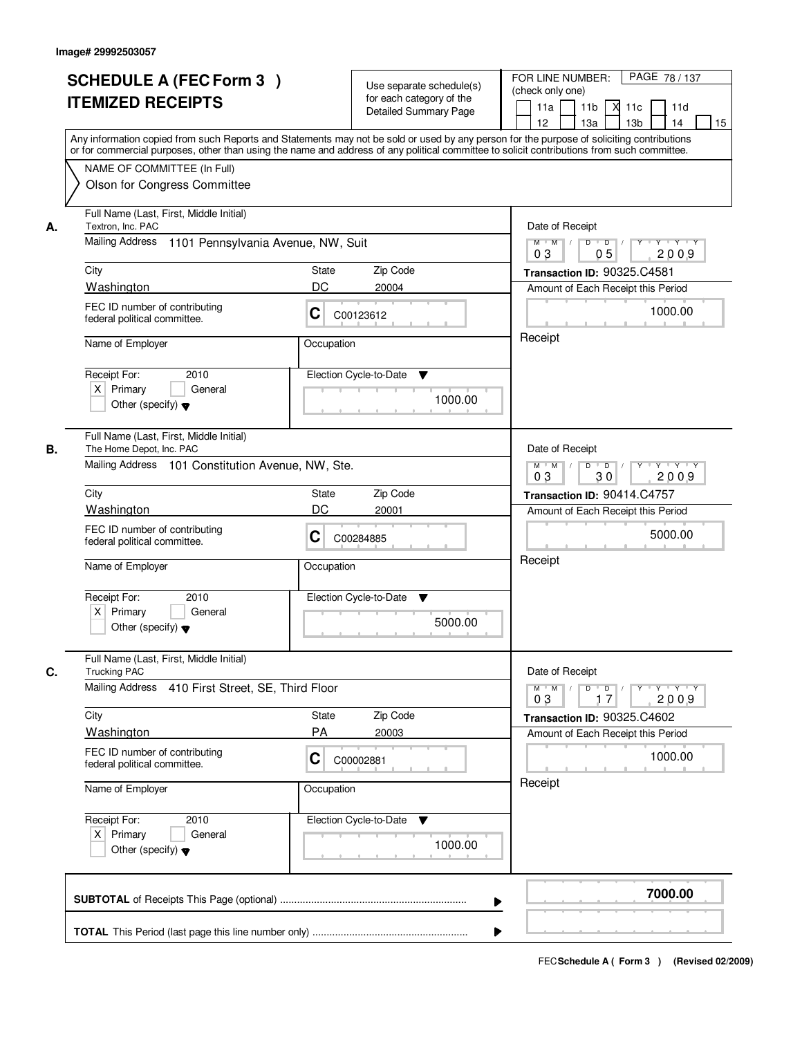Image# 29992503057

# SCHEDULE A (FEC Form 3 ) ITEMIZED RECEIPTS

Use separate schedule(s) for each category of the Detailed Summary Page

FOR LINE NUMBER: (check only one)

11a | 11b | [X] 11c | 11d | 12 | 13a | 13b | 14 | 15

PAGE 78 / 137

Any information copied from such Reports and Statements may not be sold or used by any person for the purpose of soliciting contributions or for commercial purposes, other than using the name and address of any political committee to solicit contributions from such committee.

NAME OF COMMITTEE (In Full)

Olson for Congress Committee

---

**A.** Full Name (Last, First, Middle Initial)
Textron, Inc. PAC

Mailing Address: 1101 Pennsylvania Avenue, NW, Suit

City: Washington | State: DC | Zip Code: 20004

FEC ID number of contributing federal political committee: C C00123612

Name of Employer: | Occupation:

Receipt For: 2010 [X] Primary [ ] General [ ] Other (specify)

Election Cycle-to-Date: 1000.00

Date of Receipt: 03 / 05 / 2009

Transaction ID: 90325.C4581

Amount of Each Receipt this Period: 1000.00

Receipt

---

**B.** Full Name (Last, First, Middle Initial)
The Home Depot, Inc. PAC

Mailing Address: 101 Constitution Avenue, NW, Ste.

City: Washington | State: DC | Zip Code: 20001

FEC ID number of contributing federal political committee: C C00284885

Name of Employer: | Occupation:

Receipt For: 2010 [X] Primary [ ] General [ ] Other (specify)

Election Cycle-to-Date: 5000.00

Date of Receipt: 03 / 30 / 2009

Transaction ID: 90414.C4757

Amount of Each Receipt this Period: 5000.00

Receipt

---

**C.** Full Name (Last, First, Middle Initial)
Trucking PAC

Mailing Address: 410 First Street, SE, Third Floor

City: Washington | State: PA | Zip Code: 20003

FEC ID number of contributing federal political committee: C C00002881

Name of Employer: | Occupation:

Receipt For: 2010 [X] Primary [ ] General [ ] Other (specify)

Election Cycle-to-Date: 1000.00

Date of Receipt: 03 / 17 / 2009

Transaction ID: 90325.C4602

Amount of Each Receipt this Period: 1000.00

Receipt

---

**SUBTOTAL** of Receipts This Page (optional): **7000.00**

**TOTAL** This Period (last page this line number only):

FEC **Schedule A ( Form 3 )** (Revised 02/2009)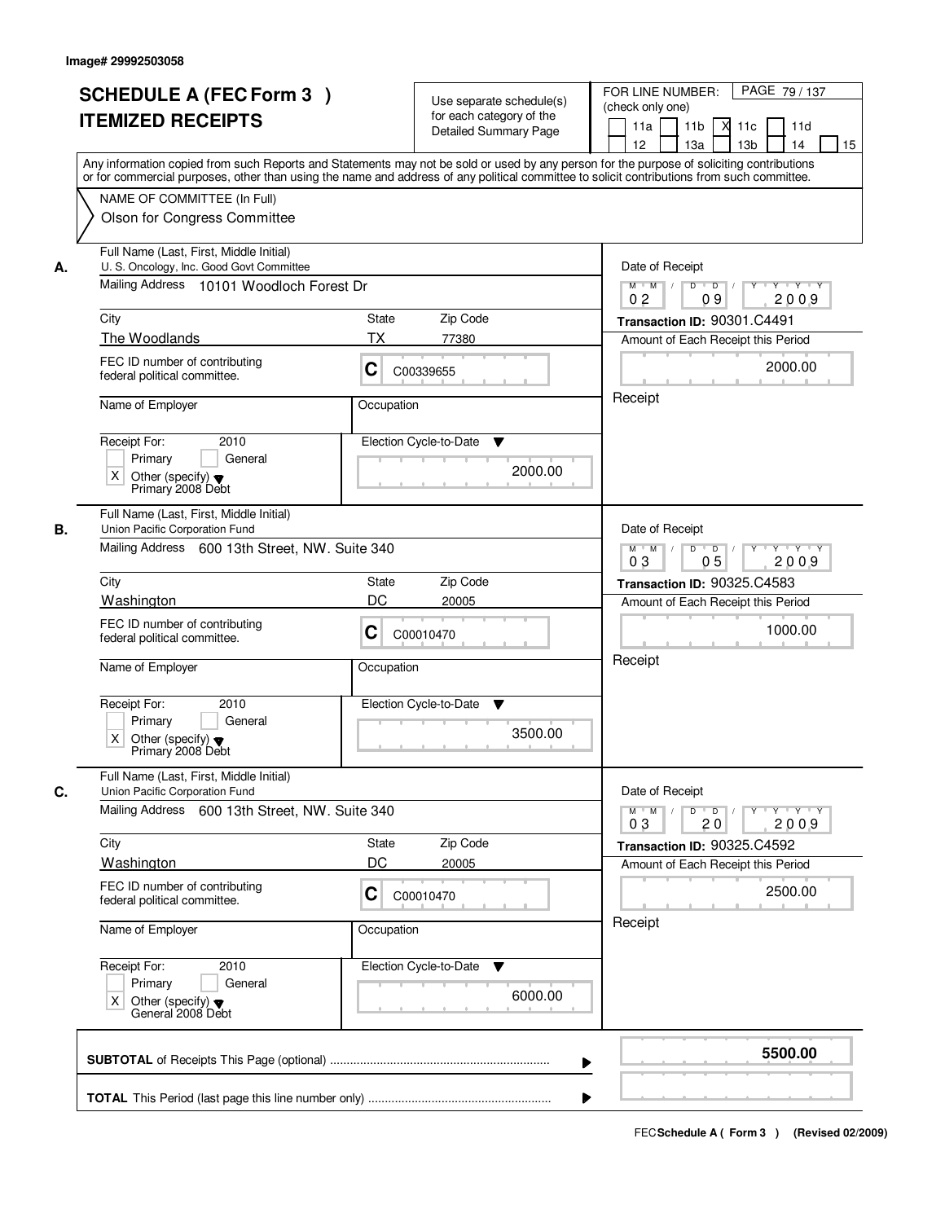Image# 29992503058

# SCHEDULE A (FEC Form 3 ) ITEMIZED RECEIPTS

Use separate schedule(s) for each category of the Detailed Summary Page

FOR LINE NUMBER: (check only one)

11a | 11b | X 11c | 11d | 12 | 13a | 13b | 14 | 15

Any information copied from such Reports and Statements may not be sold or used by any person for the purpose of soliciting contributions or for commercial purposes, other than using the name and address of any political committee to solicit contributions from such committee.

NAME OF COMMITTEE (In Full)
Olson for Congress Committee

**A.**
Full Name (Last, First, Middle Initial): U. S. Oncology, Inc. Good Govt Committee
Mailing Address: 10101 Woodloch Forest Dr
City: The Woodlands | State: TX | Zip Code: 77380
FEC ID number of contributing federal political committee: C C00339655
Name of Employer: | Occupation:
Receipt For: 2010 — [ ] Primary [ ] General [X] Other (specify) Primary 2008 Debt
Election Cycle-to-Date: 2000.00
Date of Receipt: 02/09/2009
Transaction ID: 90301.C4491
Amount of Each Receipt this Period: 2000.00
Receipt

**B.**
Full Name (Last, First, Middle Initial): Union Pacific Corporation Fund
Mailing Address: 600 13th Street, NW. Suite 340
City: Washington | State: DC | Zip Code: 20005
FEC ID number of contributing federal political committee: C C00010470
Name of Employer: | Occupation:
Receipt For: 2010 — [ ] Primary [ ] General [X] Other (specify) Primary 2008 Debt
Election Cycle-to-Date: 3500.00
Date of Receipt: 03/05/2009
Transaction ID: 90325.C4583
Amount of Each Receipt this Period: 1000.00
Receipt

**C.**
Full Name (Last, First, Middle Initial): Union Pacific Corporation Fund
Mailing Address: 600 13th Street, NW. Suite 340
City: Washington | State: DC | Zip Code: 20005
FEC ID number of contributing federal political committee: C C00010470
Name of Employer: | Occupation:
Receipt For: 2010 — [ ] Primary [ ] General [X] Other (specify) General 2008 Debt
Election Cycle-to-Date: 6000.00
Date of Receipt: 03/20/2009
Transaction ID: 90325.C4592
Amount of Each Receipt this Period: 2500.00
Receipt

**SUBTOTAL** of Receipts This Page (optional): **5500.00**

**TOTAL** This Period (last page this line number only):

FEC Schedule A ( Form 3 ) (Revised 02/2009)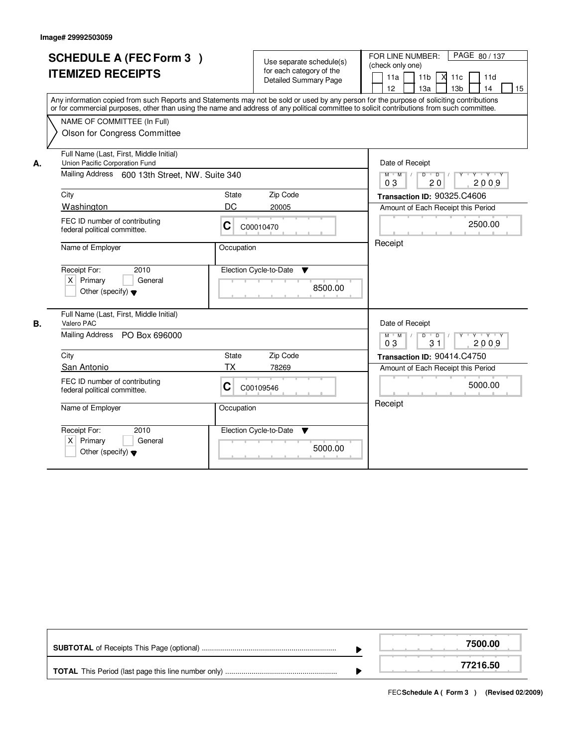Image# 29992503059

# SCHEDULE A (FEC Form 3 )
# ITEMIZED RECEIPTS

Use separate schedule(s) for each category of the Detailed Summary Page

FOR LINE NUMBER: (check only one)

- [ ] 11a
- [ ] 11b
- [X] 11c
- [ ] 11d
- [ ] 12
- [ ] 13a
- [ ] 13b
- [ ] 14
- [ ] 15

Any information copied from such Reports and Statements may not be sold or used by any person for the purpose of soliciting contributions or for commercial purposes, other than using the name and address of any political committee to solicit contributions from such committee.

NAME OF COMMITTEE (In Full)
Olson for Congress Committee

---

**A.**

Full Name (Last, First, Middle Initial): Union Pacific Corporation Fund

Mailing Address: 600 13th Street, NW. Suite 340

City: Washington | State: DC | Zip Code: 20005

FEC ID number of contributing federal political committee: C C00010470

Name of Employer: | Occupation:

Receipt For: 2010
- [X] Primary
- [ ] General
- [ ] Other (specify)

Election Cycle-to-Date: 8500.00

Date of Receipt: 03 / 20 / 2009

Transaction ID: 90325.C4606

Amount of Each Receipt this Period: 2500.00

Receipt

---

**B.**

Full Name (Last, First, Middle Initial): Valero PAC

Mailing Address: PO Box 696000

City: San Antonio | State: TX | Zip Code: 78269

FEC ID number of contributing federal political committee: C C00109546

Name of Employer: | Occupation:

Receipt For: 2010
- [X] Primary
- [ ] General
- [ ] Other (specify)

Election Cycle-to-Date: 5000.00

Date of Receipt: 03 / 31 / 2009

Transaction ID: 90414.C4750

Amount of Each Receipt this Period: 5000.00

Receipt

---

| | |
|---|---|
| **SUBTOTAL** of Receipts This Page (optional) | **7500.00** |
| **TOTAL** This Period (last page this line number only) | **77216.50** |

FEC **Schedule A ( Form 3 )** (Revised 02/2009)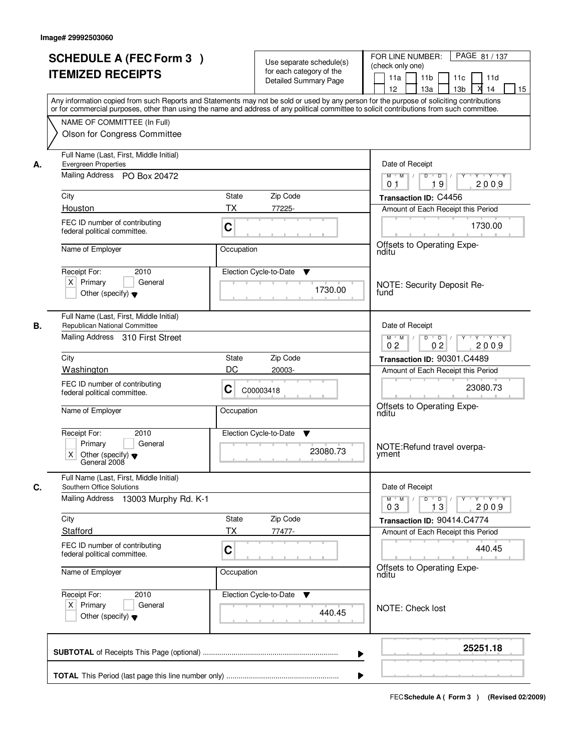Image# 29992503060

# SCHEDULE A (FEC Form 3 ) ITEMIZED RECEIPTS

Use separate schedule(s) for each category of the Detailed Summary Page

FOR LINE NUMBER: (check only one)

11a ☐ 11b ☐ 11c ☐ 11d ☐ 12 ☐ 13a ☐ 13b ☐ 14 ☒ 15 ☐

Any information copied from such Reports and Statements may not be sold or used by any person for the purpose of soliciting contributions or for commercial purposes, other than using the name and address of any political committee to solicit contributions from such committee.

NAME OF COMMITTEE (In Full)

Olson for Congress Committee

---

**A.** Full Name (Last, First, Middle Initial): Evergreen Properties

Mailing Address: PO Box 20472

City: Houston | State: TX | Zip Code: 77225-

FEC ID number of contributing federal political committee: C

Name of Employer:

Occupation:

Receipt For: 2010 — ☒ Primary ☐ General ☐ Other (specify)

Election Cycle-to-Date: 1730.00

Date of Receipt: 01 / 19 / 2009

Transaction ID: C4456

Amount of Each Receipt this Period: 1730.00

Offsets to Operating Expenditu

NOTE: Security Deposit Refund

---

**B.** Full Name (Last, First, Middle Initial): Republican National Committee

Mailing Address: 310 First Street

City: Washington | State: DC | Zip Code: 20003-

FEC ID number of contributing federal political committee: C C00003418

Name of Employer:

Occupation:

Receipt For: 2010 — ☐ Primary ☐ General ☒ Other (specify): General 2008

Election Cycle-to-Date: 23080.73

Date of Receipt: 02 / 02 / 2009

Transaction ID: 90301.C4489

Amount of Each Receipt this Period: 23080.73

Offsets to Operating Expenditu

NOTE: Refund travel overpayment

---

**C.** Full Name (Last, First, Middle Initial): Southern Office Solutions

Mailing Address: 13003 Murphy Rd. K-1

City: Stafford | State: TX | Zip Code: 77477-

FEC ID number of contributing federal political committee: C

Name of Employer:

Occupation:

Receipt For: 2010 — ☒ Primary ☐ General ☐ Other (specify)

Election Cycle-to-Date: 440.45

Date of Receipt: 03 / 13 / 2009

Transaction ID: 90414.C4774

Amount of Each Receipt this Period: 440.45

Offsets to Operating Expenditu

NOTE: Check lost

---

**SUBTOTAL** of Receipts This Page (optional): **25251.18**

**TOTAL** This Period (last page this line number only):

FEC Schedule A ( Form 3 ) (Revised 02/2009)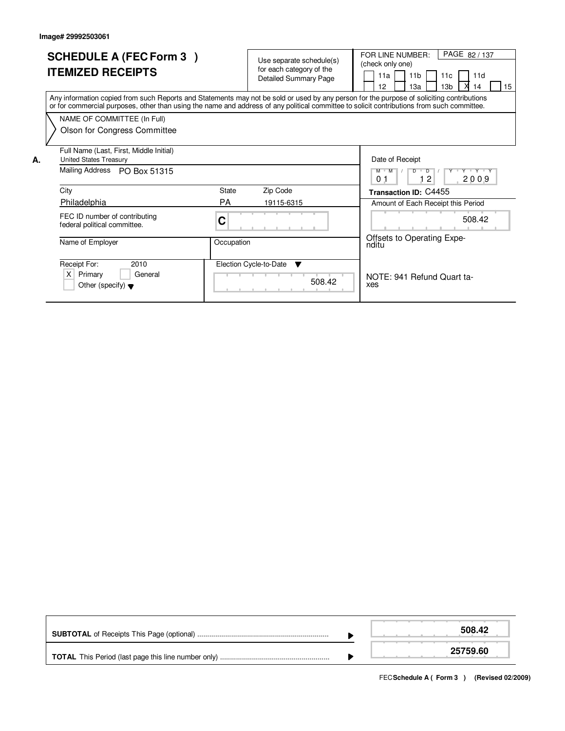Image# 29992503061

# SCHEDULE A (FEC Form 3 )
# ITEMIZED RECEIPTS

Use separate schedule(s) for each category of the Detailed Summary Page

FOR LINE NUMBER: (check only one)

PAGE 82 / 137

| 11a | 11b | 11c | 11d |
|---|---|---|---|
| 12 | 13a | 13b | X 14 | 15 |

Any information copied from such Reports and Statements may not be sold or used by any person for the purpose of soliciting contributions or for commercial purposes, other than using the name and address of any political committee to solicit contributions from such committee.

NAME OF COMMITTEE (In Full)
Olson for Congress Committee

**A.** Full Name (Last, First, Middle Initial)
United States Treasury

Mailing Address PO Box 51315

City: Philadelphia
State: PA
Zip Code: 19115-6315

FEC ID number of contributing federal political committee.: C

Name of Employer:

Occupation:

Receipt For: 2010
X Primary
General
Other (specify)

Election Cycle-to-Date: 508.42

Date of Receipt: 01 / 12 / 2009

**Transaction ID:** C4455

Amount of Each Receipt this Period: 508.42

Offsets to Operating Expenditu

NOTE: 941 Refund Quart taxes

| | |
|---|---|
| **SUBTOTAL** of Receipts This Page (optional) | **508.42** |
| **TOTAL** This Period (last page this line number only) | **25759.60** |

FEC **Schedule A ( Form 3 )** (Revised 02/2009)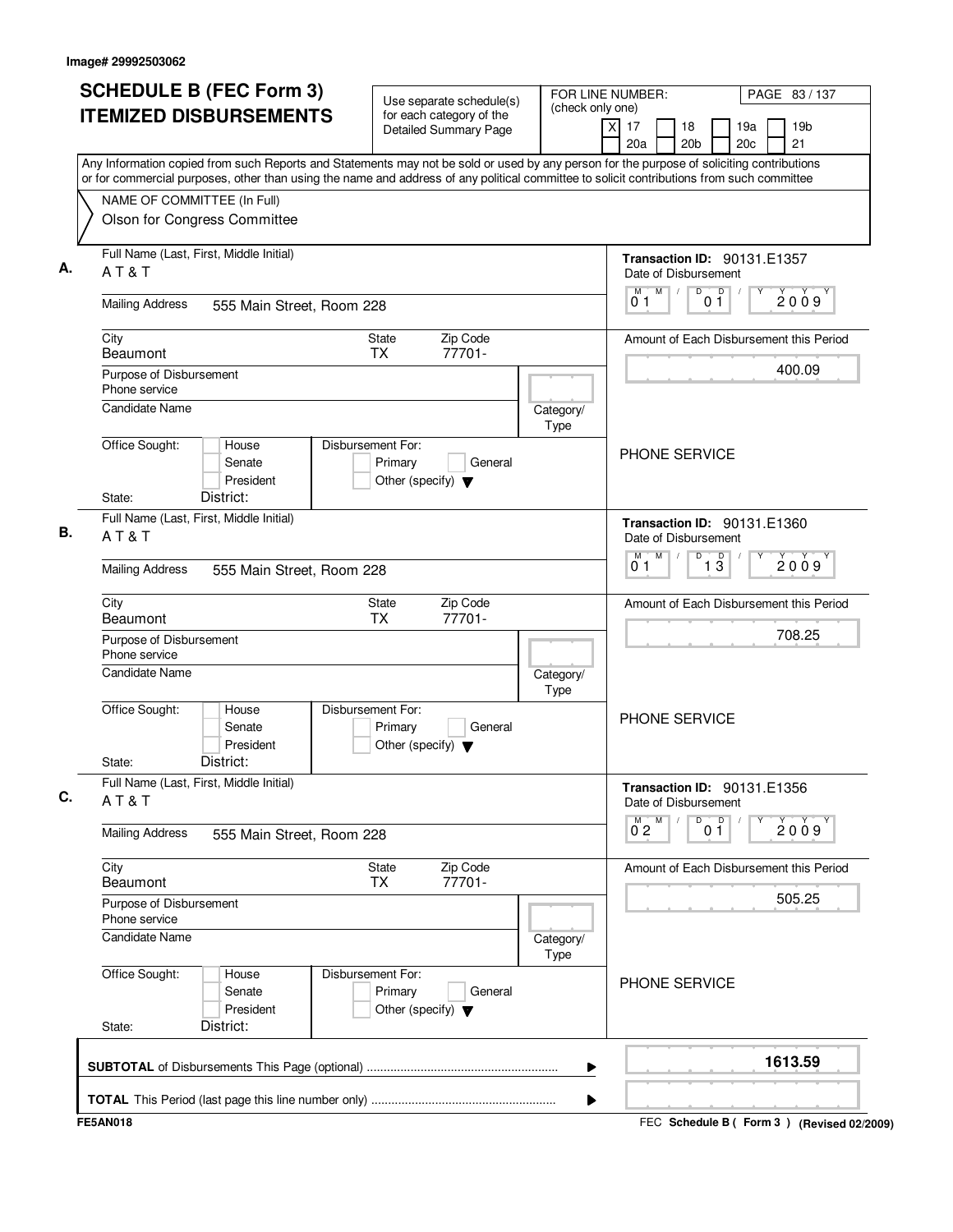Image# 29992503062

# SCHEDULE B (FEC Form 3) ITEMIZED DISBURSEMENTS

Use separate schedule(s) for each category of the Detailed Summary Page

FOR LINE NUMBER: (check only one)

[X] 17 [ ] 18 [ ] 19a [ ] 19b [ ] 20a [ ] 20b [ ] 20c [ ] 21

Any Information copied from such Reports and Statements may not be sold or used by any person for the purpose of soliciting contributions or for commercial purposes, other than using the name and address of any political committee to solicit contributions from such committee

NAME OF COMMITTEE (In Full)
Olson for Congress Committee

---

**A.** Full Name (Last, First, Middle Initial): A T & T

Mailing Address: 555 Main Street, Room 228

City: Beaumont | State: TX | Zip Code: 77701-

Purpose of Disbursement: Phone service

Candidate Name:

Category/Type:

Office Sought: [ ] House [ ] Senate [ ] President — State: — District:

Disbursement For: [ ] Primary [ ] General [ ] Other (specify)

Transaction ID: 90131.E1357

Date of Disbursement: 01/01/2009

Amount of Each Disbursement this Period: 400.09

PHONE SERVICE

---

**B.** Full Name (Last, First, Middle Initial): A T & T

Mailing Address: 555 Main Street, Room 228

City: Beaumont | State: TX | Zip Code: 77701-

Purpose of Disbursement: Phone service

Candidate Name:

Category/Type:

Office Sought: [ ] House [ ] Senate [ ] President — State: — District:

Disbursement For: [ ] Primary [ ] General [ ] Other (specify)

Transaction ID: 90131.E1360

Date of Disbursement: 01/13/2009

Amount of Each Disbursement this Period: 708.25

PHONE SERVICE

---

**C.** Full Name (Last, First, Middle Initial): A T & T

Mailing Address: 555 Main Street, Room 228

City: Beaumont | State: TX | Zip Code: 77701-

Purpose of Disbursement: Phone service

Candidate Name:

Category/Type:

Office Sought: [ ] House [ ] Senate [ ] President — State: — District:

Disbursement For: [ ] Primary [ ] General [ ] Other (specify)

Transaction ID: 90131.E1356

Date of Disbursement: 02/01/2009

Amount of Each Disbursement this Period: 505.25

PHONE SERVICE

---

**SUBTOTAL** of Disbursements This Page (optional): 1613.59

**TOTAL** This Period (last page this line number only):

FE5AN018 — FEC Schedule B ( Form 3 ) (Revised 02/2009)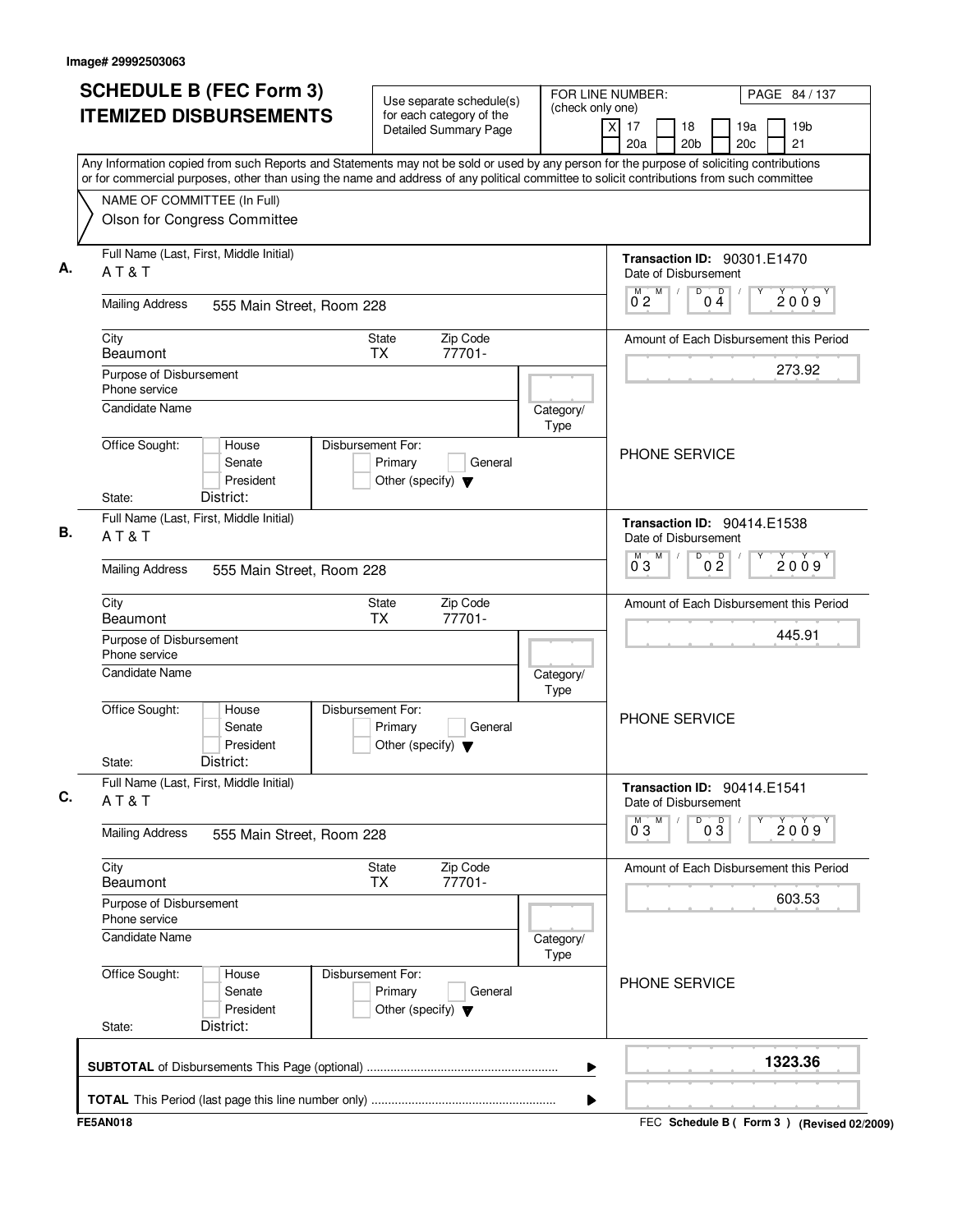Image# 29992503063

# SCHEDULE B (FEC Form 3) ITEMIZED DISBURSEMENTS

Use separate schedule(s) for each category of the Detailed Summary Page

FOR LINE NUMBER: (check only one)
[X] 17 [ ] 18 [ ] 19a [ ] 19b [ ] 20a [ ] 20b [ ] 20c [ ] 21

PAGE 84 / 137

Any Information copied from such Reports and Statements may not be sold or used by any person for the purpose of soliciting contributions or for commercial purposes, other than using the name and address of any political committee to solicit contributions from such committee

NAME OF COMMITTEE (In Full)
Olson for Congress Committee

**A.**
Full Name (Last, First, Middle Initial): A T & T
Mailing Address: 555 Main Street, Room 228
City: Beaumont — State: TX — Zip Code: 77701-
Purpose of Disbursement: Phone service
Candidate Name:
Category/Type:
Office Sought: House / Senate / President
State: District:
Disbursement For: Primary / General / Other (specify)

Transaction ID: 90301.E1470
Date of Disbursement: 02/04/2009
Amount of Each Disbursement this Period: 273.92
PHONE SERVICE

**B.**
Full Name (Last, First, Middle Initial): A T & T
Mailing Address: 555 Main Street, Room 228
City: Beaumont — State: TX — Zip Code: 77701-
Purpose of Disbursement: Phone service
Candidate Name:
Category/Type:
Office Sought: House / Senate / President
State: District:
Disbursement For: Primary / General / Other (specify)

Transaction ID: 90414.E1538
Date of Disbursement: 03/02/2009
Amount of Each Disbursement this Period: 445.91
PHONE SERVICE

**C.**
Full Name (Last, First, Middle Initial): A T & T
Mailing Address: 555 Main Street, Room 228
City: Beaumont — State: TX — Zip Code: 77701-
Purpose of Disbursement: Phone service
Candidate Name:
Category/Type:
Office Sought: House / Senate / President
State: District:
Disbursement For: Primary / General / Other (specify)

Transaction ID: 90414.E1541
Date of Disbursement: 03/03/2009
Amount of Each Disbursement this Period: 603.53
PHONE SERVICE

**SUBTOTAL** of Disbursements This Page (optional) ........ 1323.36

**TOTAL** This Period (last page this line number only) ........

FE5AN018 — FEC Schedule B ( Form 3 ) (Revised 02/2009)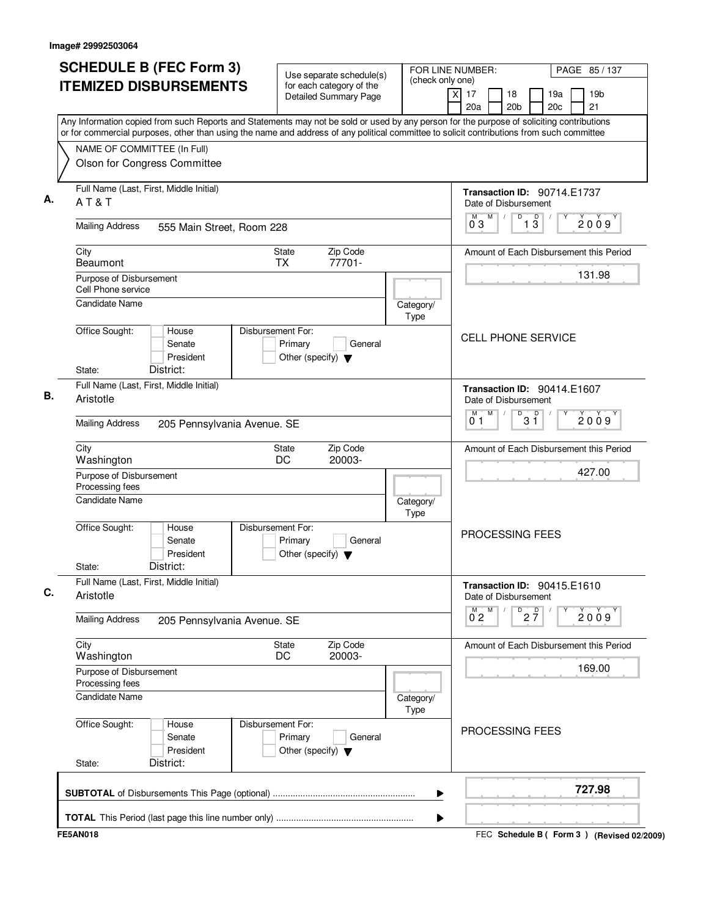Image# 29992503064

# SCHEDULE B (FEC Form 3)
# ITEMIZED DISBURSEMENTS

Use separate schedule(s) for each category of the Detailed Summary Page

FOR LINE NUMBER: (check only one)
[X] 17 [ ] 18 [ ] 19a [ ] 19b [ ] 20a [ ] 20b [ ] 20c [ ] 21

PAGE 85 / 137

Any Information copied from such Reports and Statements may not be sold or used by any person for the purpose of soliciting contributions or for commercial purposes, other than using the name and address of any political committee to solicit contributions from such committee

NAME OF COMMITTEE (In Full)
Olson for Congress Committee

---

**A.** Full Name (Last, First, Middle Initial): A T & T

Mailing Address: 555 Main Street, Room 228

City: Beaumont | State: TX | Zip Code: 77701-

Purpose of Disbursement: Cell Phone service

Candidate Name:

Category/Type:

Office Sought: [ ] House [ ] Senate [ ] President
State: District:

Disbursement For: [ ] Primary [ ] General [ ] Other (specify)

Transaction ID: 90714.E1737

Date of Disbursement: 03 / 13 / 2009

Amount of Each Disbursement this Period: 131.98

CELL PHONE SERVICE

---

**B.** Full Name (Last, First, Middle Initial): Aristotle

Mailing Address: 205 Pennsylvania Avenue. SE

City: Washington | State: DC | Zip Code: 20003-

Purpose of Disbursement: Processing fees

Candidate Name:

Category/Type:

Office Sought: [ ] House [ ] Senate [ ] President
State: District:

Disbursement For: [ ] Primary [ ] General [ ] Other (specify)

Transaction ID: 90414.E1607

Date of Disbursement: 01 / 31 / 2009

Amount of Each Disbursement this Period: 427.00

PROCESSING FEES

---

**C.** Full Name (Last, First, Middle Initial): Aristotle

Mailing Address: 205 Pennsylvania Avenue. SE

City: Washington | State: DC | Zip Code: 20003-

Purpose of Disbursement: Processing fees

Candidate Name:

Category/Type:

Office Sought: [ ] House [ ] Senate [ ] President
State: District:

Disbursement For: [ ] Primary [ ] General [ ] Other (specify)

Transaction ID: 90415.E1610

Date of Disbursement: 02 / 27 / 2009

Amount of Each Disbursement this Period: 169.00

PROCESSING FEES

---

**SUBTOTAL** of Disbursements This Page (optional): **727.98**

**TOTAL** This Period (last page this line number only):

FE5AN018

FEC **Schedule B ( Form 3 )** (Revised 02/2009)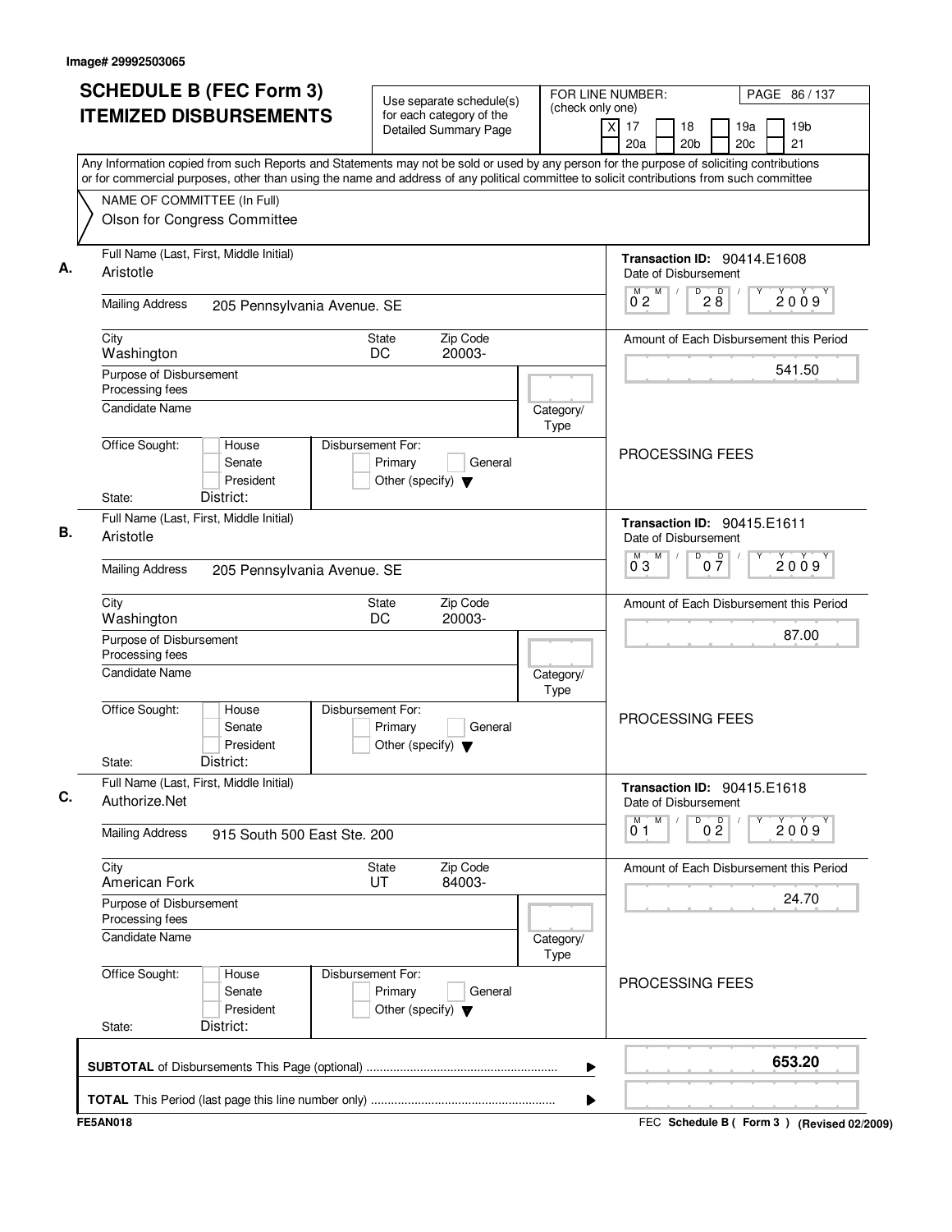Image# 29992503065

# SCHEDULE B (FEC Form 3) ITEMIZED DISBURSEMENTS

Use separate schedule(s) for each category of the Detailed Summary Page

FOR LINE NUMBER: (check only one)

- [X] 17
- [ ] 18
- [ ] 19a
- [ ] 19b
- [ ] 20a
- [ ] 20b
- [ ] 20c
- [ ] 21

PAGE 86 / 137

Any Information copied from such Reports and Statements may not be sold or used by any person for the purpose of soliciting contributions or for commercial purposes, other than using the name and address of any political committee to solicit contributions from such committee

NAME OF COMMITTEE (In Full)
Olson for Congress Committee

---

**A.** Full Name (Last, First, Middle Initial): Aristotle

Mailing Address: 205 Pennsylvania Avenue. SE

City: Washington | State: DC | Zip Code: 20003-

Purpose of Disbursement: Processing fees

Candidate Name:

Category/Type:

Office Sought: House / Senate / President
State: District:

Disbursement For: Primary / General / Other (specify)

Transaction ID: 90414.E1608
Date of Disbursement: 02 / 28 / 2009

Amount of Each Disbursement this Period: 541.50

PROCESSING FEES

---

**B.** Full Name (Last, First, Middle Initial): Aristotle

Mailing Address: 205 Pennsylvania Avenue. SE

City: Washington | State: DC | Zip Code: 20003-

Purpose of Disbursement: Processing fees

Candidate Name:

Category/Type:

Office Sought: House / Senate / President
State: District:

Disbursement For: Primary / General / Other (specify)

Transaction ID: 90415.E1611
Date of Disbursement: 03 / 07 / 2009

Amount of Each Disbursement this Period: 87.00

PROCESSING FEES

---

**C.** Full Name (Last, First, Middle Initial): Authorize.Net

Mailing Address: 915 South 500 East Ste. 200

City: American Fork | State: UT | Zip Code: 84003-

Purpose of Disbursement: Processing fees

Candidate Name:

Category/Type:

Office Sought: House / Senate / President
State: District:

Disbursement For: Primary / General / Other (specify)

Transaction ID: 90415.E1618
Date of Disbursement: 01 / 02 / 2009

Amount of Each Disbursement this Period: 24.70

PROCESSING FEES

---

**SUBTOTAL** of Disbursements This Page (optional): **653.20**

**TOTAL** This Period (last page this line number only):

FE5AN018

FEC **Schedule B ( Form 3 )** (Revised 02/2009)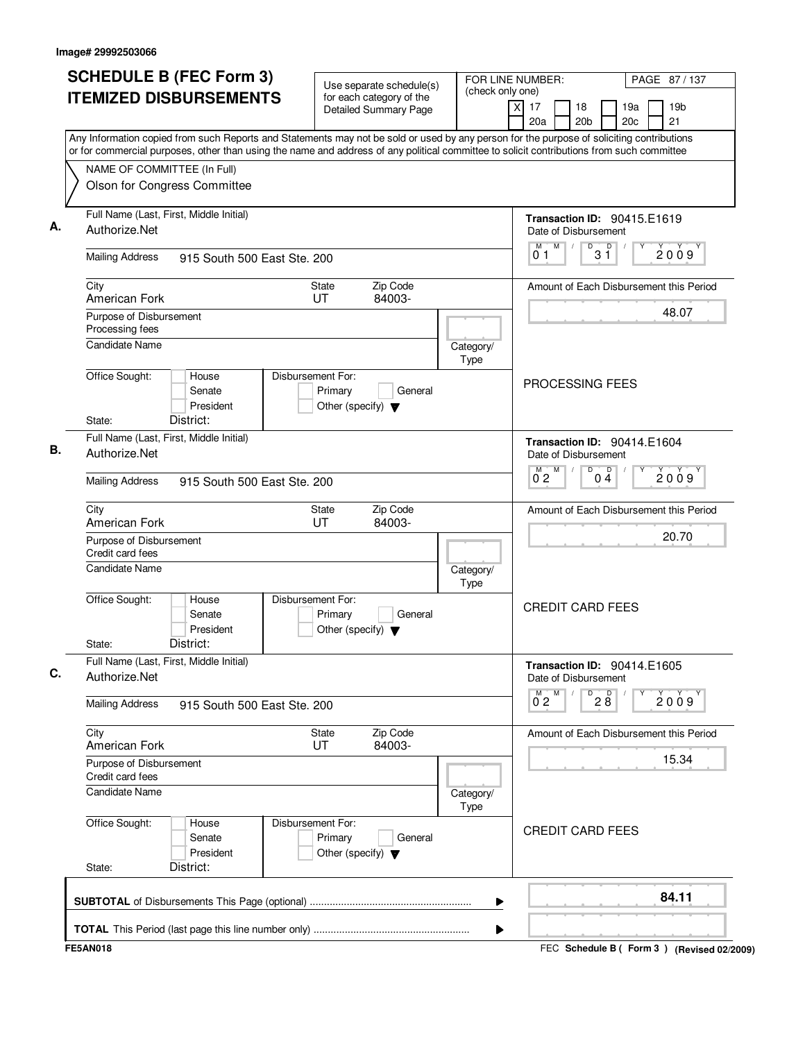Image# 29992503066

# SCHEDULE B (FEC Form 3) ITEMIZED DISBURSEMENTS

Use separate schedule(s) for each category of the Detailed Summary Page

FOR LINE NUMBER: (check only one)

[X] 17 [ ] 18 [ ] 19a [ ] 19b [ ] 20a [ ] 20b [ ] 20c [ ] 21

PAGE 87 / 137

Any Information copied from such Reports and Statements may not be sold or used by any person for the purpose of soliciting contributions or for commercial purposes, other than using the name and address of any political committee to solicit contributions from such committee

NAME OF COMMITTEE (In Full)
Olson for Congress Committee

**A.**

Full Name (Last, First, Middle Initial): Authorize.Net

Mailing Address: 915 South 500 East Ste. 200

City: American Fork | State: UT | Zip Code: 84003-

Purpose of Disbursement: Processing fees

Candidate Name:

Category/Type:

Office Sought: [ ] House [ ] Senate [ ] President

State: District:

Disbursement For: [ ] Primary [ ] General [ ] Other (specify)

Transaction ID: 90415.E1619

Date of Disbursement: 01/31/2009

Amount of Each Disbursement this Period: 48.07

PROCESSING FEES

**B.**

Full Name (Last, First, Middle Initial): Authorize.Net

Mailing Address: 915 South 500 East Ste. 200

City: American Fork | State: UT | Zip Code: 84003-

Purpose of Disbursement: Credit card fees

Candidate Name:

Category/Type:

Office Sought: [ ] House [ ] Senate [ ] President

State: District:

Disbursement For: [ ] Primary [ ] General [ ] Other (specify)

Transaction ID: 90414.E1604

Date of Disbursement: 02/04/2009

Amount of Each Disbursement this Period: 20.70

CREDIT CARD FEES

**C.**

Full Name (Last, First, Middle Initial): Authorize.Net

Mailing Address: 915 South 500 East Ste. 200

City: American Fork | State: UT | Zip Code: 84003-

Purpose of Disbursement: Credit card fees

Candidate Name:

Category/Type:

Office Sought: [ ] House [ ] Senate [ ] President

State: District:

Disbursement For: [ ] Primary [ ] General [ ] Other (specify)

Transaction ID: 90414.E1605

Date of Disbursement: 02/28/2009

Amount of Each Disbursement this Period: 15.34

CREDIT CARD FEES

**SUBTOTAL** of Disbursements This Page (optional) ........ **84.11**

**TOTAL** This Period (last page this line number only) ........

FE5AN018 — FEC Schedule B ( Form 3 ) (Revised 02/2009)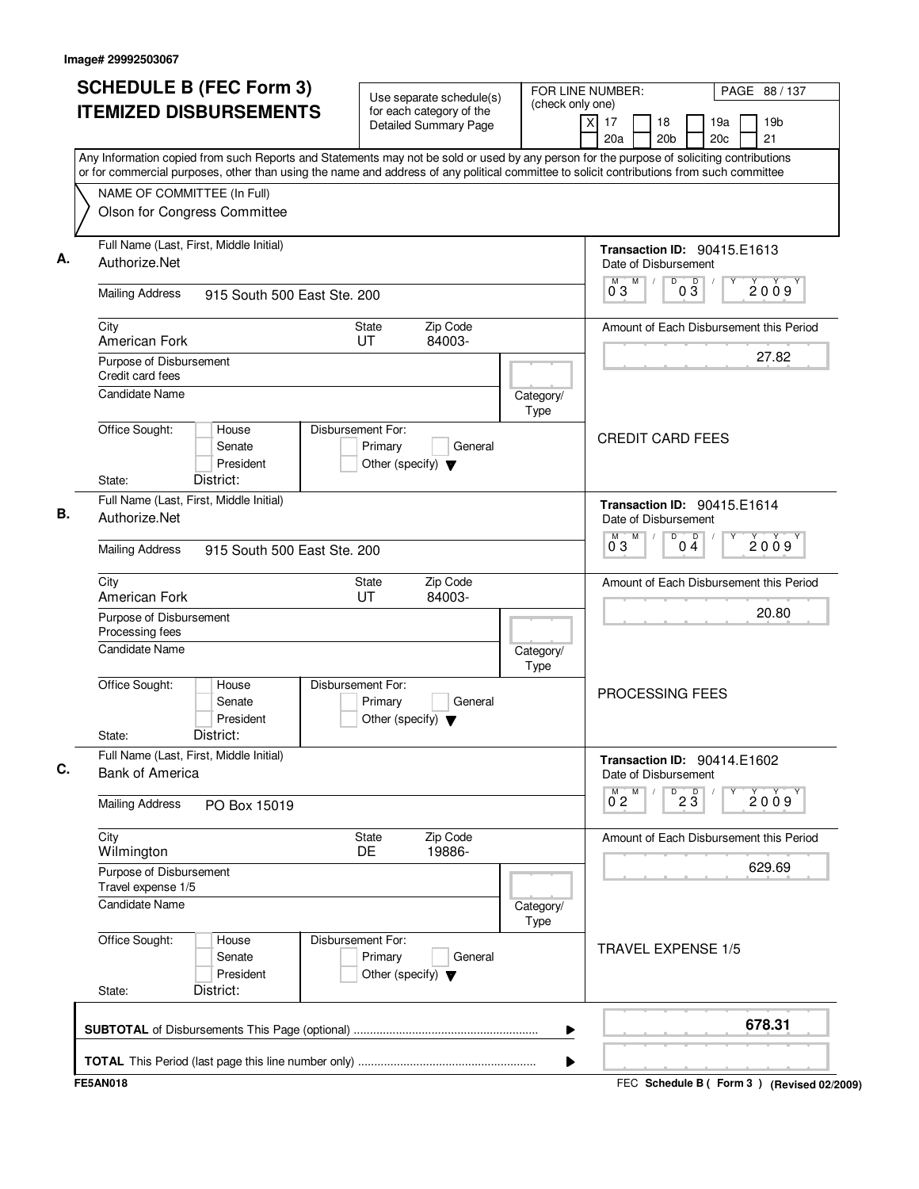Image# 29992503067

# SCHEDULE B (FEC Form 3) ITEMIZED DISBURSEMENTS

Use separate schedule(s) for each category of the Detailed Summary Page

FOR LINE NUMBER: (check only one)

[X] 17 [ ] 18 [ ] 19a [ ] 19b [ ] 20a [ ] 20b [ ] 20c [ ] 21

PAGE 88 / 137

Any Information copied from such Reports and Statements may not be sold or used by any person for the purpose of soliciting contributions or for commercial purposes, other than using the name and address of any political committee to solicit contributions from such committee

NAME OF COMMITTEE (In Full)
Olson for Congress Committee

---

**A.** Full Name (Last, First, Middle Initial): Authorize.Net

Mailing Address: 915 South 500 East Ste. 200

City: American Fork | State: UT | Zip Code: 84003-

Purpose of Disbursement: Credit card fees

Candidate Name:

Category/Type:

Office Sought: [ ] House [ ] Senate [ ] President
State: District:

Disbursement For: [ ] Primary [ ] General [ ] Other (specify)

Transaction ID: 90415.E1613
Date of Disbursement: 03 / 03 / 2009

Amount of Each Disbursement this Period: 27.82

CREDIT CARD FEES

---

**B.** Full Name (Last, First, Middle Initial): Authorize.Net

Mailing Address: 915 South 500 East Ste. 200

City: American Fork | State: UT | Zip Code: 84003-

Purpose of Disbursement: Processing fees

Candidate Name:

Category/Type:

Office Sought: [ ] House [ ] Senate [ ] President
State: District:

Disbursement For: [ ] Primary [ ] General [ ] Other (specify)

Transaction ID: 90415.E1614
Date of Disbursement: 03 / 04 / 2009

Amount of Each Disbursement this Period: 20.80

PROCESSING FEES

---

**C.** Full Name (Last, First, Middle Initial): Bank of America

Mailing Address: PO Box 15019

City: Wilmington | State: DE | Zip Code: 19886-

Purpose of Disbursement: Travel expense 1/5

Candidate Name:

Category/Type:

Office Sought: [ ] House [ ] Senate [ ] President
State: District:

Disbursement For: [ ] Primary [ ] General [ ] Other (specify)

Transaction ID: 90414.E1602
Date of Disbursement: 02 / 23 / 2009

Amount of Each Disbursement this Period: 629.69

TRAVEL EXPENSE 1/5

---

**SUBTOTAL** of Disbursements This Page (optional): **678.31**

**TOTAL** This Period (last page this line number only):

FE5AN018 — FEC Schedule B ( Form 3 ) (Revised 02/2009)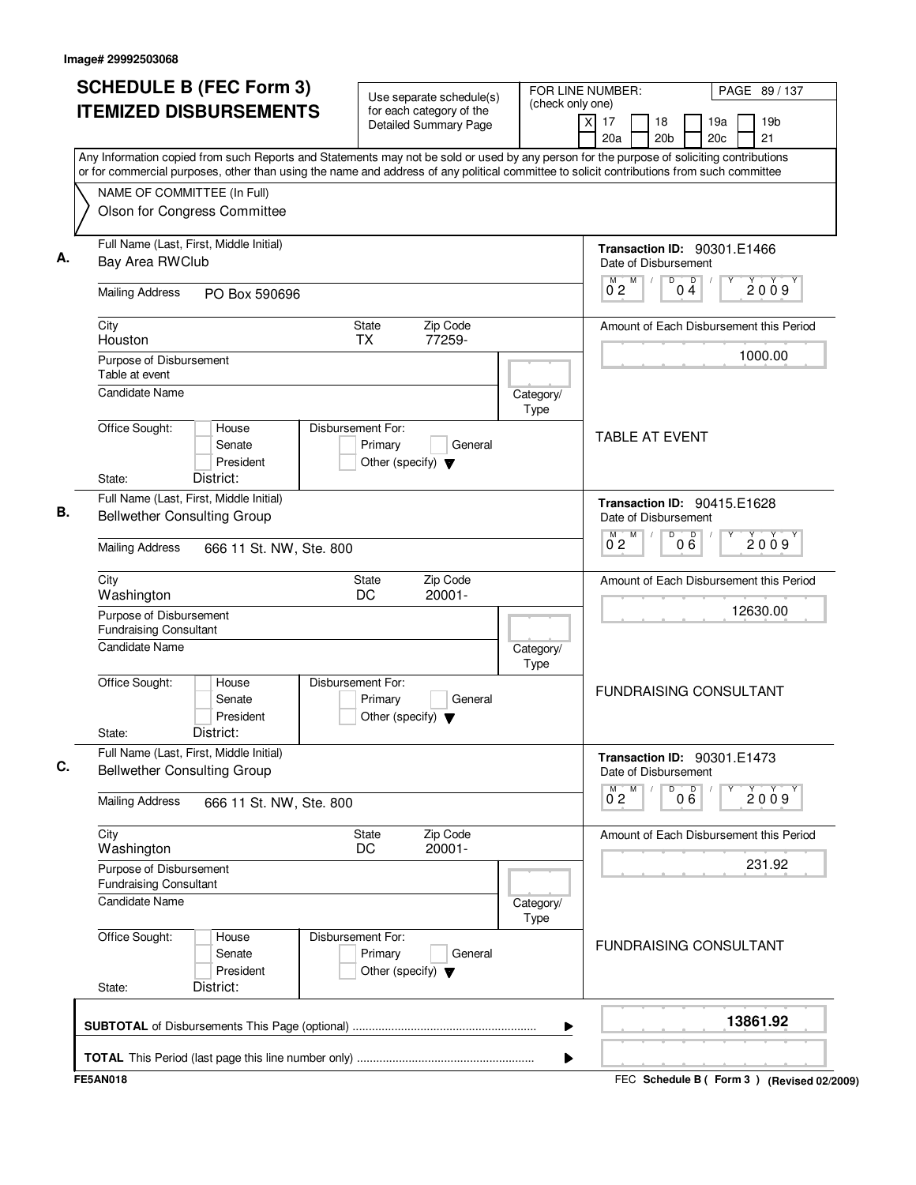Image# 29992503068

# SCHEDULE B (FEC Form 3)
# ITEMIZED DISBURSEMENTS

Use separate schedule(s) for each category of the Detailed Summary Page

FOR LINE NUMBER: (check only one)
[X] 17 [ ] 18 [ ] 19a [ ] 19b [ ] 20a [ ] 20b [ ] 20c [ ] 21

PAGE 89 / 137

Any Information copied from such Reports and Statements may not be sold or used by any person for the purpose of soliciting contributions or for commercial purposes, other than using the name and address of any political committee to solicit contributions from such committee

NAME OF COMMITTEE (In Full)
Olson for Congress Committee

**A.**
Full Name (Last, First, Middle Initial): Bay Area RWClub
Mailing Address: PO Box 590696
City: Houston   State: TX   Zip Code: 77259-
Purpose of Disbursement: Table at event
Candidate Name:
Category/Type:
Office Sought: House / Senate / President
State:   District:
Disbursement For: Primary / General / Other (specify)
Transaction ID: 90301.E1466
Date of Disbursement: 02/04/2009
Amount of Each Disbursement this Period: 1000.00
TABLE AT EVENT

**B.**
Full Name (Last, First, Middle Initial): Bellwether Consulting Group
Mailing Address: 666 11 St. NW, Ste. 800
City: Washington   State: DC   Zip Code: 20001-
Purpose of Disbursement: Fundraising Consultant
Candidate Name:
Category/Type:
Office Sought: House / Senate / President
State:   District:
Disbursement For: Primary / General / Other (specify)
Transaction ID: 90415.E1628
Date of Disbursement: 02/06/2009
Amount of Each Disbursement this Period: 12630.00
FUNDRAISING CONSULTANT

**C.**
Full Name (Last, First, Middle Initial): Bellwether Consulting Group
Mailing Address: 666 11 St. NW, Ste. 800
City: Washington   State: DC   Zip Code: 20001-
Purpose of Disbursement: Fundraising Consultant
Candidate Name:
Category/Type:
Office Sought: House / Senate / President
State:   District:
Disbursement For: Primary / General / Other (specify)
Transaction ID: 90301.E1473
Date of Disbursement: 02/06/2009
Amount of Each Disbursement this Period: 231.92
FUNDRAISING CONSULTANT

**SUBTOTAL** of Disbursements This Page (optional): **13861.92**

**TOTAL** This Period (last page this line number only):

FE5AN018 — FEC Schedule B ( Form 3 ) (Revised 02/2009)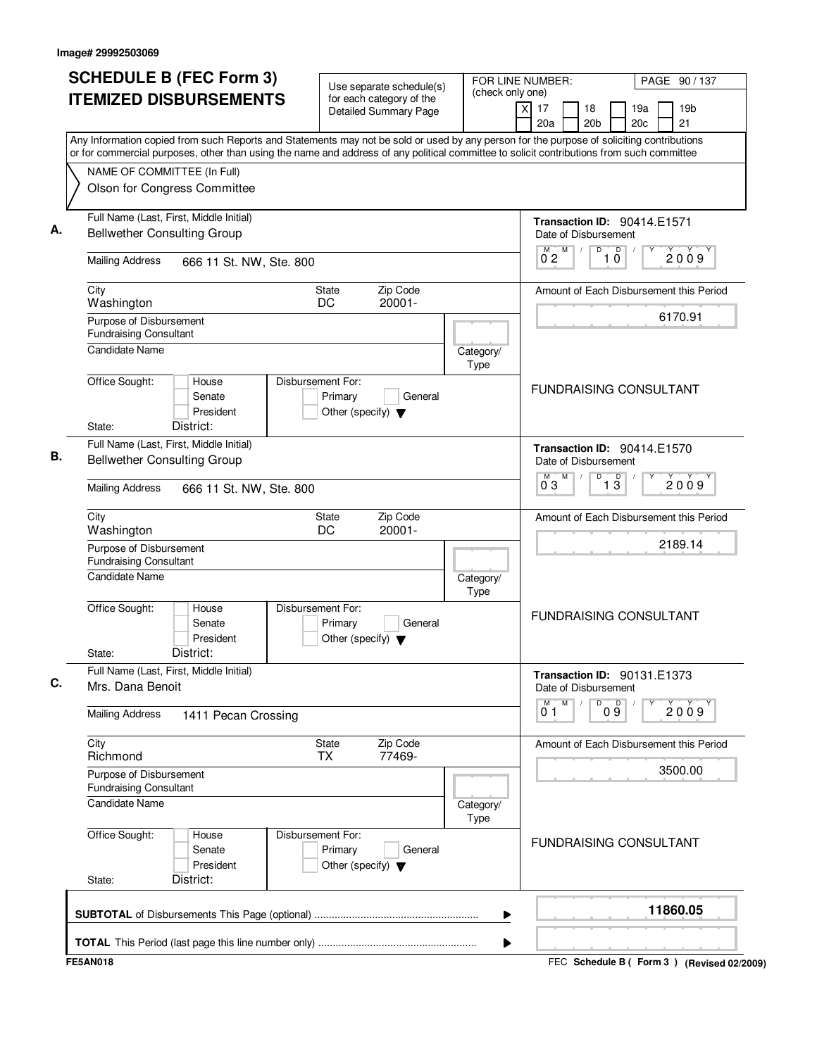Image# 29992503069

# SCHEDULE B (FEC Form 3) ITEMIZED DISBURSEMENTS

Use separate schedule(s) for each category of the Detailed Summary Page

FOR LINE NUMBER: (check only one)

[X] 17 [ ] 18 [ ] 19a [ ] 19b [ ] 20a [ ] 20b [ ] 20c [ ] 21

PAGE 90 / 137

Any Information copied from such Reports and Statements may not be sold or used by any person for the purpose of soliciting contributions or for commercial purposes, other than using the name and address of any political committee to solicit contributions from such committee

NAME OF COMMITTEE (In Full)
Olson for Congress Committee

**A.** Full Name (Last, First, Middle Initial): Bellwether Consulting Group
Mailing Address: 666 11 St. NW, Ste. 800
City: Washington | State: DC | Zip Code: 20001-
Purpose of Disbursement: Fundraising Consultant
Candidate Name:
Category/Type:
Office Sought: House / Senate / President
State: District:
Disbursement For: Primary / General / Other (specify)

Transaction ID: 90414.E1571
Date of Disbursement: 02/10/2009
Amount of Each Disbursement this Period: 6170.91
FUNDRAISING CONSULTANT

**B.** Full Name (Last, First, Middle Initial): Bellwether Consulting Group
Mailing Address: 666 11 St. NW, Ste. 800
City: Washington | State: DC | Zip Code: 20001-
Purpose of Disbursement: Fundraising Consultant
Candidate Name:
Category/Type:
Office Sought: House / Senate / President
State: District:
Disbursement For: Primary / General / Other (specify)

Transaction ID: 90414.E1570
Date of Disbursement: 03/13/2009
Amount of Each Disbursement this Period: 2189.14
FUNDRAISING CONSULTANT

**C.** Full Name (Last, First, Middle Initial): Mrs. Dana Benoit
Mailing Address: 1411 Pecan Crossing
City: Richmond | State: TX | Zip Code: 77469-
Purpose of Disbursement: Fundraising Consultant
Candidate Name:
Category/Type:
Office Sought: House / Senate / President
State: District:
Disbursement For: Primary / General / Other (specify)

Transaction ID: 90131.E1373
Date of Disbursement: 01/09/2009
Amount of Each Disbursement this Period: 3500.00
FUNDRAISING CONSULTANT

**SUBTOTAL** of Disbursements This Page (optional): **11860.05**

**TOTAL** This Period (last page this line number only):

FE5AN018

FEC **Schedule B ( Form 3 )** (Revised 02/2009)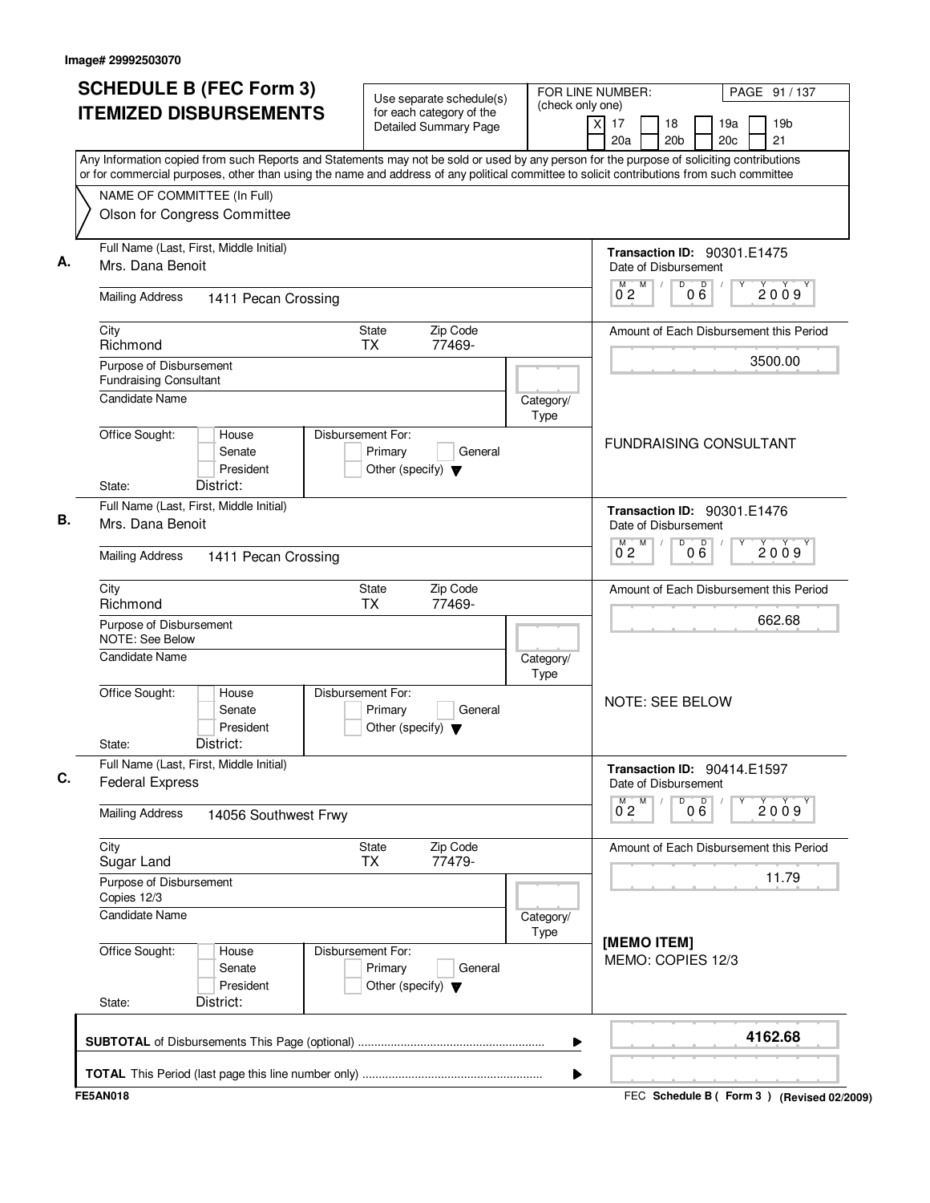Image# 29992503070

# SCHEDULE B (FEC Form 3)
# ITEMIZED DISBURSEMENTS

Use separate schedule(s) for each category of the Detailed Summary Page

FOR LINE NUMBER: (check only one)
[X] 17 [ ] 18 [ ] 19a [ ] 19b [ ] 20a [ ] 20b [ ] 20c [ ] 21

PAGE 91 / 137

Any Information copied from such Reports and Statements may not be sold or used by any person for the purpose of soliciting contributions or for commercial purposes, other than using the name and address of any political committee to solicit contributions from such committee

NAME OF COMMITTEE (In Full)
Olson for Congress Committee

---

**A.** Full Name (Last, First, Middle Initial): Mrs. Dana Benoit

Transaction ID: 90301.E1475

Mailing Address: 1411 Pecan Crossing

Date of Disbursement: 02 / 06 / 2009

City: Richmond | State: TX | Zip Code: 77469-

Amount of Each Disbursement this Period: 3500.00

Purpose of Disbursement: Fundraising Consultant

Candidate Name: | Category/Type:

Office Sought: [ ] House [ ] Senate [ ] President
State: District:

Disbursement For: [ ] Primary [ ] General [ ] Other (specify)

FUNDRAISING CONSULTANT

---

**B.** Full Name (Last, First, Middle Initial): Mrs. Dana Benoit

Transaction ID: 90301.E1476

Mailing Address: 1411 Pecan Crossing

Date of Disbursement: 02 / 06 / 2009

City: Richmond | State: TX | Zip Code: 77469-

Amount of Each Disbursement this Period: 662.68

Purpose of Disbursement: NOTE: See Below

Candidate Name: | Category/Type:

Office Sought: [ ] House [ ] Senate [ ] President
State: District:

Disbursement For: [ ] Primary [ ] General [ ] Other (specify)

NOTE: SEE BELOW

---

**C.** Full Name (Last, First, Middle Initial): Federal Express

Transaction ID: 90414.E1597

Mailing Address: 14056 Southwest Frwy

Date of Disbursement: 02 / 06 / 2009

City: Sugar Land | State: TX | Zip Code: 77479-

Amount of Each Disbursement this Period: 11.79

Purpose of Disbursement: Copies 12/3

Candidate Name: | Category/Type:

Office Sought: [ ] House [ ] Senate [ ] President
State: District:

Disbursement For: [ ] Primary [ ] General [ ] Other (specify)

[MEMO ITEM]
MEMO: COPIES 12/3

---

**SUBTOTAL** of Disbursements This Page (optional) ........ 4162.68

**TOTAL** This Period (last page this line number only) ........

FE5AN018

FEC Schedule B ( Form 3 ) (Revised 02/2009)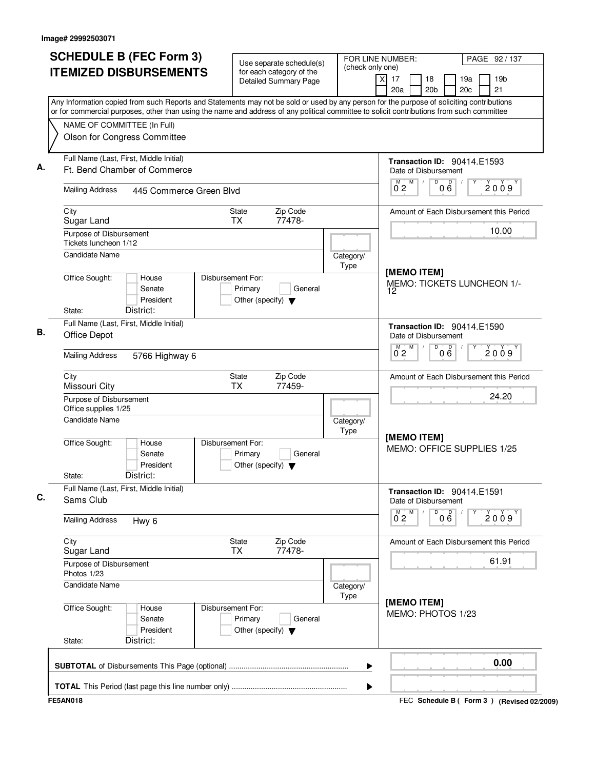Image# 29992503071

# SCHEDULE B (FEC Form 3) ITEMIZED DISBURSEMENTS

Use separate schedule(s) for each category of the Detailed Summary Page

FOR LINE NUMBER: (check only one)

[X] 17 [ ] 18 [ ] 19a [ ] 19b
[ ] 20a [ ] 20b [ ] 20c [ ] 21

Any Information copied from such Reports and Statements may not be sold or used by any person for the purpose of soliciting contributions or for commercial purposes, other than using the name and address of any political committee to solicit contributions from such committee

NAME OF COMMITTEE (In Full)
Olson for Congress Committee

---

**A.** Full Name (Last, First, Middle Initial)
Ft. Bend Chamber of Commerce

Mailing Address: 445 Commerce Green Blvd

City: Sugar Land | State: TX | Zip Code: 77478-

Purpose of Disbursement: Tickets luncheon 1/12

Candidate Name

Category/Type

Office Sought: House / Senate / President
State: District:

Disbursement For: Primary / General / Other (specify)

Transaction ID: 90414.E1593
Date of Disbursement: 02 / 06 / 2009

Amount of Each Disbursement this Period: 10.00

[MEMO ITEM]
MEMO: TICKETS LUNCHEON 1/-12

---

**B.** Full Name (Last, First, Middle Initial)
Office Depot

Mailing Address: 5766 Highway 6

City: Missouri City | State: TX | Zip Code: 77459-

Purpose of Disbursement: Office supplies 1/25

Candidate Name

Category/Type

Office Sought: House / Senate / President
State: District:

Disbursement For: Primary / General / Other (specify)

Transaction ID: 90414.E1590
Date of Disbursement: 02 / 06 / 2009

Amount of Each Disbursement this Period: 24.20

[MEMO ITEM]
MEMO: OFFICE SUPPLIES 1/25

---

**C.** Full Name (Last, First, Middle Initial)
Sams Club

Mailing Address: Hwy 6

City: Sugar Land | State: TX | Zip Code: 77478-

Purpose of Disbursement: Photos 1/23

Candidate Name

Category/Type

Office Sought: House / Senate / President
State: District:

Disbursement For: Primary / General / Other (specify)

Transaction ID: 90414.E1591
Date of Disbursement: 02 / 06 / 2009

Amount of Each Disbursement this Period: 61.91

[MEMO ITEM]
MEMO: PHOTOS 1/23

---

**SUBTOTAL** of Disbursements This Page (optional): 0.00

**TOTAL** This Period (last page this line number only):

FE5AN018 — FEC Schedule B ( Form 3 ) (Revised 02/2009)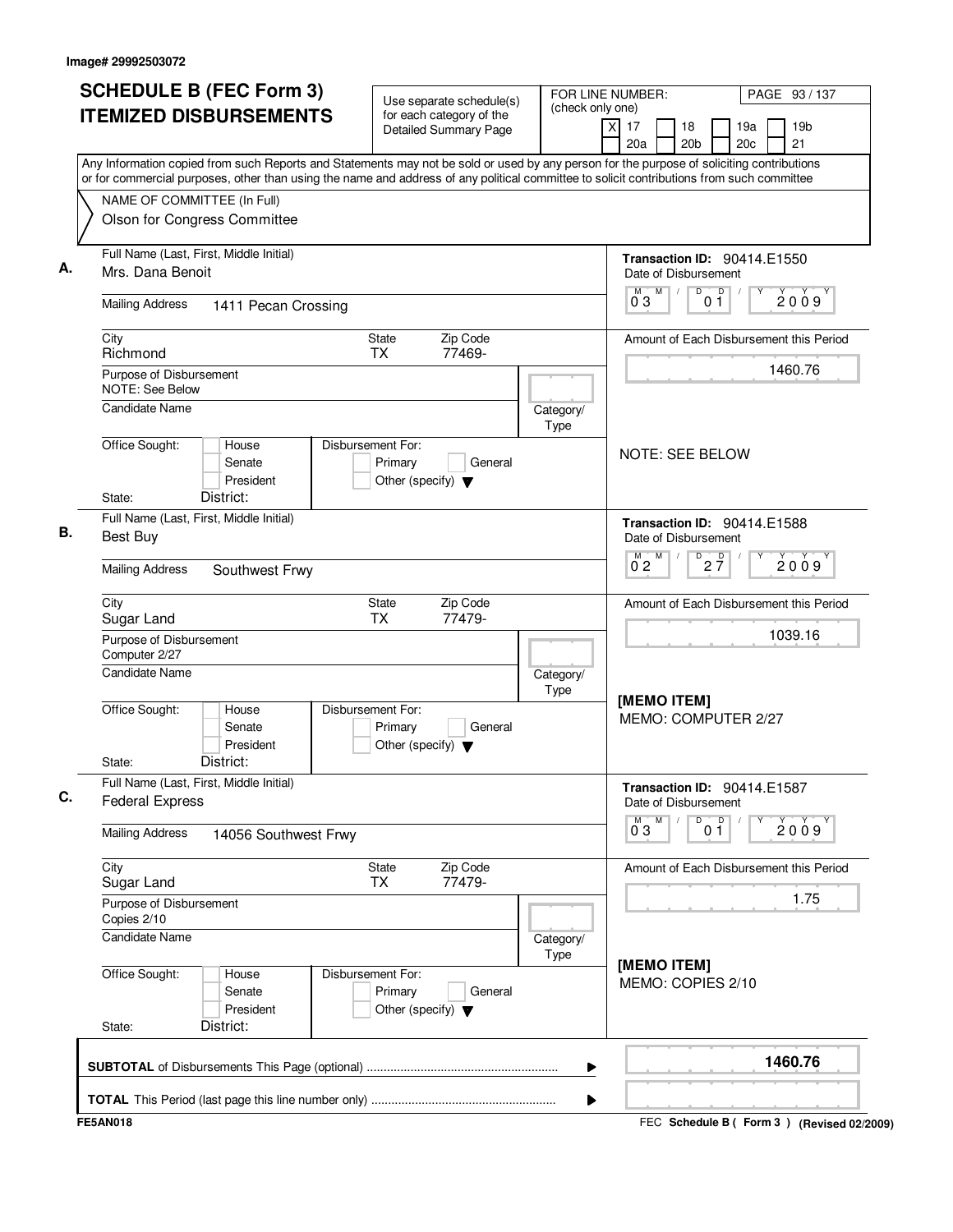Image# 29992503072

# SCHEDULE B (FEC Form 3)
# ITEMIZED DISBURSEMENTS

Use separate schedule(s) for each category of the Detailed Summary Page

FOR LINE NUMBER: (check only one)
[X] 17 [ ] 18 [ ] 19a [ ] 19b [ ] 20a [ ] 20b [ ] 20c [ ] 21

PAGE 93 / 137

Any Information copied from such Reports and Statements may not be sold or used by any person for the purpose of soliciting contributions or for commercial purposes, other than using the name and address of any political committee to solicit contributions from such committee

NAME OF COMMITTEE (In Full)
Olson for Congress Committee

---

**A.** Full Name (Last, First, Middle Initial): Mrs. Dana Benoit

Mailing Address: 1411 Pecan Crossing

City: Richmond | State: TX | Zip Code: 77469-

Purpose of Disbursement: NOTE: See Below

Candidate Name:

Category/Type:

Office Sought: [ ] House [ ] Senate [ ] President
State: District:

Disbursement For: [ ] Primary [ ] General [ ] Other (specify)

Transaction ID: 90414.E1550
Date of Disbursement: 03 / 01 / 2009

Amount of Each Disbursement this Period: 1460.76

NOTE: SEE BELOW

---

**B.** Full Name (Last, First, Middle Initial): Best Buy

Mailing Address: Southwest Frwy

City: Sugar Land | State: TX | Zip Code: 77479-

Purpose of Disbursement: Computer 2/27

Candidate Name:

Category/Type:

Office Sought: [ ] House [ ] Senate [ ] President
State: District:

Disbursement For: [ ] Primary [ ] General [ ] Other (specify)

Transaction ID: 90414.E1588
Date of Disbursement: 02 / 27 / 2009

Amount of Each Disbursement this Period: 1039.16

[MEMO ITEM]
MEMO: COMPUTER 2/27

---

**C.** Full Name (Last, First, Middle Initial): Federal Express

Mailing Address: 14056 Southwest Frwy

City: Sugar Land | State: TX | Zip Code: 77479-

Purpose of Disbursement: Copies 2/10

Candidate Name:

Category/Type:

Office Sought: [ ] House [ ] Senate [ ] President
State: District:

Disbursement For: [ ] Primary [ ] General [ ] Other (specify)

Transaction ID: 90414.E1587
Date of Disbursement: 03 / 01 / 2009

Amount of Each Disbursement this Period: 1.75

[MEMO ITEM]
MEMO: COPIES 2/10

---

**SUBTOTAL** of Disbursements This Page (optional): **1460.76**

**TOTAL** This Period (last page this line number only):

FE5AN018 — FEC Schedule B ( Form 3 ) (Revised 02/2009)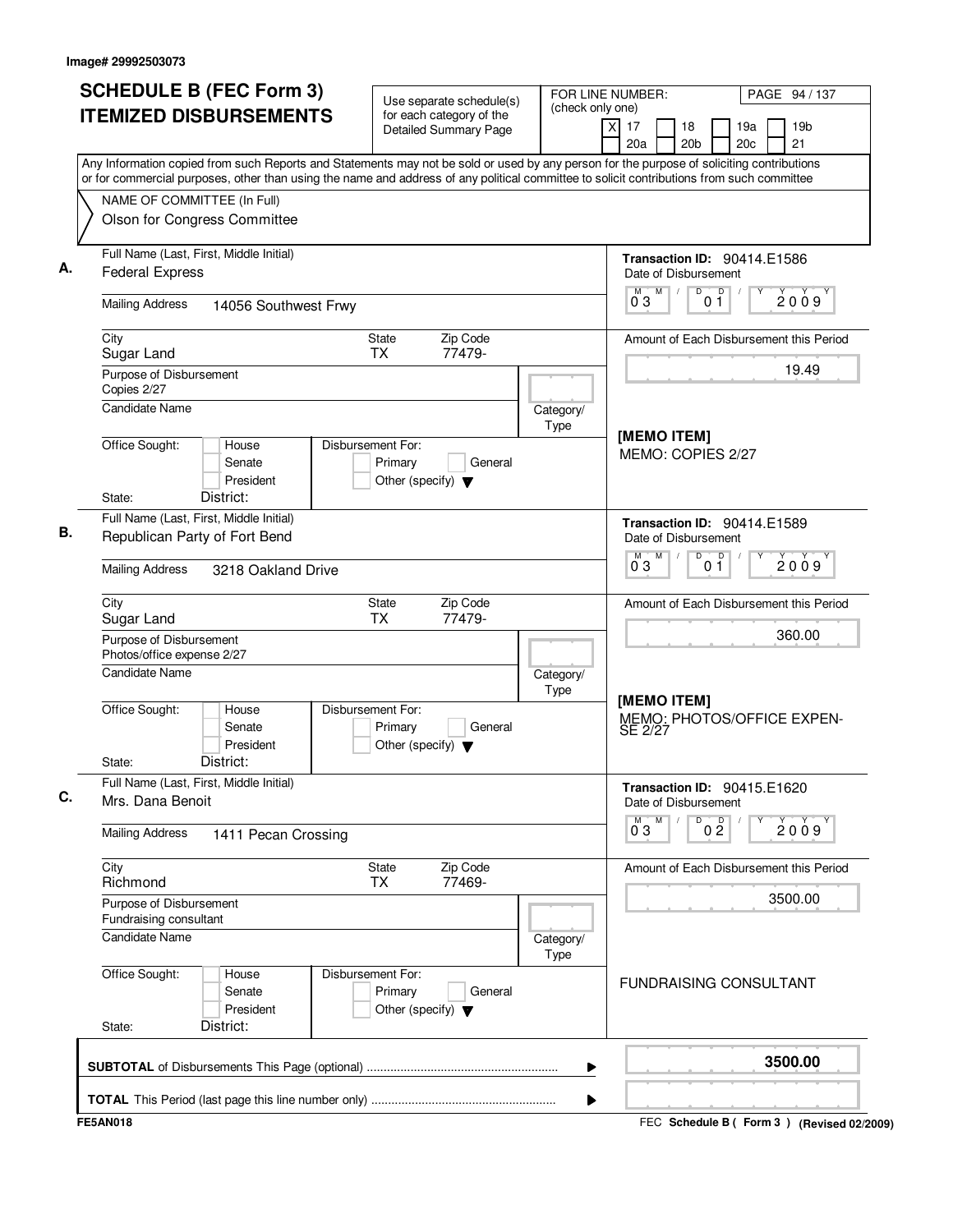Image# 29992503073

# SCHEDULE B (FEC Form 3) ITEMIZED DISBURSEMENTS

Use separate schedule(s) for each category of the Detailed Summary Page

FOR LINE NUMBER: (check only one)

[X] 17 [ ] 18 [ ] 19a [ ] 19b [ ] 20a [ ] 20b [ ] 20c [ ] 21

Any Information copied from such Reports and Statements may not be sold or used by any person for the purpose of soliciting contributions or for commercial purposes, other than using the name and address of any political committee to solicit contributions from such committee

NAME OF COMMITTEE (In Full)
Olson for Congress Committee

---

**A.** Full Name (Last, First, Middle Initial): Federal Express

Mailing Address: 14056 Southwest Frwy

City: Sugar Land | State: TX | Zip Code: 77479-

Purpose of Disbursement: Copies 2/27

Candidate Name:

Category/Type:

Office Sought: [ ] House [ ] Senate [ ] President

State: District:

Disbursement For: [ ] Primary [ ] General [ ] Other (specify)

Transaction ID: 90414.E1586

Date of Disbursement: 03/01/2009

Amount of Each Disbursement this Period: 19.49

[MEMO ITEM]
MEMO: COPIES 2/27

---

**B.** Full Name (Last, First, Middle Initial): Republican Party of Fort Bend

Mailing Address: 3218 Oakland Drive

City: Sugar Land | State: TX | Zip Code: 77479-

Purpose of Disbursement: Photos/office expense 2/27

Candidate Name:

Category/Type:

Office Sought: [ ] House [ ] Senate [ ] President

State: District:

Disbursement For: [ ] Primary [ ] General [ ] Other (specify)

Transaction ID: 90414.E1589

Date of Disbursement: 03/01/2009

Amount of Each Disbursement this Period: 360.00

[MEMO ITEM]
MEMO: PHOTOS/OFFICE EXPENSE 2/27

---

**C.** Full Name (Last, First, Middle Initial): Mrs. Dana Benoit

Mailing Address: 1411 Pecan Crossing

City: Richmond | State: TX | Zip Code: 77469-

Purpose of Disbursement: Fundraising consultant

Candidate Name:

Category/Type:

Office Sought: [ ] House [ ] Senate [ ] President

State: District:

Disbursement For: [ ] Primary [ ] General [ ] Other (specify)

Transaction ID: 90415.E1620

Date of Disbursement: 03/02/2009

Amount of Each Disbursement this Period: 3500.00

FUNDRAISING CONSULTANT

---

**SUBTOTAL** of Disbursements This Page (optional): **3500.00**

**TOTAL** This Period (last page this line number only):

FE5AN018

FEC **Schedule B ( Form 3 )** (Revised 02/2009)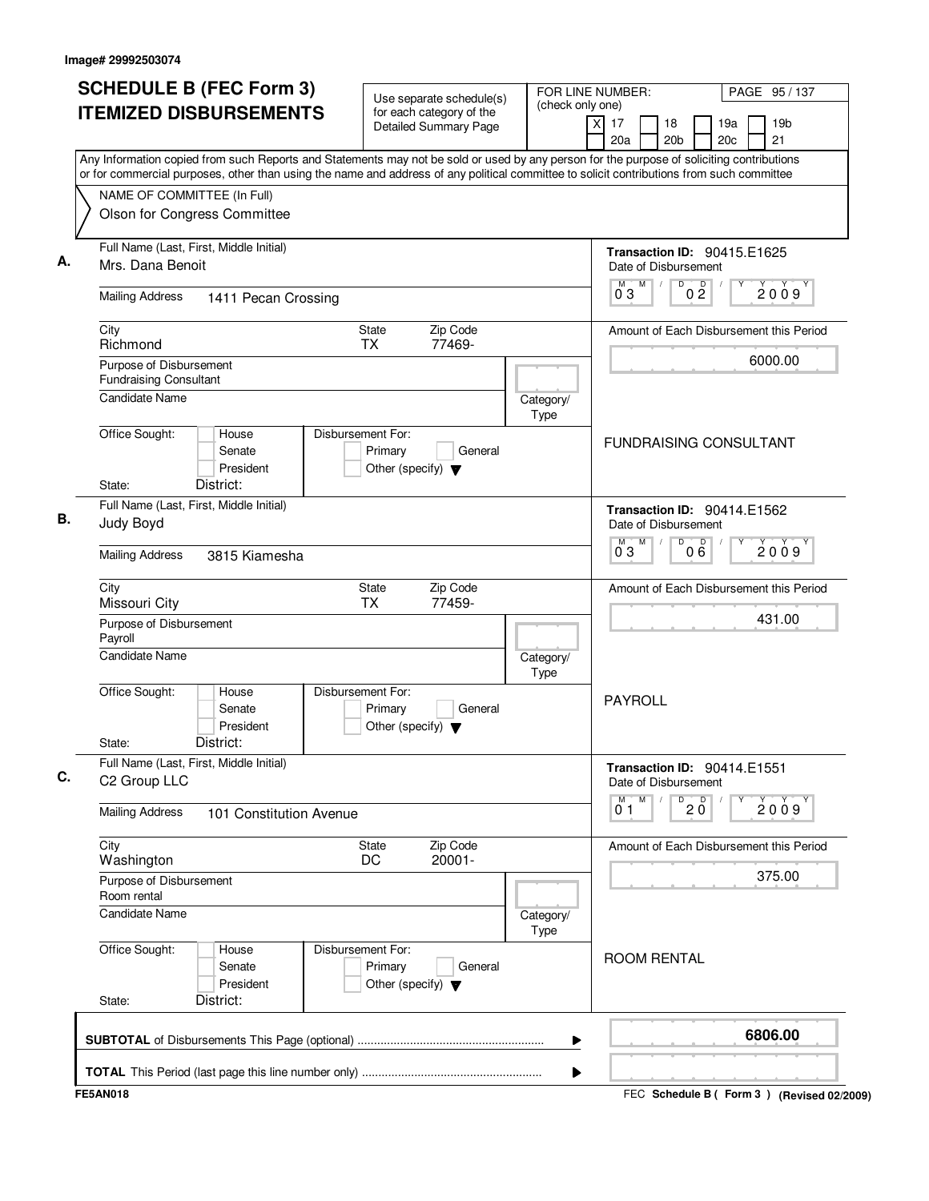Image# 29992503074

# SCHEDULE B (FEC Form 3) ITEMIZED DISBURSEMENTS

Use separate schedule(s) for each category of the Detailed Summary Page

FOR LINE NUMBER: (check only one)

[X] 17 [ ] 18 [ ] 19a [ ] 19b
[ ] 20a [ ] 20b [ ] 20c [ ] 21

PAGE 95 / 137

Any Information copied from such Reports and Statements may not be sold or used by any person for the purpose of soliciting contributions or for commercial purposes, other than using the name and address of any political committee to solicit contributions from such committee

NAME OF COMMITTEE (In Full)
Olson for Congress Committee

---

**A.**

Full Name (Last, First, Middle Initial): Mrs. Dana Benoit

Mailing Address: 1411 Pecan Crossing

City: Richmond | State: TX | Zip Code: 77469-

Purpose of Disbursement: Fundraising Consultant

Candidate Name:

Category/Type:

Office Sought: [ ] House [ ] Senate [ ] President
State: District:

Disbursement For: [ ] Primary [ ] General [ ] Other (specify)

Transaction ID: 90415.E1625

Date of Disbursement: 03 / 02 / 2009

Amount of Each Disbursement this Period: 6000.00

FUNDRAISING CONSULTANT

---

**B.**

Full Name (Last, First, Middle Initial): Judy Boyd

Mailing Address: 3815 Kiamesha

City: Missouri City | State: TX | Zip Code: 77459-

Purpose of Disbursement: Payroll

Candidate Name:

Category/Type:

Office Sought: [ ] House [ ] Senate [ ] President
State: District:

Disbursement For: [ ] Primary [ ] General [ ] Other (specify)

Transaction ID: 90414.E1562

Date of Disbursement: 03 / 06 / 2009

Amount of Each Disbursement this Period: 431.00

PAYROLL

---

**C.**

Full Name (Last, First, Middle Initial): C2 Group LLC

Mailing Address: 101 Constitution Avenue

City: Washington | State: DC | Zip Code: 20001-

Purpose of Disbursement: Room rental

Candidate Name:

Category/Type:

Office Sought: [ ] House [ ] Senate [ ] President
State: District:

Disbursement For: [ ] Primary [ ] General [ ] Other (specify)

Transaction ID: 90414.E1551

Date of Disbursement: 01 / 20 / 2009

Amount of Each Disbursement this Period: 375.00

ROOM RENTAL

---

**SUBTOTAL** of Disbursements This Page (optional) ........ **6806.00**

**TOTAL** This Period (last page this line number only) ........

FE5AN018

FEC **Schedule B ( Form 3 )** (Revised 02/2009)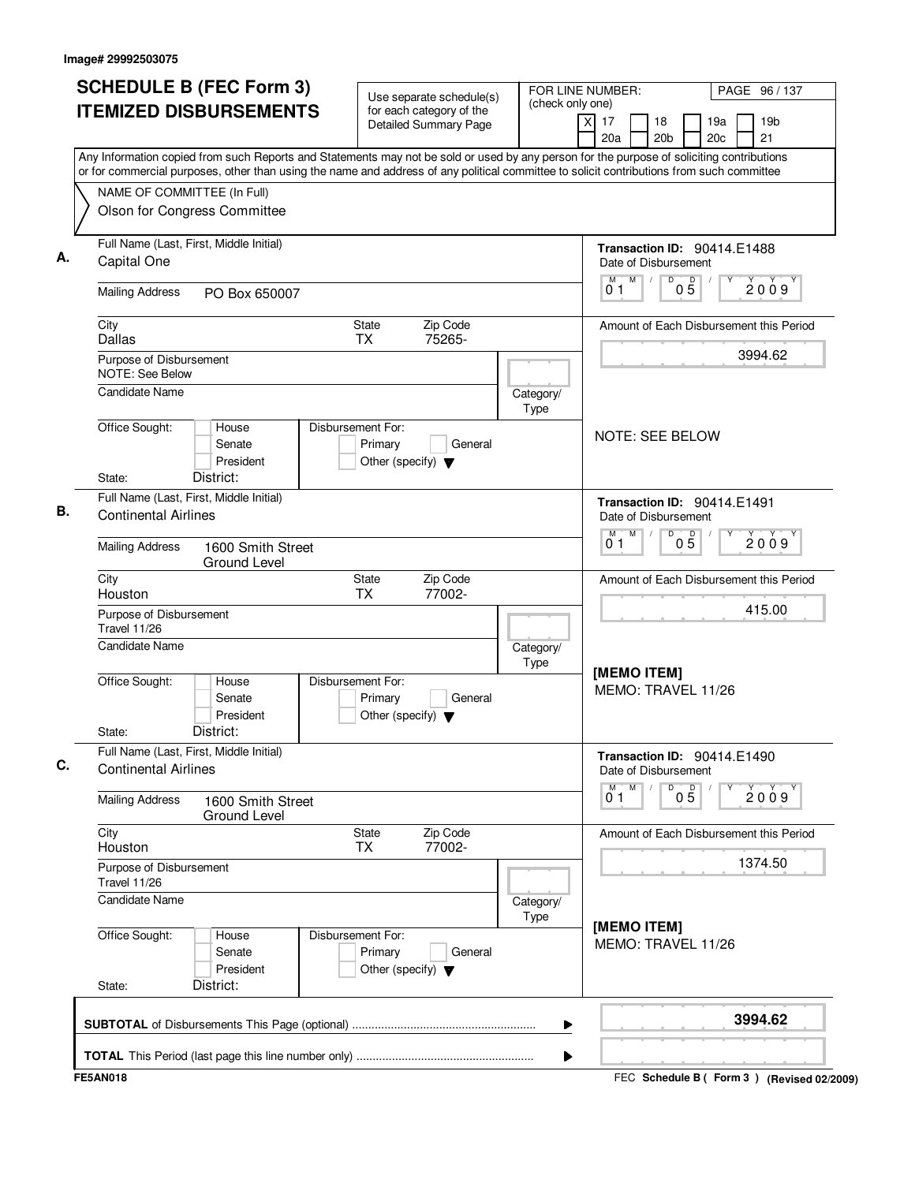Image# 29992503075

# SCHEDULE B (FEC Form 3) ITEMIZED DISBURSEMENTS

Use separate schedule(s) for each category of the Detailed Summary Page

FOR LINE NUMBER: (check only one)
[X] 17 [ ] 18 [ ] 19a [ ] 19b [ ] 20a [ ] 20b [ ] 20c [ ] 21

PAGE 96 / 137

Any Information copied from such Reports and Statements may not be sold or used by any person for the purpose of soliciting contributions or for commercial purposes, other than using the name and address of any political committee to solicit contributions from such committee

NAME OF COMMITTEE (In Full)
Olson for Congress Committee

**A.** Full Name (Last, First, Middle Initial): Capital One

Mailing Address: PO Box 650007

City: Dallas | State: TX | Zip Code: 75265-

Purpose of Disbursement: NOTE: See Below

Candidate Name:

Category/Type:

Office Sought: [ ] House [ ] Senate [ ] President
State: District:

Disbursement For: [ ] Primary [ ] General [ ] Other (specify)

Transaction ID: 90414.E1488
Date of Disbursement: 01 / 05 / 2009

Amount of Each Disbursement this Period: 3994.62

NOTE: SEE BELOW

**B.** Full Name (Last, First, Middle Initial): Continental Airlines

Mailing Address: 1600 Smith Street, Ground Level

City: Houston | State: TX | Zip Code: 77002-

Purpose of Disbursement: Travel 11/26

Candidate Name:

Category/Type:

Office Sought: [ ] House [ ] Senate [ ] President
State: District:

Disbursement For: [ ] Primary [ ] General [ ] Other (specify)

Transaction ID: 90414.E1491
Date of Disbursement: 01 / 05 / 2009

Amount of Each Disbursement this Period: 415.00

[MEMO ITEM]
MEMO: TRAVEL 11/26

**C.** Full Name (Last, First, Middle Initial): Continental Airlines

Mailing Address: 1600 Smith Street, Ground Level

City: Houston | State: TX | Zip Code: 77002-

Purpose of Disbursement: Travel 11/26

Candidate Name:

Category/Type:

Office Sought: [ ] House [ ] Senate [ ] President
State: District:

Disbursement For: [ ] Primary [ ] General [ ] Other (specify)

Transaction ID: 90414.E1490
Date of Disbursement: 01 / 05 / 2009

Amount of Each Disbursement this Period: 1374.50

[MEMO ITEM]
MEMO: TRAVEL 11/26

**SUBTOTAL** of Disbursements This Page (optional): **3994.62**

**TOTAL** This Period (last page this line number only):

FE5AN018

FEC Schedule B ( Form 3 ) (Revised 02/2009)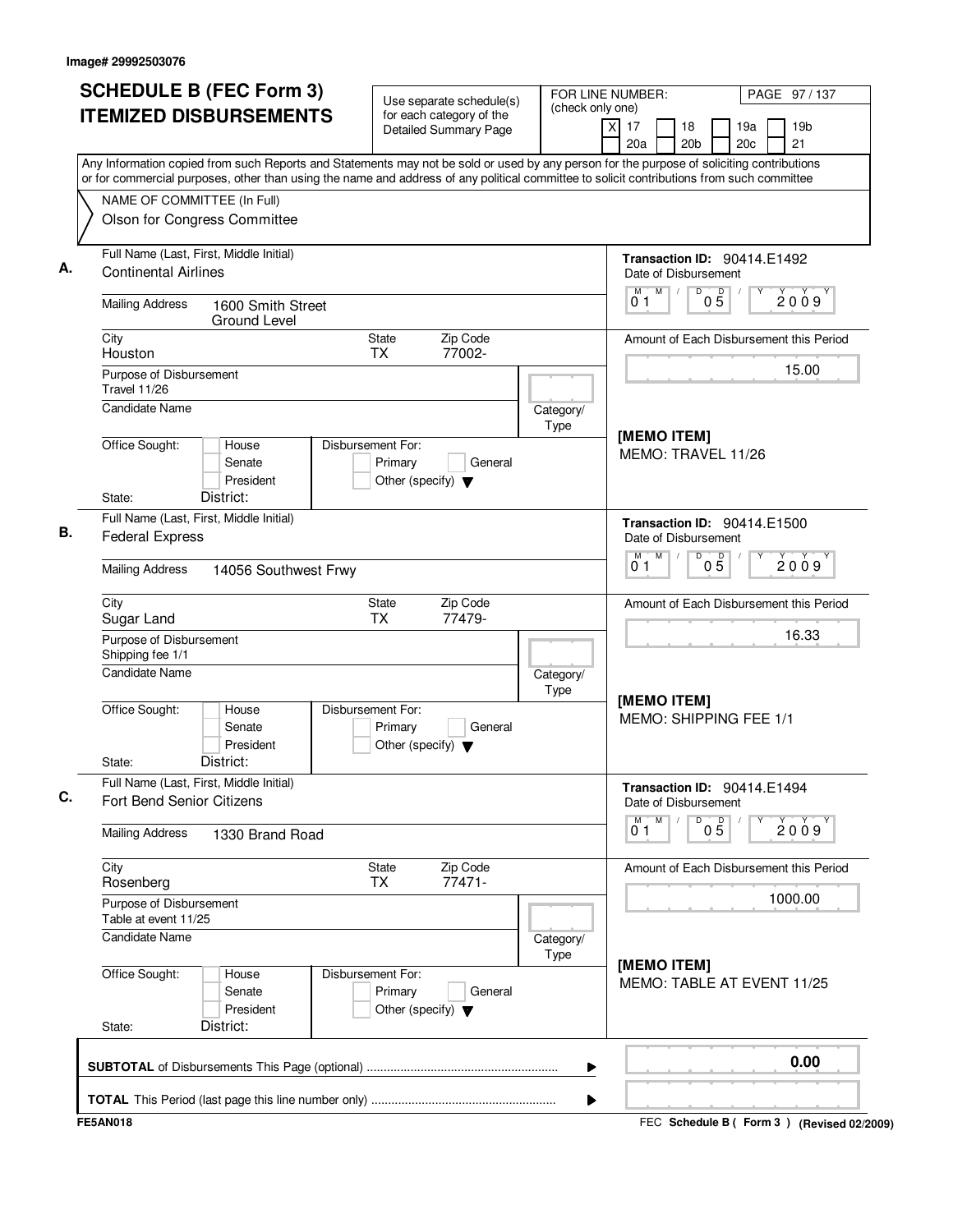Image# 29992503076

# SCHEDULE B (FEC Form 3)
# ITEMIZED DISBURSEMENTS

Use separate schedule(s) for each category of the Detailed Summary Page

FOR LINE NUMBER: (check only one)
[X] 17 [ ] 18 [ ] 19a [ ] 19b [ ] 20a [ ] 20b [ ] 20c [ ] 21

PAGE 97 / 137

Any Information copied from such Reports and Statements may not be sold or used by any person for the purpose of soliciting contributions or for commercial purposes, other than using the name and address of any political committee to solicit contributions from such committee

NAME OF COMMITTEE (In Full)
Olson for Congress Committee

---

**A.** Full Name (Last, First, Middle Initial): Continental Airlines

Mailing Address: 1600 Smith Street, Ground Level

City: Houston | State: TX | Zip Code: 77002-

Purpose of Disbursement: Travel 11/26

Candidate Name:

Category/Type:

Office Sought: [ ] House [ ] Senate [ ] President

State: | District:

Disbursement For: [ ] Primary [ ] General [ ] Other (specify)

Transaction ID: 90414.E1492

Date of Disbursement: 01 / 05 / 2009

Amount of Each Disbursement this Period: 15.00

[MEMO ITEM]
MEMO: TRAVEL 11/26

---

**B.** Full Name (Last, First, Middle Initial): Federal Express

Mailing Address: 14056 Southwest Frwy

City: Sugar Land | State: TX | Zip Code: 77479-

Purpose of Disbursement: Shipping fee 1/1

Candidate Name:

Category/Type:

Office Sought: [ ] House [ ] Senate [ ] President

State: | District:

Disbursement For: [ ] Primary [ ] General [ ] Other (specify)

Transaction ID: 90414.E1500

Date of Disbursement: 01 / 05 / 2009

Amount of Each Disbursement this Period: 16.33

[MEMO ITEM]
MEMO: SHIPPING FEE 1/1

---

**C.** Full Name (Last, First, Middle Initial): Fort Bend Senior Citizens

Mailing Address: 1330 Brand Road

City: Rosenberg | State: TX | Zip Code: 77471-

Purpose of Disbursement: Table at event 11/25

Candidate Name:

Category/Type:

Office Sought: [ ] House [ ] Senate [ ] President

State: | District:

Disbursement For: [ ] Primary [ ] General [ ] Other (specify)

Transaction ID: 90414.E1494

Date of Disbursement: 01 / 05 / 2009

Amount of Each Disbursement this Period: 1000.00

[MEMO ITEM]
MEMO: TABLE AT EVENT 11/25

---

**SUBTOTAL** of Disbursements This Page (optional): 0.00

**TOTAL** This Period (last page this line number only):

FE5AN018

FEC **Schedule B ( Form 3 )** (Revised 02/2009)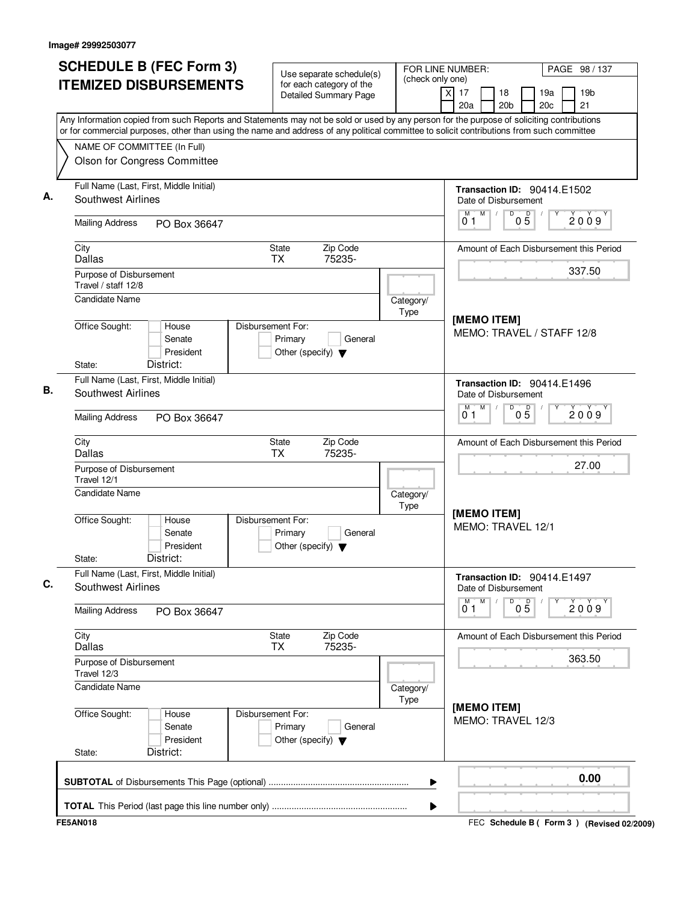Image# 29992503077

# SCHEDULE B (FEC Form 3) ITEMIZED DISBURSEMENTS

Use separate schedule(s) for each category of the Detailed Summary Page

FOR LINE NUMBER: (check only one)

- [X] 17
- [ ] 18
- [ ] 19a
- [ ] 19b
- [ ] 20a
- [ ] 20b
- [ ] 20c
- [ ] 21

PAGE 98 / 137

Any Information copied from such Reports and Statements may not be sold or used by any person for the purpose of soliciting contributions or for commercial purposes, other than using the name and address of any political committee to solicit contributions from such committee

NAME OF COMMITTEE (In Full)
Olson for Congress Committee

## A.

Full Name (Last, First, Middle Initial): Southwest Airlines

Mailing Address: PO Box 36647

City: Dallas | State: TX | Zip Code: 75235-

Purpose of Disbursement: Travel / staff 12/8

Candidate Name:

Category/Type:

Office Sought: [ ] House [ ] Senate [ ] President

State: District:

Disbursement For: [ ] Primary [ ] General [ ] Other (specify)

Transaction ID: 90414.E1502

Date of Disbursement: 01/05/2009

Amount of Each Disbursement this Period: 337.50

[MEMO ITEM]
MEMO: TRAVEL / STAFF 12/8

## B.

Full Name (Last, First, Middle Initial): Southwest Airlines

Mailing Address: PO Box 36647

City: Dallas | State: TX | Zip Code: 75235-

Purpose of Disbursement: Travel 12/1

Candidate Name:

Category/Type:

Office Sought: [ ] House [ ] Senate [ ] President

State: District:

Disbursement For: [ ] Primary [ ] General [ ] Other (specify)

Transaction ID: 90414.E1496

Date of Disbursement: 01/05/2009

Amount of Each Disbursement this Period: 27.00

[MEMO ITEM]
MEMO: TRAVEL 12/1

## C.

Full Name (Last, First, Middle Initial): Southwest Airlines

Mailing Address: PO Box 36647

City: Dallas | State: TX | Zip Code: 75235-

Purpose of Disbursement: Travel 12/3

Candidate Name:

Category/Type:

Office Sought: [ ] House [ ] Senate [ ] President

State: District:

Disbursement For: [ ] Primary [ ] General [ ] Other (specify)

Transaction ID: 90414.E1497

Date of Disbursement: 01/05/2009

Amount of Each Disbursement this Period: 363.50

[MEMO ITEM]
MEMO: TRAVEL 12/3

---

**SUBTOTAL** of Disbursements This Page (optional) ........ 0.00

**TOTAL** This Period (last page this line number only) ........

FE5AN018

FEC **Schedule B ( Form 3 )** **(Revised 02/2009)**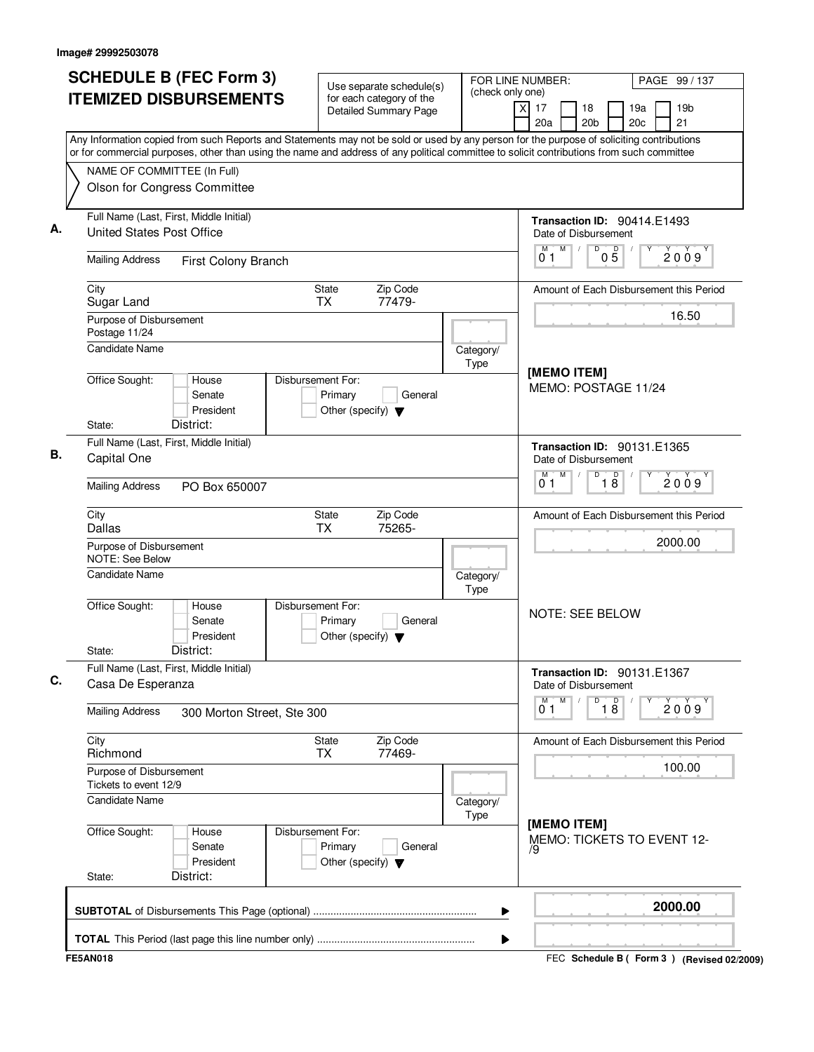Image# 29992503078

# SCHEDULE B (FEC Form 3) ITEMIZED DISBURSEMENTS

Use separate schedule(s) for each category of the Detailed Summary Page

FOR LINE NUMBER: (check only one)
[X] 17 [ ] 18 [ ] 19a [ ] 19b [ ] 20a [ ] 20b [ ] 20c [ ] 21

PAGE 99 / 137

Any Information copied from such Reports and Statements may not be sold or used by any person for the purpose of soliciting contributions or for commercial purposes, other than using the name and address of any political committee to solicit contributions from such committee

NAME OF COMMITTEE (In Full)
Olson for Congress Committee

---

**A.** Full Name (Last, First, Middle Initial): United States Post Office

Mailing Address: First Colony Branch

City: Sugar Land | State: TX | Zip Code: 77479-

Purpose of Disbursement: Postage 11/24

Candidate Name:

Category/Type:

Office Sought: House / Senate / President

Disbursement For: Primary / General / Other (specify)

State: District:

Transaction ID: 90414.E1493

Date of Disbursement: 01 / 05 / 2009

Amount of Each Disbursement this Period: 16.50

[MEMO ITEM]
MEMO: POSTAGE 11/24

---

**B.** Full Name (Last, First, Middle Initial): Capital One

Mailing Address: PO Box 650007

City: Dallas | State: TX | Zip Code: 75265-

Purpose of Disbursement: NOTE: See Below

Candidate Name:

Category/Type:

Office Sought: House / Senate / President

Disbursement For: Primary / General / Other (specify)

State: District:

Transaction ID: 90131.E1365

Date of Disbursement: 01 / 18 / 2009

Amount of Each Disbursement this Period: 2000.00

NOTE: SEE BELOW

---

**C.** Full Name (Last, First, Middle Initial): Casa De Esperanza

Mailing Address: 300 Morton Street, Ste 300

City: Richmond | State: TX | Zip Code: 77469-

Purpose of Disbursement: Tickets to event 12/9

Candidate Name:

Category/Type:

Office Sought: House / Senate / President

Disbursement For: Primary / General / Other (specify)

State: District:

Transaction ID: 90131.E1367

Date of Disbursement: 01 / 18 / 2009

Amount of Each Disbursement this Period: 100.00

[MEMO ITEM]
MEMO: TICKETS TO EVENT 12-/9

---

**SUBTOTAL** of Disbursements This Page (optional): **2000.00**

**TOTAL** This Period (last page this line number only):

FE5AN018

FEC Schedule B ( Form 3 ) (Revised 02/2009)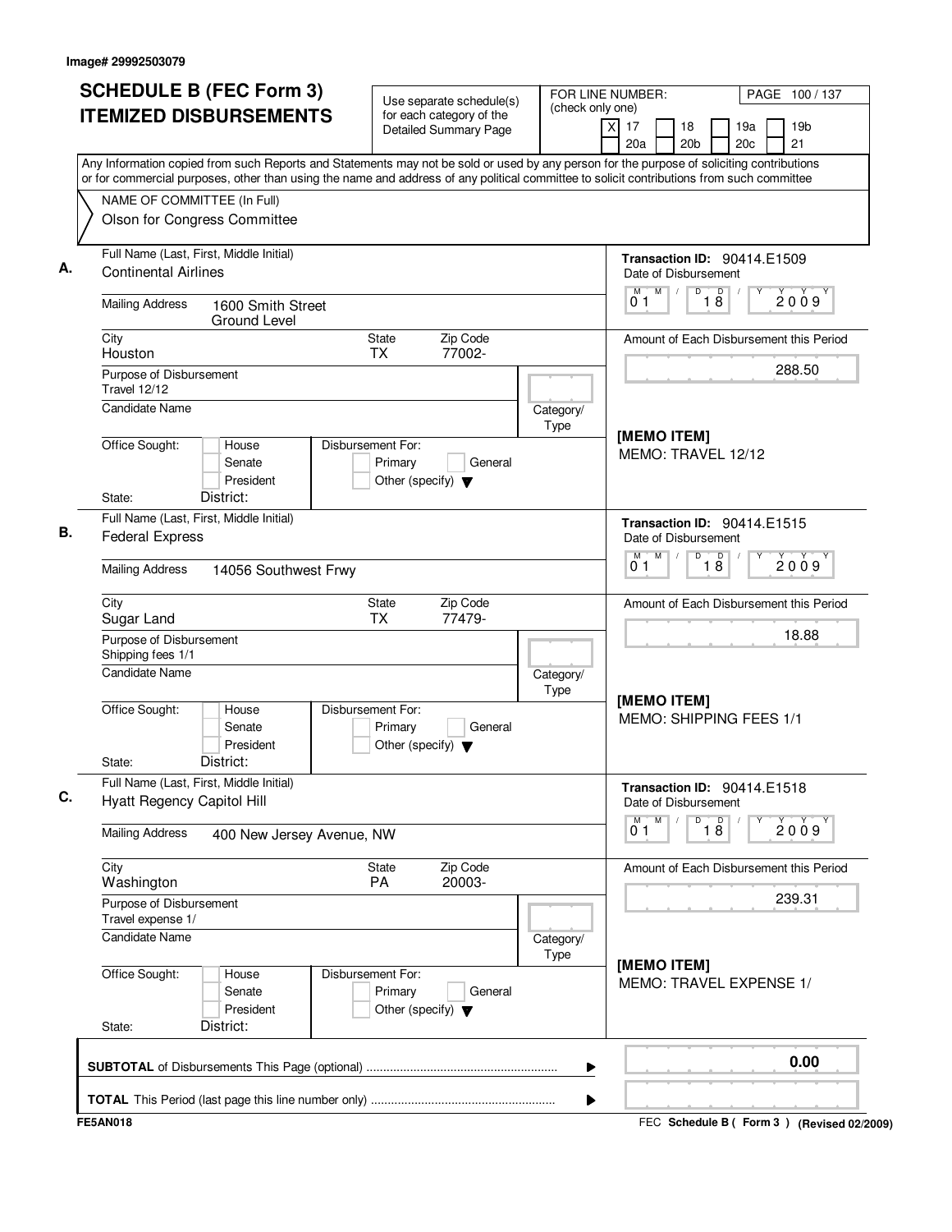Image# 29992503079

# SCHEDULE B (FEC Form 3) ITEMIZED DISBURSEMENTS

Use separate schedule(s) for each category of the Detailed Summary Page

FOR LINE NUMBER: (check only one)

- [X] 17
- [ ] 18
- [ ] 19a
- [ ] 19b
- [ ] 20a
- [ ] 20b
- [ ] 20c
- [ ] 21

PAGE 100 / 137

Any Information copied from such Reports and Statements may not be sold or used by any person for the purpose of soliciting contributions or for commercial purposes, other than using the name and address of any political committee to solicit contributions from such committee

NAME OF COMMITTEE (In Full)
Olson for Congress Committee

## A.

**Full Name (Last, First, Middle Initial):** Continental Airlines

**Mailing Address:** 1600 Smith Street, Ground Level

**City:** Houston | **State:** TX | **Zip Code:** 77002-

**Purpose of Disbursement:** Travel 12/12

**Candidate Name:**

**Category/Type:**

**Office Sought:** House / Senate / President

**State:** | **District:**

**Disbursement For:** Primary / General / Other (specify)

**Transaction ID:** 90414.E1509

**Date of Disbursement:** 01/18/2009

**Amount of Each Disbursement this Period:** 288.50

[MEMO ITEM]
MEMO: TRAVEL 12/12

## B.

**Full Name (Last, First, Middle Initial):** Federal Express

**Mailing Address:** 14056 Southwest Frwy

**City:** Sugar Land | **State:** TX | **Zip Code:** 77479-

**Purpose of Disbursement:** Shipping fees 1/1

**Candidate Name:**

**Category/Type:**

**Office Sought:** House / Senate / President

**State:** | **District:**

**Disbursement For:** Primary / General / Other (specify)

**Transaction ID:** 90414.E1515

**Date of Disbursement:** 01/18/2009

**Amount of Each Disbursement this Period:** 18.88

[MEMO ITEM]
MEMO: SHIPPING FEES 1/1

## C.

**Full Name (Last, First, Middle Initial):** Hyatt Regency Capitol Hill

**Mailing Address:** 400 New Jersey Avenue, NW

**City:** Washington | **State:** PA | **Zip Code:** 20003-

**Purpose of Disbursement:** Travel expense 1/

**Candidate Name:**

**Category/Type:**

**Office Sought:** House / Senate / President

**State:** | **District:**

**Disbursement For:** Primary / General / Other (specify)

**Transaction ID:** 90414.E1518

**Date of Disbursement:** 01/18/2009

**Amount of Each Disbursement this Period:** 239.31

[MEMO ITEM]
MEMO: TRAVEL EXPENSE 1/

---

**SUBTOTAL** of Disbursements This Page (optional): 0.00

**TOTAL** This Period (last page this line number only):

FE5AN018

FEC Schedule B ( Form 3 ) (Revised 02/2009)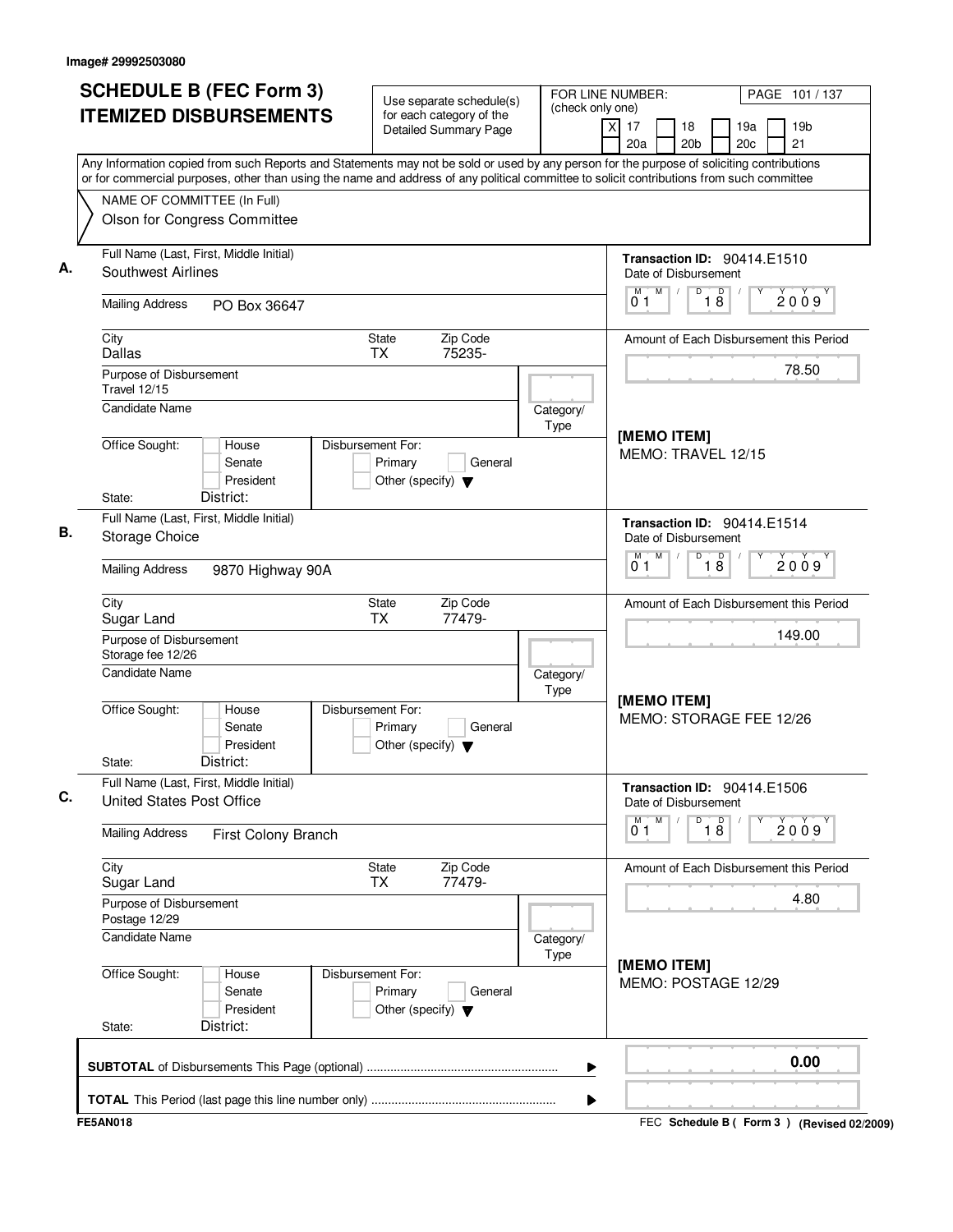Image# 29992503080

# SCHEDULE B (FEC Form 3) ITEMIZED DISBURSEMENTS

Use separate schedule(s) for each category of the Detailed Summary Page

FOR LINE NUMBER: (check only one)
[X] 17 [ ] 18 [ ] 19a [ ] 19b [ ] 20a [ ] 20b [ ] 20c [ ] 21

PAGE 101 / 137

Any Information copied from such Reports and Statements may not be sold or used by any person for the purpose of soliciting contributions or for commercial purposes, other than using the name and address of any political committee to solicit contributions from such committee

NAME OF COMMITTEE (In Full)
Olson for Congress Committee

---

**A.** Full Name (Last, First, Middle Initial): Southwest Airlines

Mailing Address: PO Box 36647

City: Dallas | State: TX | Zip Code: 75235-

Purpose of Disbursement: Travel 12/15

Candidate Name:

Category/Type:

Office Sought: [ ] House [ ] Senate [ ] President

State: District:

Disbursement For: [ ] Primary [ ] General [ ] Other (specify)

Transaction ID: 90414.E1510

Date of Disbursement: 01/18/2009

Amount of Each Disbursement this Period: 78.50

[MEMO ITEM]
MEMO: TRAVEL 12/15

---

**B.** Full Name (Last, First, Middle Initial): Storage Choice

Mailing Address: 9870 Highway 90A

City: Sugar Land | State: TX | Zip Code: 77479-

Purpose of Disbursement: Storage fee 12/26

Candidate Name:

Category/Type:

Office Sought: [ ] House [ ] Senate [ ] President

State: District:

Disbursement For: [ ] Primary [ ] General [ ] Other (specify)

Transaction ID: 90414.E1514

Date of Disbursement: 01/18/2009

Amount of Each Disbursement this Period: 149.00

[MEMO ITEM]
MEMO: STORAGE FEE 12/26

---

**C.** Full Name (Last, First, Middle Initial): United States Post Office

Mailing Address: First Colony Branch

City: Sugar Land | State: TX | Zip Code: 77479-

Purpose of Disbursement: Postage 12/29

Candidate Name:

Category/Type:

Office Sought: [ ] House [ ] Senate [ ] President

State: District:

Disbursement For: [ ] Primary [ ] General [ ] Other (specify)

Transaction ID: 90414.E1506

Date of Disbursement: 01/18/2009

Amount of Each Disbursement this Period: 4.80

[MEMO ITEM]
MEMO: POSTAGE 12/29

---

**SUBTOTAL** of Disbursements This Page (optional) ........ 0.00

**TOTAL** This Period (last page this line number only) ........

FE5AN018

FEC **Schedule B ( Form 3 )** **(Revised 02/2009)**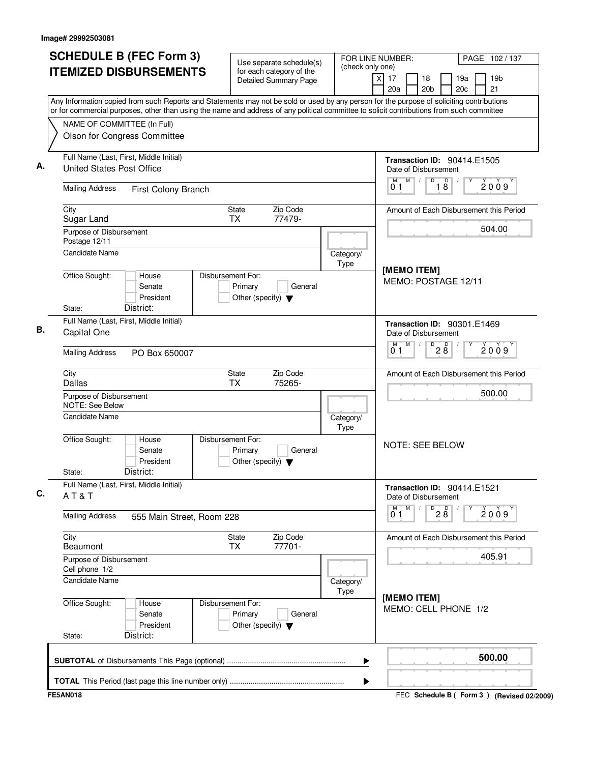Image# 29992503081

# SCHEDULE B (FEC Form 3) ITEMIZED DISBURSEMENTS

Use separate schedule(s) for each category of the Detailed Summary Page

FOR LINE NUMBER: (check only one)

- [X] 17
- [ ] 18
- [ ] 19a
- [ ] 19b
- [ ] 20a
- [ ] 20b
- [ ] 20c
- [ ] 21

PAGE 102 / 137

Any Information copied from such Reports and Statements may not be sold or used by any person for the purpose of soliciting contributions or for commercial purposes, other than using the name and address of any political committee to solicit contributions from such committee

NAME OF COMMITTEE (In Full)
Olson for Congress Committee

---

**A.** Full Name (Last, First, Middle Initial): United States Post Office

Mailing Address: First Colony Branch

City: Sugar Land | State: TX | Zip Code: 77479-

Purpose of Disbursement: Postage 12/11

Candidate Name:

Category/Type:

Office Sought: [ ] House [ ] Senate [ ] President

State: District:

Disbursement For: [ ] Primary [ ] General [ ] Other (specify)

Transaction ID: 90414.E1505

Date of Disbursement: 01 / 18 / 2009

Amount of Each Disbursement this Period: 504.00

[MEMO ITEM]
MEMO: POSTAGE 12/11

---

**B.** Full Name (Last, First, Middle Initial): Capital One

Mailing Address: PO Box 650007

City: Dallas | State: TX | Zip Code: 75265-

Purpose of Disbursement: NOTE: See Below

Candidate Name:

Category/Type:

Office Sought: [ ] House [ ] Senate [ ] President

State: District:

Disbursement For: [ ] Primary [ ] General [ ] Other (specify)

Transaction ID: 90301.E1469

Date of Disbursement: 01 / 28 / 2009

Amount of Each Disbursement this Period: 500.00

NOTE: SEE BELOW

---

**C.** Full Name (Last, First, Middle Initial): A T & T

Mailing Address: 555 Main Street, Room 228

City: Beaumont | State: TX | Zip Code: 77701-

Purpose of Disbursement: Cell phone 1/2

Candidate Name:

Category/Type:

Office Sought: [ ] House [ ] Senate [ ] President

State: District:

Disbursement For: [ ] Primary [ ] General [ ] Other (specify)

Transaction ID: 90414.E1521

Date of Disbursement: 01 / 28 / 2009

Amount of Each Disbursement this Period: 405.91

[MEMO ITEM]
MEMO: CELL PHONE 1/2

---

**SUBTOTAL** of Disbursements This Page (optional): 500.00

**TOTAL** This Period (last page this line number only):

FE5AN018

FEC Schedule B ( Form 3 ) (Revised 02/2009)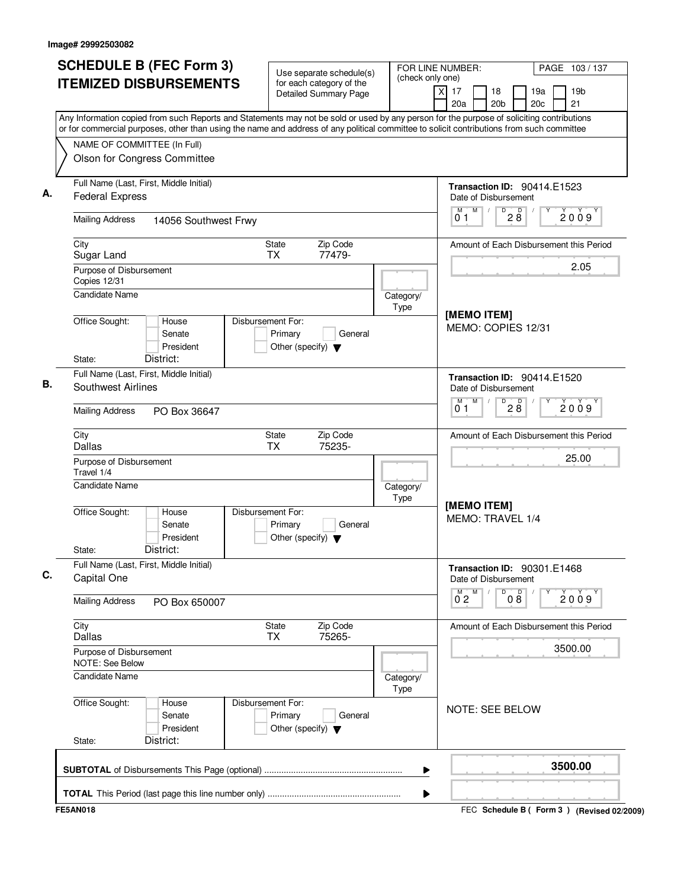Image# 29992503082

# SCHEDULE B (FEC Form 3) ITEMIZED DISBURSEMENTS

Use separate schedule(s) for each category of the Detailed Summary Page

FOR LINE NUMBER: (check only one)
[X] 17 [ ] 18 [ ] 19a [ ] 19b
[ ] 20a [ ] 20b [ ] 20c [ ] 21

PAGE 103 / 137

Any Information copied from such Reports and Statements may not be sold or used by any person for the purpose of soliciting contributions or for commercial purposes, other than using the name and address of any political committee to solicit contributions from such committee

NAME OF COMMITTEE (In Full)
Olson for Congress Committee

---

**A.** Full Name (Last, First, Middle Initial): Federal Express

Mailing Address: 14056 Southwest Frwy

City: Sugar Land | State: TX | Zip Code: 77479-

Purpose of Disbursement: Copies 12/31

Candidate Name:

Category/Type:

Office Sought: [ ] House [ ] Senate [ ] President
State: District:

Disbursement For: [ ] Primary [ ] General [ ] Other (specify)

Transaction ID: 90414.E1523
Date of Disbursement: 01/28/2009

Amount of Each Disbursement this Period: 2.05

[MEMO ITEM]
MEMO: COPIES 12/31

---

**B.** Full Name (Last, First, Middle Initial): Southwest Airlines

Mailing Address: PO Box 36647

City: Dallas | State: TX | Zip Code: 75235-

Purpose of Disbursement: Travel 1/4

Candidate Name:

Category/Type:

Office Sought: [ ] House [ ] Senate [ ] President
State: District:

Disbursement For: [ ] Primary [ ] General [ ] Other (specify)

Transaction ID: 90414.E1520
Date of Disbursement: 01/28/2009

Amount of Each Disbursement this Period: 25.00

[MEMO ITEM]
MEMO: TRAVEL 1/4

---

**C.** Full Name (Last, First, Middle Initial): Capital One

Mailing Address: PO Box 650007

City: Dallas | State: TX | Zip Code: 75265-

Purpose of Disbursement: NOTE: See Below

Candidate Name:

Category/Type:

Office Sought: [ ] House [ ] Senate [ ] President
State: District:

Disbursement For: [ ] Primary [ ] General [ ] Other (specify)

Transaction ID: 90301.E1468
Date of Disbursement: 02/08/2009

Amount of Each Disbursement this Period: 3500.00

NOTE: SEE BELOW

---

**SUBTOTAL** of Disbursements This Page (optional): 3500.00

**TOTAL** This Period (last page this line number only):

FE5AN018

FEC **Schedule B ( Form 3 )** (Revised 02/2009)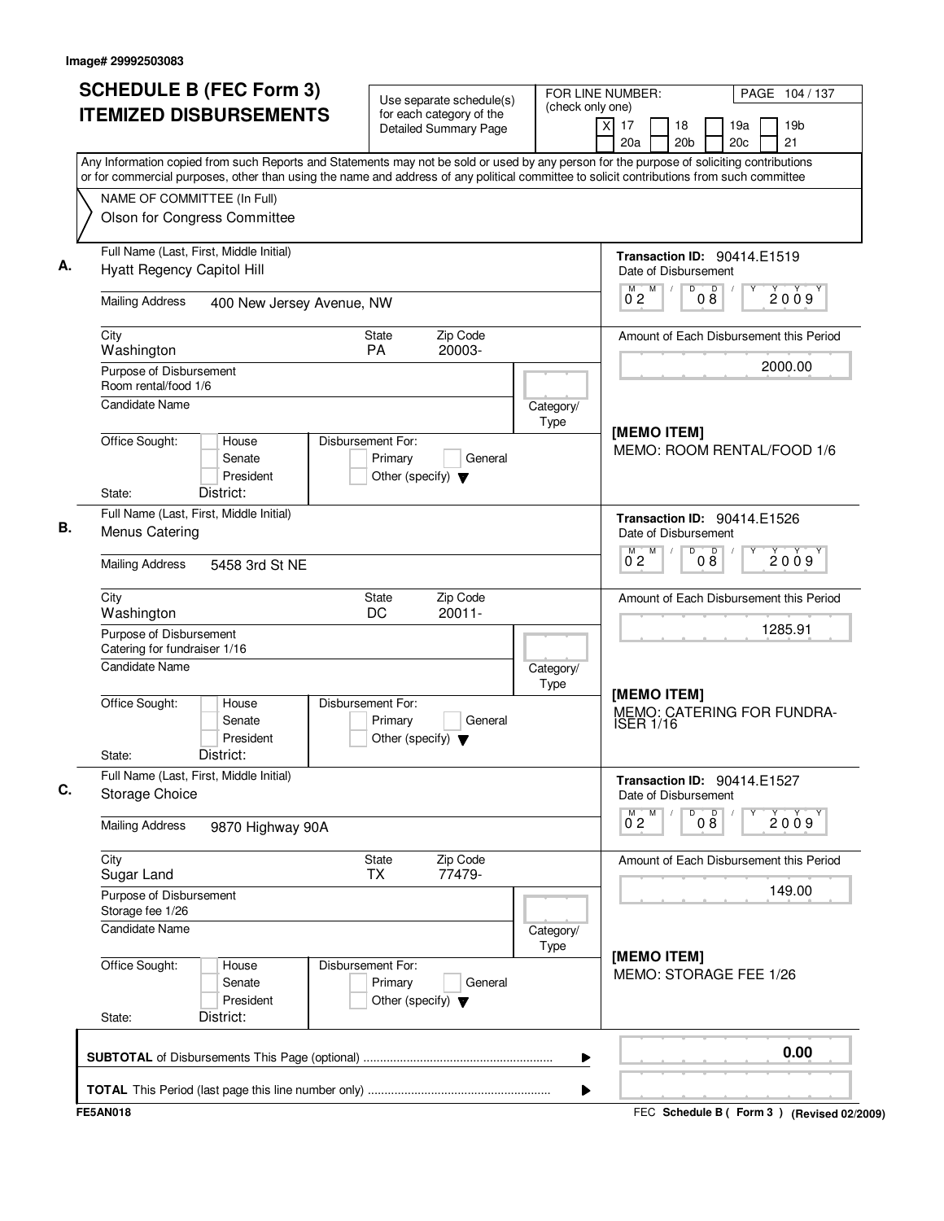Image# 29992503083

# SCHEDULE B (FEC Form 3)
## ITEMIZED DISBURSEMENTS

Use separate schedule(s) for each category of the Detailed Summary Page

FOR LINE NUMBER: (check only one)
[X] 17 [ ] 18 [ ] 19a [ ] 19b [ ] 20a [ ] 20b [ ] 20c [ ] 21

Any Information copied from such Reports and Statements may not be sold or used by any person for the purpose of soliciting contributions or for commercial purposes, other than using the name and address of any political committee to solicit contributions from such committee

NAME OF COMMITTEE (In Full)
Olson for Congress Committee

---

**A.** Full Name (Last, First, Middle Initial): Hyatt Regency Capitol Hill

Mailing Address: 400 New Jersey Avenue, NW

City: Washington | State: PA | Zip Code: 20003-

Purpose of Disbursement: Room rental/food 1/6

Candidate Name:

Category/Type:

Office Sought: [ ] House [ ] Senate [ ] President
State: District:

Disbursement For: [ ] Primary [ ] General [ ] Other (specify)

Transaction ID: 90414.E1519
Date of Disbursement: 02/08/2009

Amount of Each Disbursement this Period: 2000.00

[MEMO ITEM]
MEMO: ROOM RENTAL/FOOD 1/6

---

**B.** Full Name (Last, First, Middle Initial): Menus Catering

Mailing Address: 5458 3rd St NE

City: Washington | State: DC | Zip Code: 20011-

Purpose of Disbursement: Catering for fundraiser 1/16

Candidate Name:

Category/Type:

Office Sought: [ ] House [ ] Senate [ ] President
State: District:

Disbursement For: [ ] Primary [ ] General [ ] Other (specify)

Transaction ID: 90414.E1526
Date of Disbursement: 02/08/2009

Amount of Each Disbursement this Period: 1285.91

[MEMO ITEM]
MEMO: CATERING FOR FUNDRA-ISER 1/16

---

**C.** Full Name (Last, First, Middle Initial): Storage Choice

Mailing Address: 9870 Highway 90A

City: Sugar Land | State: TX | Zip Code: 77479-

Purpose of Disbursement: Storage fee 1/26

Candidate Name:

Category/Type:

Office Sought: [ ] House [ ] Senate [ ] President
State: District:

Disbursement For: [ ] Primary [ ] General [ ] Other (specify)

Transaction ID: 90414.E1527
Date of Disbursement: 02/08/2009

Amount of Each Disbursement this Period: 149.00

[MEMO ITEM]
MEMO: STORAGE FEE 1/26

---

**SUBTOTAL** of Disbursements This Page (optional): 0.00

**TOTAL** This Period (last page this line number only):

FE5AN018 — FEC Schedule B ( Form 3 ) (Revised 02/2009)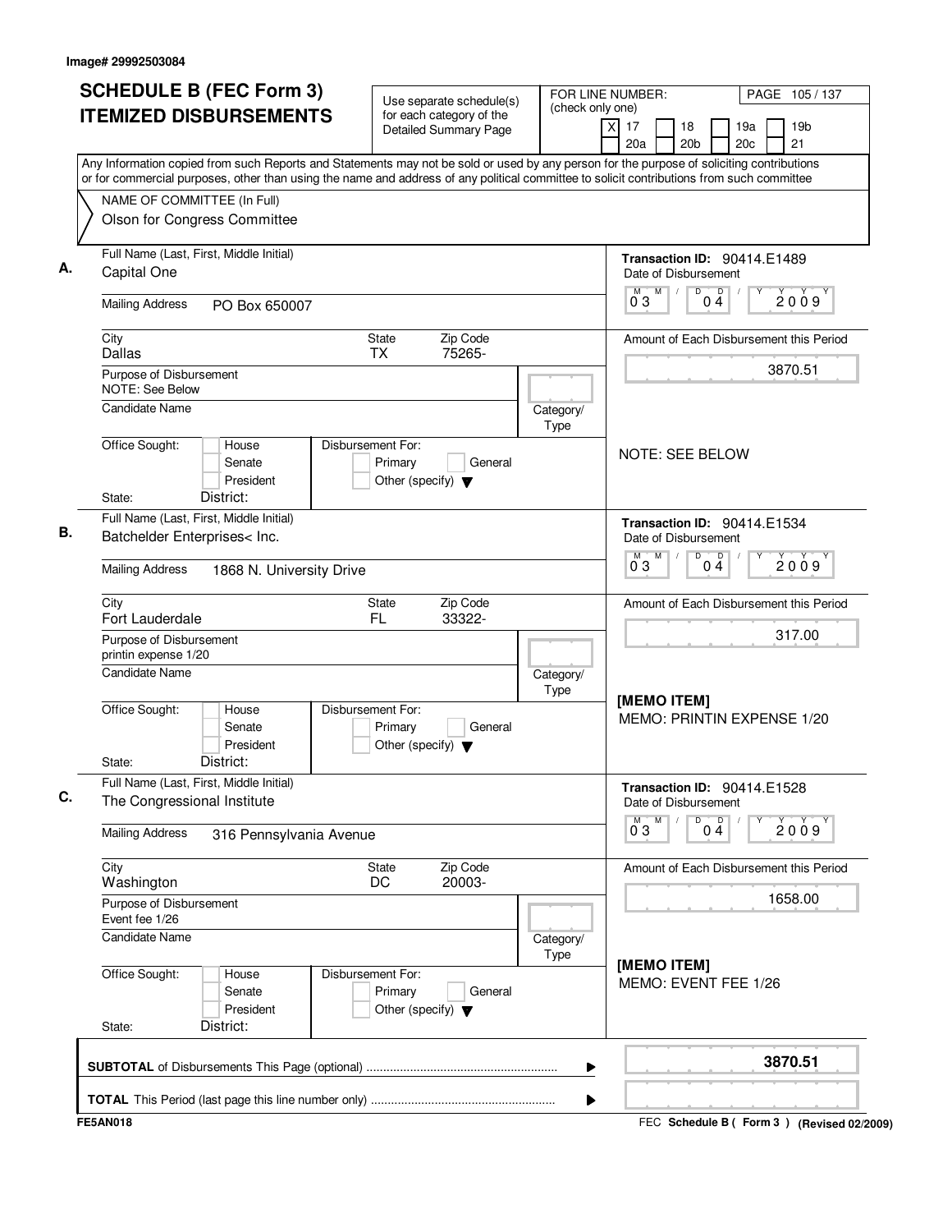Image# 29992503084

# SCHEDULE B (FEC Form 3)
# ITEMIZED DISBURSEMENTS

Use separate schedule(s) for each category of the Detailed Summary Page

FOR LINE NUMBER: (check only one)

- [X] 17
- [ ] 18
- [ ] 19a
- [ ] 19b
- [ ] 20a
- [ ] 20b
- [ ] 20c
- [ ] 21

Any Information copied from such Reports and Statements may not be sold or used by any person for the purpose of soliciting contributions or for commercial purposes, other than using the name and address of any political committee to solicit contributions from such committee

NAME OF COMMITTEE (In Full)
Olson for Congress Committee

---

**A.**

Full Name (Last, First, Middle Initial): Capital One

Mailing Address: PO Box 650007

City: Dallas | State: TX | Zip Code: 75265-

Purpose of Disbursement: NOTE: See Below

Candidate Name:

Category/Type:

Office Sought: House / Senate / President

State: | District:

Disbursement For: Primary / General / Other (specify)

Transaction ID: 90414.E1489

Date of Disbursement: 03 / 04 / 2009

Amount of Each Disbursement this Period: 3870.51

NOTE: SEE BELOW

---

**B.**

Full Name (Last, First, Middle Initial): Batchelder Enterprises< Inc.

Mailing Address: 1868 N. University Drive

City: Fort Lauderdale | State: FL | Zip Code: 33322-

Purpose of Disbursement: printin expense 1/20

Candidate Name:

Category/Type:

Office Sought: House / Senate / President

State: | District:

Disbursement For: Primary / General / Other (specify)

Transaction ID: 90414.E1534

Date of Disbursement: 03 / 04 / 2009

Amount of Each Disbursement this Period: 317.00

[MEMO ITEM]
MEMO: PRINTIN EXPENSE 1/20

---

**C.**

Full Name (Last, First, Middle Initial): The Congressional Institute

Mailing Address: 316 Pennsylvania Avenue

City: Washington | State: DC | Zip Code: 20003-

Purpose of Disbursement: Event fee 1/26

Candidate Name:

Category/Type:

Office Sought: House / Senate / President

State: | District:

Disbursement For: Primary / General / Other (specify)

Transaction ID: 90414.E1528

Date of Disbursement: 03 / 04 / 2009

Amount of Each Disbursement this Period: 1658.00

[MEMO ITEM]
MEMO: EVENT FEE 1/26

---

**SUBTOTAL** of Disbursements This Page (optional) ........ 3870.51

**TOTAL** This Period (last page this line number only) ........

FE5AN018

FEC **Schedule B ( Form 3 )** (Revised 02/2009)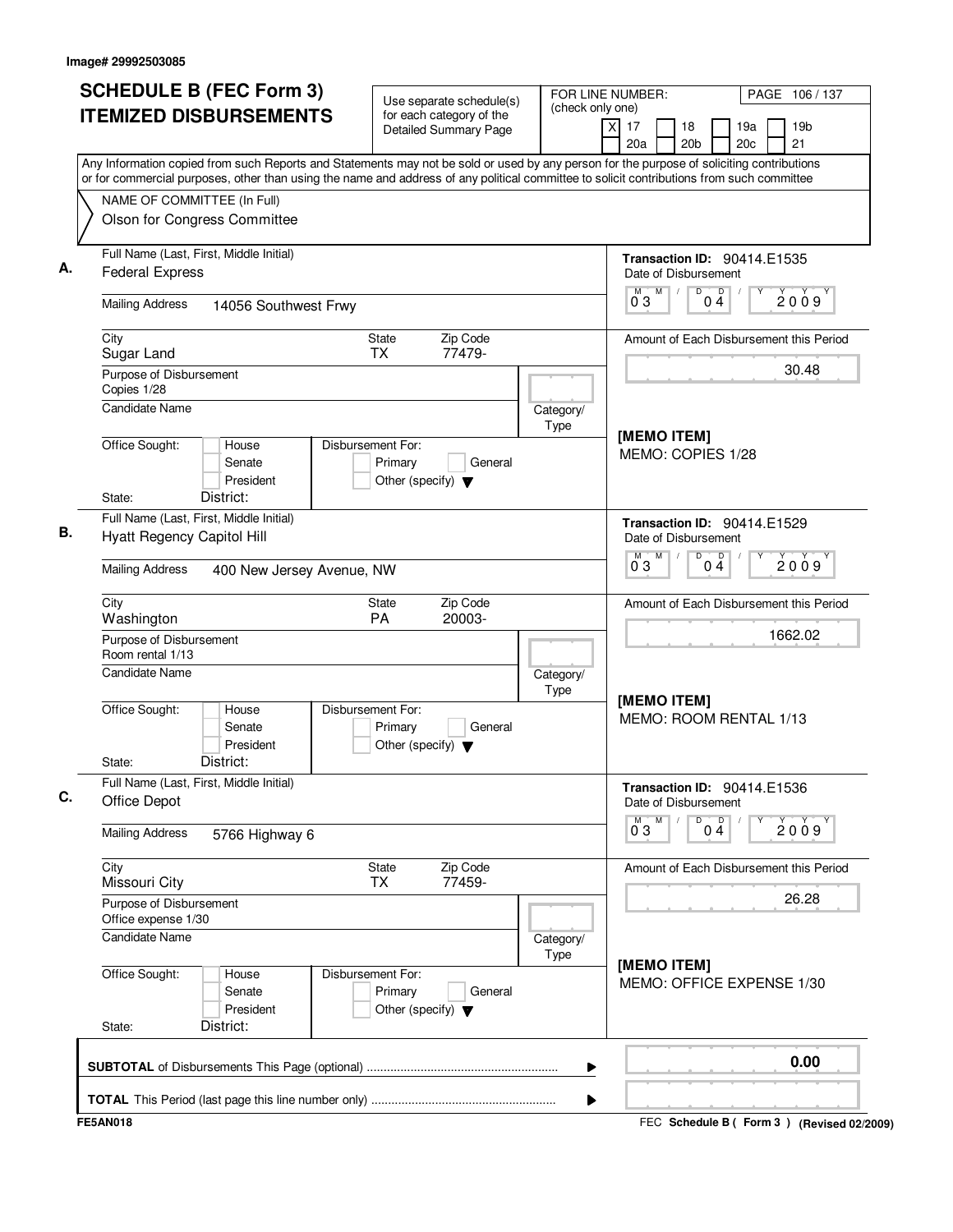Image# 29992503085

# SCHEDULE B (FEC Form 3) ITEMIZED DISBURSEMENTS

Use separate schedule(s) for each category of the Detailed Summary Page

FOR LINE NUMBER: (check only one)

[X] 17 [ ] 18 [ ] 19a [ ] 19b [ ] 20a [ ] 20b [ ] 20c [ ] 21

PAGE 106 / 137

Any Information copied from such Reports and Statements may not be sold or used by any person for the purpose of soliciting contributions or for commercial purposes, other than using the name and address of any political committee to solicit contributions from such committee

NAME OF COMMITTEE (In Full)
Olson for Congress Committee

---

**A.** Full Name (Last, First, Middle Initial): Federal Express

Mailing Address: 14056 Southwest Frwy

City: Sugar Land | State: TX | Zip Code: 77479-

Purpose of Disbursement: Copies 1/28

Candidate Name:

Category/Type:

Office Sought: [ ] House [ ] Senate [ ] President

State: District:

Disbursement For: [ ] Primary [ ] General [ ] Other (specify)

Transaction ID: 90414.E1535

Date of Disbursement: 03/04/2009

Amount of Each Disbursement this Period: 30.48

[MEMO ITEM]
MEMO: COPIES 1/28

---

**B.** Full Name (Last, First, Middle Initial): Hyatt Regency Capitol Hill

Mailing Address: 400 New Jersey Avenue, NW

City: Washington | State: PA | Zip Code: 20003-

Purpose of Disbursement: Room rental 1/13

Candidate Name:

Category/Type:

Office Sought: [ ] House [ ] Senate [ ] President

State: District:

Disbursement For: [ ] Primary [ ] General [ ] Other (specify)

Transaction ID: 90414.E1529

Date of Disbursement: 03/04/2009

Amount of Each Disbursement this Period: 1662.02

[MEMO ITEM]
MEMO: ROOM RENTAL 1/13

---

**C.** Full Name (Last, First, Middle Initial): Office Depot

Mailing Address: 5766 Highway 6

City: Missouri City | State: TX | Zip Code: 77459-

Purpose of Disbursement: Office expense 1/30

Candidate Name:

Category/Type:

Office Sought: [ ] House [ ] Senate [ ] President

State: District:

Disbursement For: [ ] Primary [ ] General [ ] Other (specify)

Transaction ID: 90414.E1536

Date of Disbursement: 03/04/2009

Amount of Each Disbursement this Period: 26.28

[MEMO ITEM]
MEMO: OFFICE EXPENSE 1/30

---

**SUBTOTAL** of Disbursements This Page (optional) ........ 0.00

**TOTAL** This Period (last page this line number only) ........

FE5AN018 — FEC Schedule B ( Form 3 ) (Revised 02/2009)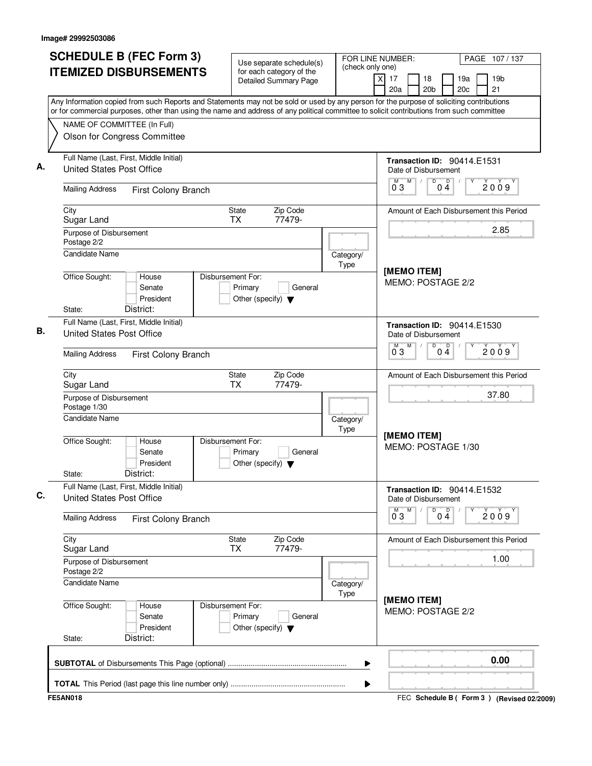Image# 29992503086

# SCHEDULE B (FEC Form 3) ITEMIZED DISBURSEMENTS

Use separate schedule(s) for each category of the Detailed Summary Page

FOR LINE NUMBER: (check only one)

[X] 17 [ ] 18 [ ] 19a [ ] 19b [ ] 20a [ ] 20b [ ] 20c [ ] 21

Any Information copied from such Reports and Statements may not be sold or used by any person for the purpose of soliciting contributions or for commercial purposes, other than using the name and address of any political committee to solicit contributions from such committee

NAME OF COMMITTEE (In Full)
Olson for Congress Committee

---

**A.** Full Name (Last, First, Middle Initial): United States Post Office

Mailing Address: First Colony Branch

City: Sugar Land | State: TX | Zip Code: 77479-

Purpose of Disbursement: Postage 2/2

Candidate Name:

Category/Type:

Office Sought: [ ] House [ ] Senate [ ] President
State: District:

Disbursement For: [ ] Primary [ ] General [ ] Other (specify)

Transaction ID: 90414.E1531

Date of Disbursement: 03 / 04 / 2009

Amount of Each Disbursement this Period: 2.85

[MEMO ITEM]
MEMO: POSTAGE 2/2

---

**B.** Full Name (Last, First, Middle Initial): United States Post Office

Mailing Address: First Colony Branch

City: Sugar Land | State: TX | Zip Code: 77479-

Purpose of Disbursement: Postage 1/30

Candidate Name:

Category/Type:

Office Sought: [ ] House [ ] Senate [ ] President
State: District:

Disbursement For: [ ] Primary [ ] General [ ] Other (specify)

Transaction ID: 90414.E1530

Date of Disbursement: 03 / 04 / 2009

Amount of Each Disbursement this Period: 37.80

[MEMO ITEM]
MEMO: POSTAGE 1/30

---

**C.** Full Name (Last, First, Middle Initial): United States Post Office

Mailing Address: First Colony Branch

City: Sugar Land | State: TX | Zip Code: 77479-

Purpose of Disbursement: Postage 2/2

Candidate Name:

Category/Type:

Office Sought: [ ] House [ ] Senate [ ] President
State: District:

Disbursement For: [ ] Primary [ ] General [ ] Other (specify)

Transaction ID: 90414.E1532

Date of Disbursement: 03 / 04 / 2009

Amount of Each Disbursement this Period: 1.00

[MEMO ITEM]
MEMO: POSTAGE 2/2

---

**SUBTOTAL** of Disbursements This Page (optional) ........ 0.00

**TOTAL** This Period (last page this line number only) ........

FE5AN018 — FEC Schedule B ( Form 3 ) (Revised 02/2009)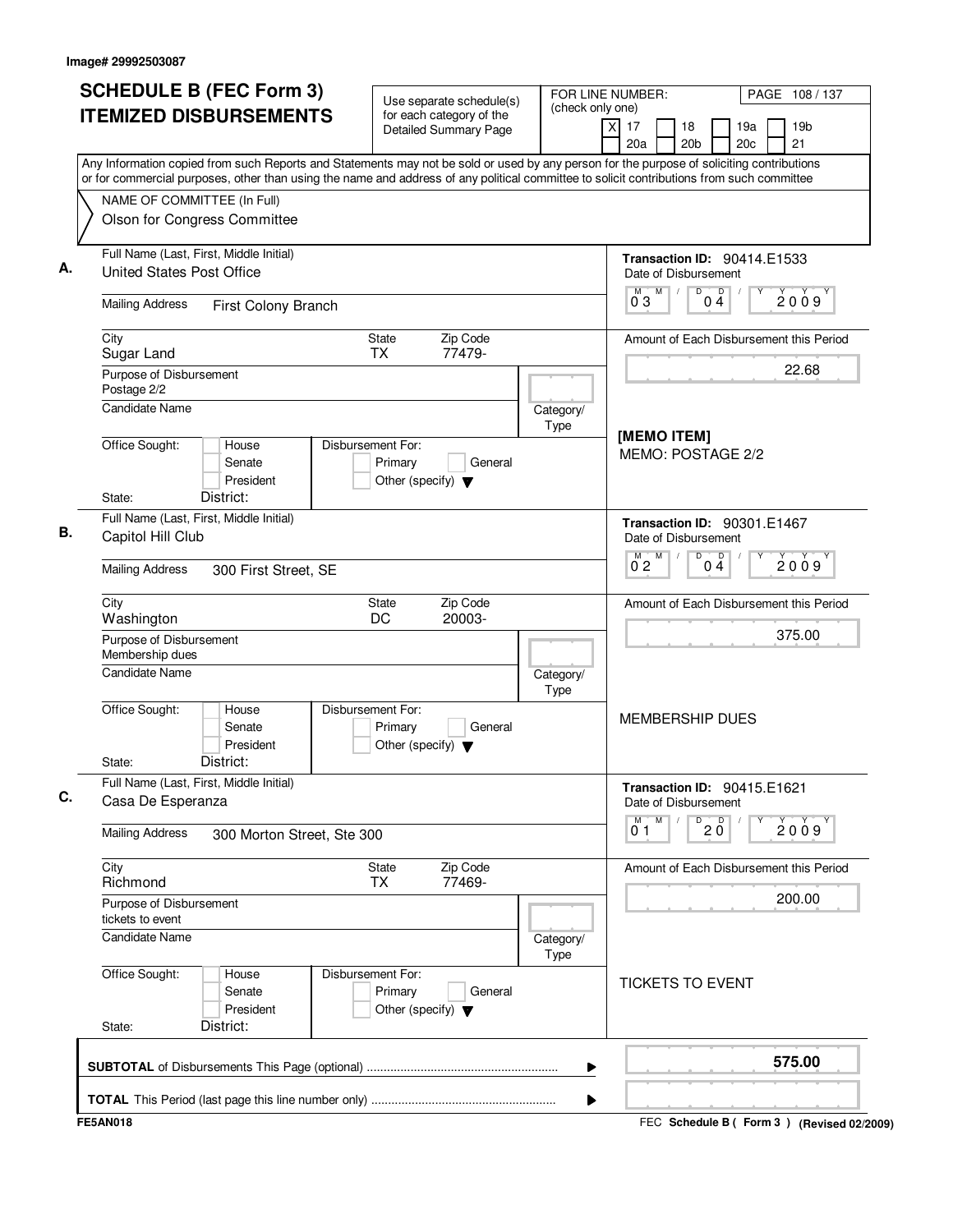Image# 29992503087

# SCHEDULE B (FEC Form 3) ITEMIZED DISBURSEMENTS

Use separate schedule(s) for each category of the Detailed Summary Page

FOR LINE NUMBER: (check only one)

- [X] 17
- [ ] 18
- [ ] 19a
- [ ] 19b
- [ ] 20a
- [ ] 20b
- [ ] 20c
- [ ] 21

PAGE 108 / 137

Any Information copied from such Reports and Statements may not be sold or used by any person for the purpose of soliciting contributions or for commercial purposes, other than using the name and address of any political committee to solicit contributions from such committee

NAME OF COMMITTEE (In Full)
Olson for Congress Committee

---

**A.** Full Name (Last, First, Middle Initial): United States Post Office

Mailing Address: First Colony Branch

City: Sugar Land | State: TX | Zip Code: 77479-

Purpose of Disbursement: Postage 2/2

Candidate Name:

Category/Type:

Office Sought: [ ] House [ ] Senate [ ] President
State: District:

Disbursement For: [ ] Primary [ ] General [ ] Other (specify)

Transaction ID: 90414.E1533
Date of Disbursement: 03/04/2009

Amount of Each Disbursement this Period: 22.68

[MEMO ITEM]
MEMO: POSTAGE 2/2

---

**B.** Full Name (Last, First, Middle Initial): Capitol Hill Club

Mailing Address: 300 First Street, SE

City: Washington | State: DC | Zip Code: 20003-

Purpose of Disbursement: Membership dues

Candidate Name:

Category/Type:

Office Sought: [ ] House [ ] Senate [ ] President
State: District:

Disbursement For: [ ] Primary [ ] General [ ] Other (specify)

Transaction ID: 90301.E1467
Date of Disbursement: 02/04/2009

Amount of Each Disbursement this Period: 375.00

MEMBERSHIP DUES

---

**C.** Full Name (Last, First, Middle Initial): Casa De Esperanza

Mailing Address: 300 Morton Street, Ste 300

City: Richmond | State: TX | Zip Code: 77469-

Purpose of Disbursement: tickets to event

Candidate Name:

Category/Type:

Office Sought: [ ] House [ ] Senate [ ] President
State: District:

Disbursement For: [ ] Primary [ ] General [ ] Other (specify)

Transaction ID: 90415.E1621
Date of Disbursement: 01/20/2009

Amount of Each Disbursement this Period: 200.00

TICKETS TO EVENT

---

**SUBTOTAL** of Disbursements This Page (optional) ........ **575.00**

**TOTAL** This Period (last page this line number only) ........

FE5AN018 — FEC Schedule B ( Form 3 ) (Revised 02/2009)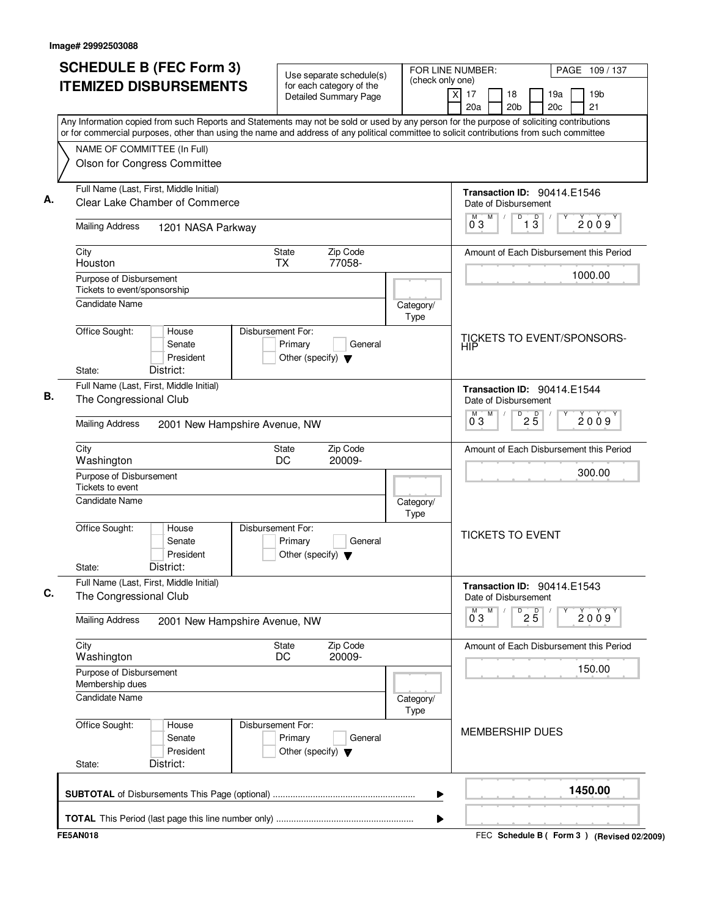Image# 29992503088

# SCHEDULE B (FEC Form 3) ITEMIZED DISBURSEMENTS

Use separate schedule(s) for each category of the Detailed Summary Page

FOR LINE NUMBER: (check only one)

- [X] 17
- [ ] 18
- [ ] 19a
- [ ] 19b
- [ ] 20a
- [ ] 20b
- [ ] 20c
- [ ] 21

PAGE 109 / 137

Any Information copied from such Reports and Statements may not be sold or used by any person for the purpose of soliciting contributions or for commercial purposes, other than using the name and address of any political committee to solicit contributions from such committee

NAME OF COMMITTEE (In Full)
Olson for Congress Committee

---

**A.** Full Name (Last, First, Middle Initial): Clear Lake Chamber of Commerce

Mailing Address: 1201 NASA Parkway

City: Houston | State: TX | Zip Code: 77058-

Purpose of Disbursement: Tickets to event/sponsorship

Candidate Name:

Category/Type:

Office Sought: House / Senate / President

State: District:

Disbursement For: Primary / General / Other (specify)

Transaction ID: 90414.E1546

Date of Disbursement: 03 / 13 / 2009

Amount of Each Disbursement this Period: 1000.00

TICKETS TO EVENT/SPONSORSHIP

---

**B.** Full Name (Last, First, Middle Initial): The Congressional Club

Mailing Address: 2001 New Hampshire Avenue, NW

City: Washington | State: DC | Zip Code: 20009-

Purpose of Disbursement: Tickets to event

Candidate Name:

Category/Type:

Office Sought: House / Senate / President

State: District:

Disbursement For: Primary / General / Other (specify)

Transaction ID: 90414.E1544

Date of Disbursement: 03 / 25 / 2009

Amount of Each Disbursement this Period: 300.00

TICKETS TO EVENT

---

**C.** Full Name (Last, First, Middle Initial): The Congressional Club

Mailing Address: 2001 New Hampshire Avenue, NW

City: Washington | State: DC | Zip Code: 20009-

Purpose of Disbursement: Membership dues

Candidate Name:

Category/Type:

Office Sought: House / Senate / President

State: District:

Disbursement For: Primary / General / Other (specify)

Transaction ID: 90414.E1543

Date of Disbursement: 03 / 25 / 2009

Amount of Each Disbursement this Period: 150.00

MEMBERSHIP DUES

---

**SUBTOTAL** of Disbursements This Page (optional): **1450.00**

**TOTAL** This Period (last page this line number only):

FE5AN018 — FEC Schedule B ( Form 3 ) (Revised 02/2009)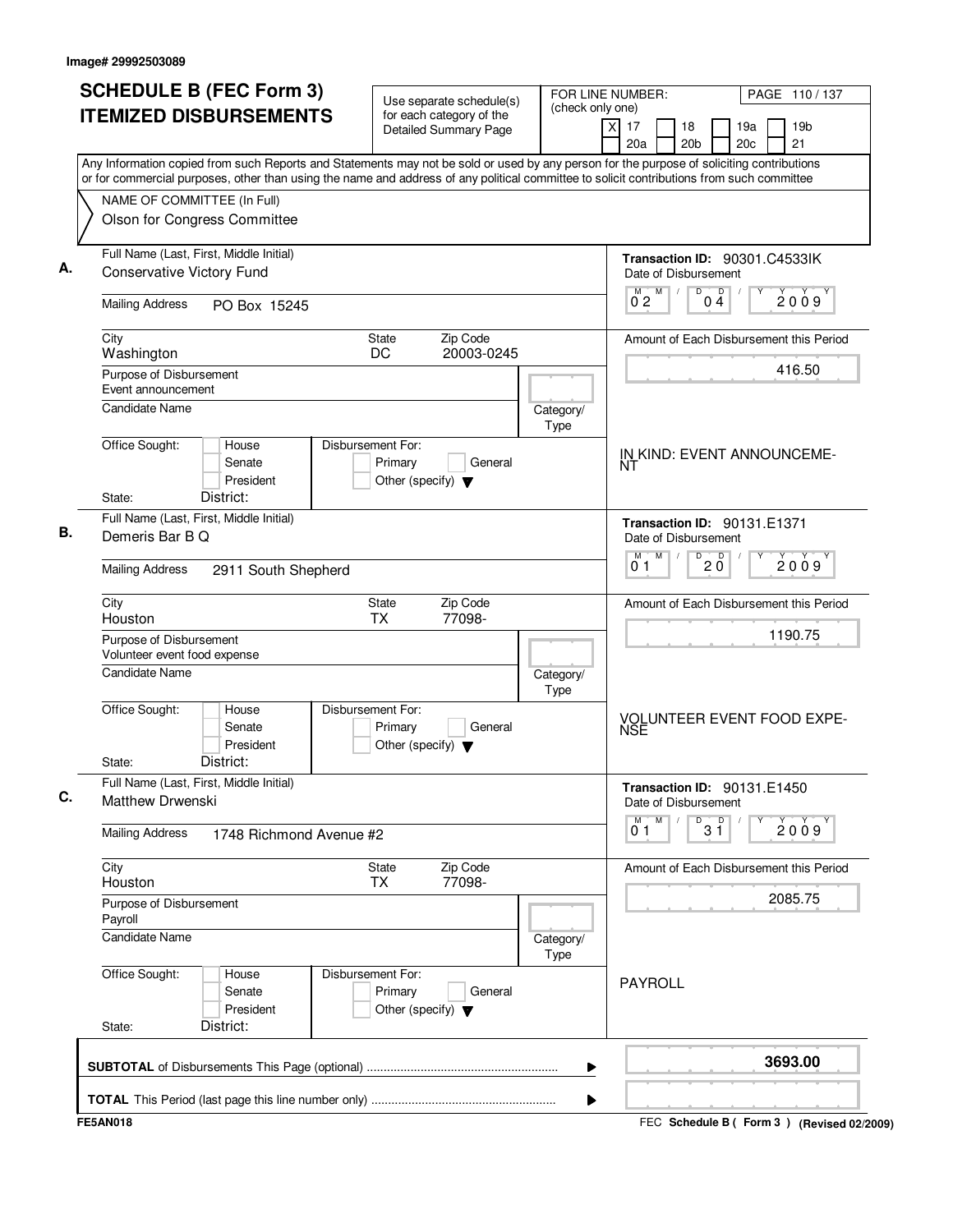Image# 29992503089

# SCHEDULE B (FEC Form 3) ITEMIZED DISBURSEMENTS

Use separate schedule(s) for each category of the Detailed Summary Page

FOR LINE NUMBER: (check only one)
[X] 17 [ ] 18 [ ] 19a [ ] 19b [ ] 20a [ ] 20b [ ] 20c [ ] 21

PAGE 110 / 137

Any Information copied from such Reports and Statements may not be sold or used by any person for the purpose of soliciting contributions or for commercial purposes, other than using the name and address of any political committee to solicit contributions from such committee

NAME OF COMMITTEE (In Full)
Olson for Congress Committee

**A.** Full Name (Last, First, Middle Initial): Conservative Victory Fund
Mailing Address: PO Box 15245
City: Washington State: DC Zip Code: 20003-0245
Purpose of Disbursement: Event announcement
Candidate Name:
Category/Type:
Office Sought: House / Senate / President
State: District:
Disbursement For: Primary / General / Other (specify)
Transaction ID: 90301.C4533IK
Date of Disbursement: 02/04/2009
Amount of Each Disbursement this Period: 416.50
IN KIND: EVENT ANNOUNCEME-NT

**B.** Full Name (Last, First, Middle Initial): Demeris Bar B Q
Mailing Address: 2911 South Shepherd
City: Houston State: TX Zip Code: 77098-
Purpose of Disbursement: Volunteer event food expense
Candidate Name:
Category/Type:
Office Sought: House / Senate / President
State: District:
Disbursement For: Primary / General / Other (specify)
Transaction ID: 90131.E1371
Date of Disbursement: 01/20/2009
Amount of Each Disbursement this Period: 1190.75
VOLUNTEER EVENT FOOD EXPE-NSE

**C.** Full Name (Last, First, Middle Initial): Matthew Drwenski
Mailing Address: 1748 Richmond Avenue #2
City: Houston State: TX Zip Code: 77098-
Purpose of Disbursement: Payroll
Candidate Name:
Category/Type:
Office Sought: House / Senate / President
State: District:
Disbursement For: Primary / General / Other (specify)
Transaction ID: 90131.E1450
Date of Disbursement: 01/31/2009
Amount of Each Disbursement this Period: 2085.75
PAYROLL

**SUBTOTAL** of Disbursements This Page (optional): **3693.00**

**TOTAL** This Period (last page this line number only):

FE5AN018

FEC **Schedule B ( Form 3 )** (Revised 02/2009)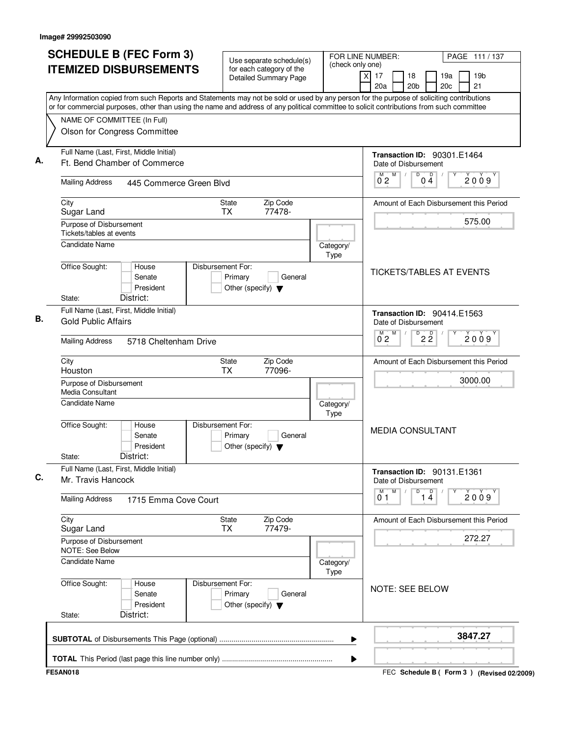Image# 29992503090

# SCHEDULE B (FEC Form 3) ITEMIZED DISBURSEMENTS

Use separate schedule(s) for each category of the Detailed Summary Page

FOR LINE NUMBER: (check only one)

[X] 17 [ ] 18 [ ] 19a [ ] 19b
[ ] 20a [ ] 20b [ ] 20c [ ] 21

PAGE 111 / 137

Any Information copied from such Reports and Statements may not be sold or used by any person for the purpose of soliciting contributions or for commercial purposes, other than using the name and address of any political committee to solicit contributions from such committee

NAME OF COMMITTEE (In Full)
Olson for Congress Committee

---

**A.**

Full Name (Last, First, Middle Initial): Ft. Bend Chamber of Commerce

Mailing Address: 445 Commerce Green Blvd

City: Sugar Land | State: TX | Zip Code: 77478-

Purpose of Disbursement: Tickets/tables at events

Candidate Name:

Category/Type:

Office Sought: [ ] House [ ] Senate [ ] President

State: District:

Disbursement For: [ ] Primary [ ] General [ ] Other (specify)

Transaction ID: 90301.E1464

Date of Disbursement: 02/04/2009

Amount of Each Disbursement this Period: 575.00

TICKETS/TABLES AT EVENTS

---

**B.**

Full Name (Last, First, Middle Initial): Gold Public Affairs

Mailing Address: 5718 Cheltenham Drive

City: Houston | State: TX | Zip Code: 77096-

Purpose of Disbursement: Media Consultant

Candidate Name:

Category/Type:

Office Sought: [ ] House [ ] Senate [ ] President

State: District:

Disbursement For: [ ] Primary [ ] General [ ] Other (specify)

Transaction ID: 90414.E1563

Date of Disbursement: 02/22/2009

Amount of Each Disbursement this Period: 3000.00

MEDIA CONSULTANT

---

**C.**

Full Name (Last, First, Middle Initial): Mr. Travis Hancock

Mailing Address: 1715 Emma Cove Court

City: Sugar Land | State: TX | Zip Code: 77479-

Purpose of Disbursement: NOTE: See Below

Candidate Name:

Category/Type:

Office Sought: [ ] House [ ] Senate [ ] President

State: District:

Disbursement For: [ ] Primary [ ] General [ ] Other (specify)

Transaction ID: 90131.E1361

Date of Disbursement: 01/14/2009

Amount of Each Disbursement this Period: 272.27

NOTE: SEE BELOW

---

**SUBTOTAL** of Disbursements This Page (optional): 3847.27

**TOTAL** This Period (last page this line number only):

FE5AN018

FEC Schedule B ( Form 3 ) (Revised 02/2009)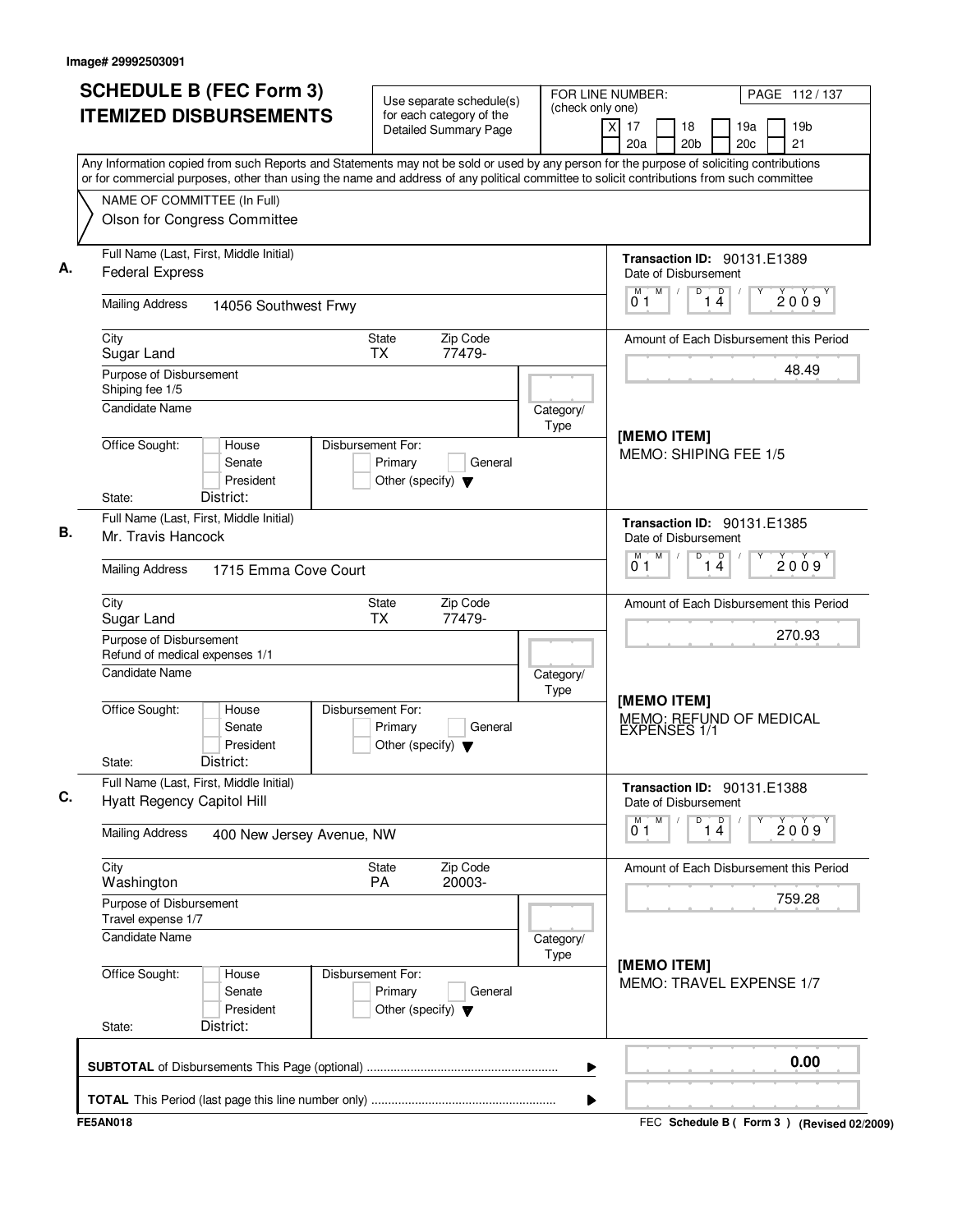Image# 29992503091

# SCHEDULE B (FEC Form 3)
# ITEMIZED DISBURSEMENTS

Use separate schedule(s) for each category of the Detailed Summary Page

FOR LINE NUMBER: (check only one)
[X] 17 [ ] 18 [ ] 19a [ ] 19b [ ] 20a [ ] 20b [ ] 20c [ ] 21

Any Information copied from such Reports and Statements may not be sold or used by any person for the purpose of soliciting contributions or for commercial purposes, other than using the name and address of any political committee to solicit contributions from such committee

NAME OF COMMITTEE (In Full)
Olson for Congress Committee

---

**A.** Full Name (Last, First, Middle Initial): Federal Express

Mailing Address: 14056 Southwest Frwy

City: Sugar Land | State: TX | Zip Code: 77479-

Purpose of Disbursement: Shiping fee 1/5

Candidate Name:

Category/Type:

Office Sought: [ ] House [ ] Senate [ ] President

Disbursement For: [ ] Primary [ ] General [ ] Other (specify)

State: District:

Transaction ID: 90131.E1389

Date of Disbursement: 01/14/2009

Amount of Each Disbursement this Period: 48.49

[MEMO ITEM]
MEMO: SHIPING FEE 1/5

---

**B.** Full Name (Last, First, Middle Initial): Mr. Travis Hancock

Mailing Address: 1715 Emma Cove Court

City: Sugar Land | State: TX | Zip Code: 77479-

Purpose of Disbursement: Refund of medical expenses 1/1

Candidate Name:

Category/Type:

Office Sought: [ ] House [ ] Senate [ ] President

Disbursement For: [ ] Primary [ ] General [ ] Other (specify)

State: District:

Transaction ID: 90131.E1385

Date of Disbursement: 01/14/2009

Amount of Each Disbursement this Period: 270.93

[MEMO ITEM]
MEMO: REFUND OF MEDICAL EXPENSES 1/1

---

**C.** Full Name (Last, First, Middle Initial): Hyatt Regency Capitol Hill

Mailing Address: 400 New Jersey Avenue, NW

City: Washington | State: PA | Zip Code: 20003-

Purpose of Disbursement: Travel expense 1/7

Candidate Name:

Category/Type:

Office Sought: [ ] House [ ] Senate [ ] President

Disbursement For: [ ] Primary [ ] General [ ] Other (specify)

State: District:

Transaction ID: 90131.E1388

Date of Disbursement: 01/14/2009

Amount of Each Disbursement this Period: 759.28

[MEMO ITEM]
MEMO: TRAVEL EXPENSE 1/7

---

**SUBTOTAL** of Disbursements This Page (optional) ........ 0.00

**TOTAL** This Period (last page this line number only) ........

FE5AN018 — FEC Schedule B ( Form 3 ) (Revised 02/2009)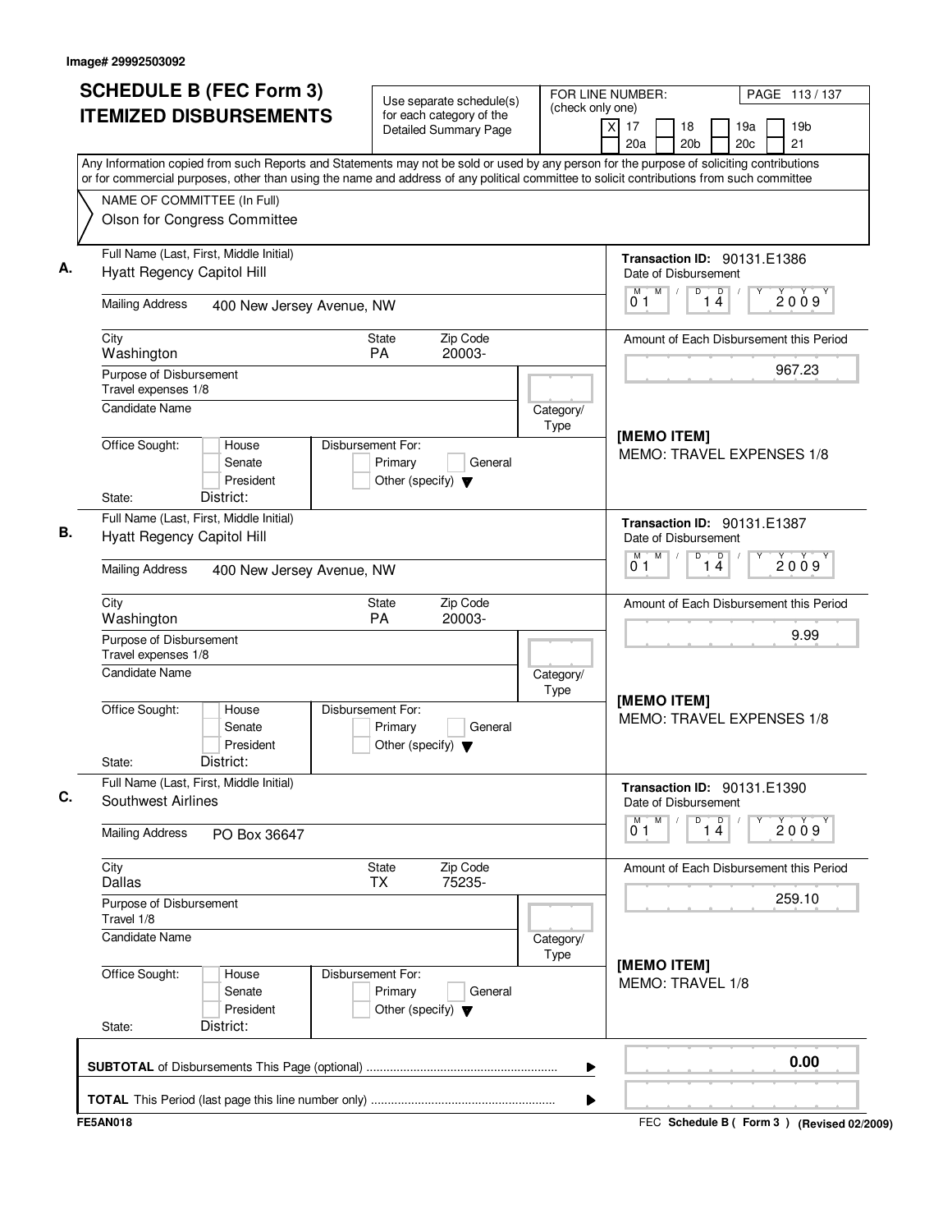Image# 29992503092

# SCHEDULE B (FEC Form 3)
# ITEMIZED DISBURSEMENTS

Use separate schedule(s) for each category of the Detailed Summary Page

FOR LINE NUMBER: (check only one)

- [X] 17
- [ ] 18
- [ ] 19a
- [ ] 19b
- [ ] 20a
- [ ] 20b
- [ ] 20c
- [ ] 21

PAGE 113 / 137

Any Information copied from such Reports and Statements may not be sold or used by any person for the purpose of soliciting contributions or for commercial purposes, other than using the name and address of any political committee to solicit contributions from such committee

NAME OF COMMITTEE (In Full)
Olson for Congress Committee

---

**A.**

Full Name (Last, First, Middle Initial): Hyatt Regency Capitol Hill

Mailing Address: 400 New Jersey Avenue, NW

City: Washington | State: PA | Zip Code: 20003-

Purpose of Disbursement: Travel expenses 1/8

Candidate Name:

Category/Type:

Office Sought: House / Senate / President

State: | District:

Disbursement For: Primary / General / Other (specify)

Transaction ID: 90131.E1386

Date of Disbursement: 01 / 14 / 2009

Amount of Each Disbursement this Period: 967.23

[MEMO ITEM]
MEMO: TRAVEL EXPENSES 1/8

---

**B.**

Full Name (Last, First, Middle Initial): Hyatt Regency Capitol Hill

Mailing Address: 400 New Jersey Avenue, NW

City: Washington | State: PA | Zip Code: 20003-

Purpose of Disbursement: Travel expenses 1/8

Candidate Name:

Category/Type:

Office Sought: House / Senate / President

State: | District:

Disbursement For: Primary / General / Other (specify)

Transaction ID: 90131.E1387

Date of Disbursement: 01 / 14 / 2009

Amount of Each Disbursement this Period: 9.99

[MEMO ITEM]
MEMO: TRAVEL EXPENSES 1/8

---

**C.**

Full Name (Last, First, Middle Initial): Southwest Airlines

Mailing Address: PO Box 36647

City: Dallas | State: TX | Zip Code: 75235-

Purpose of Disbursement: Travel 1/8

Candidate Name:

Category/Type:

Office Sought: House / Senate / President

State: | District:

Disbursement For: Primary / General / Other (specify)

Transaction ID: 90131.E1390

Date of Disbursement: 01 / 14 / 2009

Amount of Each Disbursement this Period: 259.10

[MEMO ITEM]
MEMO: TRAVEL 1/8

---

**SUBTOTAL** of Disbursements This Page (optional) ........ 0.00

**TOTAL** This Period (last page this line number only) ........

FE5AN018

FEC **Schedule B ( Form 3 )** (Revised 02/2009)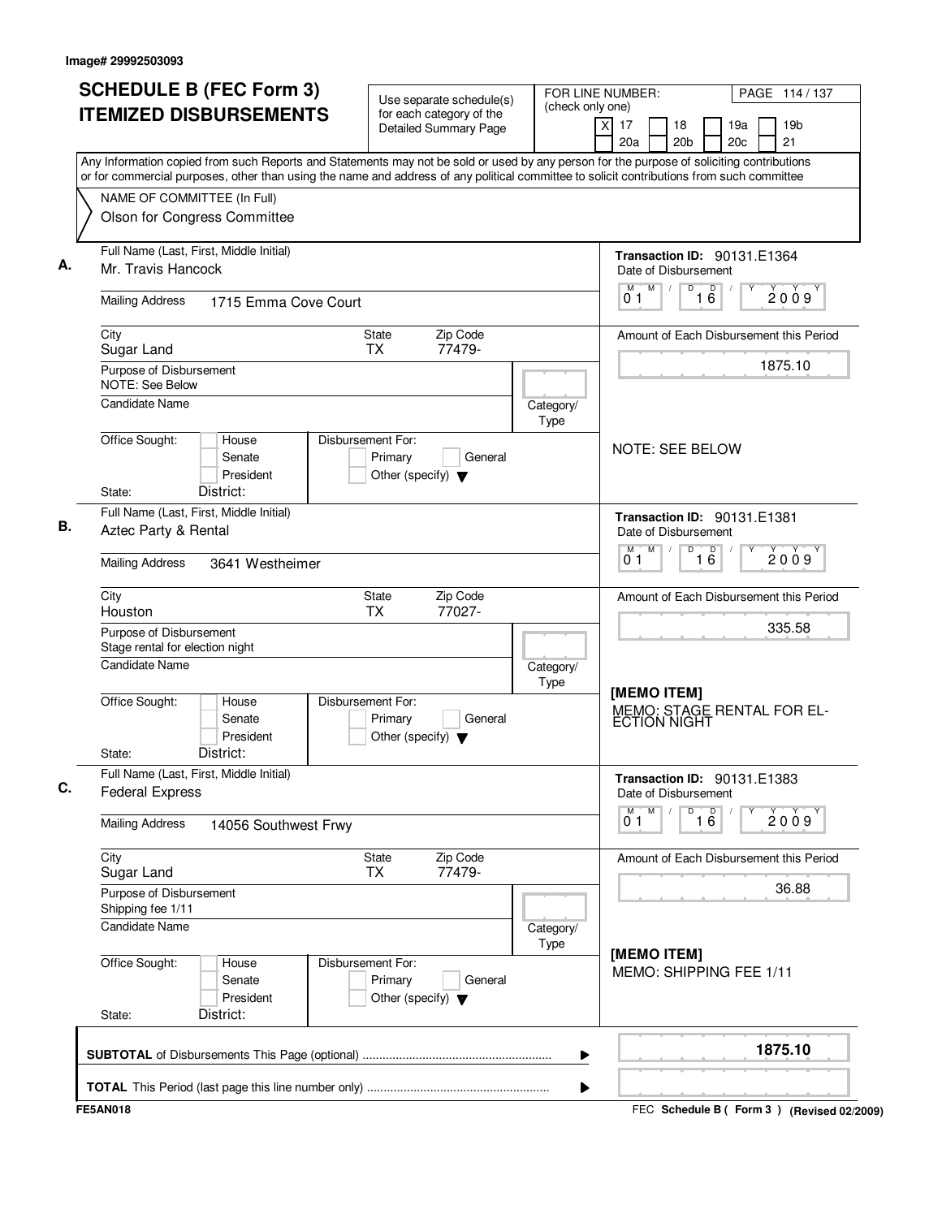Image# 29992503093

# SCHEDULE B (FEC Form 3)
# ITEMIZED DISBURSEMENTS

Use separate schedule(s) for each category of the Detailed Summary Page

FOR LINE NUMBER: (check only one)

- [X] 17
- [ ] 18
- [ ] 19a
- [ ] 19b
- [ ] 20a
- [ ] 20b
- [ ] 20c
- [ ] 21

Any Information copied from such Reports and Statements may not be sold or used by any person for the purpose of soliciting contributions or for commercial purposes, other than using the name and address of any political committee to solicit contributions from such committee

NAME OF COMMITTEE (In Full)
Olson for Congress Committee

---

**A.** Full Name (Last, First, Middle Initial): Mr. Travis Hancock

Mailing Address: 1715 Emma Cove Court

City: Sugar Land | State: TX | Zip Code: 77479-

Purpose of Disbursement: NOTE: See Below

Candidate Name:

Category/Type:

Office Sought: House / Senate / President

State: | District:

Disbursement For: Primary / General / Other (specify)

Transaction ID: 90131.E1364

Date of Disbursement: 01/16/2009

Amount of Each Disbursement this Period: 1875.10

NOTE: SEE BELOW

---

**B.** Full Name (Last, First, Middle Initial): Aztec Party & Rental

Mailing Address: 3641 Westheimer

City: Houston | State: TX | Zip Code: 77027-

Purpose of Disbursement: Stage rental for election night

Candidate Name:

Category/Type:

Office Sought: House / Senate / President

State: | District:

Disbursement For: Primary / General / Other (specify)

Transaction ID: 90131.E1381

Date of Disbursement: 01/16/2009

Amount of Each Disbursement this Period: 335.58

[MEMO ITEM]
MEMO: STAGE RENTAL FOR ELECTION NIGHT

---

**C.** Full Name (Last, First, Middle Initial): Federal Express

Mailing Address: 14056 Southwest Frwy

City: Sugar Land | State: TX | Zip Code: 77479-

Purpose of Disbursement: Shipping fee 1/11

Candidate Name:

Category/Type:

Office Sought: House / Senate / President

State: | District:

Disbursement For: Primary / General / Other (specify)

Transaction ID: 90131.E1383

Date of Disbursement: 01/16/2009

Amount of Each Disbursement this Period: 36.88

[MEMO ITEM]
MEMO: SHIPPING FEE 1/11

---

**SUBTOTAL** of Disbursements This Page (optional): **1875.10**

**TOTAL** This Period (last page this line number only):

FE5AN018 — FEC Schedule B ( Form 3 ) (Revised 02/2009)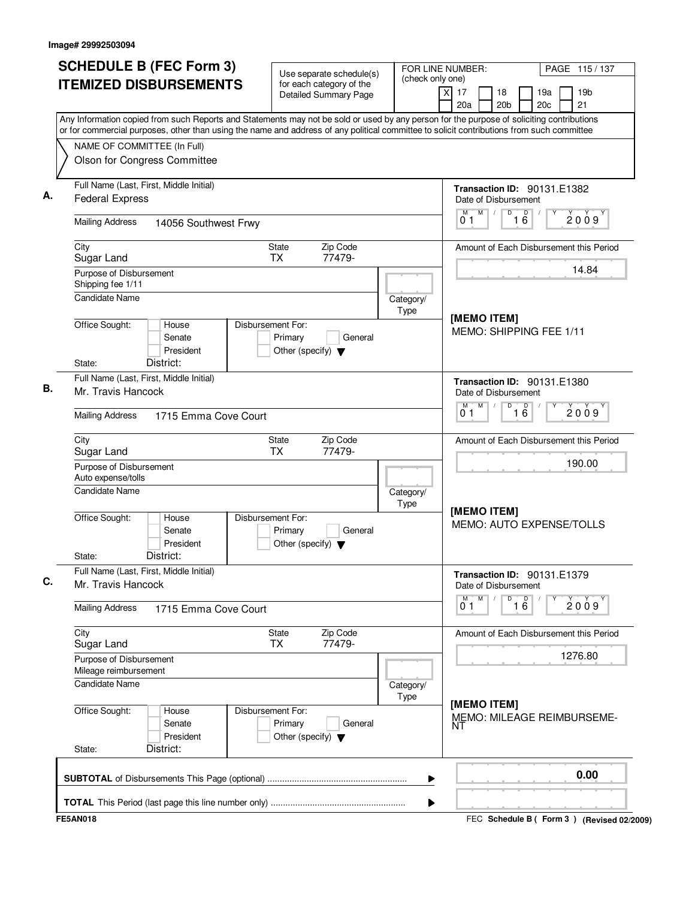Image# 29992503094

# SCHEDULE B (FEC Form 3) ITEMIZED DISBURSEMENTS

Use separate schedule(s) for each category of the Detailed Summary Page

FOR LINE NUMBER: (check only one)

[X] 17 [ ] 18 [ ] 19a [ ] 19b [ ] 20a [ ] 20b [ ] 20c [ ] 21

PAGE 115 / 137

Any Information copied from such Reports and Statements may not be sold or used by any person for the purpose of soliciting contributions or for commercial purposes, other than using the name and address of any political committee to solicit contributions from such committee

NAME OF COMMITTEE (In Full)
Olson for Congress Committee

---

**A.** Full Name (Last, First, Middle Initial)
Federal Express

Mailing Address: 14056 Southwest Frwy

City: Sugar Land | State: TX | Zip Code: 77479-

Purpose of Disbursement: Shipping fee 1/11

Candidate Name

Category/Type

Office Sought: [ ] House [ ] Senate [ ] President
State: District:

Disbursement For: [ ] Primary [ ] General [ ] Other (specify)

Transaction ID: 90131.E1382
Date of Disbursement: 01 / 16 / 2009

Amount of Each Disbursement this Period: 14.84

[MEMO ITEM]
MEMO: SHIPPING FEE 1/11

---

**B.** Full Name (Last, First, Middle Initial)
Mr. Travis Hancock

Mailing Address: 1715 Emma Cove Court

City: Sugar Land | State: TX | Zip Code: 77479-

Purpose of Disbursement: Auto expense/tolls

Candidate Name

Category/Type

Office Sought: [ ] House [ ] Senate [ ] President
State: District:

Disbursement For: [ ] Primary [ ] General [ ] Other (specify)

Transaction ID: 90131.E1380
Date of Disbursement: 01 / 16 / 2009

Amount of Each Disbursement this Period: 190.00

[MEMO ITEM]
MEMO: AUTO EXPENSE/TOLLS

---

**C.** Full Name (Last, First, Middle Initial)
Mr. Travis Hancock

Mailing Address: 1715 Emma Cove Court

City: Sugar Land | State: TX | Zip Code: 77479-

Purpose of Disbursement: Mileage reimbursement

Candidate Name

Category/Type

Office Sought: [ ] House [ ] Senate [ ] President
State: District:

Disbursement For: [ ] Primary [ ] General [ ] Other (specify)

Transaction ID: 90131.E1379
Date of Disbursement: 01 / 16 / 2009

Amount of Each Disbursement this Period: 1276.80

[MEMO ITEM]
MEMO: MILEAGE REIMBURSEMENT

---

**SUBTOTAL** of Disbursements This Page (optional) ........ 0.00

**TOTAL** This Period (last page this line number only) ........

FE5AN018

FEC **Schedule B ( Form 3 )** (Revised 02/2009)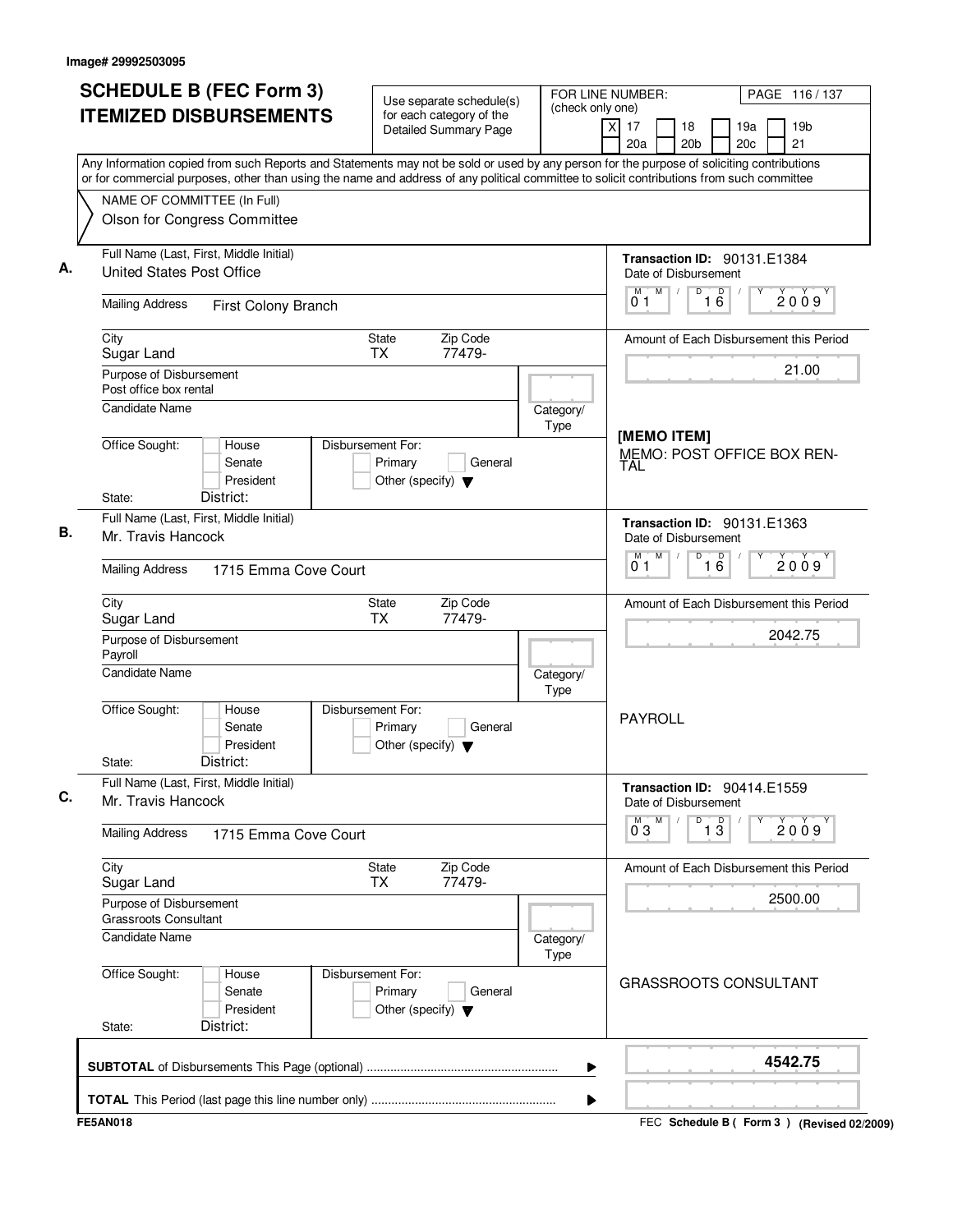Image# 29992503095

# SCHEDULE B (FEC Form 3)
# ITEMIZED DISBURSEMENTS

Use separate schedule(s) for each category of the Detailed Summary Page

FOR LINE NUMBER: (check only one)
[X] 17 [ ] 18 [ ] 19a [ ] 19b [ ] 20a [ ] 20b [ ] 20c [ ] 21

PAGE 116 / 137

Any Information copied from such Reports and Statements may not be sold or used by any person for the purpose of soliciting contributions or for commercial purposes, other than using the name and address of any political committee to solicit contributions from such committee

NAME OF COMMITTEE (In Full)
Olson for Congress Committee

---

**A.** Full Name (Last, First, Middle Initial): United States Post Office

Mailing Address: First Colony Branch

City: Sugar Land | State: TX | Zip Code: 77479-

Purpose of Disbursement: Post office box rental

Candidate Name:

Category/Type:

Office Sought: [ ] House [ ] Senate [ ] President

State: District:

Disbursement For: [ ] Primary [ ] General [ ] Other (specify)

Transaction ID: 90131.E1384

Date of Disbursement: 01 / 16 / 2009

Amount of Each Disbursement this Period: 21.00

[MEMO ITEM]
MEMO: POST OFFICE BOX RENTAL

---

**B.** Full Name (Last, First, Middle Initial): Mr. Travis Hancock

Mailing Address: 1715 Emma Cove Court

City: Sugar Land | State: TX | Zip Code: 77479-

Purpose of Disbursement: Payroll

Candidate Name:

Category/Type:

Office Sought: [ ] House [ ] Senate [ ] President

State: District:

Disbursement For: [ ] Primary [ ] General [ ] Other (specify)

Transaction ID: 90131.E1363

Date of Disbursement: 01 / 16 / 2009

Amount of Each Disbursement this Period: 2042.75

PAYROLL

---

**C.** Full Name (Last, First, Middle Initial): Mr. Travis Hancock

Mailing Address: 1715 Emma Cove Court

City: Sugar Land | State: TX | Zip Code: 77479-

Purpose of Disbursement: Grassroots Consultant

Candidate Name:

Category/Type:

Office Sought: [ ] House [ ] Senate [ ] President

State: District:

Disbursement For: [ ] Primary [ ] General [ ] Other (specify)

Transaction ID: 90414.E1559

Date of Disbursement: 03 / 13 / 2009

Amount of Each Disbursement this Period: 2500.00

GRASSROOTS CONSULTANT

---

**SUBTOTAL** of Disbursements This Page (optional): **4542.75**

**TOTAL** This Period (last page this line number only):

FE5AN018

FEC **Schedule B ( Form 3 )** (Revised 02/2009)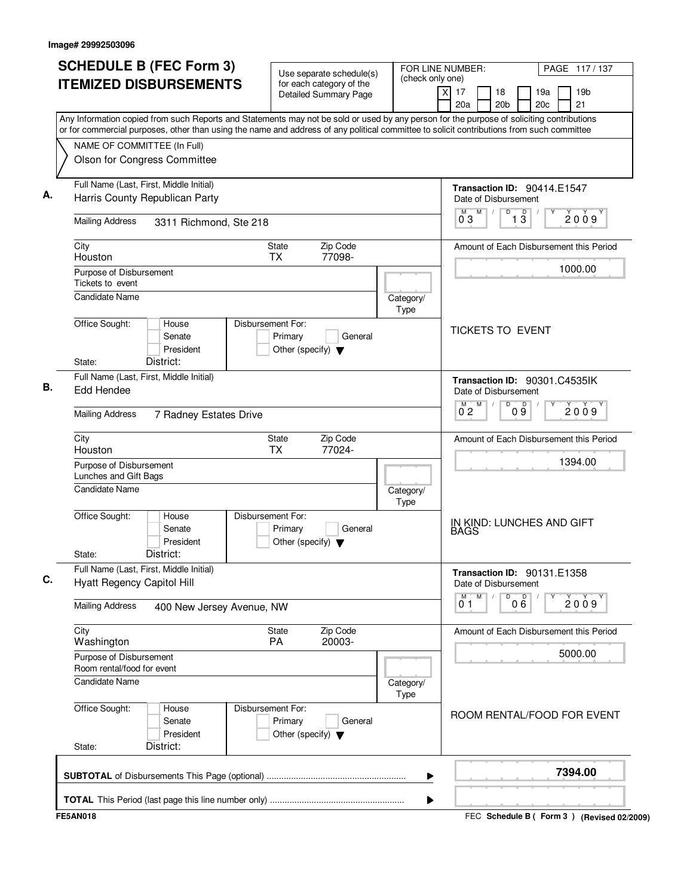Image# 29992503096

# SCHEDULE B (FEC Form 3)
# ITEMIZED DISBURSEMENTS

Use separate schedule(s) for each category of the Detailed Summary Page

FOR LINE NUMBER: (check only one)

[X] 17 [ ] 18 [ ] 19a [ ] 19b [ ] 20a [ ] 20b [ ] 20c [ ] 21

PAGE 117 / 137

Any Information copied from such Reports and Statements may not be sold or used by any person for the purpose of soliciting contributions or for commercial purposes, other than using the name and address of any political committee to solicit contributions from such committee

NAME OF COMMITTEE (In Full)
Olson for Congress Committee

---

**A.**

Full Name (Last, First, Middle Initial): Harris County Republican Party

Mailing Address: 3311 Richmond, Ste 218

City: Houston | State: TX | Zip Code: 77098-

Purpose of Disbursement: Tickets to event

Candidate Name:

Category/Type:

Office Sought: [ ] House [ ] Senate [ ] President

State: District:

Disbursement For: [ ] Primary [ ] General [ ] Other (specify)

Transaction ID: 90414.E1547

Date of Disbursement: 03 / 13 / 2009

Amount of Each Disbursement this Period: 1000.00

TICKETS TO EVENT

---

**B.**

Full Name (Last, First, Middle Initial): Edd Hendee

Mailing Address: 7 Radney Estates Drive

City: Houston | State: TX | Zip Code: 77024-

Purpose of Disbursement: Lunches and Gift Bags

Candidate Name:

Category/Type:

Office Sought: [ ] House [ ] Senate [ ] President

State: District:

Disbursement For: [ ] Primary [ ] General [ ] Other (specify)

Transaction ID: 90301.C4535IK

Date of Disbursement: 02 / 09 / 2009

Amount of Each Disbursement this Period: 1394.00

IN KIND: LUNCHES AND GIFT BAGS

---

**C.**

Full Name (Last, First, Middle Initial): Hyatt Regency Capitol Hill

Mailing Address: 400 New Jersey Avenue, NW

City: Washington | State: PA | Zip Code: 20003-

Purpose of Disbursement: Room rental/food for event

Candidate Name:

Category/Type:

Office Sought: [ ] House [ ] Senate [ ] President

State: District:

Disbursement For: [ ] Primary [ ] General [ ] Other (specify)

Transaction ID: 90131.E1358

Date of Disbursement: 01 / 06 / 2009

Amount of Each Disbursement this Period: 5000.00

ROOM RENTAL/FOOD FOR EVENT

---

**SUBTOTAL** of Disbursements This Page (optional): **7394.00**

**TOTAL** This Period (last page this line number only):

FE5AN018

FEC **Schedule B ( Form 3 )** (Revised 02/2009)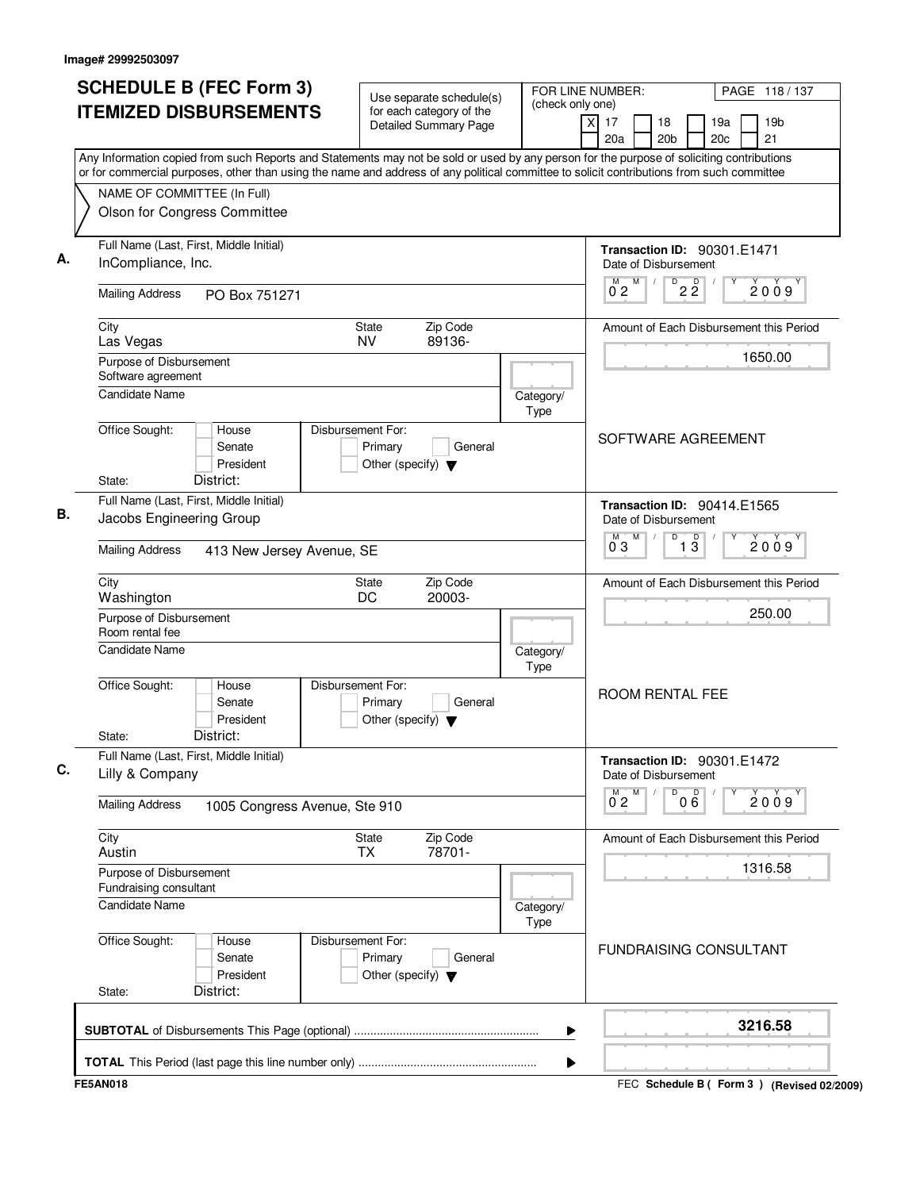Image# 29992503097

# SCHEDULE B (FEC Form 3)
# ITEMIZED DISBURSEMENTS

Use separate schedule(s) for each category of the Detailed Summary Page

FOR LINE NUMBER: (check only one)
[X] 17 [ ] 18 [ ] 19a [ ] 19b
[ ] 20a [ ] 20b [ ] 20c [ ] 21

PAGE 118 / 137

Any Information copied from such Reports and Statements may not be sold or used by any person for the purpose of soliciting contributions or for commercial purposes, other than using the name and address of any political committee to solicit contributions from such committee

NAME OF COMMITTEE (In Full)
Olson for Congress Committee

**A.**
Full Name (Last, First, Middle Initial): InCompliance, Inc.
Mailing Address: PO Box 751271
City: Las Vegas | State: NV | Zip Code: 89136-
Purpose of Disbursement: Software agreement
Candidate Name:
Category/Type:
Office Sought: [ ] House [ ] Senate [ ] President
State: District:
Disbursement For: [ ] Primary [ ] General [ ] Other (specify)

Transaction ID: 90301.E1471
Date of Disbursement: 02/22/2009
Amount of Each Disbursement this Period: 1650.00
SOFTWARE AGREEMENT

**B.**
Full Name (Last, First, Middle Initial): Jacobs Engineering Group
Mailing Address: 413 New Jersey Avenue, SE
City: Washington | State: DC | Zip Code: 20003-
Purpose of Disbursement: Room rental fee
Candidate Name:
Category/Type:
Office Sought: [ ] House [ ] Senate [ ] President
State: District:
Disbursement For: [ ] Primary [ ] General [ ] Other (specify)

Transaction ID: 90414.E1565
Date of Disbursement: 03/13/2009
Amount of Each Disbursement this Period: 250.00
ROOM RENTAL FEE

**C.**
Full Name (Last, First, Middle Initial): Lilly & Company
Mailing Address: 1005 Congress Avenue, Ste 910
City: Austin | State: TX | Zip Code: 78701-
Purpose of Disbursement: Fundraising consultant
Candidate Name:
Category/Type:
Office Sought: [ ] House [ ] Senate [ ] President
State: District:
Disbursement For: [ ] Primary [ ] General [ ] Other (specify)

Transaction ID: 90301.E1472
Date of Disbursement: 02/06/2009
Amount of Each Disbursement this Period: 1316.58
FUNDRAISING CONSULTANT

**SUBTOTAL** of Disbursements This Page (optional) ........ 3216.58

**TOTAL** This Period (last page this line number only) ........

FE5AN018 — FEC Schedule B ( Form 3 ) (Revised 02/2009)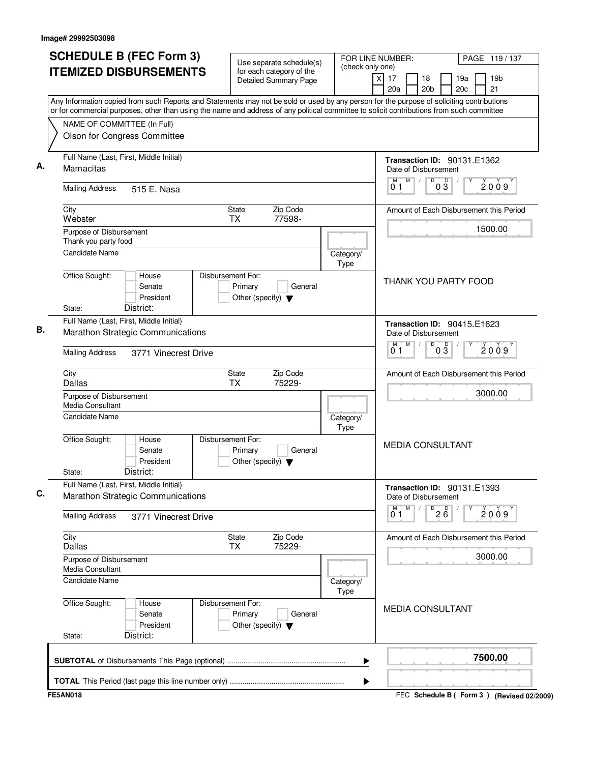Image# 29992503098

# SCHEDULE B (FEC Form 3) ITEMIZED DISBURSEMENTS

Use separate schedule(s) for each category of the Detailed Summary Page

FOR LINE NUMBER: (check only one)

- [X] 17
- [ ] 18
- [ ] 19a
- [ ] 19b
- [ ] 20a
- [ ] 20b
- [ ] 20c
- [ ] 21

PAGE 119 / 137

Any Information copied from such Reports and Statements may not be sold or used by any person for the purpose of soliciting contributions or for commercial purposes, other than using the name and address of any political committee to solicit contributions from such committee

NAME OF COMMITTEE (In Full)
Olson for Congress Committee

---

**A.** Full Name (Last, First, Middle Initial): Mamacitas

Mailing Address: 515 E. Nasa

City: Webster | State: TX | Zip Code: 77598-

Purpose of Disbursement: Thank you party food

Candidate Name:

Category/Type:

Office Sought: House / Senate / President

State: District:

Disbursement For: Primary / General / Other (specify)

Transaction ID: 90131.E1362

Date of Disbursement: 01/03/2009

Amount of Each Disbursement this Period: 1500.00

THANK YOU PARTY FOOD

---

**B.** Full Name (Last, First, Middle Initial): Marathon Strategic Communications

Mailing Address: 3771 Vinecrest Drive

City: Dallas | State: TX | Zip Code: 75229-

Purpose of Disbursement: Media Consultant

Candidate Name:

Category/Type:

Office Sought: House / Senate / President

State: District:

Disbursement For: Primary / General / Other (specify)

Transaction ID: 90415.E1623

Date of Disbursement: 01/03/2009

Amount of Each Disbursement this Period: 3000.00

MEDIA CONSULTANT

---

**C.** Full Name (Last, First, Middle Initial): Marathon Strategic Communications

Mailing Address: 3771 Vinecrest Drive

City: Dallas | State: TX | Zip Code: 75229-

Purpose of Disbursement: Media Consultant

Candidate Name:

Category/Type:

Office Sought: House / Senate / President

State: District:

Disbursement For: Primary / General / Other (specify)

Transaction ID: 90131.E1393

Date of Disbursement: 01/26/2009

Amount of Each Disbursement this Period: 3000.00

MEDIA CONSULTANT

---

**SUBTOTAL** of Disbursements This Page (optional) ........ 7500.00

**TOTAL** This Period (last page this line number only) ........

FE5AN018

FEC **Schedule B ( Form 3 )** (Revised 02/2009)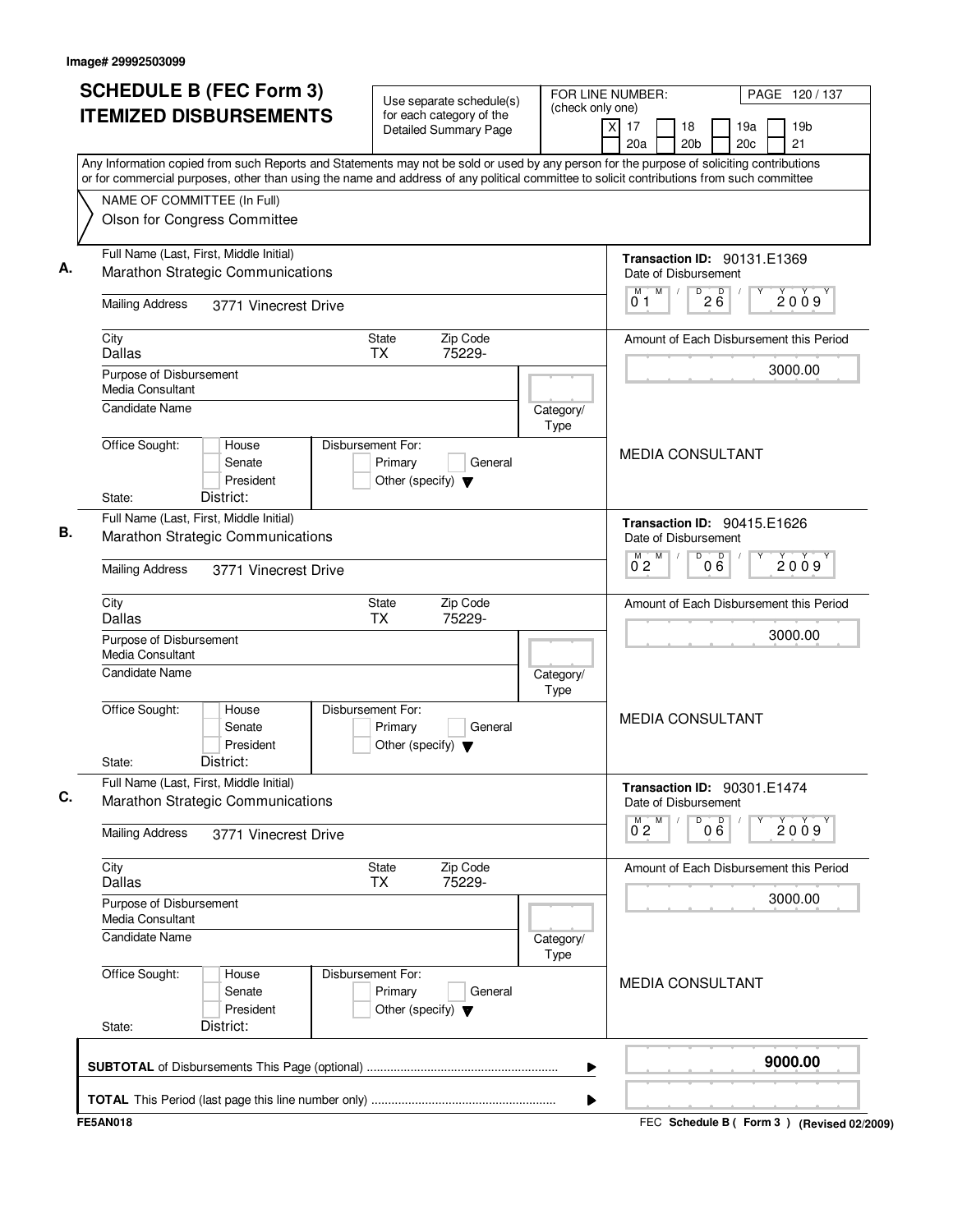Image# 29992503099

# SCHEDULE B (FEC Form 3)
# ITEMIZED DISBURSEMENTS

Use separate schedule(s) for each category of the Detailed Summary Page

FOR LINE NUMBER: (check only one)

[X] 17 [ ] 18 [ ] 19a [ ] 19b [ ] 20a [ ] 20b [ ] 20c [ ] 21

PAGE 120 / 137

Any Information copied from such Reports and Statements may not be sold or used by any person for the purpose of soliciting contributions or for commercial purposes, other than using the name and address of any political committee to solicit contributions from such committee

NAME OF COMMITTEE (In Full)
Olson for Congress Committee

**A.** Full Name (Last, First, Middle Initial): Marathon Strategic Communications

Mailing Address: 3771 Vinecrest Drive

City: Dallas | State: TX | Zip Code: 75229-

Purpose of Disbursement: Media Consultant

Candidate Name:

Category/Type:

Office Sought: [ ] House [ ] Senate [ ] President

State: District:

Disbursement For: [ ] Primary [ ] General [ ] Other (specify)

Transaction ID: 90131.E1369

Date of Disbursement: 01/26/2009

Amount of Each Disbursement this Period: 3000.00

MEDIA CONSULTANT

**B.** Full Name (Last, First, Middle Initial): Marathon Strategic Communications

Mailing Address: 3771 Vinecrest Drive

City: Dallas | State: TX | Zip Code: 75229-

Purpose of Disbursement: Media Consultant

Candidate Name:

Category/Type:

Office Sought: [ ] House [ ] Senate [ ] President

State: District:

Disbursement For: [ ] Primary [ ] General [ ] Other (specify)

Transaction ID: 90415.E1626

Date of Disbursement: 02/06/2009

Amount of Each Disbursement this Period: 3000.00

MEDIA CONSULTANT

**C.** Full Name (Last, First, Middle Initial): Marathon Strategic Communications

Mailing Address: 3771 Vinecrest Drive

City: Dallas | State: TX | Zip Code: 75229-

Purpose of Disbursement: Media Consultant

Candidate Name:

Category/Type:

Office Sought: [ ] House [ ] Senate [ ] President

State: District:

Disbursement For: [ ] Primary [ ] General [ ] Other (specify)

Transaction ID: 90301.E1474

Date of Disbursement: 02/06/2009

Amount of Each Disbursement this Period: 3000.00

MEDIA CONSULTANT

**SUBTOTAL** of Disbursements This Page (optional) ........................................................ **9000.00**

**TOTAL** This Period (last page this line number only) ......................................................

FE5AN018

FEC **Schedule B ( Form 3 )** (Revised 02/2009)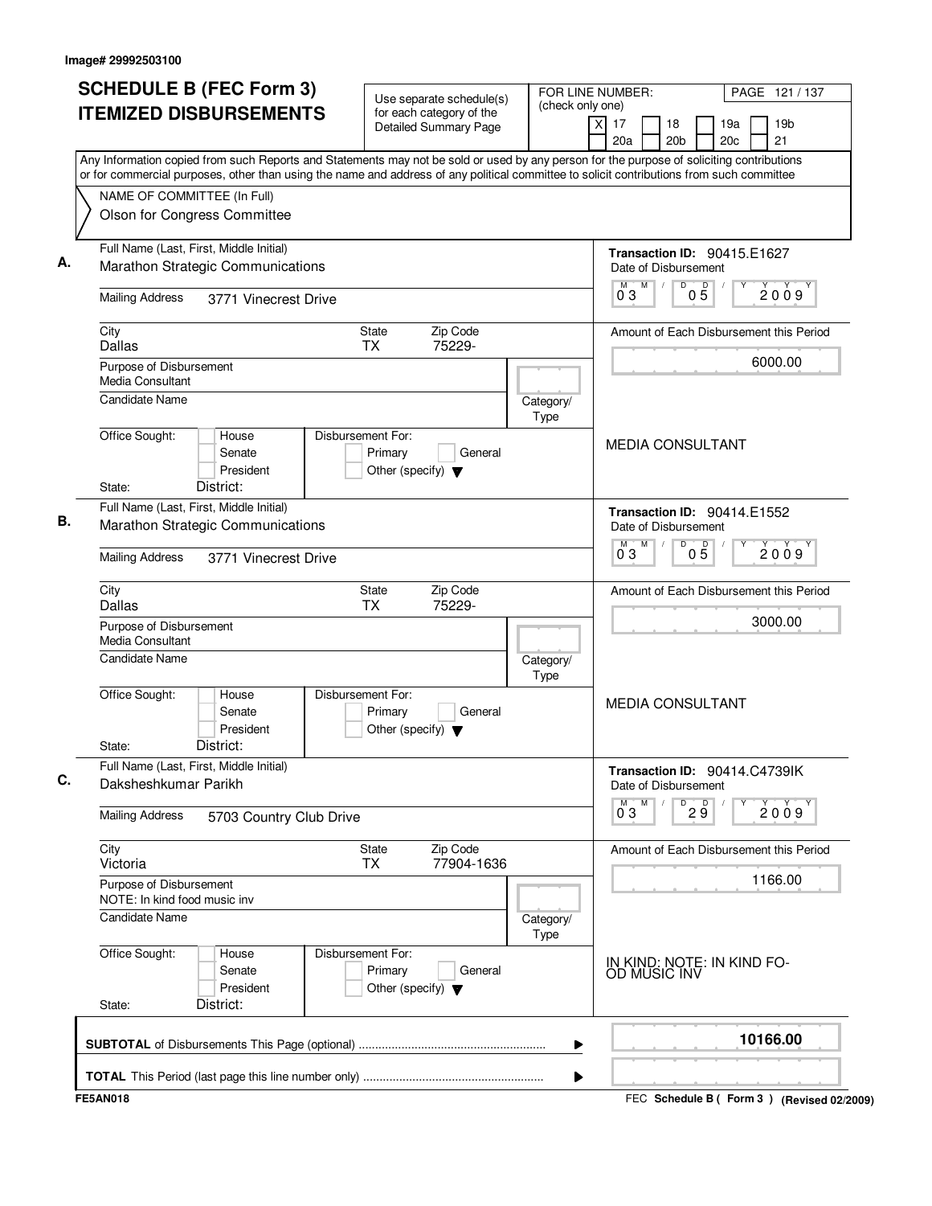Image# 29992503100

# SCHEDULE B (FEC Form 3) ITEMIZED DISBURSEMENTS

Use separate schedule(s) for each category of the Detailed Summary Page

FOR LINE NUMBER: (check only one)

- [X] 17
- [ ] 18
- [ ] 19a
- [ ] 19b
- [ ] 20a
- [ ] 20b
- [ ] 20c
- [ ] 21

PAGE 121 / 137

Any Information copied from such Reports and Statements may not be sold or used by any person for the purpose of soliciting contributions or for commercial purposes, other than using the name and address of any political committee to solicit contributions from such committee

NAME OF COMMITTEE (In Full)
Olson for Congress Committee

---

**A.**

Full Name (Last, First, Middle Initial): Marathon Strategic Communications

Mailing Address: 3771 Vinecrest Drive

City: Dallas | State: TX | Zip Code: 75229-

Purpose of Disbursement: Media Consultant

Candidate Name:

Category/Type:

Office Sought: House / Senate / President
State: | District:

Disbursement For: Primary / General / Other (specify)

Transaction ID: 90415.E1627

Date of Disbursement: 03 / 05 / 2009

Amount of Each Disbursement this Period: 6000.00

MEDIA CONSULTANT

---

**B.**

Full Name (Last, First, Middle Initial): Marathon Strategic Communications

Mailing Address: 3771 Vinecrest Drive

City: Dallas | State: TX | Zip Code: 75229-

Purpose of Disbursement: Media Consultant

Candidate Name:

Category/Type:

Office Sought: House / Senate / President
State: | District:

Disbursement For: Primary / General / Other (specify)

Transaction ID: 90414.E1552

Date of Disbursement: 03 / 05 / 2009

Amount of Each Disbursement this Period: 3000.00

MEDIA CONSULTANT

---

**C.**

Full Name (Last, First, Middle Initial): Daksheshkumar Parikh

Mailing Address: 5703 Country Club Drive

City: Victoria | State: TX | Zip Code: 77904-1636

Purpose of Disbursement: NOTE: In kind food music inv

Candidate Name:

Category/Type:

Office Sought: House / Senate / President
State: | District:

Disbursement For: Primary / General / Other (specify)

Transaction ID: 90414.C4739IK

Date of Disbursement: 03 / 29 / 2009

Amount of Each Disbursement this Period: 1166.00

IN KIND: NOTE: IN KIND FO-OD MUSIC INV

---

**SUBTOTAL** of Disbursements This Page (optional): **10166.00**

**TOTAL** This Period (last page this line number only):

FE5AN018

FEC **Schedule B ( Form 3 )** (Revised 02/2009)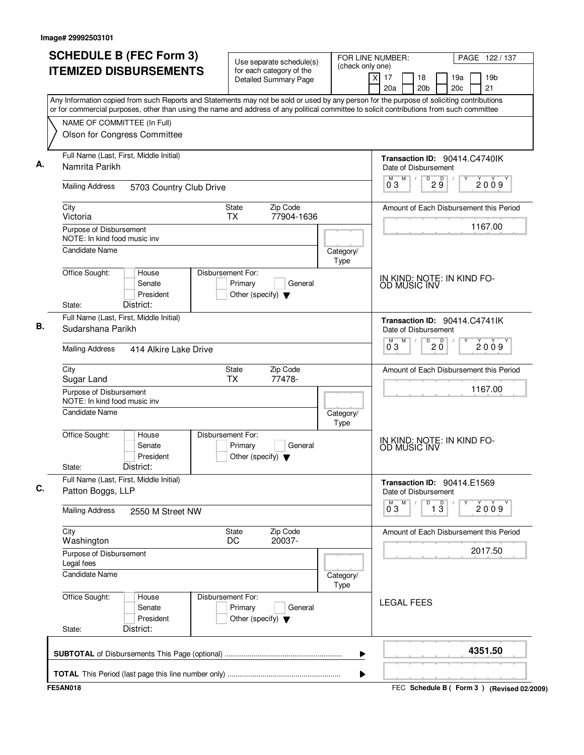Image# 29992503101

# SCHEDULE B (FEC Form 3)
# ITEMIZED DISBURSEMENTS

Use separate schedule(s) for each category of the Detailed Summary Page

FOR LINE NUMBER: (check only one)
[X] 17 [ ] 18 [ ] 19a [ ] 19b [ ] 20a [ ] 20b [ ] 20c [ ] 21

PAGE 122 / 137

Any Information copied from such Reports and Statements may not be sold or used by any person for the purpose of soliciting contributions or for commercial purposes, other than using the name and address of any political committee to solicit contributions from such committee

NAME OF COMMITTEE (In Full)
Olson for Congress Committee

---

**A.** Full Name (Last, First, Middle Initial)
Namrita Parikh

Mailing Address: 5703 Country Club Drive

City: Victoria | State: TX | Zip Code: 77904-1636

Purpose of Disbursement: NOTE: In kind food music inv

Candidate Name: | Category/Type:

Office Sought: [ ] House [ ] Senate [ ] President
State: | District:

Disbursement For: [ ] Primary [ ] General [ ] Other (specify)

Transaction ID: 90414.C4740IK
Date of Disbursement: 03 / 29 / 2009

Amount of Each Disbursement this Period: 1167.00

IN KIND: NOTE: IN KIND FOOD MUSIC INV

---

**B.** Full Name (Last, First, Middle Initial)
Sudarshana Parikh

Mailing Address: 414 Alkire Lake Drive

City: Sugar Land | State: TX | Zip Code: 77478-

Purpose of Disbursement: NOTE: In kind food music inv

Candidate Name: | Category/Type:

Office Sought: [ ] House [ ] Senate [ ] President
State: | District:

Disbursement For: [ ] Primary [ ] General [ ] Other (specify)

Transaction ID: 90414.C4741IK
Date of Disbursement: 03 / 20 / 2009

Amount of Each Disbursement this Period: 1167.00

IN KIND: NOTE: IN KIND FOOD MUSIC INV

---

**C.** Full Name (Last, First, Middle Initial)
Patton Boggs, LLP

Mailing Address: 2550 M Street NW

City: Washington | State: DC | Zip Code: 20037-

Purpose of Disbursement: Legal fees

Candidate Name: | Category/Type:

Office Sought: [ ] House [ ] Senate [ ] President
State: | District:

Disbursement For: [ ] Primary [ ] General [ ] Other (specify)

Transaction ID: 90414.E1569
Date of Disbursement: 03 / 13 / 2009

Amount of Each Disbursement this Period: 2017.50

LEGAL FEES

---

**SUBTOTAL** of Disbursements This Page (optional): **4351.50**

**TOTAL** This Period (last page this line number only):

FE5AN018 — FEC Schedule B ( Form 3 ) (Revised 02/2009)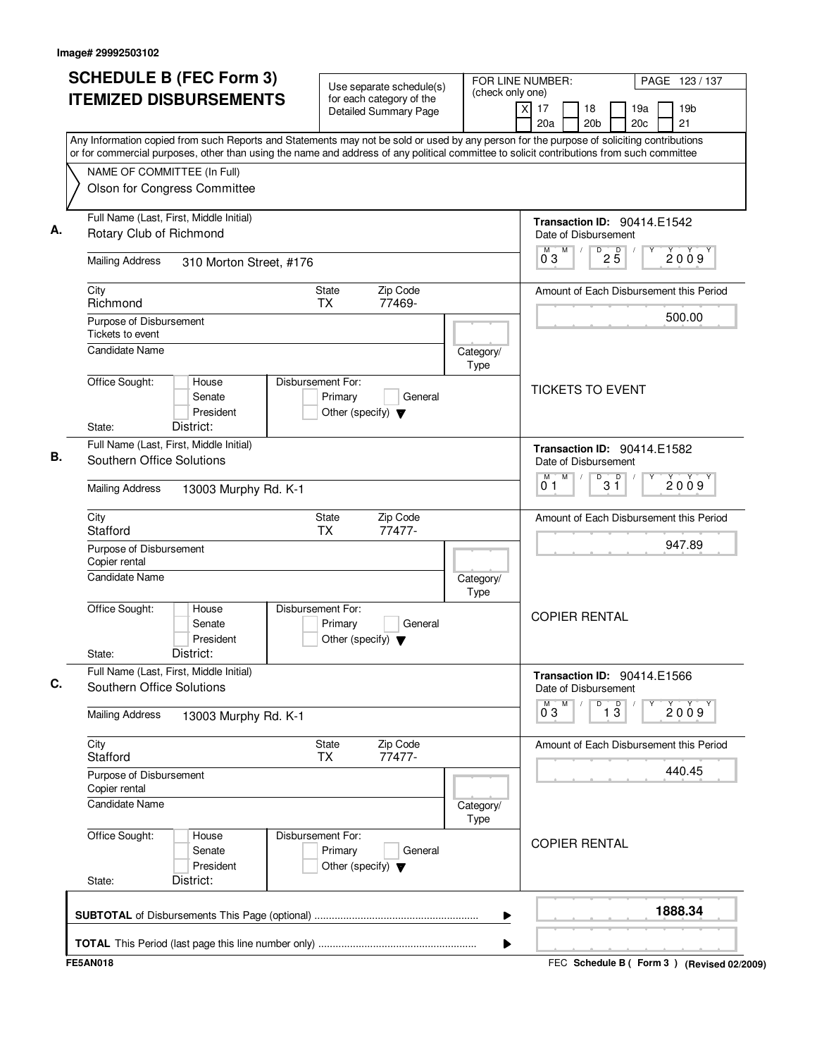Image# 29992503102

# SCHEDULE B (FEC Form 3) ITEMIZED DISBURSEMENTS

Use separate schedule(s) for each category of the Detailed Summary Page

FOR LINE NUMBER: (check only one)

- [X] 17
- [ ] 18
- [ ] 19a
- [ ] 19b
- [ ] 20a
- [ ] 20b
- [ ] 20c
- [ ] 21

Any Information copied from such Reports and Statements may not be sold or used by any person for the purpose of soliciting contributions or for commercial purposes, other than using the name and address of any political committee to solicit contributions from such committee

NAME OF COMMITTEE (In Full)
Olson for Congress Committee

**A.**

Full Name (Last, First, Middle Initial): Rotary Club of Richmond

Mailing Address: 310 Morton Street, #176

City: Richmond | State: TX | Zip Code: 77469-

Purpose of Disbursement: Tickets to event

Candidate Name:

Category/Type:

Office Sought: [ ] House [ ] Senate [ ] President

State: District:

Disbursement For: [ ] Primary [ ] General [ ] Other (specify)

Transaction ID: 90414.E1542

Date of Disbursement: 03/25/2009

Amount of Each Disbursement this Period: 500.00

TICKETS TO EVENT

**B.**

Full Name (Last, First, Middle Initial): Southern Office Solutions

Mailing Address: 13003 Murphy Rd. K-1

City: Stafford | State: TX | Zip Code: 77477-

Purpose of Disbursement: Copier rental

Candidate Name:

Category/Type:

Office Sought: [ ] House [ ] Senate [ ] President

State: District:

Disbursement For: [ ] Primary [ ] General [ ] Other (specify)

Transaction ID: 90414.E1582

Date of Disbursement: 01/31/2009

Amount of Each Disbursement this Period: 947.89

COPIER RENTAL

**C.**

Full Name (Last, First, Middle Initial): Southern Office Solutions

Mailing Address: 13003 Murphy Rd. K-1

City: Stafford | State: TX | Zip Code: 77477-

Purpose of Disbursement: Copier rental

Candidate Name:

Category/Type:

Office Sought: [ ] House [ ] Senate [ ] President

State: District:

Disbursement For: [ ] Primary [ ] General [ ] Other (specify)

Transaction ID: 90414.E1566

Date of Disbursement: 03/13/2009

Amount of Each Disbursement this Period: 440.45

COPIER RENTAL

**SUBTOTAL** of Disbursements This Page (optional): **1888.34**

**TOTAL** This Period (last page this line number only):

FE5AN018

FEC **Schedule B ( Form 3 )** **(Revised 02/2009)**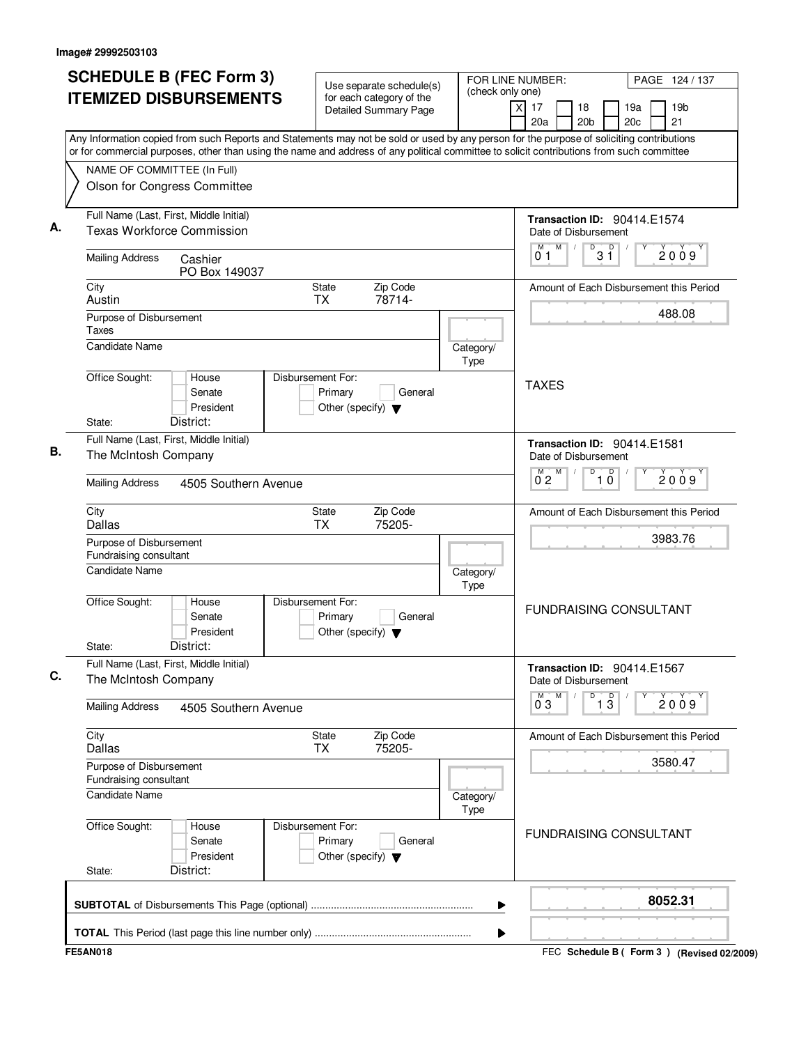Image# 29992503103

# SCHEDULE B (FEC Form 3) ITEMIZED DISBURSEMENTS

Use separate schedule(s) for each category of the Detailed Summary Page

FOR LINE NUMBER: (check only one)
[X] 17 [ ] 18 [ ] 19a [ ] 19b [ ] 20a [ ] 20b [ ] 20c [ ] 21

PAGE 124 / 137

Any Information copied from such Reports and Statements may not be sold or used by any person for the purpose of soliciting contributions or for commercial purposes, other than using the name and address of any political committee to solicit contributions from such committee

NAME OF COMMITTEE (In Full)
Olson for Congress Committee

**A.**
Full Name (Last, First, Middle Initial): Texas Workforce Commission
Mailing Address: Cashier, PO Box 149037
City: Austin — State: TX — Zip Code: 78714-
Purpose of Disbursement: Taxes
Candidate Name:
Category/Type:
Office Sought: [ ] House [ ] Senate [ ] President
State: District:
Disbursement For: [ ] Primary [ ] General [ ] Other (specify)
Transaction ID: 90414.E1574
Date of Disbursement: 01/31/2009
Amount of Each Disbursement this Period: 488.08
TAXES

**B.**
Full Name (Last, First, Middle Initial): The McIntosh Company
Mailing Address: 4505 Southern Avenue
City: Dallas — State: TX — Zip Code: 75205-
Purpose of Disbursement: Fundraising consultant
Candidate Name:
Category/Type:
Office Sought: [ ] House [ ] Senate [ ] President
State: District:
Disbursement For: [ ] Primary [ ] General [ ] Other (specify)
Transaction ID: 90414.E1581
Date of Disbursement: 02/10/2009
Amount of Each Disbursement this Period: 3983.76
FUNDRAISING CONSULTANT

**C.**
Full Name (Last, First, Middle Initial): The McIntosh Company
Mailing Address: 4505 Southern Avenue
City: Dallas — State: TX — Zip Code: 75205-
Purpose of Disbursement: Fundraising consultant
Candidate Name:
Category/Type:
Office Sought: [ ] House [ ] Senate [ ] President
State: District:
Disbursement For: [ ] Primary [ ] General [ ] Other (specify)
Transaction ID: 90414.E1567
Date of Disbursement: 03/13/2009
Amount of Each Disbursement this Period: 3580.47
FUNDRAISING CONSULTANT

**SUBTOTAL** of Disbursements This Page (optional): **8052.31**

**TOTAL** This Period (last page this line number only):

FE5AN018 — FEC Schedule B ( Form 3 ) (Revised 02/2009)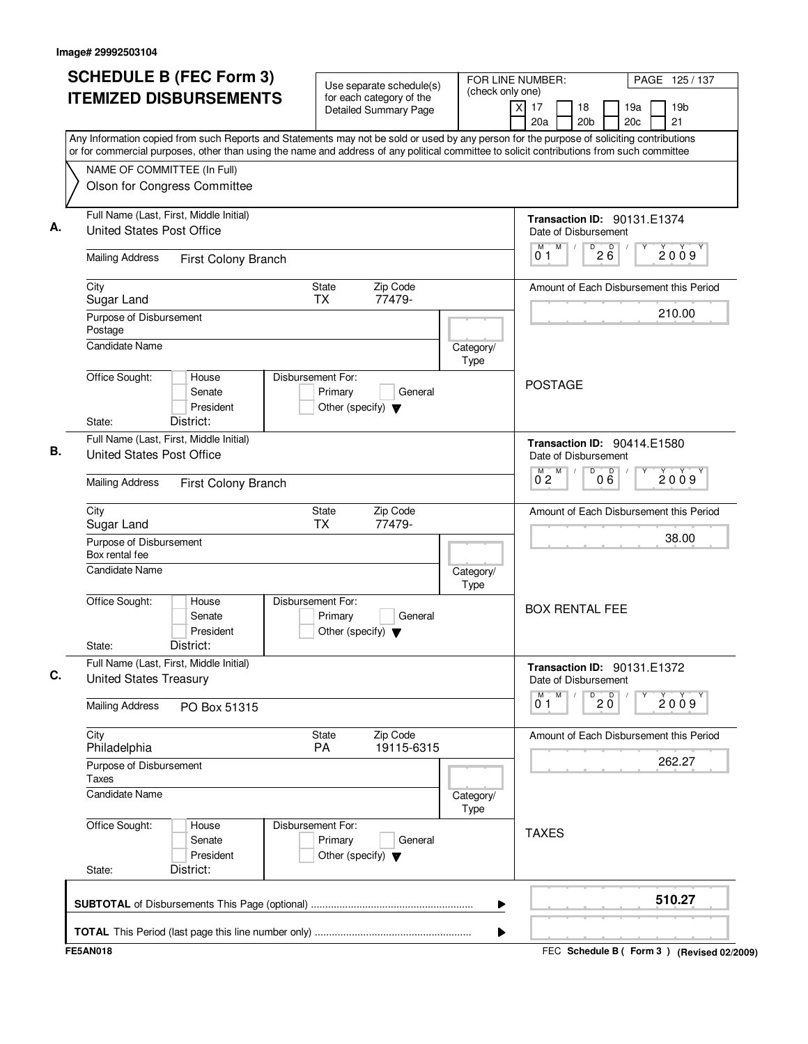Image# 29992503104

# SCHEDULE B (FEC Form 3)
# ITEMIZED DISBURSEMENTS

Use separate schedule(s) for each category of the Detailed Summary Page

FOR LINE NUMBER: (check only one)
[X] 17 [ ] 18 [ ] 19a [ ] 19b [ ] 20a [ ] 20b [ ] 20c [ ] 21

Any Information copied from such Reports and Statements may not be sold or used by any person for the purpose of soliciting contributions or for commercial purposes, other than using the name and address of any political committee to solicit contributions from such committee

NAME OF COMMITTEE (In Full)
Olson for Congress Committee

**A.**
Full Name (Last, First, Middle Initial): United States Post Office
Mailing Address: First Colony Branch
City: Sugar Land State: TX Zip Code: 77479-
Purpose of Disbursement: Postage
Candidate Name:
Category/Type:
Office Sought: [ ] House [ ] Senate [ ] President
State: District:
Disbursement For: [ ] Primary [ ] General [ ] Other (specify)

Transaction ID: 90131.E1374
Date of Disbursement: 01/26/2009
Amount of Each Disbursement this Period: 210.00
POSTAGE

**B.**
Full Name (Last, First, Middle Initial): United States Post Office
Mailing Address: First Colony Branch
City: Sugar Land State: TX Zip Code: 77479-
Purpose of Disbursement: Box rental fee
Candidate Name:
Category/Type:
Office Sought: [ ] House [ ] Senate [ ] President
State: District:
Disbursement For: [ ] Primary [ ] General [ ] Other (specify)

Transaction ID: 90414.E1580
Date of Disbursement: 02/06/2009
Amount of Each Disbursement this Period: 38.00
BOX RENTAL FEE

**C.**
Full Name (Last, First, Middle Initial): United States Treasury
Mailing Address: PO Box 51315
City: Philadelphia State: PA Zip Code: 19115-6315
Purpose of Disbursement: Taxes
Candidate Name:
Category/Type:
Office Sought: [ ] House [ ] Senate [ ] President
State: District:
Disbursement For: [ ] Primary [ ] General [ ] Other (specify)

Transaction ID: 90131.E1372
Date of Disbursement: 01/20/2009
Amount of Each Disbursement this Period: 262.27
TAXES

**SUBTOTAL** of Disbursements This Page (optional): **510.27**

**TOTAL** This Period (last page this line number only):

FE5AN018 FEC Schedule B ( Form 3 ) (Revised 02/2009)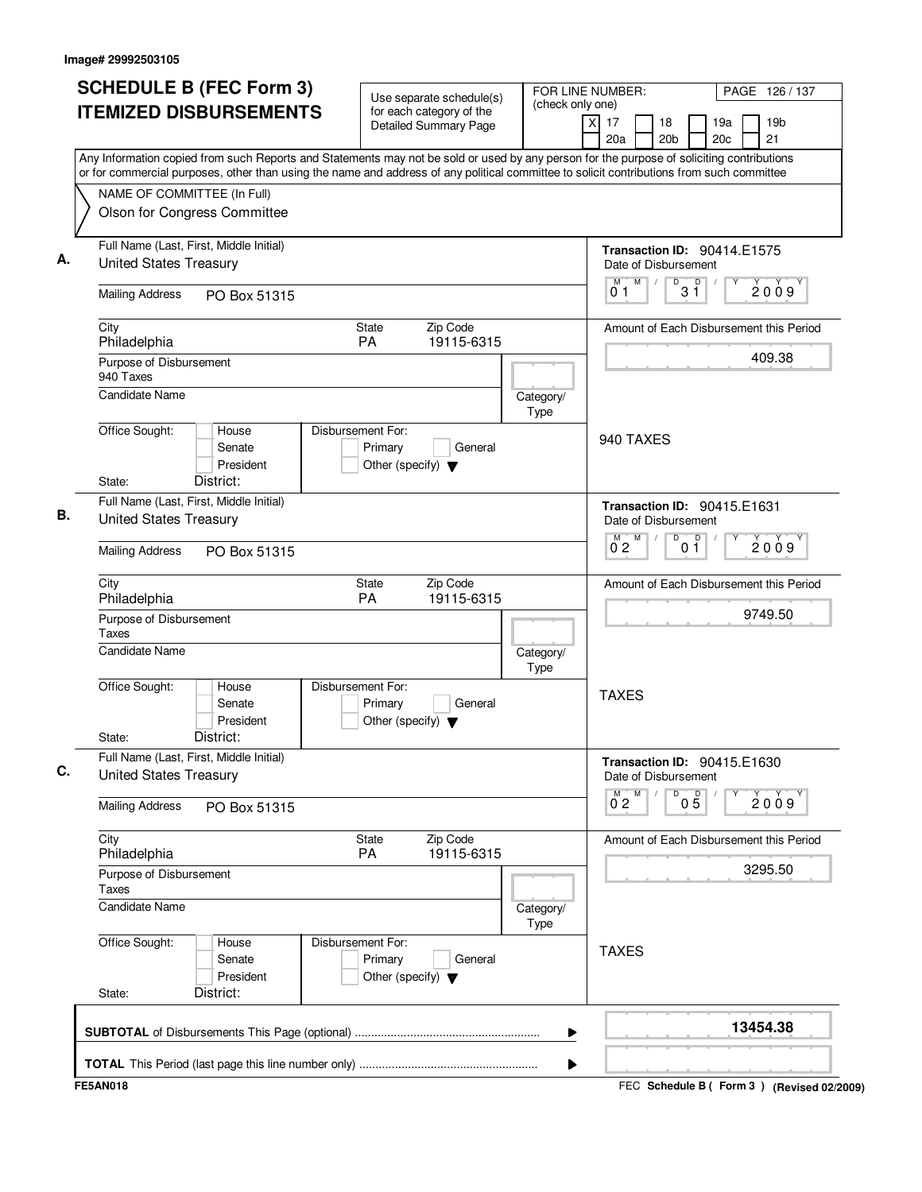Image# 29992503105

# SCHEDULE B (FEC Form 3) ITEMIZED DISBURSEMENTS

Use separate schedule(s) for each category of the Detailed Summary Page

FOR LINE NUMBER: (check only one)
[X] 17 [ ] 18 [ ] 19a [ ] 19b [ ] 20a [ ] 20b [ ] 20c [ ] 21

Any Information copied from such Reports and Statements may not be sold or used by any person for the purpose of soliciting contributions or for commercial purposes, other than using the name and address of any political committee to solicit contributions from such committee

NAME OF COMMITTEE (In Full)
Olson for Congress Committee

## A.

Full Name (Last, First, Middle Initial): United States Treasury

Mailing Address: PO Box 51315

City: Philadelphia | State: PA | Zip Code: 19115-6315

Purpose of Disbursement: 940 Taxes

Candidate Name:

Category/Type:

Office Sought: [ ] House [ ] Senate [ ] President
State: District:

Disbursement For: [ ] Primary [ ] General [ ] Other (specify)

Transaction ID: 90414.E1575

Date of Disbursement: 01/31/2009

Amount of Each Disbursement this Period: 409.38

940 TAXES

## B.

Full Name (Last, First, Middle Initial): United States Treasury

Mailing Address: PO Box 51315

City: Philadelphia | State: PA | Zip Code: 19115-6315

Purpose of Disbursement: Taxes

Candidate Name:

Category/Type:

Office Sought: [ ] House [ ] Senate [ ] President
State: District:

Disbursement For: [ ] Primary [ ] General [ ] Other (specify)

Transaction ID: 90415.E1631

Date of Disbursement: 02/01/2009

Amount of Each Disbursement this Period: 9749.50

TAXES

## C.

Full Name (Last, First, Middle Initial): United States Treasury

Mailing Address: PO Box 51315

City: Philadelphia | State: PA | Zip Code: 19115-6315

Purpose of Disbursement: Taxes

Candidate Name:

Category/Type:

Office Sought: [ ] House [ ] Senate [ ] President
State: District:

Disbursement For: [ ] Primary [ ] General [ ] Other (specify)

Transaction ID: 90415.E1630

Date of Disbursement: 02/05/2009

Amount of Each Disbursement this Period: 3295.50

TAXES

**SUBTOTAL** of Disbursements This Page (optional): **13454.38**

**TOTAL** This Period (last page this line number only):

FE5AN018 — FEC Schedule B ( Form 3 ) (Revised 02/2009)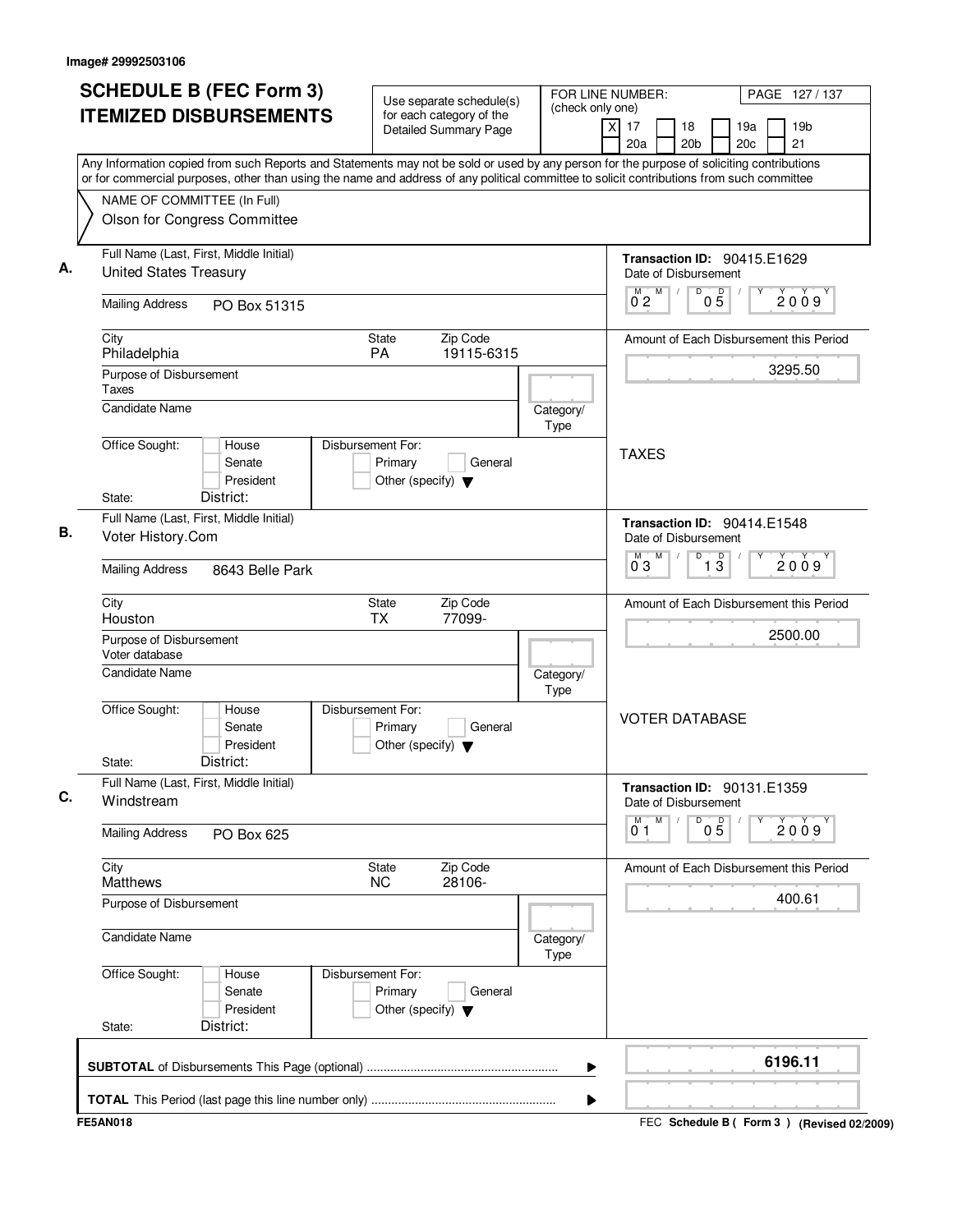Image# 29992503106

# SCHEDULE B (FEC Form 3) ITEMIZED DISBURSEMENTS

Use separate schedule(s) for each category of the Detailed Summary Page

FOR LINE NUMBER: (check only one)

[X] 17 [ ] 18 [ ] 19a [ ] 19b [ ] 20a [ ] 20b [ ] 20c [ ] 21

PAGE 127 / 137

Any Information copied from such Reports and Statements may not be sold or used by any person for the purpose of soliciting contributions or for commercial purposes, other than using the name and address of any political committee to solicit contributions from such committee

NAME OF COMMITTEE (In Full)
Olson for Congress Committee

---

**A.**

Full Name (Last, First, Middle Initial): United States Treasury

Mailing Address: PO Box 51315

City: Philadelphia | State: PA | Zip Code: 19115-6315

Purpose of Disbursement: Taxes

Candidate Name:

Category/Type:

Office Sought: [ ] House [ ] Senate [ ] President

State: District:

Disbursement For: [ ] Primary [ ] General [ ] Other (specify)

Transaction ID: 90415.E1629

Date of Disbursement: 02 / 05 / 2009

Amount of Each Disbursement this Period: 3295.50

TAXES

---

**B.**

Full Name (Last, First, Middle Initial): Voter History.Com

Mailing Address: 8643 Belle Park

City: Houston | State: TX | Zip Code: 77099-

Purpose of Disbursement: Voter database

Candidate Name:

Category/Type:

Office Sought: [ ] House [ ] Senate [ ] President

State: District:

Disbursement For: [ ] Primary [ ] General [ ] Other (specify)

Transaction ID: 90414.E1548

Date of Disbursement: 03 / 13 / 2009

Amount of Each Disbursement this Period: 2500.00

VOTER DATABASE

---

**C.**

Full Name (Last, First, Middle Initial): Windstream

Mailing Address: PO Box 625

City: Matthews | State: NC | Zip Code: 28106-

Purpose of Disbursement:

Candidate Name:

Category/Type:

Office Sought: [ ] House [ ] Senate [ ] President

State: District:

Disbursement For: [ ] Primary [ ] General [ ] Other (specify)

Transaction ID: 90131.E1359

Date of Disbursement: 01 / 05 / 2009

Amount of Each Disbursement this Period: 400.61

---

**SUBTOTAL** of Disbursements This Page (optional): **6196.11**

**TOTAL** This Period (last page this line number only):

FE5AN018

FEC **Schedule B ( Form 3 )** (Revised 02/2009)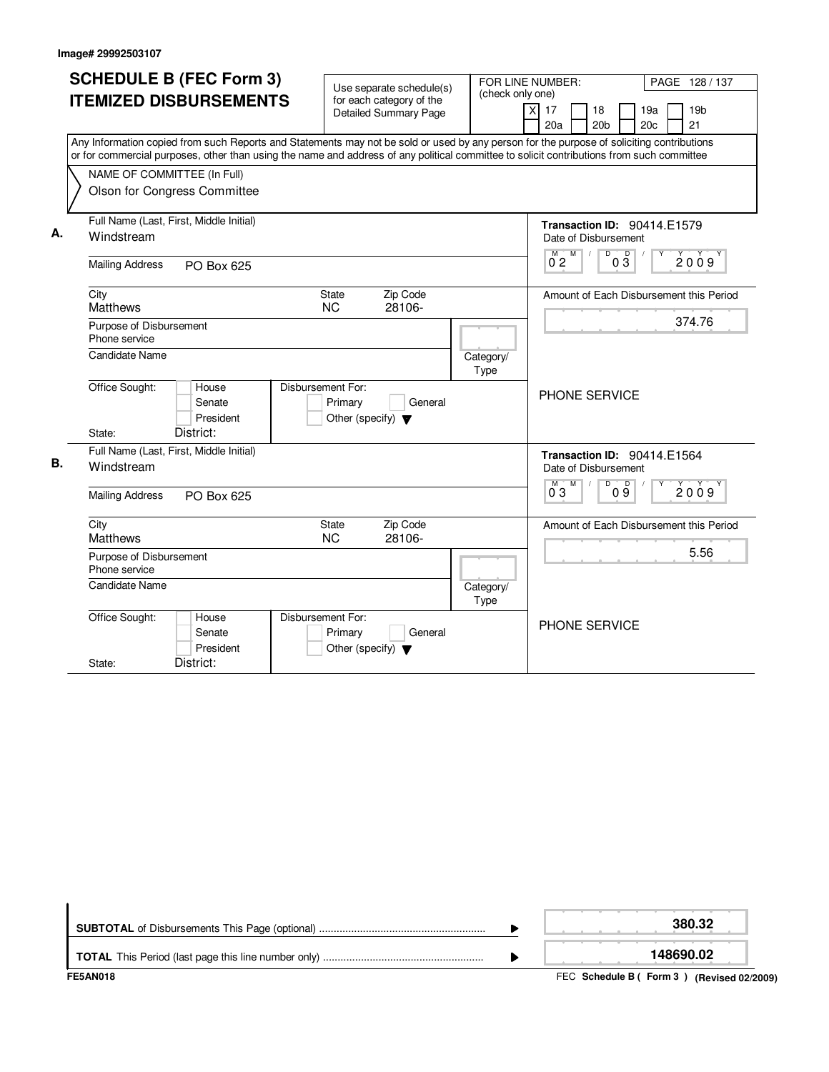Image# 29992503107

# SCHEDULE B (FEC Form 3)
## ITEMIZED DISBURSEMENTS

Use separate schedule(s) for each category of the Detailed Summary Page

FOR LINE NUMBER: (check only one)

[X] 17 [ ] 18 [ ] 19a [ ] 19b [ ] 20a [ ] 20b [ ] 20c [ ] 21

Any Information copied from such Reports and Statements may not be sold or used by any person for the purpose of soliciting contributions or for commercial purposes, other than using the name and address of any political committee to solicit contributions from such committee

NAME OF COMMITTEE (In Full)
Olson for Congress Committee

**A.**

| Field | Value |
|---|---|
| Full Name (Last, First, Middle Initial) | Windstream |
| Mailing Address | PO Box 625 |
| City | Matthews |
| State | NC |
| Zip Code | 28106- |
| Purpose of Disbursement | Phone service |
| Candidate Name | |
| Category/Type | |
| Office Sought | House / Senate / President |
| Disbursement For | Primary / General / Other (specify) |
| State / District | |
| Transaction ID | 90414.E1579 |
| Date of Disbursement | 02/03/2009 |
| Amount of Each Disbursement this Period | 374.76 |
| Memo | PHONE SERVICE |

**B.**

| Field | Value |
|---|---|
| Full Name (Last, First, Middle Initial) | Windstream |
| Mailing Address | PO Box 625 |
| City | Matthews |
| State | NC |
| Zip Code | 28106- |
| Purpose of Disbursement | Phone service |
| Candidate Name | |
| Category/Type | |
| Office Sought | House / Senate / President |
| Disbursement For | Primary / General / Other (specify) |
| State / District | |
| Transaction ID | 90414.E1564 |
| Date of Disbursement | 03/09/2009 |
| Amount of Each Disbursement this Period | 5.56 |
| Memo | PHONE SERVICE |

| | |
|---|---|
| **SUBTOTAL** of Disbursements This Page (optional) | **380.32** |
| **TOTAL** This Period (last page this line number only) | **148690.02** |

FE5AN018 — FEC **Schedule B ( Form 3 )** **(Revised 02/2009)**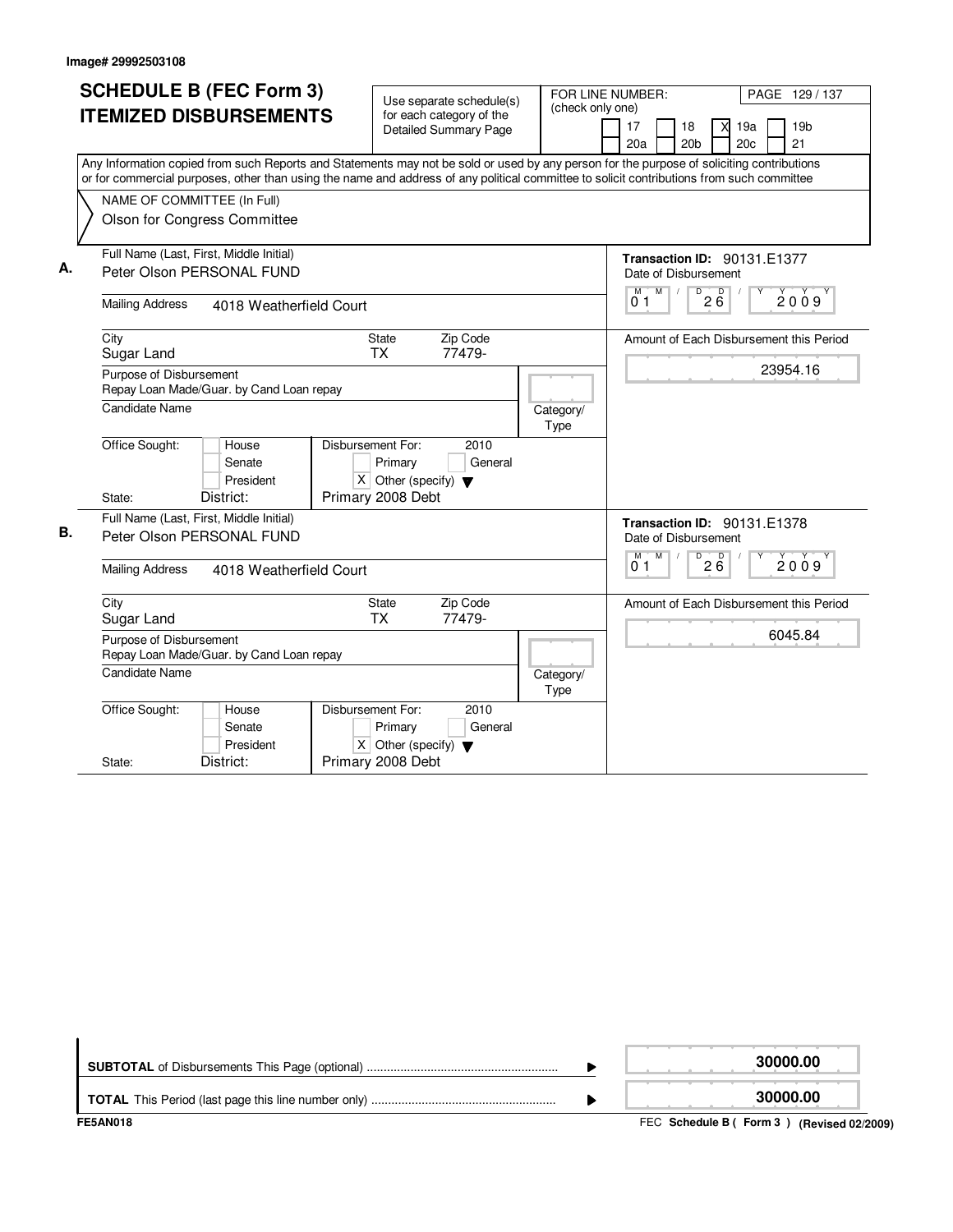Image# 29992503108

# SCHEDULE B (FEC Form 3) ITEMIZED DISBURSEMENTS

Use separate schedule(s) for each category of the Detailed Summary Page

FOR LINE NUMBER: (check only one)

[ ] 17 [ ] 18 [X] 19a [ ] 19b
[ ] 20a [ ] 20b [ ] 20c [ ] 21

PAGE 129 / 137

Any Information copied from such Reports and Statements may not be sold or used by any person for the purpose of soliciting contributions or for commercial purposes, other than using the name and address of any political committee to solicit contributions from such committee

NAME OF COMMITTEE (In Full)
Olson for Congress Committee

**A.**

Full Name (Last, First, Middle Initial): Peter Olson PERSONAL FUND

Mailing Address: 4018 Weatherfield Court

City: Sugar Land | State: TX | Zip Code: 77479-

Purpose of Disbursement: Repay Loan Made/Guar. by Cand Loan repay

Candidate Name:

Category/Type:

Office Sought: [ ] House [ ] Senate [ ] President

State: District:

Disbursement For: 2010 [ ] Primary [ ] General [X] Other (specify) Primary 2008 Debt

Transaction ID: 90131.E1377

Date of Disbursement: 01/26/2009

Amount of Each Disbursement this Period: 23954.16

**B.**

Full Name (Last, First, Middle Initial): Peter Olson PERSONAL FUND

Mailing Address: 4018 Weatherfield Court

City: Sugar Land | State: TX | Zip Code: 77479-

Purpose of Disbursement: Repay Loan Made/Guar. by Cand Loan repay

Candidate Name:

Category/Type:

Office Sought: [ ] House [ ] Senate [ ] President

State: District:

Disbursement For: 2010 [ ] Primary [ ] General [X] Other (specify) Primary 2008 Debt

Transaction ID: 90131.E1378

Date of Disbursement: 01/26/2009

Amount of Each Disbursement this Period: 6045.84

**SUBTOTAL** of Disbursements This Page (optional): 30000.00

**TOTAL** This Period (last page this line number only): 30000.00

FE5AN018

FEC **Schedule B ( Form 3 )** **(Revised 02/2009)**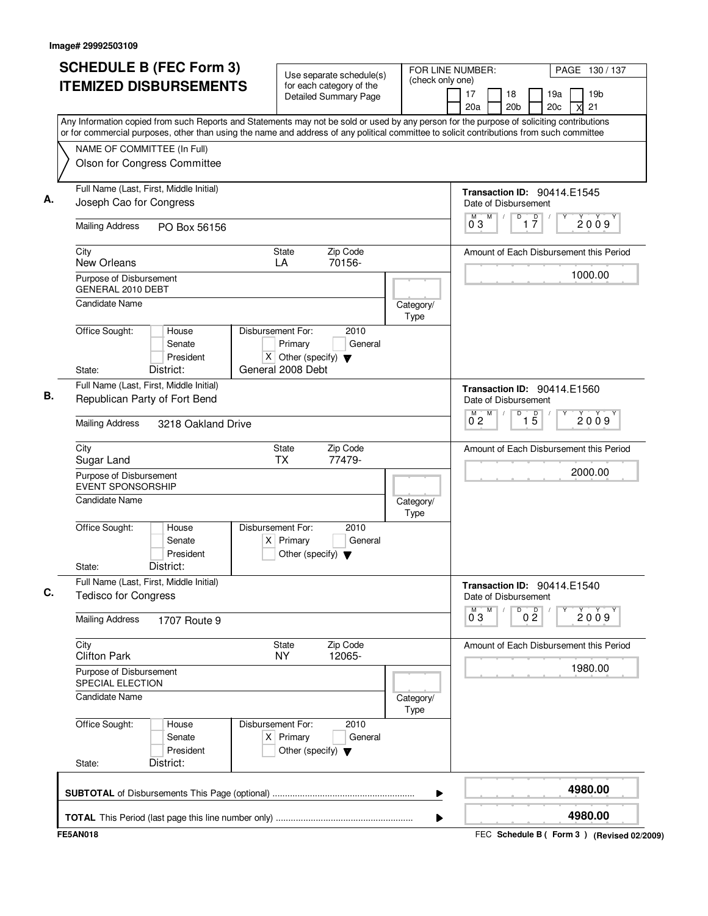Image# 29992503109

# SCHEDULE B (FEC Form 3) ITEMIZED DISBURSEMENTS

Use separate schedule(s) for each category of the Detailed Summary Page

FOR LINE NUMBER: (check only one)
17 | 18 | 19a | 19b | 20a | 20b | 20c | X 21

Any Information copied from such Reports and Statements may not be sold or used by any person for the purpose of soliciting contributions or for commercial purposes, other than using the name and address of any political committee to solicit contributions from such committee

NAME OF COMMITTEE (In Full)
Olson for Congress Committee

---

**A.** Full Name (Last, First, Middle Initial): Joseph Cao for Congress

Mailing Address: PO Box 56156

City: New Orleans | State: LA | Zip Code: 70156-

Purpose of Disbursement: GENERAL 2010 DEBT

Candidate Name:

Category/Type:

Office Sought: House / Senate / President

State: | District:

Disbursement For: 2010 — Primary / General / X Other (specify): General 2008 Debt

Transaction ID: 90414.E1545

Date of Disbursement: 03/17/2009

Amount of Each Disbursement this Period: 1000.00

---

**B.** Full Name (Last, First, Middle Initial): Republican Party of Fort Bend

Mailing Address: 3218 Oakland Drive

City: Sugar Land | State: TX | Zip Code: 77479-

Purpose of Disbursement: EVENT SPONSORSHIP

Candidate Name:

Category/Type:

Office Sought: House / Senate / President

State: | District:

Disbursement For: 2010 — X Primary / General / Other (specify)

Transaction ID: 90414.E1560

Date of Disbursement: 02/15/2009

Amount of Each Disbursement this Period: 2000.00

---

**C.** Full Name (Last, First, Middle Initial): Tedisco for Congress

Mailing Address: 1707 Route 9

City: Clifton Park | State: NY | Zip Code: 12065-

Purpose of Disbursement: SPECIAL ELECTION

Candidate Name:

Category/Type:

Office Sought: House / Senate / President

State: | District:

Disbursement For: 2010 — X Primary / General / Other (specify)

Transaction ID: 90414.E1540

Date of Disbursement: 03/02/2009

Amount of Each Disbursement this Period: 1980.00

---

**SUBTOTAL** of Disbursements This Page (optional): 4980.00

**TOTAL** This Period (last page this line number only): 4980.00

FE5AN018 — FEC **Schedule B ( Form 3 )** (Revised 02/2009)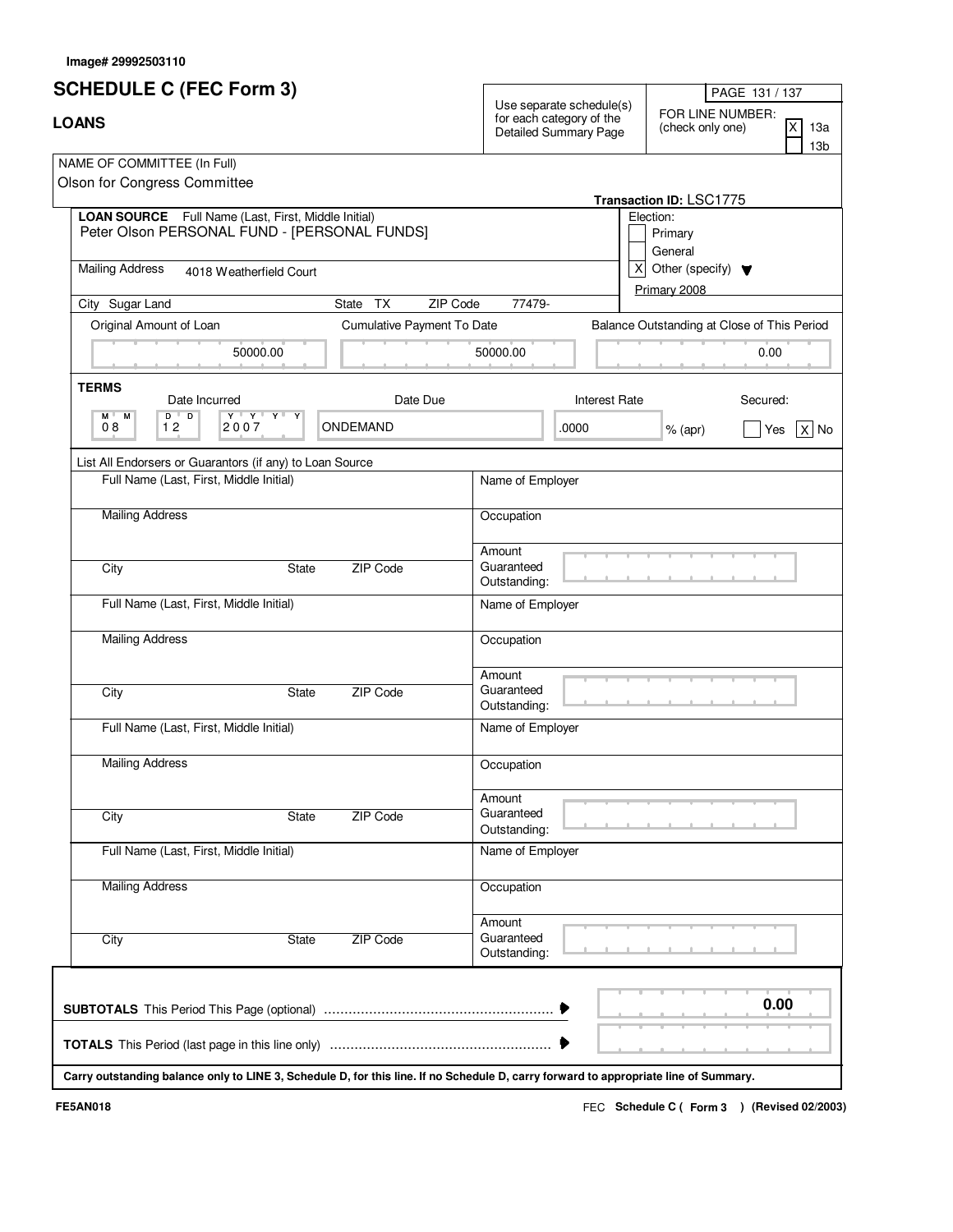Image# 29992503110

# SCHEDULE C (FEC Form 3)

## LOANS

Use separate schedule(s) for each category of the Detailed Summary Page

FOR LINE NUMBER: (check only one)
[X] 13a
[ ] 13b

NAME OF COMMITTEE (In Full)
Olson for Congress Committee

**Transaction ID:** LSC1775

**LOAN SOURCE** Full Name (Last, First, Middle Initial)
Peter Olson PERSONAL FUND - [PERSONAL FUNDS]

Mailing Address: 4018 Weatherfield Court

City: Sugar Land | State: TX | ZIP Code: 77479-

Election:
[ ] Primary
[ ] General
[X] Other (specify) Primary 2008

| Original Amount of Loan | Cumulative Payment To Date | Balance Outstanding at Close of This Period |
|---|---|---|
| 50000.00 | 50000.00 | 0.00 |

**TERMS**

| Date Incurred (MM DD YYYY) | Date Due | Interest Rate | Secured |
|---|---|---|---|
| 08 12 2007 | ONDEMAND | .0000 % (apr) | [ ] Yes [X] No |

List All Endorsers or Guarantors (if any) to Loan Source

| Full Name (Last, First, Middle Initial) | Name of Employer |
|---|---|
| Mailing Address | Occupation |
| City / State / ZIP Code | Amount Guaranteed Outstanding: |
| Full Name (Last, First, Middle Initial) | Name of Employer |
| Mailing Address | Occupation |
| City / State / ZIP Code | Amount Guaranteed Outstanding: |
| Full Name (Last, First, Middle Initial) | Name of Employer |
| Mailing Address | Occupation |
| City / State / ZIP Code | Amount Guaranteed Outstanding: |
| Full Name (Last, First, Middle Initial) | Name of Employer |
| Mailing Address | Occupation |
| City / State / ZIP Code | Amount Guaranteed Outstanding: |

**SUBTOTALS** This Period This Page (optional) ........................................ 0.00

**TOTALS** This Period (last page in this line only) ........................................

**Carry outstanding balance only to LINE 3, Schedule D, for this line. If no Schedule D, carry forward to appropriate line of Summary.**

FE5AN018

FEC **Schedule C ( Form 3 ) (Revised 02/2003)**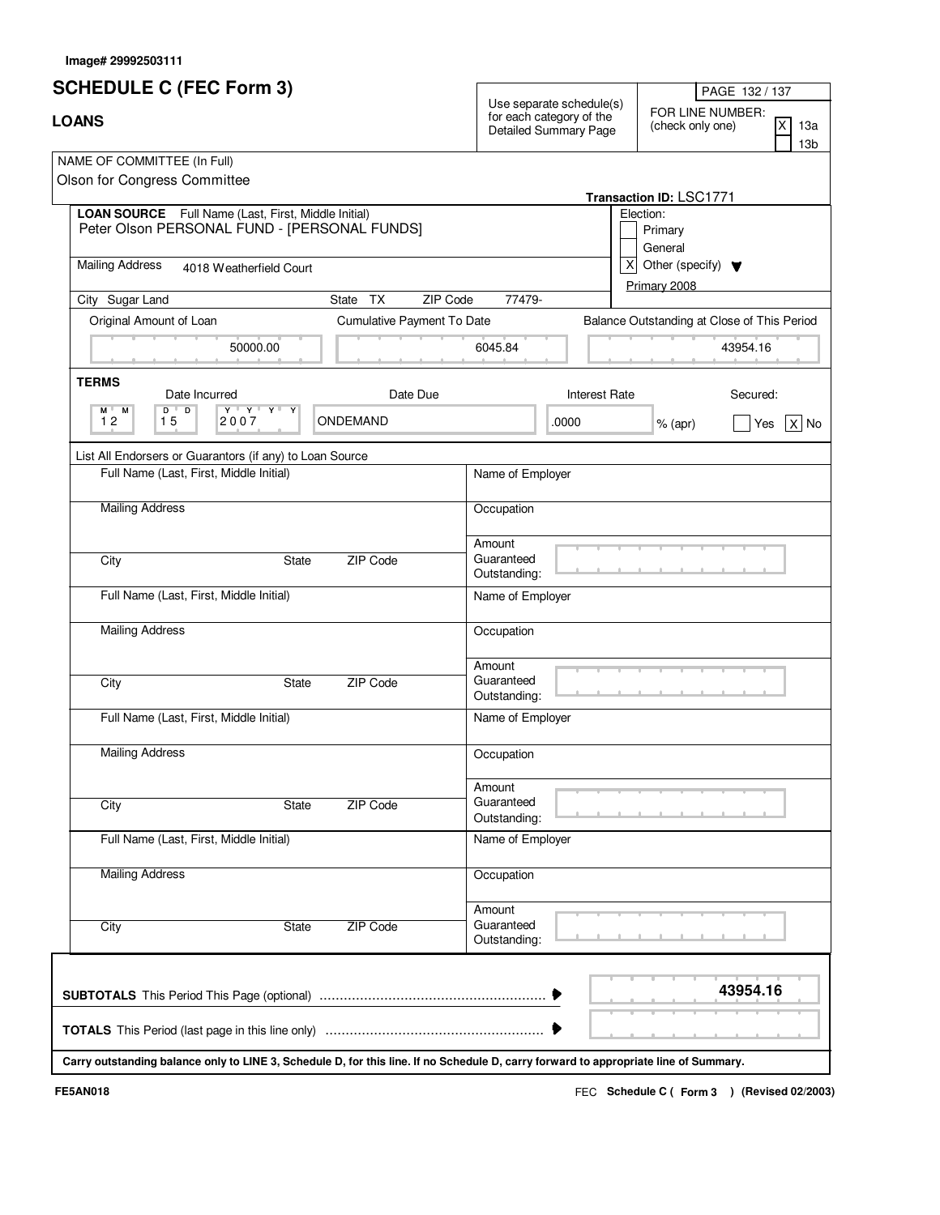Image# 29992503111

# SCHEDULE C (FEC Form 3)

## LOANS

Use separate schedule(s) for each category of the Detailed Summary Page

FOR LINE NUMBER: (check only one)
- [X] 13a
- [ ] 13b

NAME OF COMMITTEE (In Full)
Olson for Congress Committee

Transaction ID: LSC1771

**LOAN SOURCE** Full Name (Last, First, Middle Initial)
Peter Olson PERSONAL FUND - [PERSONAL FUNDS]

Mailing Address 4018 Weatherfield Court

City Sugar Land State TX ZIP Code 77479-

Election:
- [ ] Primary
- [ ] General
- [X] Other (specify) Primary 2008

| Original Amount of Loan | Cumulative Payment To Date | Balance Outstanding at Close of This Period |
|---|---|---|
| 50000.00 | 6045.84 | 43954.16 |

**TERMS**

| Date Incurred | Date Due | Interest Rate | Secured |
|---|---|---|---|
| 12 15 2007 | ONDEMAND | .0000 % (apr) | [ ] Yes [X] No |

List All Endorsers or Guarantors (if any) to Loan Source

| Full Name (Last, First, Middle Initial) | Name of Employer |
|---|---|
| Mailing Address | Occupation |
| City / State / ZIP Code | Amount Guaranteed Outstanding: |
| Full Name (Last, First, Middle Initial) | Name of Employer |
| Mailing Address | Occupation |
| City / State / ZIP Code | Amount Guaranteed Outstanding: |
| Full Name (Last, First, Middle Initial) | Name of Employer |
| Mailing Address | Occupation |
| City / State / ZIP Code | Amount Guaranteed Outstanding: |
| Full Name (Last, First, Middle Initial) | Name of Employer |
| Mailing Address | Occupation |
| City / State / ZIP Code | Amount Guaranteed Outstanding: |

**SUBTOTALS** This Period This Page (optional) ........ **43954.16**

**TOTALS** This Period (last page in this line only) ........

**Carry outstanding balance only to LINE 3, Schedule D, for this line. If no Schedule D, carry forward to appropriate line of Summary.**

FE5AN018

FEC **Schedule C ( Form 3 ) (Revised 02/2003)**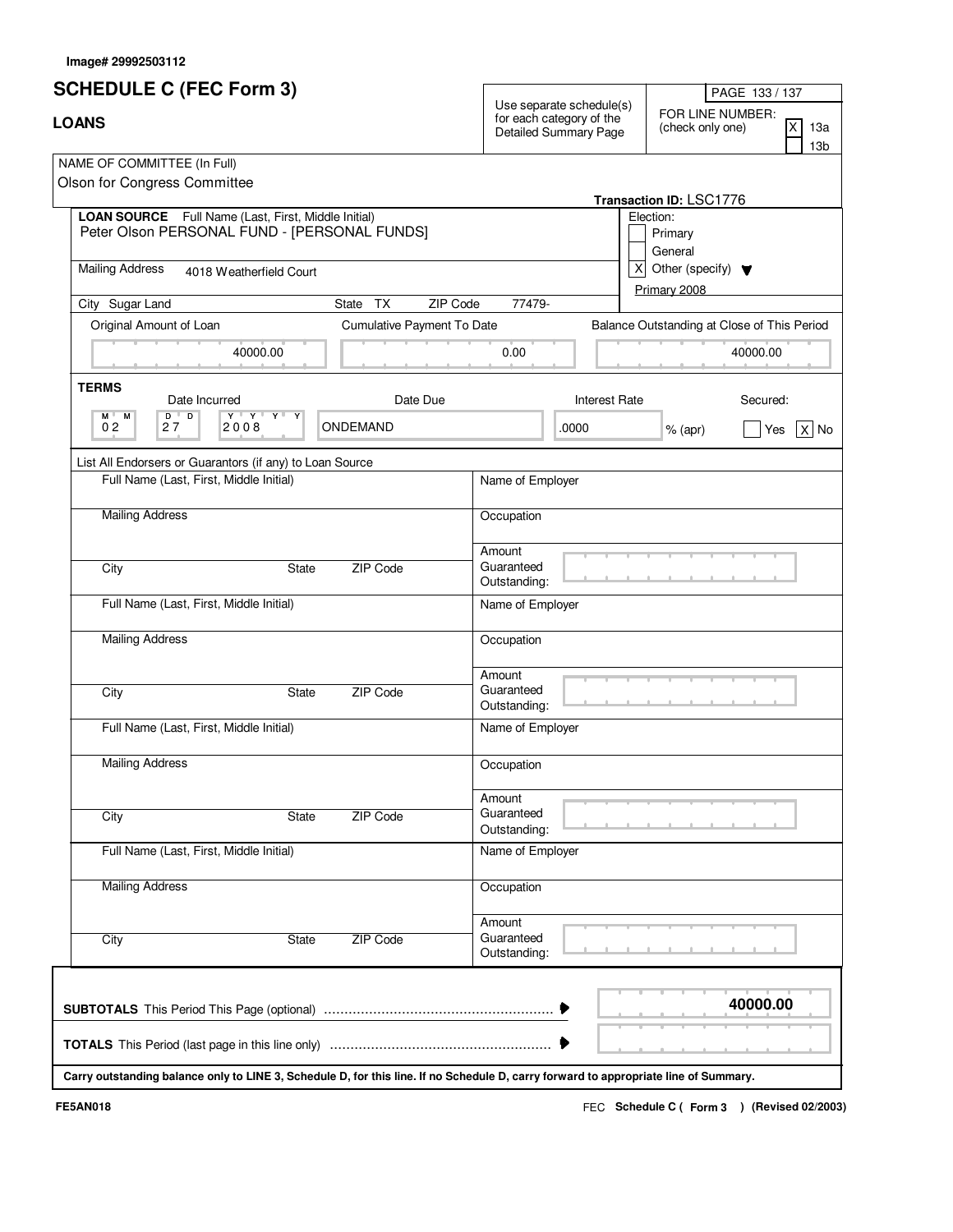Image# 29992503112

# SCHEDULE C (FEC Form 3)

## LOANS

Use separate schedule(s) for each category of the Detailed Summary Page

FOR LINE NUMBER: (check only one)
[X] 13a
[ ] 13b

NAME OF COMMITTEE (In Full)
Olson for Congress Committee

**Transaction ID:** LSC1776

**LOAN SOURCE** Full Name (Last, First, Middle Initial)
Peter Olson PERSONAL FUND - [PERSONAL FUNDS]

Election:
[ ] Primary
[ ] General
[X] Other (specify) Primary 2008

Mailing Address 4018 Weatherfield Court

City Sugar Land State TX ZIP Code 77479-

| Original Amount of Loan | Cumulative Payment To Date | Balance Outstanding at Close of This Period |
|---|---|---|
| 40000.00 | 0.00 | 40000.00 |

**TERMS**

| Date Incurred | Date Due | Interest Rate | Secured |
|---|---|---|---|
| 02 27 2008 | ONDEMAND | .0000 % (apr) | [ ] Yes [X] No |

List All Endorsers or Guarantors (if any) to Loan Source

| Full Name (Last, First, Middle Initial) | Name of Employer |
|---|---|
| Mailing Address | Occupation |
| City / State / ZIP Code | Amount Guaranteed Outstanding: |
| Full Name (Last, First, Middle Initial) | Name of Employer |
| Mailing Address | Occupation |
| City / State / ZIP Code | Amount Guaranteed Outstanding: |
| Full Name (Last, First, Middle Initial) | Name of Employer |
| Mailing Address | Occupation |
| City / State / ZIP Code | Amount Guaranteed Outstanding: |
| Full Name (Last, First, Middle Initial) | Name of Employer |
| Mailing Address | Occupation |
| City / State / ZIP Code | Amount Guaranteed Outstanding: |

**SUBTOTALS** This Period This Page (optional) ........ **40000.00**

**TOTALS** This Period (last page in this line only) ........

**Carry outstanding balance only to LINE 3, Schedule D, for this line. If no Schedule D, carry forward to appropriate line of Summary.**

FE5AN018 FEC **Schedule C ( Form 3 ) (Revised 02/2003)**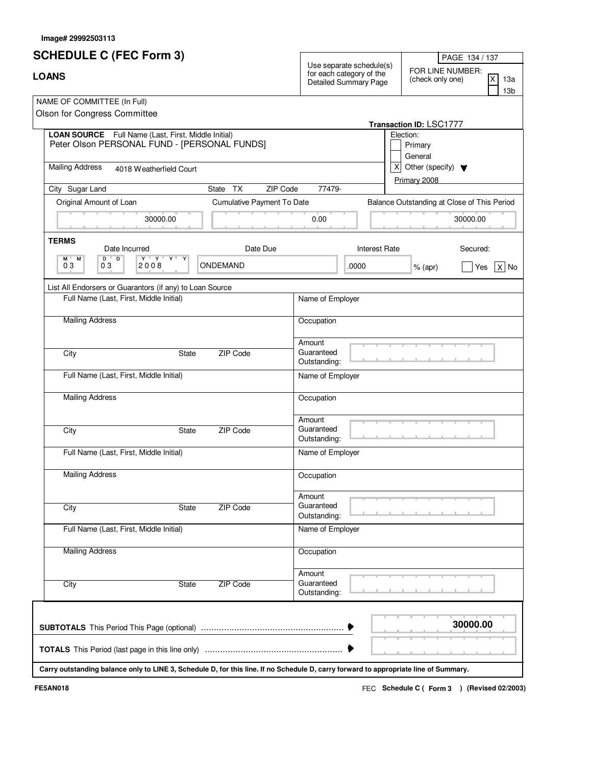Image# 29992503113

# SCHEDULE C (FEC Form 3)

## LOANS

Use separate schedule(s) for each category of the Detailed Summary Page

FOR LINE NUMBER: (check only one)
[X] 13a
[ ] 13b

NAME OF COMMITTEE (In Full)
Olson for Congress Committee

**Transaction ID:** LSC1777

**LOAN SOURCE** Full Name (Last, First, Middle Initial)
Peter Olson PERSONAL FUND - [PERSONAL FUNDS]

Mailing Address: 4018 Weatherfield Court

City: Sugar Land | State: TX | ZIP Code: 77479-

Election:
[ ] Primary
[ ] General
[X] Other (specify): Primary 2008

| Original Amount of Loan | Cumulative Payment To Date | Balance Outstanding at Close of This Period |
|---|---|---|
| 30000.00 | 0.00 | 30000.00 |

**TERMS**

| Date Incurred (MM DD YYYY) | Date Due | Interest Rate | Secured |
|---|---|---|---|
| 03 03 2008 | ONDEMAND | .0000 % (apr) | [ ] Yes [X] No |

List All Endorsers or Guarantors (if any) to Loan Source

| Full Name (Last, First, Middle Initial) | Name of Employer |
|---|---|
| Mailing Address | Occupation |
| City / State / ZIP Code | Amount Guaranteed Outstanding: |
| Full Name (Last, First, Middle Initial) | Name of Employer |
| Mailing Address | Occupation |
| City / State / ZIP Code | Amount Guaranteed Outstanding: |
| Full Name (Last, First, Middle Initial) | Name of Employer |
| Mailing Address | Occupation |
| City / State / ZIP Code | Amount Guaranteed Outstanding: |
| Full Name (Last, First, Middle Initial) | Name of Employer |
| Mailing Address | Occupation |
| City / State / ZIP Code | Amount Guaranteed Outstanding: |

**SUBTOTALS** This Period This Page (optional) ........ **30000.00**

**TOTALS** This Period (last page in this line only) ........

**Carry outstanding balance only to LINE 3, Schedule D, for this line. If no Schedule D, carry forward to appropriate line of Summary.**

FE5AN018 FEC **Schedule C ( Form 3 ) (Revised 02/2003)**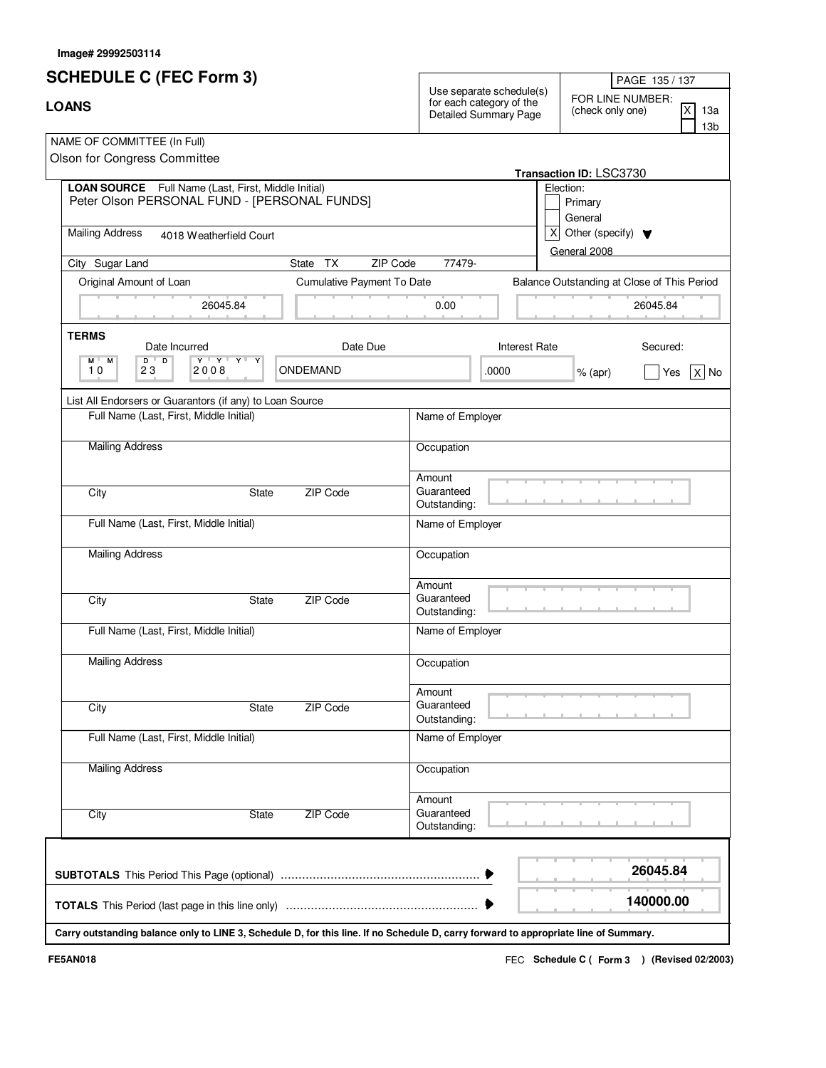Image# 29992503114

# SCHEDULE C (FEC Form 3)

## LOANS

Use separate schedule(s) for each category of the Detailed Summary Page

FOR LINE NUMBER: (check only one)

- [X] 13a
- [ ] 13b

**NAME OF COMMITTEE (In Full)**
Olson for Congress Committee

**Transaction ID:** LSC3730

**LOAN SOURCE** Full Name (Last, First, Middle Initial)
Peter Olson PERSONAL FUND - [PERSONAL FUNDS]

Mailing Address: 4018 Weatherfield Court

City: Sugar Land | State: TX | ZIP Code: 77479-

Election:
- [ ] Primary
- [ ] General
- [X] Other (specify): General 2008

| Original Amount of Loan | Cumulative Payment To Date | Balance Outstanding at Close of This Period |
|---|---|---|
| 26045.84 | 0.00 | 26045.84 |

**TERMS**

| Date Incurred (MM DD YYYY) | Date Due | Interest Rate | Secured |
|---|---|---|---|
| 10 23 2008 | ONDEMAND | .0000 % (apr) | [ ] Yes [X] No |

List All Endorsers or Guarantors (if any) to Loan Source

| Full Name (Last, First, Middle Initial) | Name of Employer |
|---|---|
| Mailing Address | Occupation |
| City / State / ZIP Code | Amount Guaranteed Outstanding: |

| Full Name (Last, First, Middle Initial) | Name of Employer |
|---|---|
| Mailing Address | Occupation |
| City / State / ZIP Code | Amount Guaranteed Outstanding: |

| Full Name (Last, First, Middle Initial) | Name of Employer |
|---|---|
| Mailing Address | Occupation |
| City / State / ZIP Code | Amount Guaranteed Outstanding: |

| Full Name (Last, First, Middle Initial) | Name of Employer |
|---|---|
| Mailing Address | Occupation |
| City / State / ZIP Code | Amount Guaranteed Outstanding: |

**SUBTOTALS** This Period This Page (optional) ........ **26045.84**

**TOTALS** This Period (last page in this line only) ........ **140000.00**

**Carry outstanding balance only to LINE 3, Schedule D, for this line. If no Schedule D, carry forward to appropriate line of Summary.**

FE5AN018 FEC **Schedule C ( Form 3 ) (Revised 02/2003)**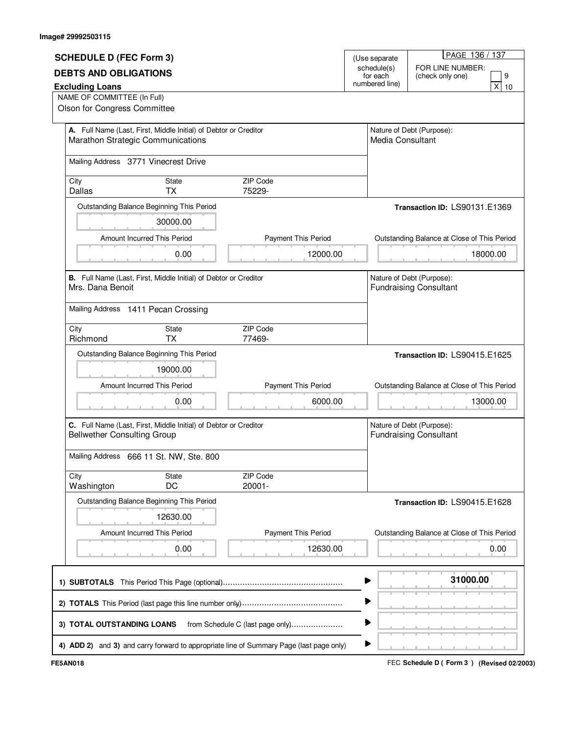Image# 29992503115

## SCHEDULE D (FEC Form 3)

## DEBTS AND OBLIGATIONS

**Excluding Loans**

(Use separate schedule(s) for each numbered line)

FOR LINE NUMBER: (check only one) [ ] 9 [X] 10

NAME OF COMMITTEE (In Full)
Olson for Congress Committee

---

**A.** Full Name (Last, First, Middle Initial) of Debtor or Creditor
Marathon Strategic Communications

Nature of Debt (Purpose):
Media Consultant

Mailing Address 3771 Vinecrest Drive

| City | State | ZIP Code |
|---|---|---|
| Dallas | TX | 75229- |

**Transaction ID:** LS90131.E1369

| Outstanding Balance Beginning This Period | Amount Incurred This Period | Payment This Period | Outstanding Balance at Close of This Period |
|---|---|---|---|
| 30000.00 | 0.00 | 12000.00 | 18000.00 |

---

**B.** Full Name (Last, First, Middle Initial) of Debtor or Creditor
Mrs. Dana Benoit

Nature of Debt (Purpose):
Fundraising Consultant

Mailing Address 1411 Pecan Crossing

| City | State | ZIP Code |
|---|---|---|
| Richmond | TX | 77469- |

**Transaction ID:** LS90415.E1625

| Outstanding Balance Beginning This Period | Amount Incurred This Period | Payment This Period | Outstanding Balance at Close of This Period |
|---|---|---|---|
| 19000.00 | 0.00 | 6000.00 | 13000.00 |

---

**C.** Full Name (Last, First, Middle Initial) of Debtor or Creditor
Bellwether Consulting Group

Nature of Debt (Purpose):
Fundraising Consultant

Mailing Address 666 11 St. NW, Ste. 800

| City | State | ZIP Code |
|---|---|---|
| Washington | DC | 20001- |

**Transaction ID:** LS90415.E1628

| Outstanding Balance Beginning This Period | Amount Incurred This Period | Payment This Period | Outstanding Balance at Close of This Period |
|---|---|---|---|
| 12630.00 | 0.00 | 12630.00 | 0.00 |

---

| | |
|---|---|
| **1) SUBTOTALS** This Period This Page (optional) | **31000.00** |
| **2) TOTALS** This Period (last page this line number only) | |
| **3) TOTAL OUTSTANDING LOANS** from Schedule C (last page only) | |
| **4) ADD 2)** and **3)** and carry forward to appropriate line of Summary Page (last page only) | |

FE5AN018

FEC **Schedule D ( Form 3 ) (Revised 02/2003)**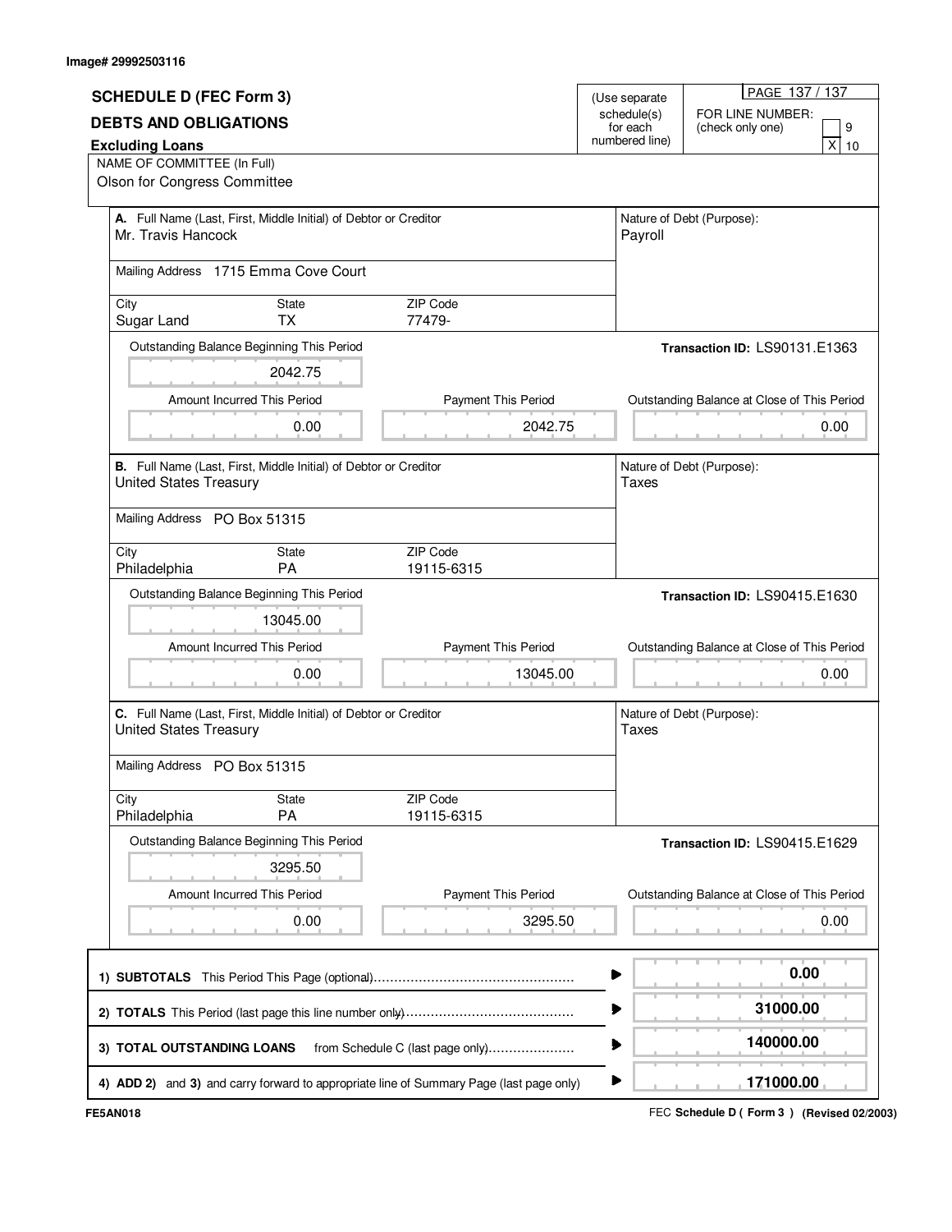Image# 29992503116

## SCHEDULE D (FEC Form 3)

## DEBTS AND OBLIGATIONS

**Excluding Loans**

(Use separate schedule(s) for each numbered line)

PAGE 137 / 137

FOR LINE NUMBER: (check only one)

[ ] 9
[X] 10

NAME OF COMMITTEE (In Full)
Olson for Congress Committee

---

**A.** Full Name (Last, First, Middle Initial) of Debtor or Creditor
Mr. Travis Hancock

Nature of Debt (Purpose):
Payroll

Mailing Address 1715 Emma Cove Court

| City | State | ZIP Code |
|---|---|---|
| Sugar Land | TX | 77479- |

Outstanding Balance Beginning This Period: 2042.75

**Transaction ID:** LS90131.E1363

| Amount Incurred This Period | Payment This Period | Outstanding Balance at Close of This Period |
|---|---|---|
| 0.00 | 2042.75 | 0.00 |

---

**B.** Full Name (Last, First, Middle Initial) of Debtor or Creditor
United States Treasury

Nature of Debt (Purpose):
Taxes

Mailing Address PO Box 51315

| City | State | ZIP Code |
|---|---|---|
| Philadelphia | PA | 19115-6315 |

Outstanding Balance Beginning This Period: 13045.00

**Transaction ID:** LS90415.E1630

| Amount Incurred This Period | Payment This Period | Outstanding Balance at Close of This Period |
|---|---|---|
| 0.00 | 13045.00 | 0.00 |

---

**C.** Full Name (Last, First, Middle Initial) of Debtor or Creditor
United States Treasury

Nature of Debt (Purpose):
Taxes

Mailing Address PO Box 51315

| City | State | ZIP Code |
|---|---|---|
| Philadelphia | PA | 19115-6315 |

Outstanding Balance Beginning This Period: 3295.50

**Transaction ID:** LS90415.E1629

| Amount Incurred This Period | Payment This Period | Outstanding Balance at Close of This Period |
|---|---|---|
| 0.00 | 3295.50 | 0.00 |

---

| | |
|---|---|
| 1) **SUBTOTALS** This Period This Page (optional)................................................ | 0.00 |
| 2) **TOTALS** This Period (last page this line number only)......................................... | 31000.00 |
| 3) **TOTAL OUTSTANDING LOANS** from Schedule C (last page only)..................... | 140000.00 |
| 4) **ADD 2)** and **3)** and carry forward to appropriate line of Summary Page (last page only) | 171000.00 |

FE5AN018

FEC **Schedule D ( Form 3 ) (Revised 02/2003)**